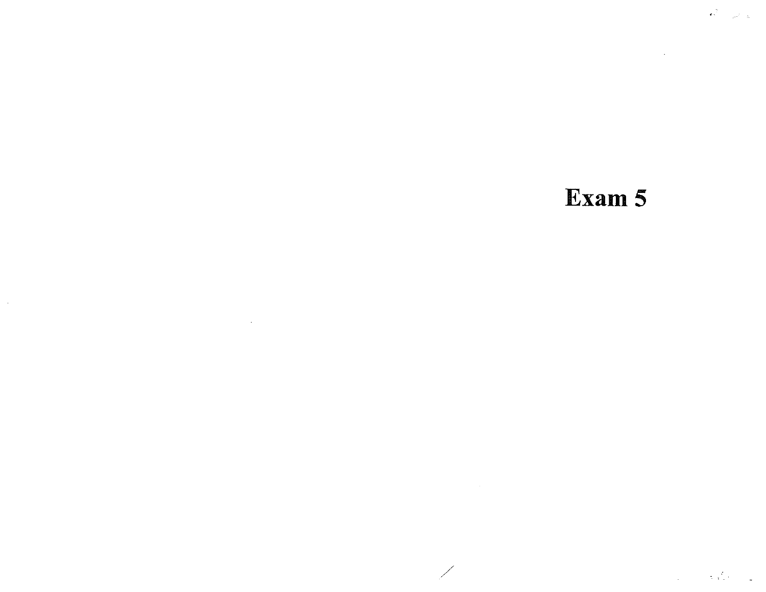# Exam 5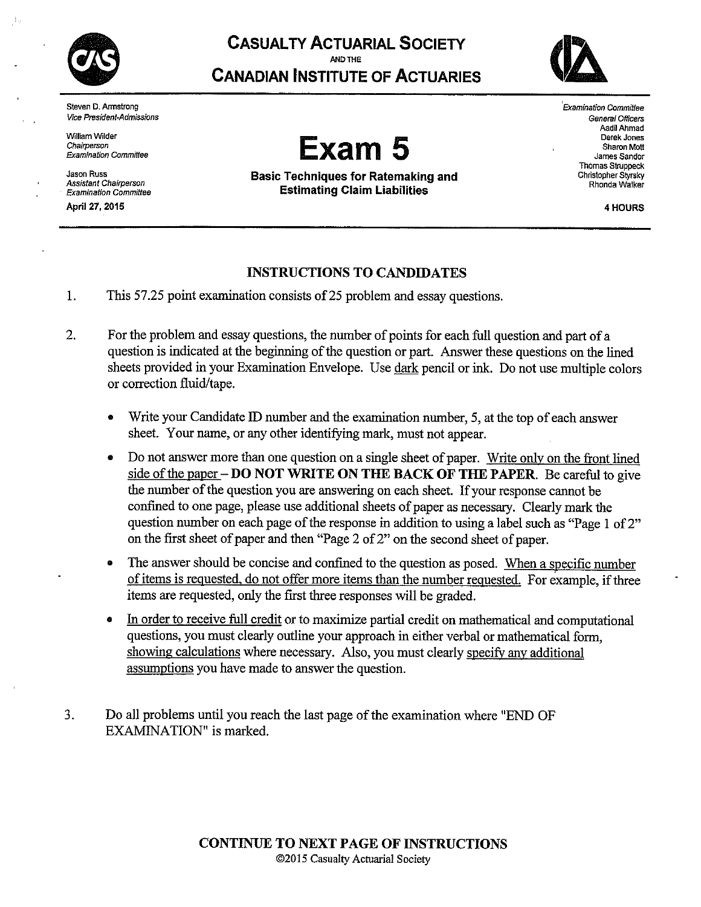# CASUALTY ACTUARIAL SOCIETY
AND THE
# CANADIAN INSTITUTE OF ACTUARIES

Steven D. Armstrong
*Vice President-Admissions*

William Wilder
*Chairperson*
*Examination Committee*

Jason Russ
*Assistant Chairperson*
*Examination Committee*

April 27, 2015

# Exam 5

**Basic Techniques for Ratemaking and Estimating Claim Liabilities**

*Examination Committee*
*General Officers*
Aadil Ahmad
Derek Jones
Sharon Mott
James Sandor
Thomas Struppeck
Christopher Styrsky
Rhonda Walker

**4 HOURS**

## INSTRUCTIONS TO CANDIDATES

1. This 57.25 point examination consists of 25 problem and essay questions.

2. For the problem and essay questions, the number of points for each full question and part of a question is indicated at the beginning of the question or part. Answer these questions on the lined sheets provided in your Examination Envelope. Use dark pencil or ink. Do not use multiple colors or correction fluid/tape.

   - Write your Candidate ID number and the examination number, 5, at the top of each answer sheet. Your name, or any other identifying mark, must not appear.

   - Do not answer more than one question on a single sheet of paper. Write only on the front lined side of the paper – **DO NOT WRITE ON THE BACK OF THE PAPER**. Be careful to give the number of the question you are answering on each sheet. If your response cannot be confined to one page, please use additional sheets of paper as necessary. Clearly mark the question number on each page of the response in addition to using a label such as "Page 1 of 2" on the first sheet of paper and then "Page 2 of 2" on the second sheet of paper.

   - The answer should be concise and confined to the question as posed. When a specific number of items is requested, do not offer more items than the number requested. For example, if three items are requested, only the first three responses will be graded.

   - In order to receive full credit or to maximize partial credit on mathematical and computational questions, you must clearly outline your approach in either verbal or mathematical form, showing calculations where necessary. Also, you must clearly specify any additional assumptions you have made to answer the question.

3. Do all problems until you reach the last page of the examination where "END OF EXAMINATION" is marked.

**CONTINUE TO NEXT PAGE OF INSTRUCTIONS**

©2015 Casualty Actuarial Society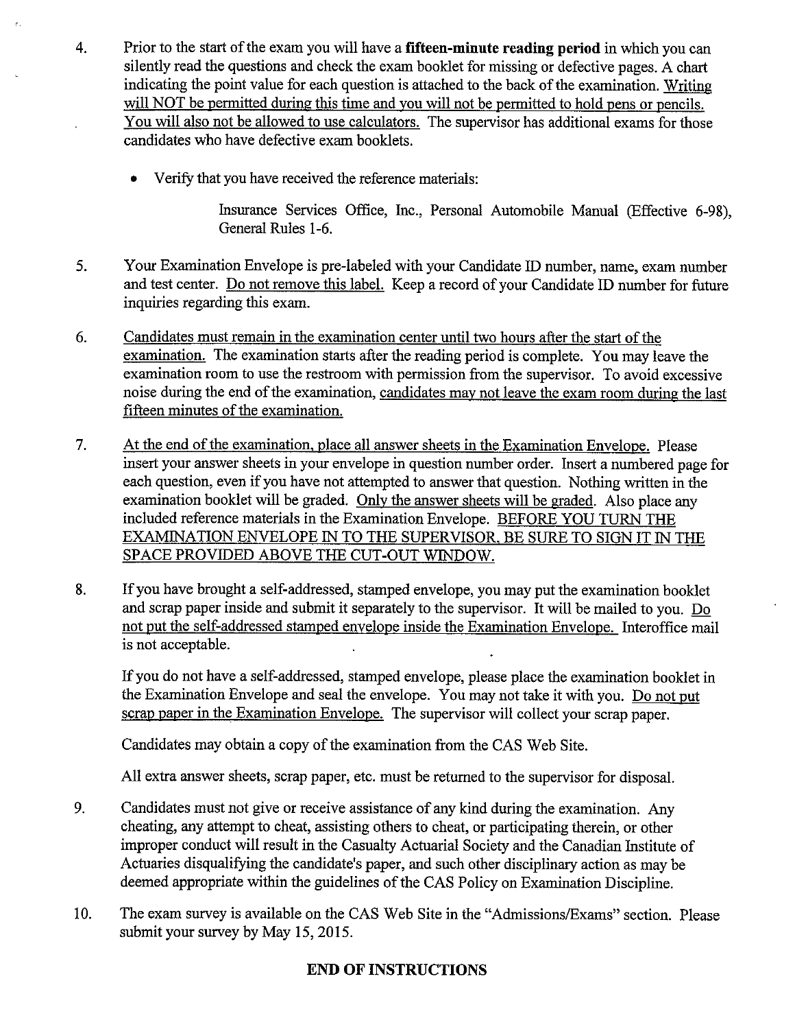4. Prior to the start of the exam you will have a **fifteen-minute reading period** in which you can silently read the questions and check the exam booklet for missing or defective pages. A chart indicating the point value for each question is attached to the back of the examination. Writing will NOT be permitted during this time and you will not be permitted to hold pens or pencils. You will also not be allowed to use calculators. The supervisor has additional exams for those candidates who have defective exam booklets.

   - Verify that you have received the reference materials:

     Insurance Services Office, Inc., Personal Automobile Manual (Effective 6-98), General Rules 1-6.

5. Your Examination Envelope is pre-labeled with your Candidate ID number, name, exam number and test center. Do not remove this label. Keep a record of your Candidate ID number for future inquiries regarding this exam.

6. Candidates must remain in the examination center until two hours after the start of the examination. The examination starts after the reading period is complete. You may leave the examination room to use the restroom with permission from the supervisor. To avoid excessive noise during the end of the examination, candidates may not leave the exam room during the last fifteen minutes of the examination.

7. At the end of the examination, place all answer sheets in the Examination Envelope. Please insert your answer sheets in your envelope in question number order. Insert a numbered page for each question, even if you have not attempted to answer that question. Nothing written in the examination booklet will be graded. Only the answer sheets will be graded. Also place any included reference materials in the Examination Envelope. BEFORE YOU TURN THE EXAMINATION ENVELOPE IN TO THE SUPERVISOR, BE SURE TO SIGN IT IN THE SPACE PROVIDED ABOVE THE CUT-OUT WINDOW.

8. If you have brought a self-addressed, stamped envelope, you may put the examination booklet and scrap paper inside and submit it separately to the supervisor. It will be mailed to you. Do not put the self-addressed stamped envelope inside the Examination Envelope. Interoffice mail is not acceptable.

   If you do not have a self-addressed, stamped envelope, please place the examination booklet in the Examination Envelope and seal the envelope. You may not take it with you. Do not put scrap paper in the Examination Envelope. The supervisor will collect your scrap paper.

   Candidates may obtain a copy of the examination from the CAS Web Site.

   All extra answer sheets, scrap paper, etc. must be returned to the supervisor for disposal.

9. Candidates must not give or receive assistance of any kind during the examination. Any cheating, any attempt to cheat, assisting others to cheat, or participating therein, or other improper conduct will result in the Casualty Actuarial Society and the Canadian Institute of Actuaries disqualifying the candidate's paper, and such other disciplinary action as may be deemed appropriate within the guidelines of the CAS Policy on Examination Discipline.

10. The exam survey is available on the CAS Web Site in the "Admissions/Exams" section. Please submit your survey by May 15, 2015.

**END OF INSTRUCTIONS**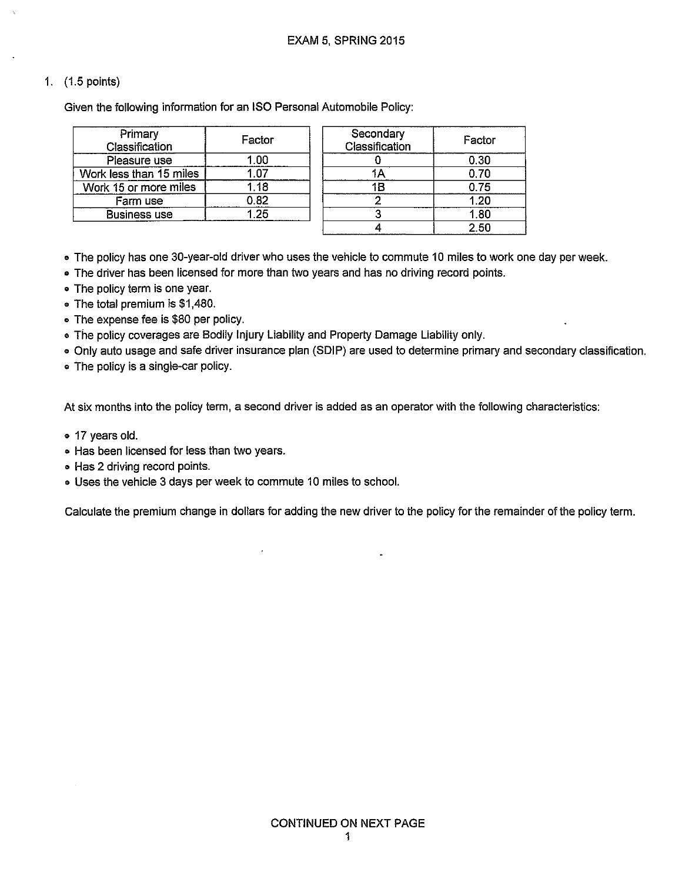1. (1.5 points)

Given the following information for an ISO Personal Automobile Policy:

| Primary Classification | Factor |
|---|---|
| Pleasure use | 1.00 |
| Work less than 15 miles | 1.07 |
| Work 15 or more miles | 1.18 |
| Farm use | 0.82 |
| Business use | 1.25 |

| Secondary Classification | Factor |
|---|---|
| 0 | 0.30 |
| 1A | 0.70 |
| 1B | 0.75 |
| 2 | 1.20 |
| 3 | 1.80 |
| 4 | 2.50 |

- The policy has one 30-year-old driver who uses the vehicle to commute 10 miles to work one day per week.
- The driver has been licensed for more than two years and has no driving record points.
- The policy term is one year.
- The total premium is $1,480.
- The expense fee is $80 per policy.
- The policy coverages are Bodily Injury Liability and Property Damage Liability only.
- Only auto usage and safe driver insurance plan (SDIP) are used to determine primary and secondary classification.
- The policy is a single-car policy.

At six months into the policy term, a second driver is added as an operator with the following characteristics:

- 17 years old.
- Has been licensed for less than two years.
- Has 2 driving record points.
- Uses the vehicle 3 days per week to commute 10 miles to school.

Calculate the premium change in dollars for adding the new driver to the policy for the remainder of the policy term.

CONTINUED ON NEXT PAGE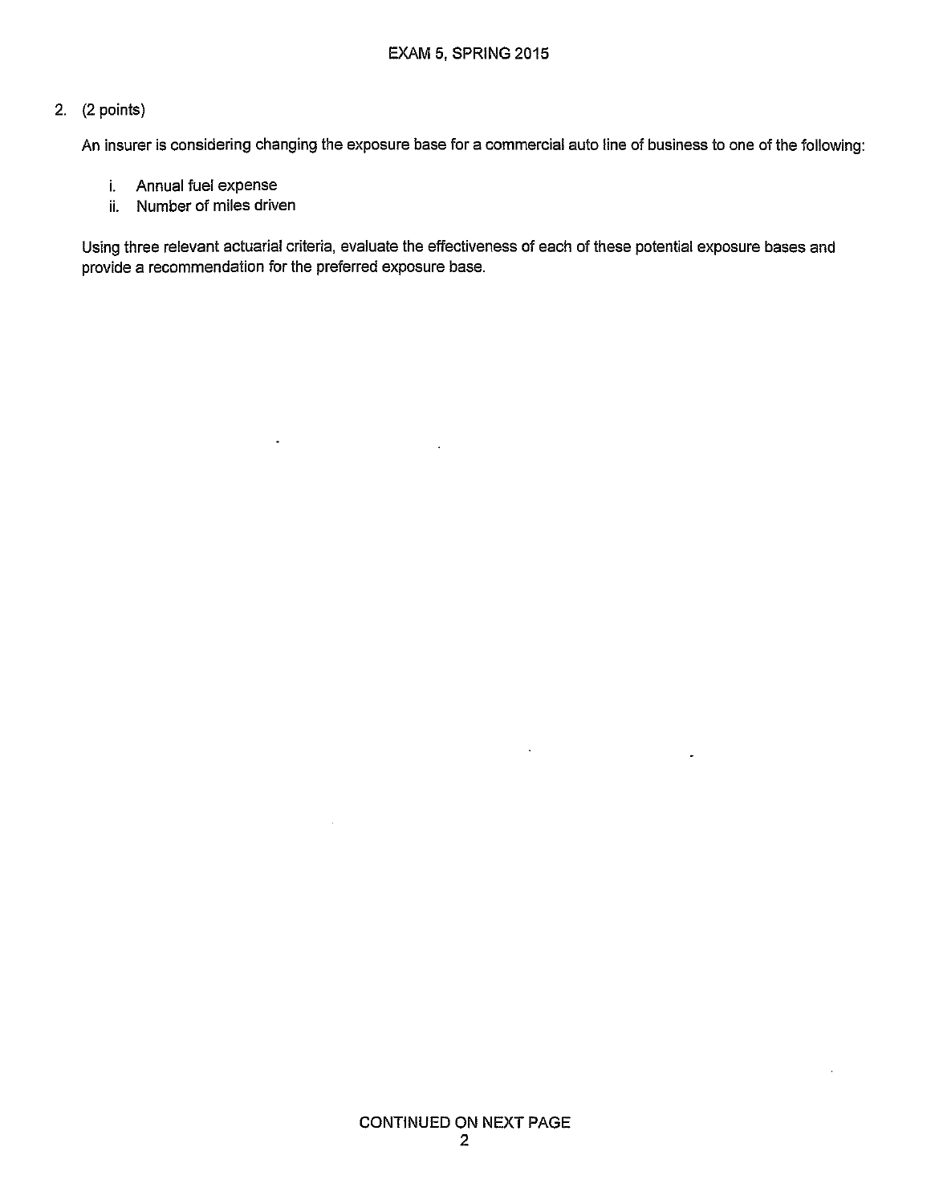2. (2 points)

An insurer is considering changing the exposure base for a commercial auto line of business to one of the following:

i. Annual fuel expense
ii. Number of miles driven

Using three relevant actuarial criteria, evaluate the effectiveness of each of these potential exposure bases and provide a recommendation for the preferred exposure base.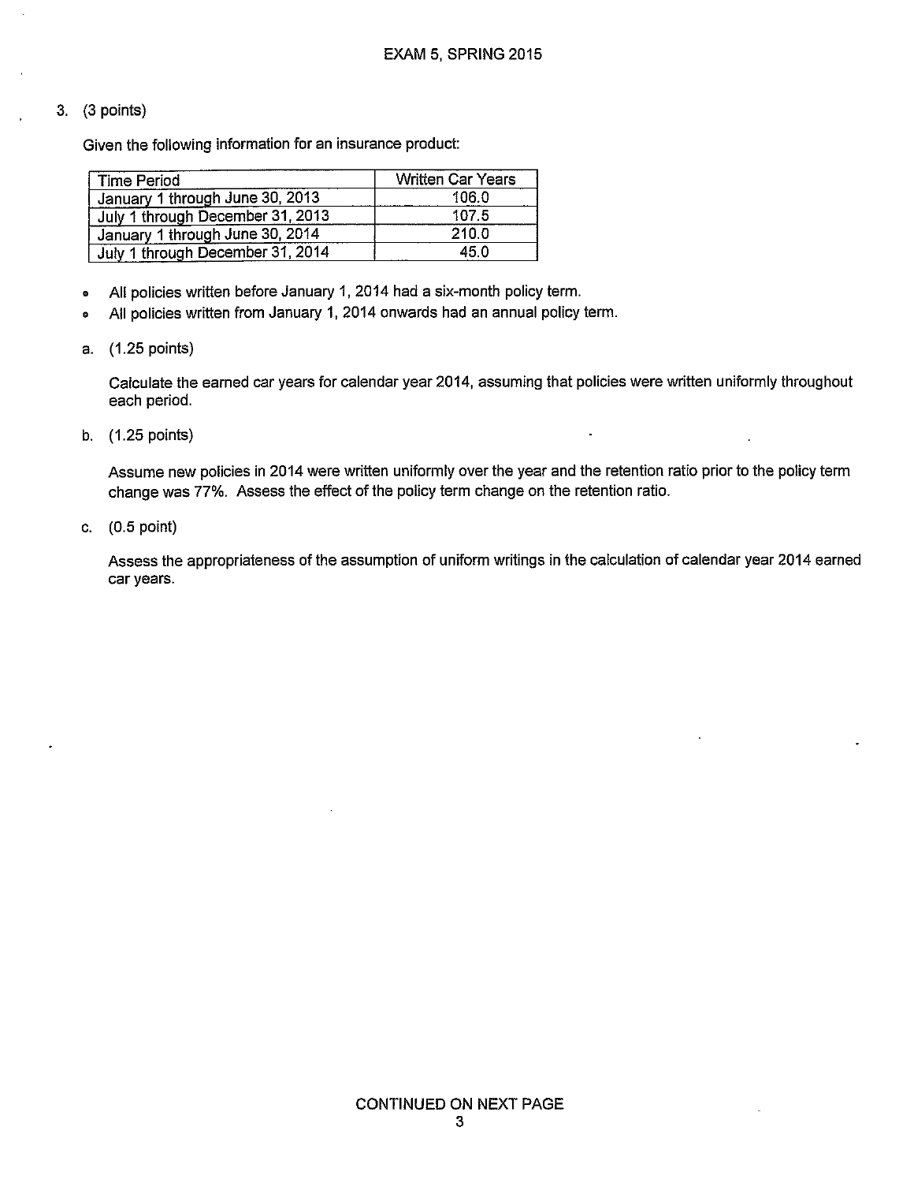3. (3 points)

Given the following information for an insurance product:

| Time Period | Written Car Years |
| --- | --- |
| January 1 through June 30, 2013 | 106.0 |
| July 1 through December 31, 2013 | 107.5 |
| January 1 through June 30, 2014 | 210.0 |
| July 1 through December 31, 2014 | 45.0 |

- All policies written before January 1, 2014 had a six-month policy term.
- All policies written from January 1, 2014 onwards had an annual policy term.

a. (1.25 points)

Calculate the earned car years for calendar year 2014, assuming that policies were written uniformly throughout each period.

b. (1.25 points)

Assume new policies in 2014 were written uniformly over the year and the retention ratio prior to the policy term change was 77%. Assess the effect of the policy term change on the retention ratio.

c. (0.5 point)

Assess the appropriateness of the assumption of uniform writings in the calculation of calendar year 2014 earned car years.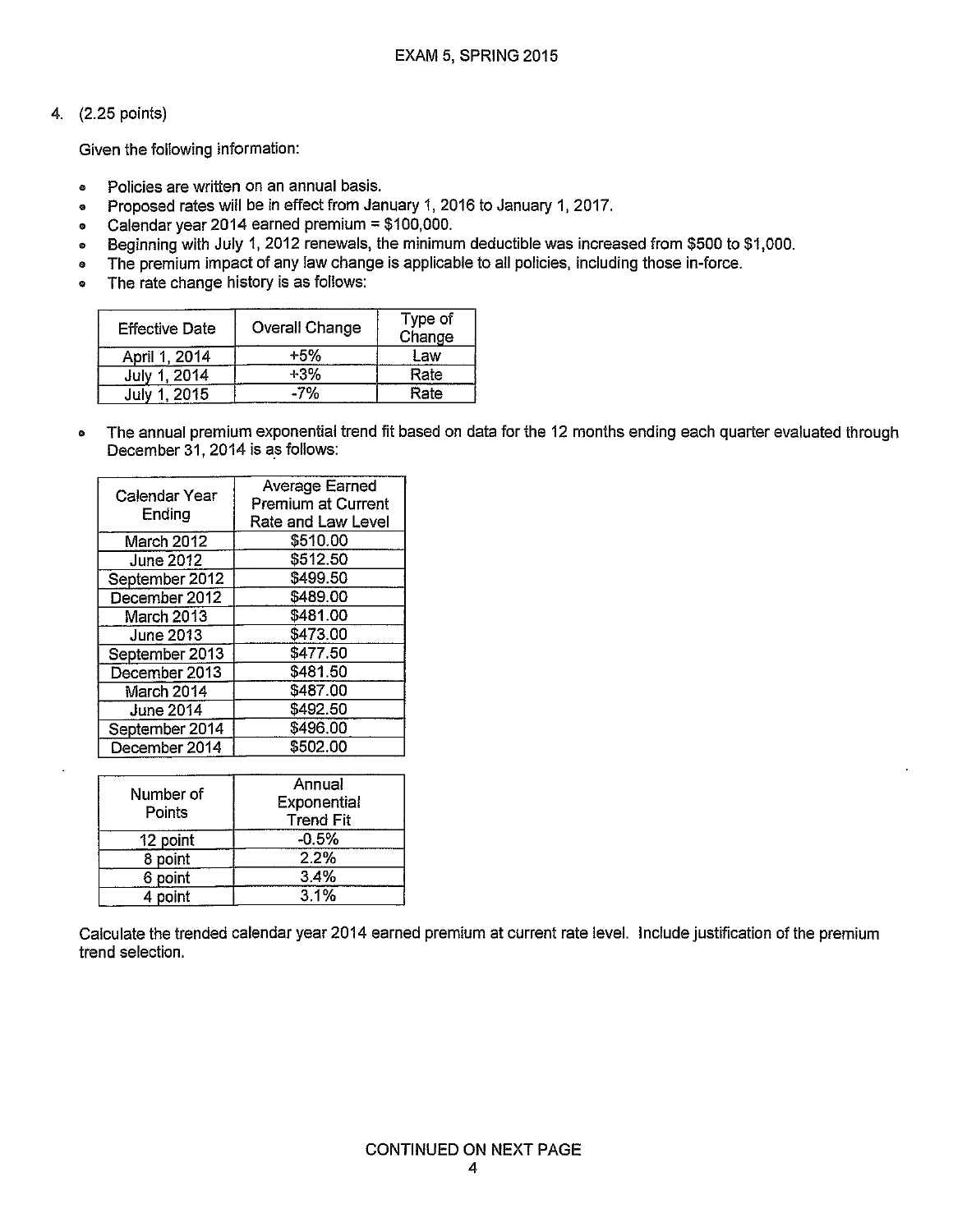4. (2.25 points)

Given the following information:

- Policies are written on an annual basis.
- Proposed rates will be in effect from January 1, 2016 to January 1, 2017.
- Calendar year 2014 earned premium = $100,000.
- Beginning with July 1, 2012 renewals, the minimum deductible was increased from $500 to $1,000.
- The premium impact of any law change is applicable to all policies, including those in-force.
- The rate change history is as follows:

| Effective Date | Overall Change | Type of Change |
|---|---|---|
| April 1, 2014 | +5% | Law |
| July 1, 2014 | +3% | Rate |
| July 1, 2015 | -7% | Rate |

- The annual premium exponential trend fit based on data for the 12 months ending each quarter evaluated through December 31, 2014 is as follows:

| Calendar Year Ending | Average Earned Premium at Current Rate and Law Level |
|---|---|
| March 2012 | $510.00 |
| June 2012 | $512.50 |
| September 2012 | $499.50 |
| December 2012 | $489.00 |
| March 2013 | $481.00 |
| June 2013 | $473.00 |
| September 2013 | $477.50 |
| December 2013 | $481.50 |
| March 2014 | $487.00 |
| June 2014 | $492.50 |
| September 2014 | $496.00 |
| December 2014 | $502.00 |

| Number of Points | Annual Exponential Trend Fit |
|---|---|
| 12 point | -0.5% |
| 8 point | 2.2% |
| 6 point | 3.4% |
| 4 point | 3.1% |

Calculate the trended calendar year 2014 earned premium at current rate level. Include justification of the premium trend selection.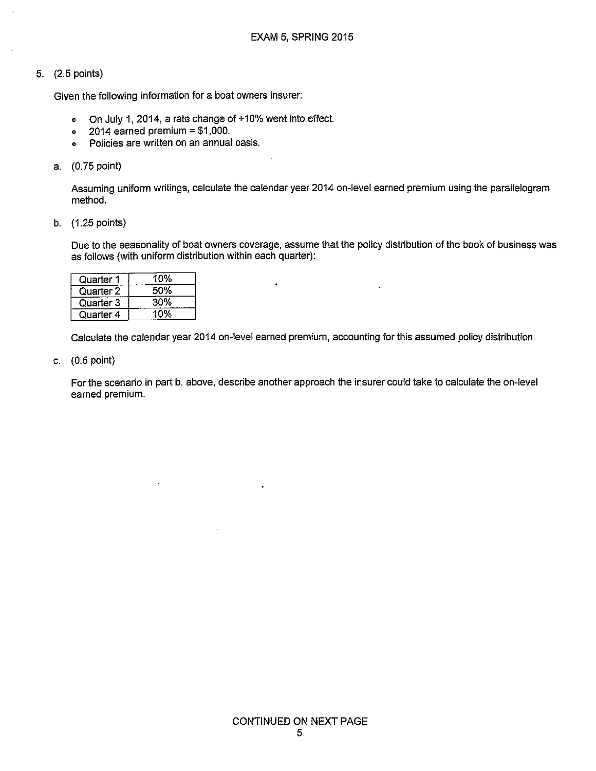5. (2.5 points)

Given the following information for a boat owners insurer:

- On July 1, 2014, a rate change of +10% went into effect.
- 2014 earned premium = $1,000.
- Policies are written on an annual basis.

a. (0.75 point)

Assuming uniform writings, calculate the calendar year 2014 on-level earned premium using the parallelogram method.

b. (1.25 points)

Due to the seasonality of boat owners coverage, assume that the policy distribution of the book of business was as follows (with uniform distribution within each quarter):

| Quarter 1 | 10% |
|---|---|
| Quarter 2 | 50% |
| Quarter 3 | 30% |
| Quarter 4 | 10% |

Calculate the calendar year 2014 on-level earned premium, accounting for this assumed policy distribution.

c. (0.5 point)

For the scenario in part b. above, describe another approach the insurer could take to calculate the on-level earned premium.

CONTINUED ON NEXT PAGE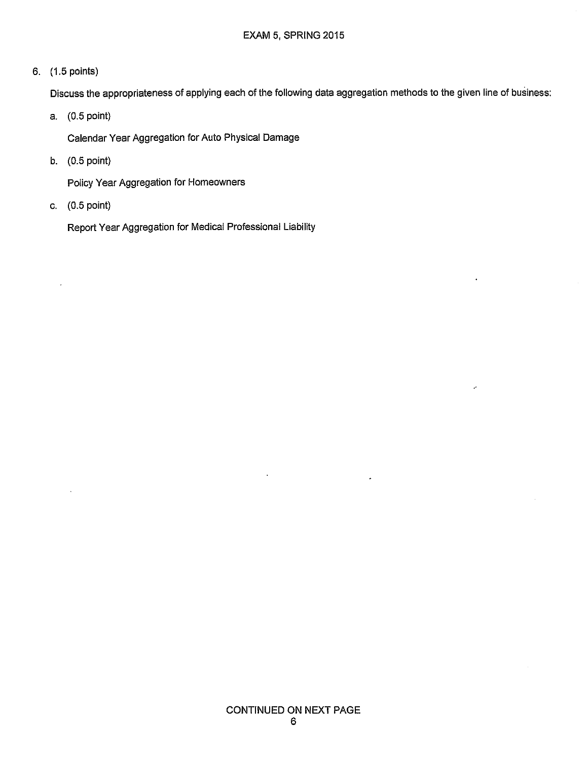6. (1.5 points)

   Discuss the appropriateness of applying each of the following data aggregation methods to the given line of business:

   a. (0.5 point)

      Calendar Year Aggregation for Auto Physical Damage

   b. (0.5 point)

      Policy Year Aggregation for Homeowners

   c. (0.5 point)

      Report Year Aggregation for Medical Professional Liability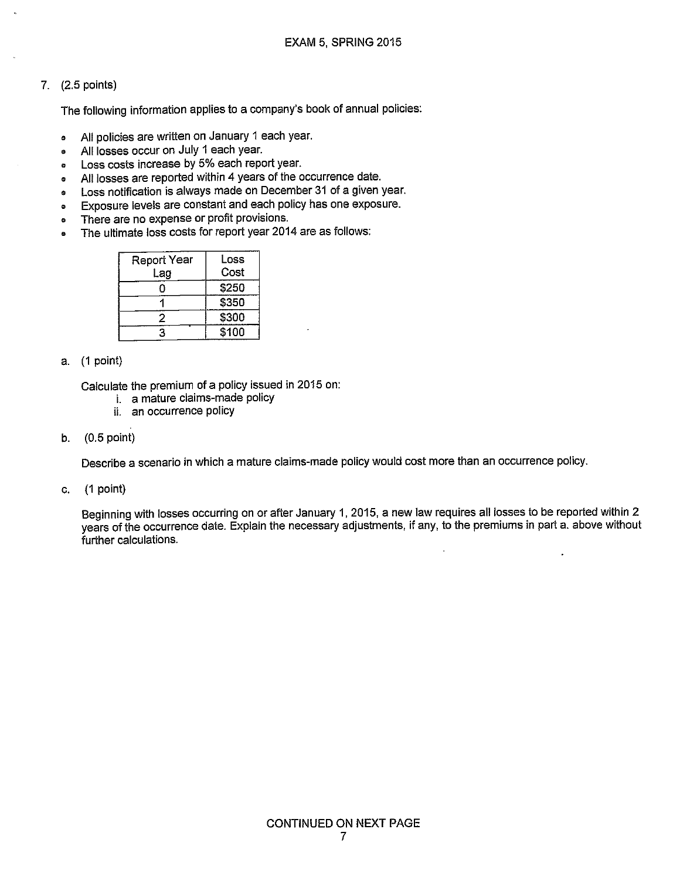7. (2.5 points)

The following information applies to a company's book of annual policies:

- All policies are written on January 1 each year.
- All losses occur on July 1 each year.
- Loss costs increase by 5% each report year.
- All losses are reported within 4 years of the occurrence date.
- Loss notification is always made on December 31 of a given year.
- Exposure levels are constant and each policy has one exposure.
- There are no expense or profit provisions.
- The ultimate loss costs for report year 2014 are as follows:

| Report Year Lag | Loss Cost |
|---|---|
| 0 | $250 |
| 1 | $350 |
| 2 | $300 |
| 3 | $100 |

a. (1 point)

Calculate the premium of a policy issued in 2015 on:

i. a mature claims-made policy
ii. an occurrence policy

b. (0.5 point)

Describe a scenario in which a mature claims-made policy would cost more than an occurrence policy.

c. (1 point)

Beginning with losses occurring on or after January 1, 2015, a new law requires all losses to be reported within 2 years of the occurrence date. Explain the necessary adjustments, if any, to the premiums in part a. above without further calculations.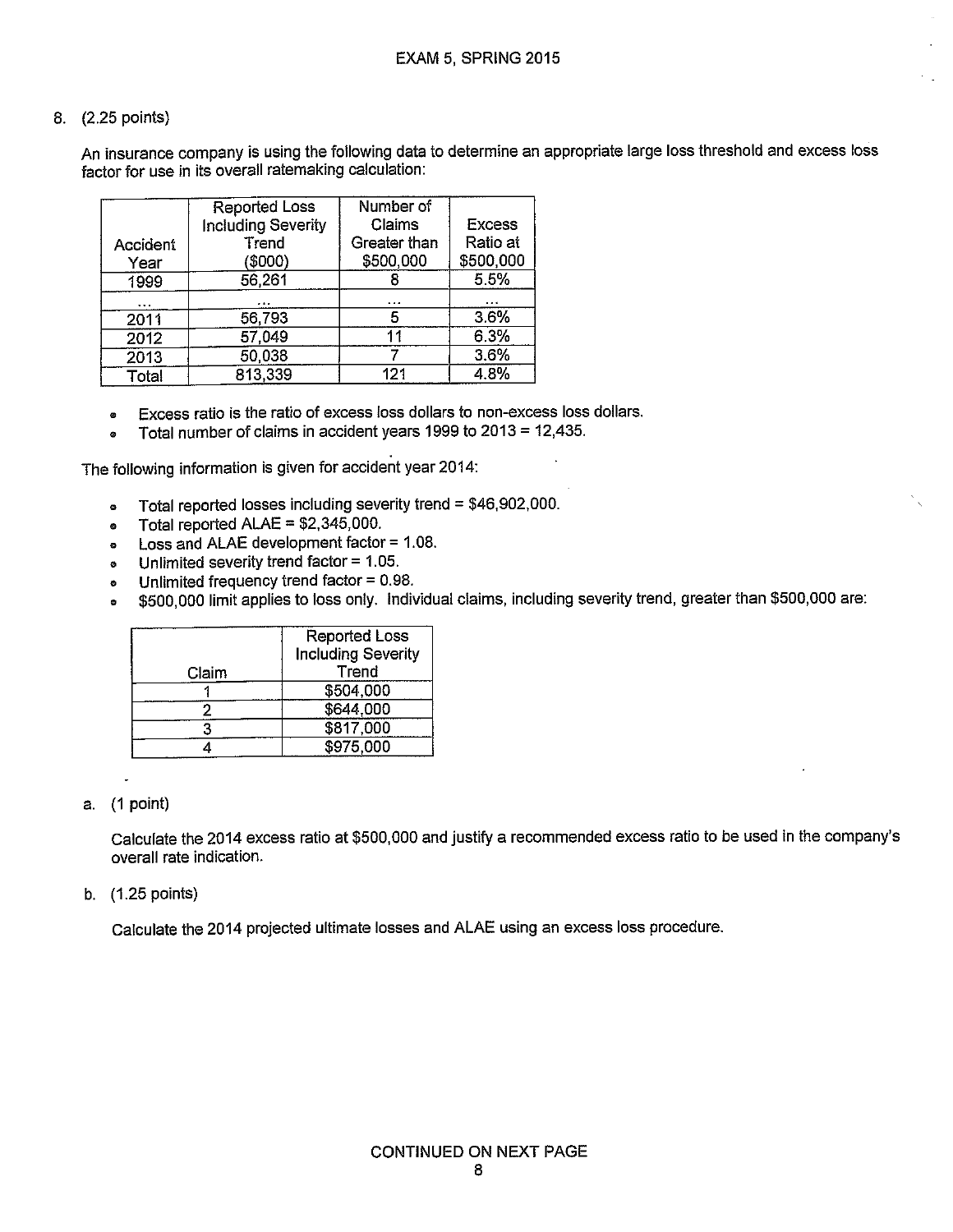8. (2.25 points)

An insurance company is using the following data to determine an appropriate large loss threshold and excess loss factor for use in its overall ratemaking calculation:

| Accident Year | Reported Loss Including Severity Trend ($000) | Number of Claims Greater than $500,000 | Excess Ratio at $500,000 |
|---|---|---|---|
| 1999 | 56,261 | 8 | 5.5% |
| ... | ... | ... | ... |
| 2011 | 56,793 | 5 | 3.6% |
| 2012 | 57,049 | 11 | 6.3% |
| 2013 | 50,038 | 7 | 3.6% |
| Total | 813,339 | 121 | 4.8% |

- Excess ratio is the ratio of excess loss dollars to non-excess loss dollars.
- Total number of claims in accident years 1999 to 2013 = 12,435.

The following information is given for accident year 2014:

- Total reported losses including severity trend = $46,902,000.
- Total reported ALAE = $2,345,000.
- Loss and ALAE development factor = 1.08.
- Unlimited severity trend factor = 1.05.
- Unlimited frequency trend factor = 0.98.
- $500,000 limit applies to loss only. Individual claims, including severity trend, greater than $500,000 are:

| Claim | Reported Loss Including Severity Trend |
|---|---|
| 1 | $504,000 |
| 2 | $644,000 |
| 3 | $817,000 |
| 4 | $975,000 |

a. (1 point)

Calculate the 2014 excess ratio at $500,000 and justify a recommended excess ratio to be used in the company's overall rate indication.

b. (1.25 points)

Calculate the 2014 projected ultimate losses and ALAE using an excess loss procedure.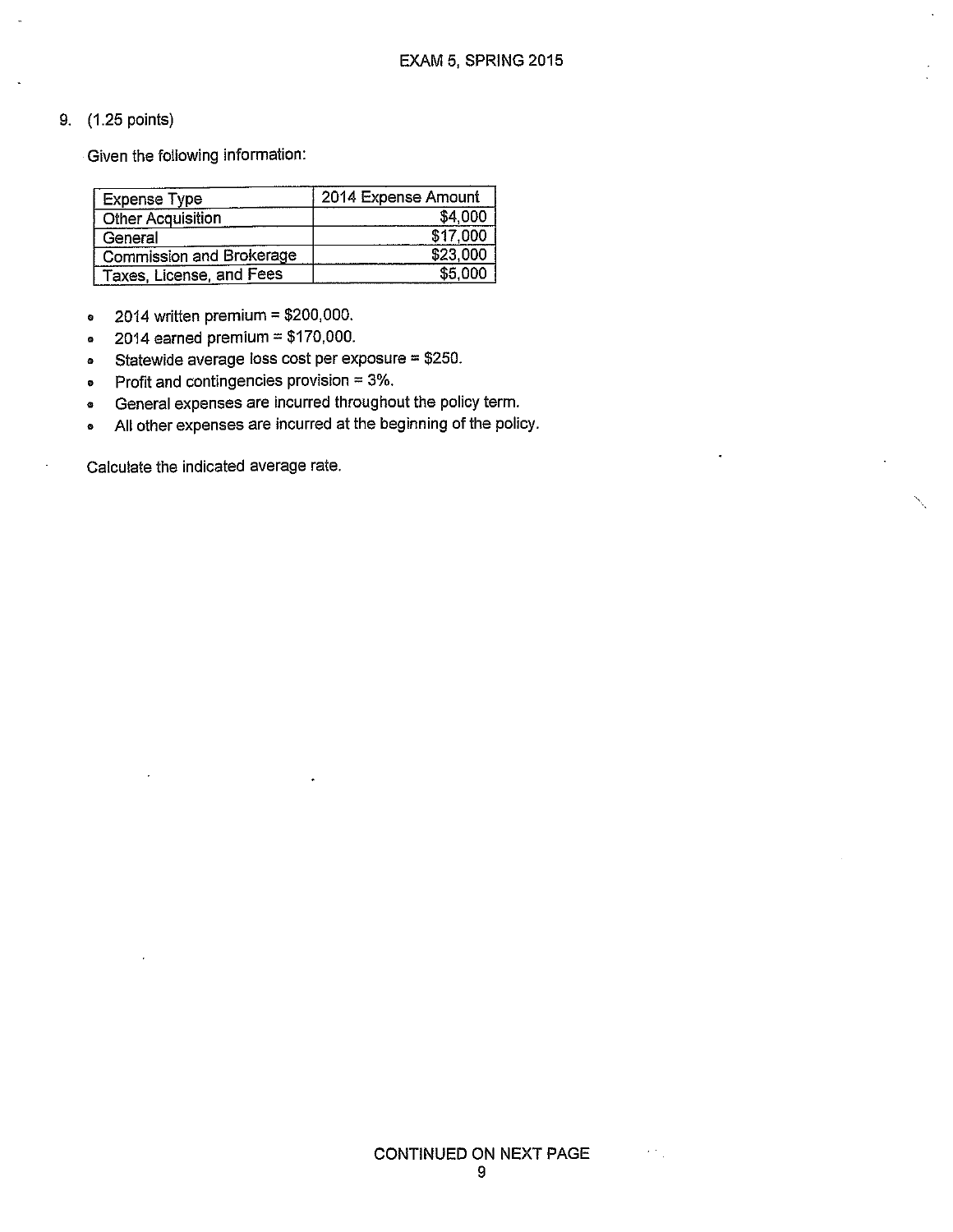9. (1.25 points)

Given the following information:

| Expense Type | 2014 Expense Amount |
|---|---|
| Other Acquisition | $4,000 |
| General | $17,000 |
| Commission and Brokerage | $23,000 |
| Taxes, License, and Fees | $5,000 |

- 2014 written premium = $200,000.
- 2014 earned premium = $170,000.
- Statewide average loss cost per exposure = $250.
- Profit and contingencies provision = 3%.
- General expenses are incurred throughout the policy term.
- All other expenses are incurred at the beginning of the policy.

Calculate the indicated average rate.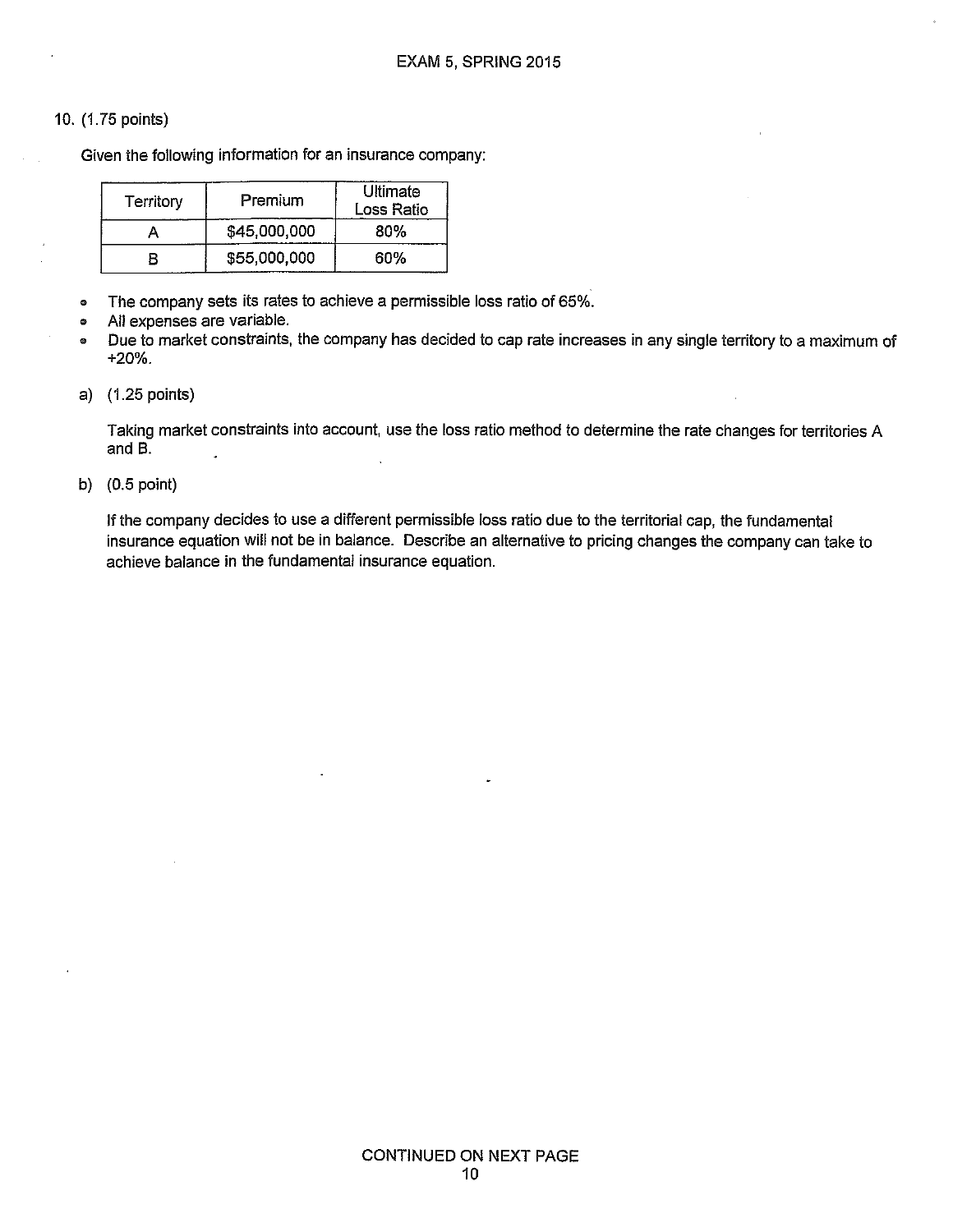10. (1.75 points)

Given the following information for an insurance company:

| Territory | Premium | Ultimate Loss Ratio |
|---|---|---|
| A | $45,000,000 | 80% |
| B | $55,000,000 | 60% |

- The company sets its rates to achieve a permissible loss ratio of 65%.
- All expenses are variable.
- Due to market constraints, the company has decided to cap rate increases in any single territory to a maximum of +20%.

a) (1.25 points)

Taking market constraints into account, use the loss ratio method to determine the rate changes for territories A and B.

b) (0.5 point)

If the company decides to use a different permissible loss ratio due to the territorial cap, the fundamental insurance equation will not be in balance. Describe an alternative to pricing changes the company can take to achieve balance in the fundamental insurance equation.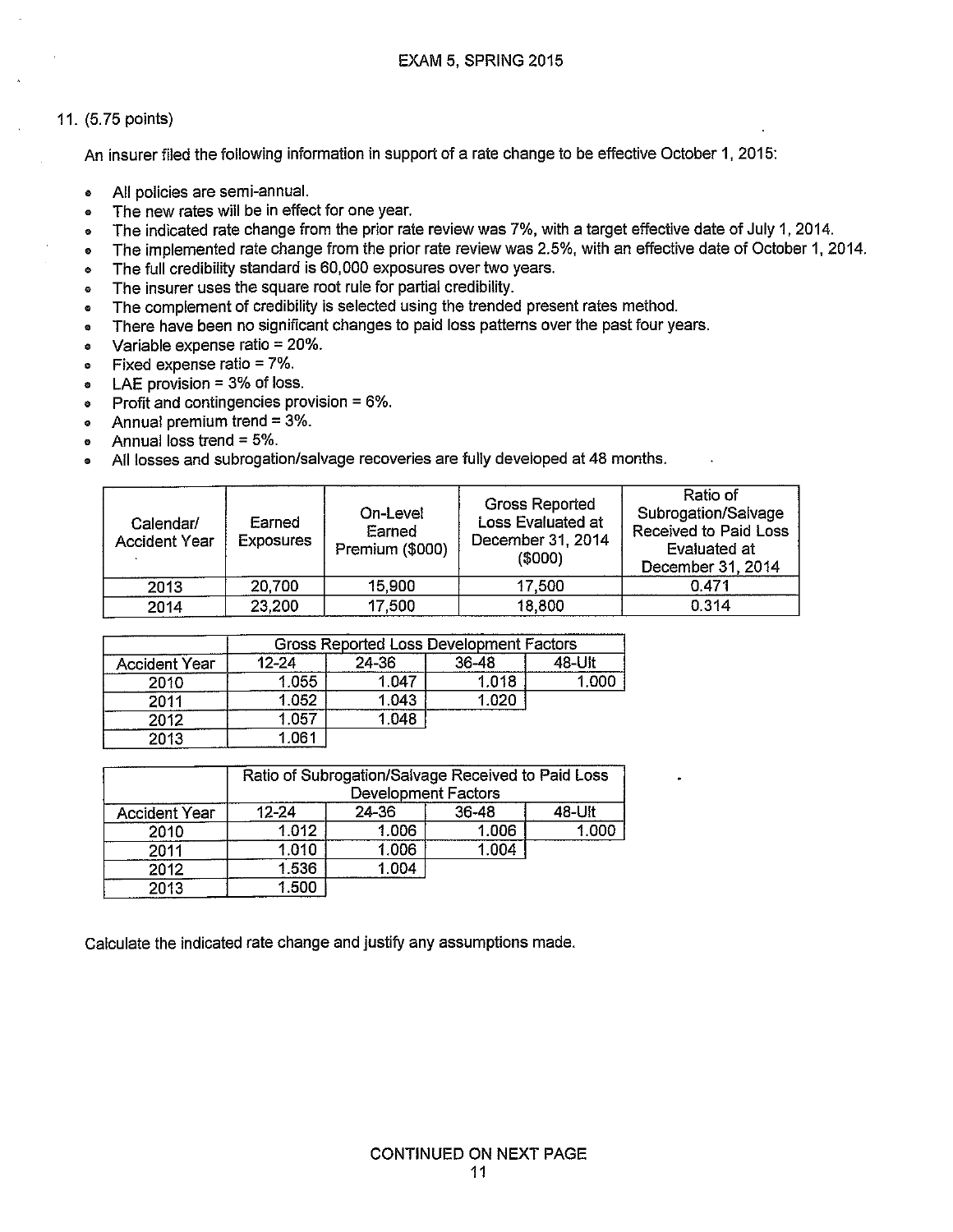EXAM 5, SPRING 2015

11. (5.75 points)

An insurer filed the following information in support of a rate change to be effective October 1, 2015:

- All policies are semi-annual.
- The new rates will be in effect for one year.
- The indicated rate change from the prior rate review was 7%, with a target effective date of July 1, 2014.
- The implemented rate change from the prior rate review was 2.5%, with an effective date of October 1, 2014.
- The full credibility standard is 60,000 exposures over two years.
- The insurer uses the square root rule for partial credibility.
- The complement of credibility is selected using the trended present rates method.
- There have been no significant changes to paid loss patterns over the past four years.
- Variable expense ratio = 20%.
- Fixed expense ratio = 7%.
- LAE provision = 3% of loss.
- Profit and contingencies provision = 6%.
- Annual premium trend = 3%.
- Annual loss trend = 5%.
- All losses and subrogation/salvage recoveries are fully developed at 48 months.

| Calendar/ Accident Year | Earned Exposures | On-Level Earned Premium ($000) | Gross Reported Loss Evaluated at December 31, 2014 ($000) | Ratio of Subrogation/Salvage Received to Paid Loss Evaluated at December 31, 2014 |
|---|---|---|---|---|
| 2013 | 20,700 | 15,900 | 17,500 | 0.471 |
| 2014 | 23,200 | 17,500 | 18,800 | 0.314 |

| | Gross Reported Loss Development Factors | | | |
|---|---|---|---|---|
| Accident Year | 12-24 | 24-36 | 36-48 | 48-Ult |
| 2010 | 1.055 | 1.047 | 1.018 | 1.000 |
| 2011 | 1.052 | 1.043 | 1.020 | |
| 2012 | 1.057 | 1.048 | | |
| 2013 | 1.061 | | | |

| | Ratio of Subrogation/Salvage Received to Paid Loss Development Factors | | | |
|---|---|---|---|---|
| Accident Year | 12-24 | 24-36 | 36-48 | 48-Ult |
| 2010 | 1.012 | 1.006 | 1.006 | 1.000 |
| 2011 | 1.010 | 1.006 | 1.004 | |
| 2012 | 1.536 | 1.004 | | |
| 2013 | 1.500 | | | |

Calculate the indicated rate change and justify any assumptions made.

CONTINUED ON NEXT PAGE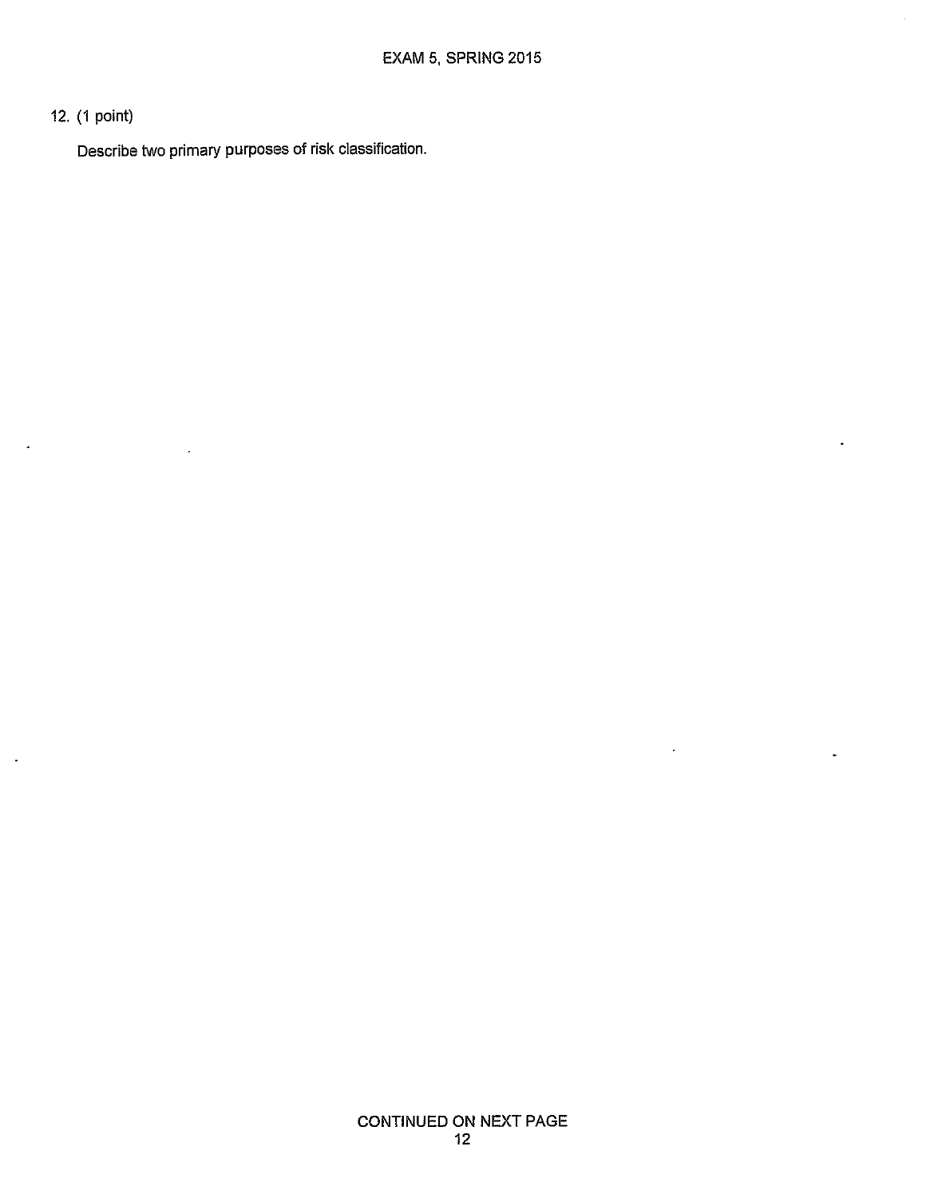12. (1 point)

Describe two primary purposes of risk classification.

CONTINUED ON NEXT PAGE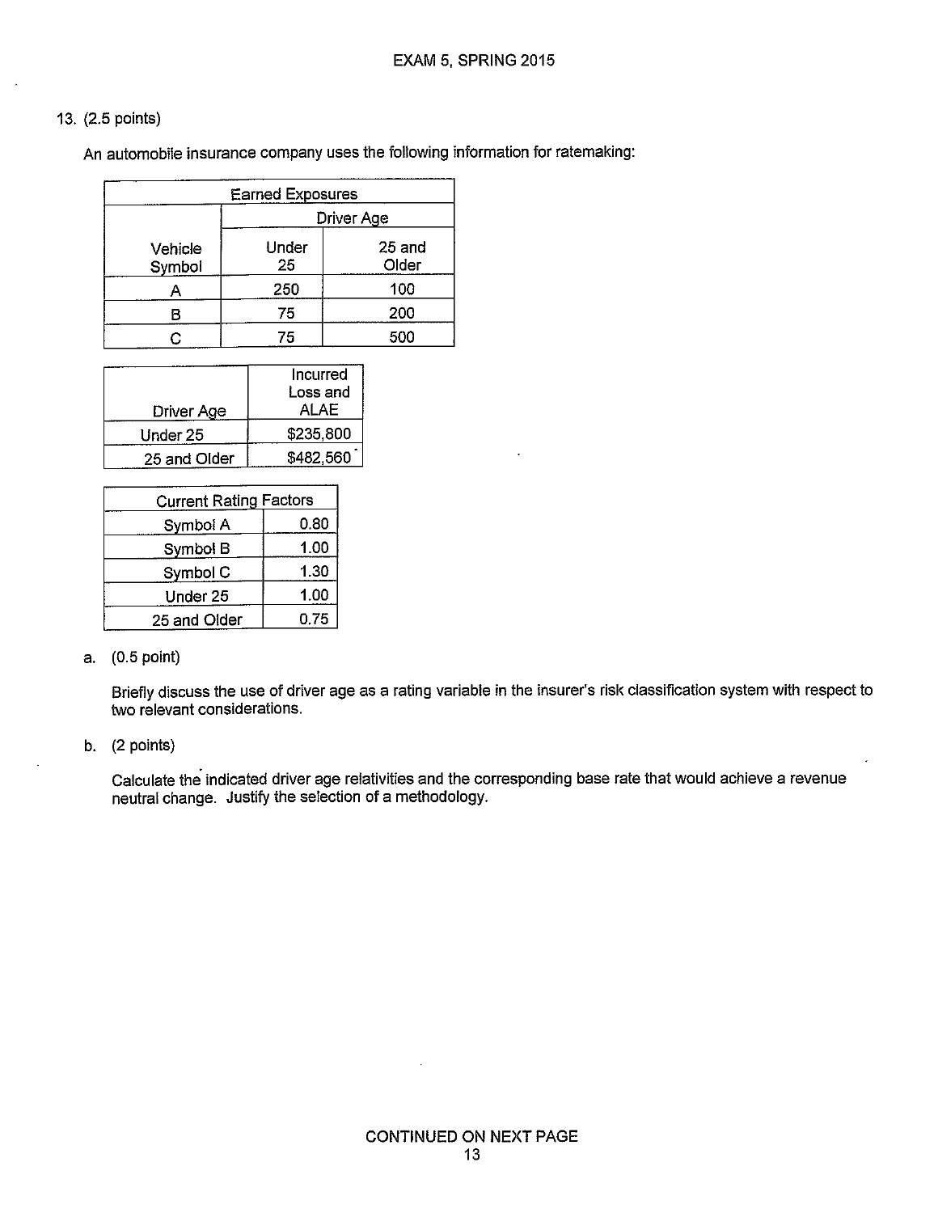13. (2.5 points)

An automobile insurance company uses the following information for ratemaking:

| Earned Exposures | | |
|---|---|---|
| | Driver Age | |
| Vehicle Symbol | Under 25 | 25 and Older |
| A | 250 | 100 |
| B | 75 | 200 |
| C | 75 | 500 |

| Driver Age | Incurred Loss and ALAE |
|---|---|
| Under 25 | $235,800 |
| 25 and Older | $482,560 |

| Current Rating Factors | |
|---|---|
| Symbol A | 0.80 |
| Symbol B | 1.00 |
| Symbol C | 1.30 |
| Under 25 | 1.00 |
| 25 and Older | 0.75 |

a. (0.5 point)

Briefly discuss the use of driver age as a rating variable in the insurer's risk classification system with respect to two relevant considerations.

b. (2 points)

Calculate the indicated driver age relativities and the corresponding base rate that would achieve a revenue neutral change. Justify the selection of a methodology.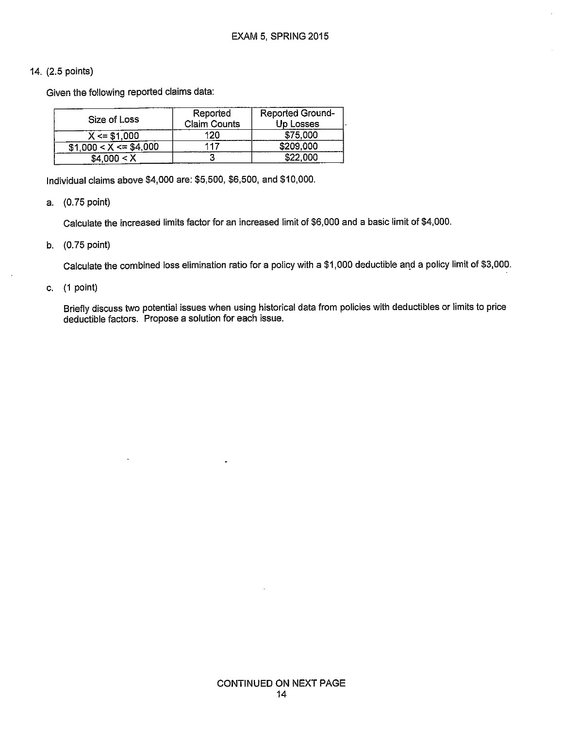14. (2.5 points)

Given the following reported claims data:

| Size of Loss | Reported Claim Counts | Reported Ground-Up Losses |
|---|---|---|
| X <= $1,000 | 120 | $75,000 |
| $1,000 < X <= $4,000 | 117 | $209,000 |
| $4,000 < X | 3 | $22,000 |

Individual claims above $4,000 are: $5,500, $6,500, and $10,000.

a. (0.75 point)

Calculate the increased limits factor for an increased limit of $6,000 and a basic limit of $4,000.

b. (0.75 point)

Calculate the combined loss elimination ratio for a policy with a $1,000 deductible and a policy limit of $3,000.

c. (1 point)

Briefly discuss two potential issues when using historical data from policies with deductibles or limits to price deductible factors. Propose a solution for each issue.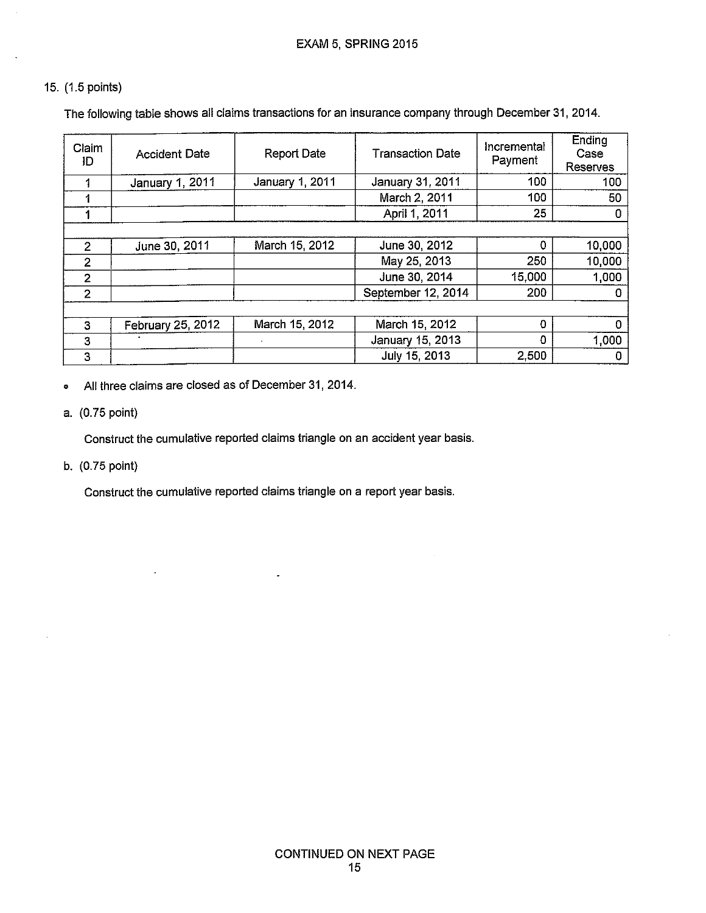15. (1.5 points)

The following table shows all claims transactions for an insurance company through December 31, 2014.

| Claim ID | Accident Date | Report Date | Transaction Date | Incremental Payment | Ending Case Reserves |
|---|---|---|---|---|---|
| 1 | January 1, 2011 | January 1, 2011 | January 31, 2011 | 100 | 100 |
| 1 | | | March 2, 2011 | 100 | 50 |
| 1 | | | April 1, 2011 | 25 | 0 |
| | | | | | |
| 2 | June 30, 2011 | March 15, 2012 | June 30, 2012 | 0 | 10,000 |
| 2 | | | May 25, 2013 | 250 | 10,000 |
| 2 | | | June 30, 2014 | 15,000 | 1,000 |
| 2 | | | September 12, 2014 | 200 | 0 |
| | | | | | |
| 3 | February 25, 2012 | March 15, 2012 | March 15, 2012 | 0 | 0 |
| 3 | | | January 15, 2013 | 0 | 1,000 |
| 3 | | | July 15, 2013 | 2,500 | 0 |

- All three claims are closed as of December 31, 2014.

a. (0.75 point)

Construct the cumulative reported claims triangle on an accident year basis.

b. (0.75 point)

Construct the cumulative reported claims triangle on a report year basis.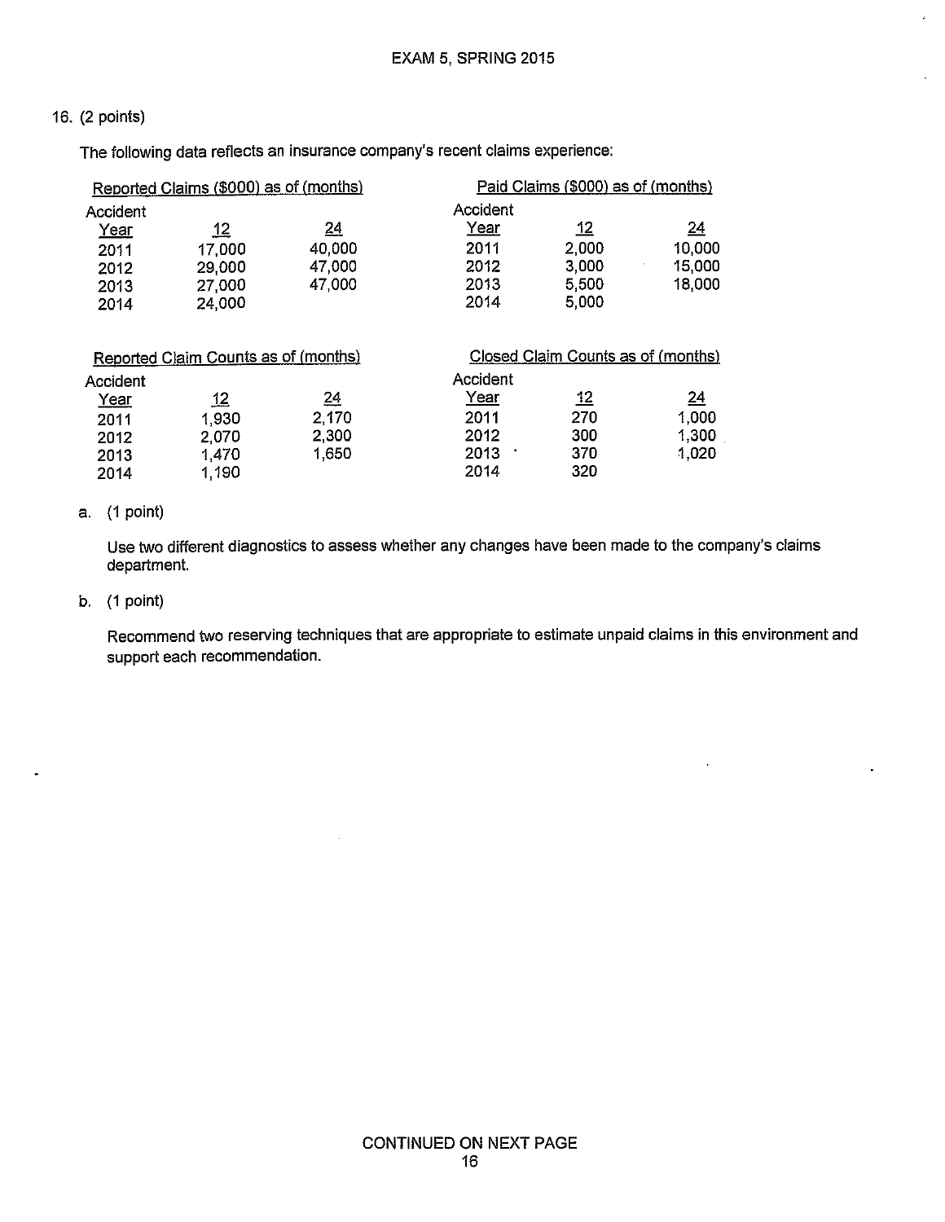16. (2 points)

The following data reflects an insurance company's recent claims experience:

Reported Claims ($000) as of (months)

| Accident Year | 12 | 24 |
|---|---|---|
| 2011 | 17,000 | 40,000 |
| 2012 | 29,000 | 47,000 |
| 2013 | 27,000 | 47,000 |
| 2014 | 24,000 | |

Paid Claims ($000) as of (months)

| Accident Year | 12 | 24 |
|---|---|---|
| 2011 | 2,000 | 10,000 |
| 2012 | 3,000 | 15,000 |
| 2013 | 5,500 | 18,000 |
| 2014 | 5,000 | |

Reported Claim Counts as of (months)

| Accident Year | 12 | 24 |
|---|---|---|
| 2011 | 1,930 | 2,170 |
| 2012 | 2,070 | 2,300 |
| 2013 | 1,470 | 1,650 |
| 2014 | 1,190 | |

Closed Claim Counts as of (months)

| Accident Year | 12 | 24 |
|---|---|---|
| 2011 | 270 | 1,000 |
| 2012 | 300 | 1,300 |
| 2013 | 370 | 1,020 |
| 2014 | 320 | |

a. (1 point)

Use two different diagnostics to assess whether any changes have been made to the company's claims department.

b. (1 point)

Recommend two reserving techniques that are appropriate to estimate unpaid claims in this environment and support each recommendation.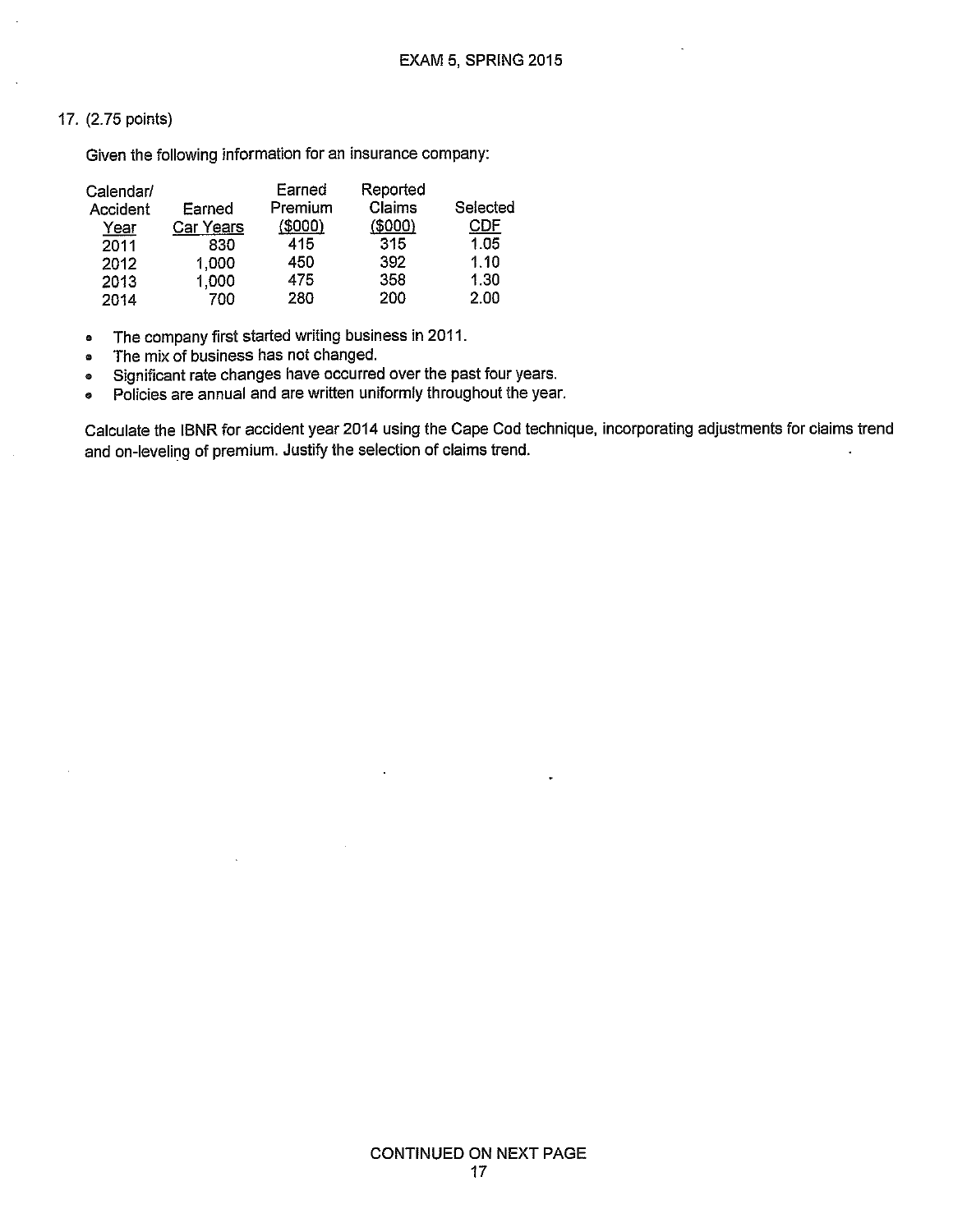17. (2.75 points)

Given the following information for an insurance company:

| Calendar/ Accident Year | Earned Car Years | Earned Premium ($000) | Reported Claims ($000) | Selected CDF |
|---|---|---|---|---|
| 2011 | 830 | 415 | 315 | 1.05 |
| 2012 | 1,000 | 450 | 392 | 1.10 |
| 2013 | 1,000 | 475 | 358 | 1.30 |
| 2014 | 700 | 280 | 200 | 2.00 |

- The company first started writing business in 2011.
- The mix of business has not changed.
- Significant rate changes have occurred over the past four years.
- Policies are annual and are written uniformly throughout the year.

Calculate the IBNR for accident year 2014 using the Cape Cod technique, incorporating adjustments for claims trend and on-leveling of premium. Justify the selection of claims trend.

CONTINUED ON NEXT PAGE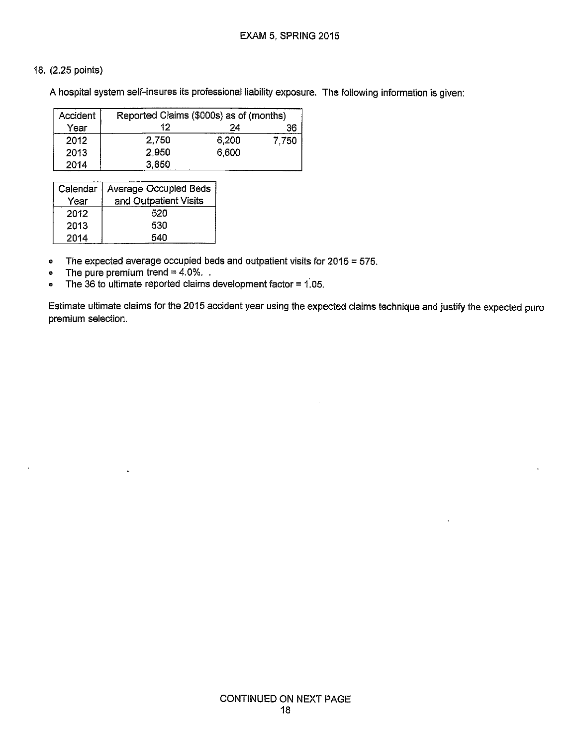18. (2.25 points)

A hospital system self-insures its professional liability exposure. The following information is given:

| Accident Year | Reported Claims ($000s) as of (months) | | |
|---|---|---|---|
| | 12 | 24 | 36 |
| 2012 | 2,750 | 6,200 | 7,750 |
| 2013 | 2,950 | 6,600 | |
| 2014 | 3,850 | | |

| Calendar Year | Average Occupied Beds and Outpatient Visits |
|---|---|
| 2012 | 520 |
| 2013 | 530 |
| 2014 | 540 |

- The expected average occupied beds and outpatient visits for 2015 = 575.
- The pure premium trend = 4.0%.
- The 36 to ultimate reported claims development factor = 1.05.

Estimate ultimate claims for the 2015 accident year using the expected claims technique and justify the expected pure premium selection.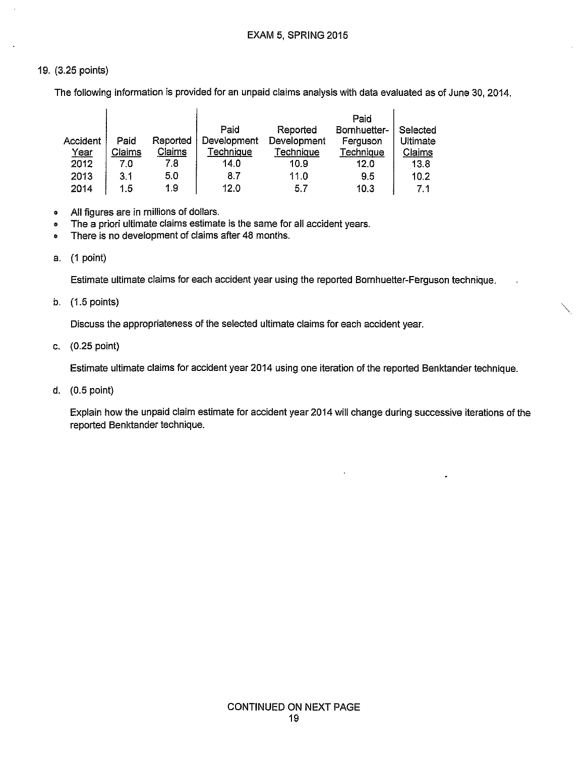19. (3.25 points)

The following information is provided for an unpaid claims analysis with data evaluated as of June 30, 2014.

| Accident Year | Paid Claims | Reported Claims | Paid Development Technique | Reported Development Technique | Paid Bornhuetter-Ferguson Technique | Selected Ultimate Claims |
|---|---|---|---|---|---|---|
| 2012 | 7.0 | 7.8 | 14.0 | 10.9 | 12.0 | 13.8 |
| 2013 | 3.1 | 5.0 | 8.7 | 11.0 | 9.5 | 10.2 |
| 2014 | 1.5 | 1.9 | 12.0 | 5.7 | 10.3 | 7.1 |

- All figures are in millions of dollars.
- The a priori ultimate claims estimate is the same for all accident years.
- There is no development of claims after 48 months.

a. (1 point)

Estimate ultimate claims for each accident year using the reported Bornhuetter-Ferguson technique.

b. (1.5 points)

Discuss the appropriateness of the selected ultimate claims for each accident year.

c. (0.25 point)

Estimate ultimate claims for accident year 2014 using one iteration of the reported Benktander technique.

d. (0.5 point)

Explain how the unpaid claim estimate for accident year 2014 will change during successive iterations of the reported Benktander technique.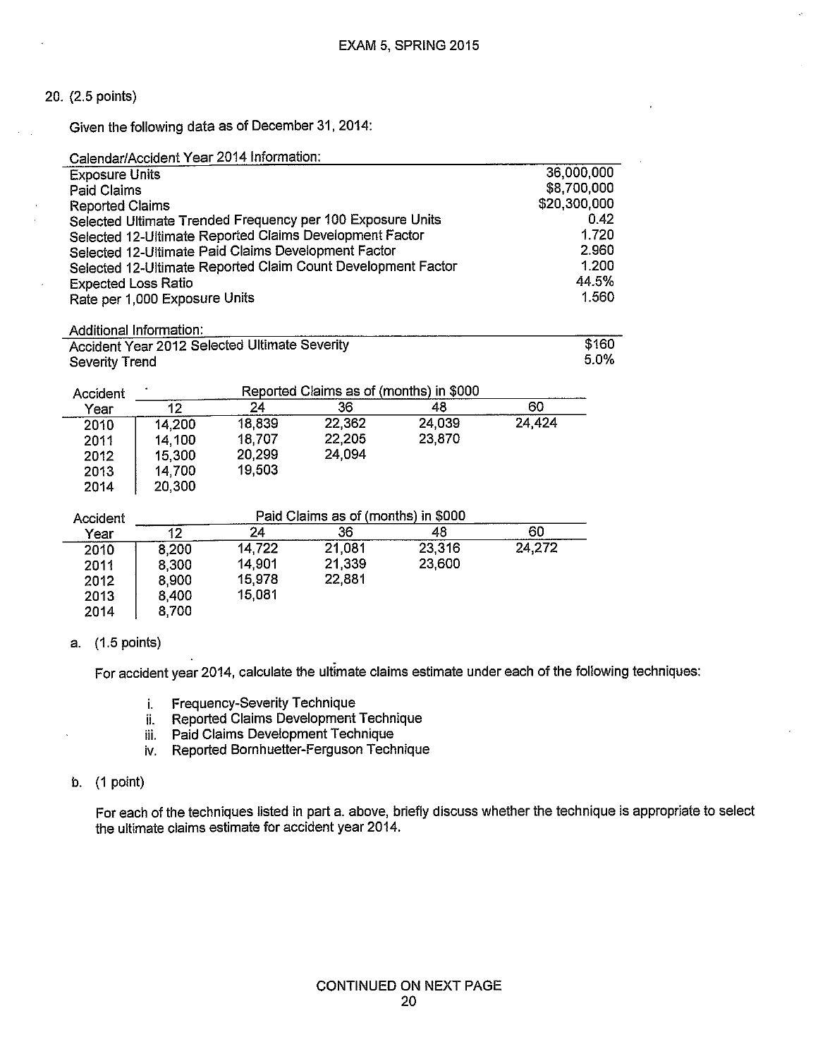20. (2.5 points)

Given the following data as of December 31, 2014:

| Calendar/Accident Year 2014 Information: | |
|---|---|
| Exposure Units | 36,000,000 |
| Paid Claims | $8,700,000 |
| Reported Claims | $20,300,000 |
| Selected Ultimate Trended Frequency per 100 Exposure Units | 0.42 |
| Selected 12-Ultimate Reported Claims Development Factor | 1.720 |
| Selected 12-Ultimate Paid Claims Development Factor | 2.960 |
| Selected 12-Ultimate Reported Claim Count Development Factor | 1.200 |
| Expected Loss Ratio | 44.5% |
| Rate per 1,000 Exposure Units | 1.560 |

| Additional Information: | |
|---|---|
| Accident Year 2012 Selected Ultimate Severity | $160 |
| Severity Trend | 5.0% |

| Accident | Reported Claims as of (months) in $000 | | | | |
|---|---|---|---|---|---|
| Year | 12 | 24 | 36 | 48 | 60 |
| 2010 | 14,200 | 18,839 | 22,362 | 24,039 | 24,424 |
| 2011 | 14,100 | 18,707 | 22,205 | 23,870 | |
| 2012 | 15,300 | 20,299 | 24,094 | | |
| 2013 | 14,700 | 19,503 | | | |
| 2014 | 20,300 | | | | |

| Accident | Paid Claims as of (months) in $000 | | | | |
|---|---|---|---|---|---|
| Year | 12 | 24 | 36 | 48 | 60 |
| 2010 | 8,200 | 14,722 | 21,081 | 23,316 | 24,272 |
| 2011 | 8,300 | 14,901 | 21,339 | 23,600 | |
| 2012 | 8,900 | 15,978 | 22,881 | | |
| 2013 | 8,400 | 15,081 | | | |
| 2014 | 8,700 | | | | |

a. (1.5 points)

For accident year 2014, calculate the ultimate claims estimate under each of the following techniques:

i. Frequency-Severity Technique
ii. Reported Claims Development Technique
iii. Paid Claims Development Technique
iv. Reported Bornhuetter-Ferguson Technique

b. (1 point)

For each of the techniques listed in part a. above, briefly discuss whether the technique is appropriate to select the ultimate claims estimate for accident year 2014.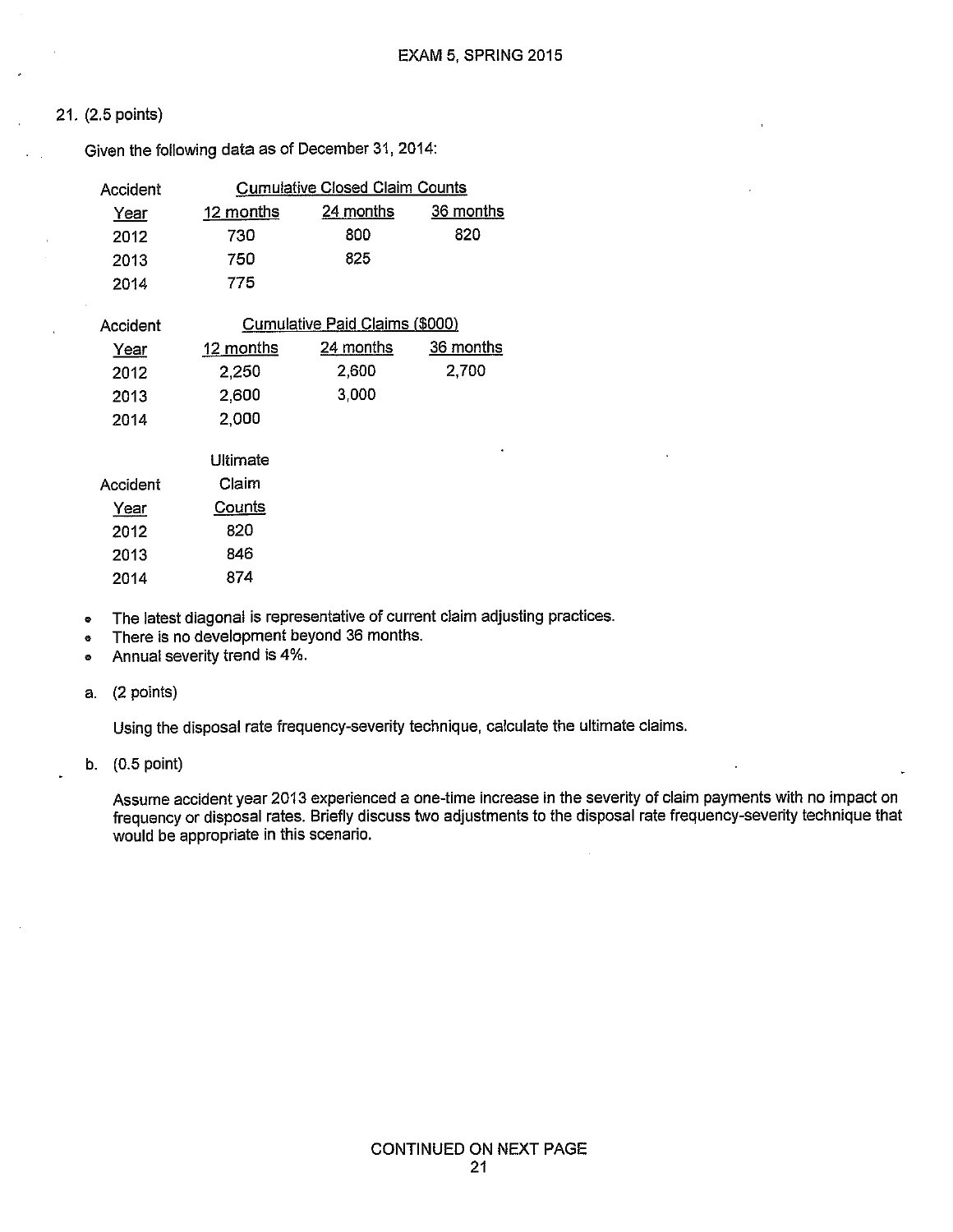21. (2.5 points)

Given the following data as of December 31, 2014:

| Accident Year | Cumulative Closed Claim Counts | | |
|---|---|---|---|
| | 12 months | 24 months | 36 months |
| 2012 | 730 | 800 | 820 |
| 2013 | 750 | 825 | |
| 2014 | 775 | | |

| Accident Year | Cumulative Paid Claims ($000) | | |
|---|---|---|---|
| | 12 months | 24 months | 36 months |
| 2012 | 2,250 | 2,600 | 2,700 |
| 2013 | 2,600 | 3,000 | |
| 2014 | 2,000 | | |

| Accident Year | Ultimate Claim Counts |
|---|---|
| 2012 | 820 |
| 2013 | 846 |
| 2014 | 874 |

- The latest diagonal is representative of current claim adjusting practices.
- There is no development beyond 36 months.
- Annual severity trend is 4%.

a. (2 points)

Using the disposal rate frequency-severity technique, calculate the ultimate claims.

b. (0.5 point)

Assume accident year 2013 experienced a one-time increase in the severity of claim payments with no impact on frequency or disposal rates. Briefly discuss two adjustments to the disposal rate frequency-severity technique that would be appropriate in this scenario.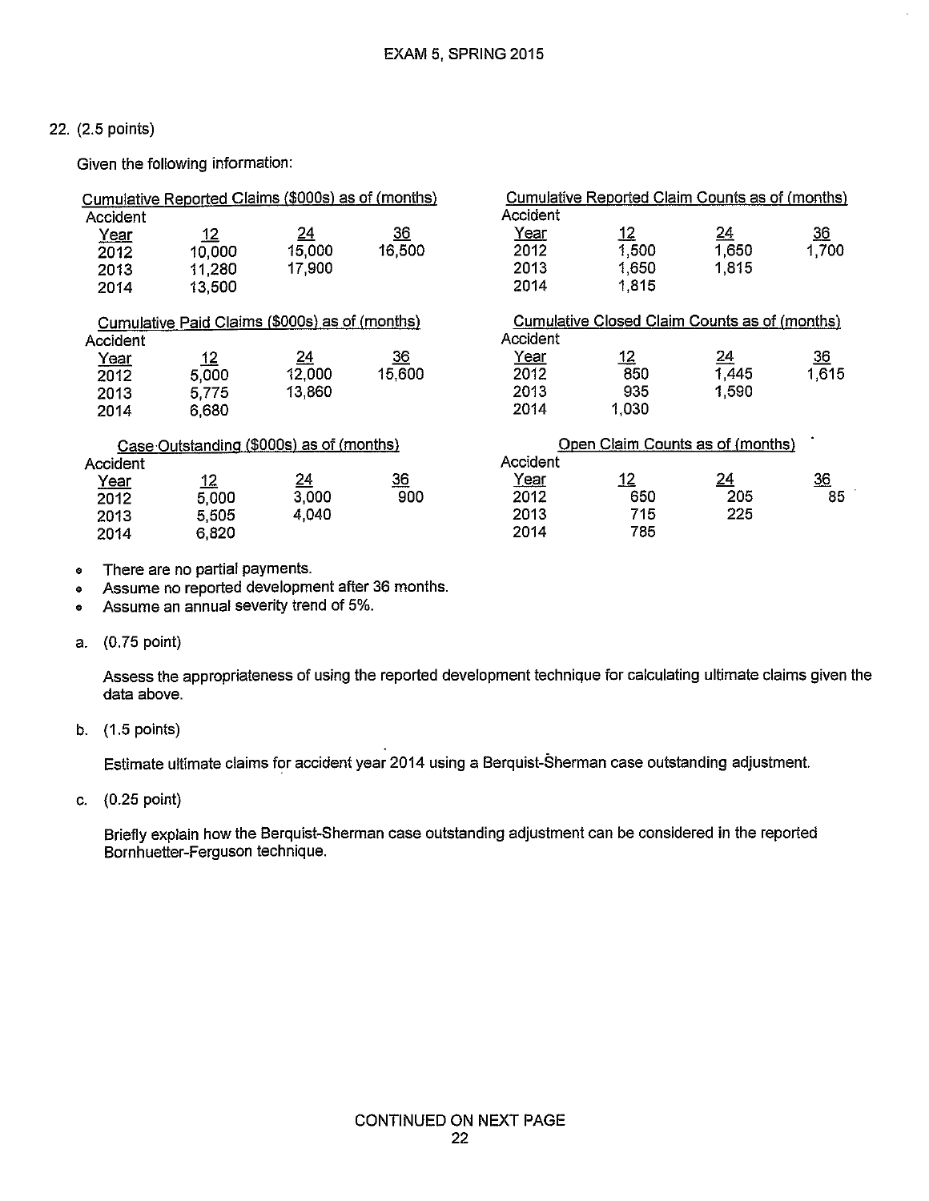22. (2.5 points)

Given the following information:

Cumulative Reported Claims ($000s) as of (months)

| Accident Year | 12 | 24 | 36 |
|---|---|---|---|
| 2012 | 10,000 | 15,000 | 16,500 |
| 2013 | 11,280 | 17,900 | |
| 2014 | 13,500 | | |

Cumulative Reported Claim Counts as of (months)

| Accident Year | 12 | 24 | 36 |
|---|---|---|---|
| 2012 | 1,500 | 1,650 | 1,700 |
| 2013 | 1,650 | 1,815 | |
| 2014 | 1,815 | | |

Cumulative Paid Claims ($000s) as of (months)

| Accident Year | 12 | 24 | 36 |
|---|---|---|---|
| 2012 | 5,000 | 12,000 | 15,600 |
| 2013 | 5,775 | 13,860 | |
| 2014 | 6,680 | | |

Cumulative Closed Claim Counts as of (months)

| Accident Year | 12 | 24 | 36 |
|---|---|---|---|
| 2012 | 850 | 1,445 | 1,615 |
| 2013 | 935 | 1,590 | |
| 2014 | 1,030 | | |

Case Outstanding ($000s) as of (months)

| Accident Year | 12 | 24 | 36 |
|---|---|---|---|
| 2012 | 5,000 | 3,000 | 900 |
| 2013 | 5,505 | 4,040 | |
| 2014 | 6,820 | | |

Open Claim Counts as of (months)

| Accident Year | 12 | 24 | 36 |
|---|---|---|---|
| 2012 | 650 | 205 | 85 |
| 2013 | 715 | 225 | |
| 2014 | 785 | | |

- There are no partial payments.
- Assume no reported development after 36 months.
- Assume an annual severity trend of 5%.

a. (0.75 point)

Assess the appropriateness of using the reported development technique for calculating ultimate claims given the data above.

b. (1.5 points)

Estimate ultimate claims for accident year 2014 using a Berquist-Sherman case outstanding adjustment.

c. (0.25 point)

Briefly explain how the Berquist-Sherman case outstanding adjustment can be considered in the reported Bornhuetter-Ferguson technique.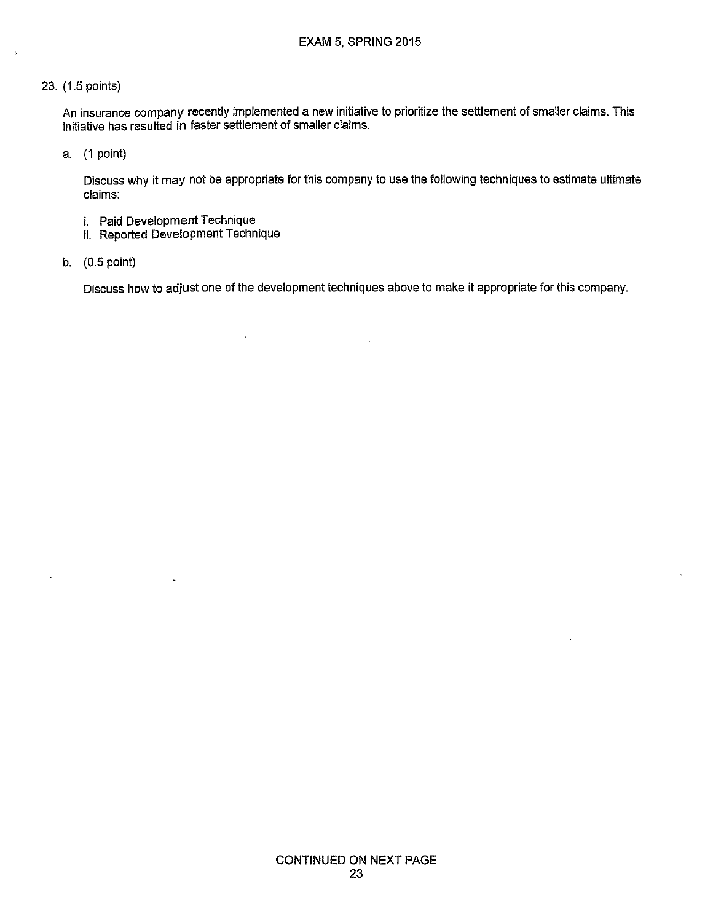23. (1.5 points)

An insurance company recently implemented a new initiative to prioritize the settlement of smaller claims. This initiative has resulted in faster settlement of smaller claims.

a. (1 point)

Discuss why it may not be appropriate for this company to use the following techniques to estimate ultimate claims:

i. Paid Development Technique
ii. Reported Development Technique

b. (0.5 point)

Discuss how to adjust one of the development techniques above to make it appropriate for this company.

CONTINUED ON NEXT PAGE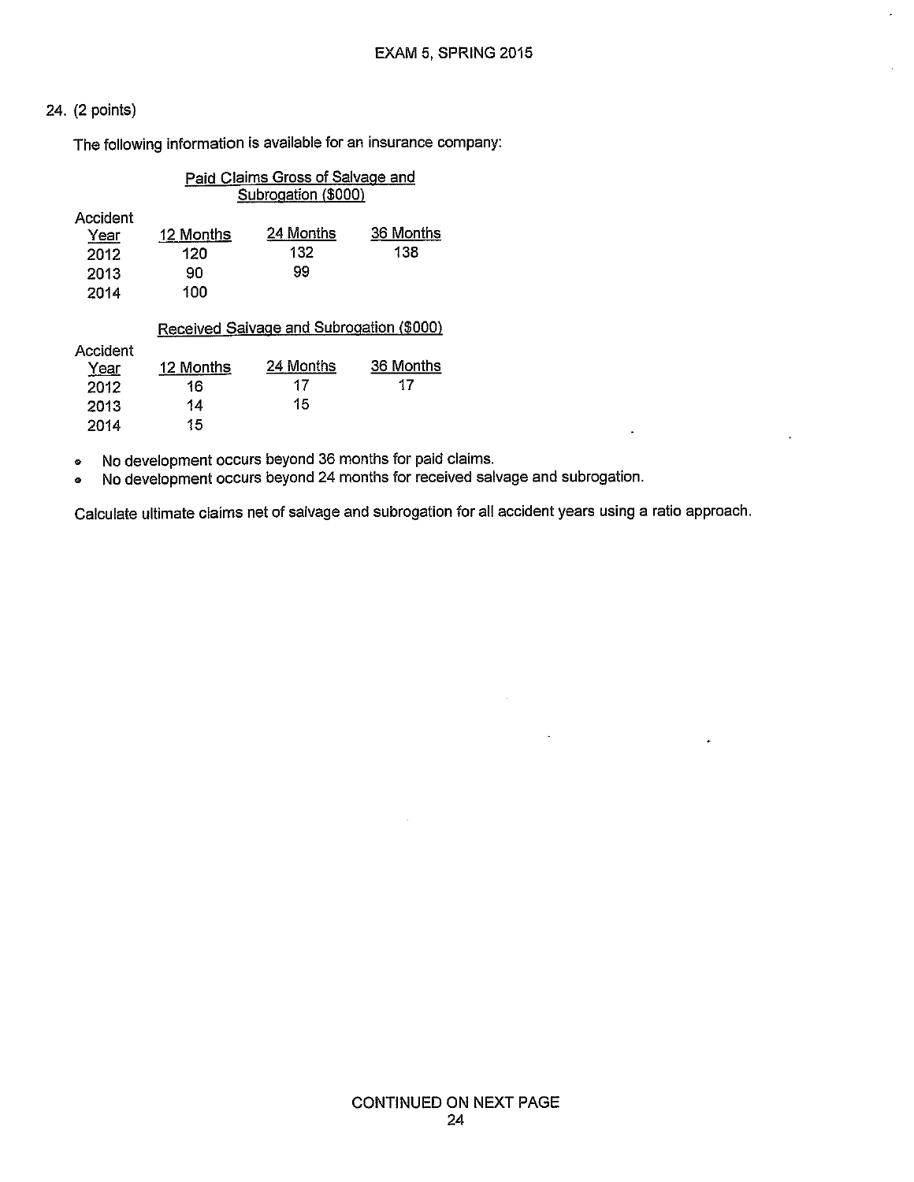24. (2 points)

The following information is available for an insurance company:

Paid Claims Gross of Salvage and Subrogation ($000)

| Accident Year | 12 Months | 24 Months | 36 Months |
|---|---|---|---|
| 2012 | 120 | 132 | 138 |
| 2013 | 90 | 99 | |
| 2014 | 100 | | |

Received Salvage and Subrogation ($000)

| Accident Year | 12 Months | 24 Months | 36 Months |
|---|---|---|---|
| 2012 | 16 | 17 | 17 |
| 2013 | 14 | 15 | |
| 2014 | 15 | | |

- No development occurs beyond 36 months for paid claims.
- No development occurs beyond 24 months for received salvage and subrogation.

Calculate ultimate claims net of salvage and subrogation for all accident years using a ratio approach.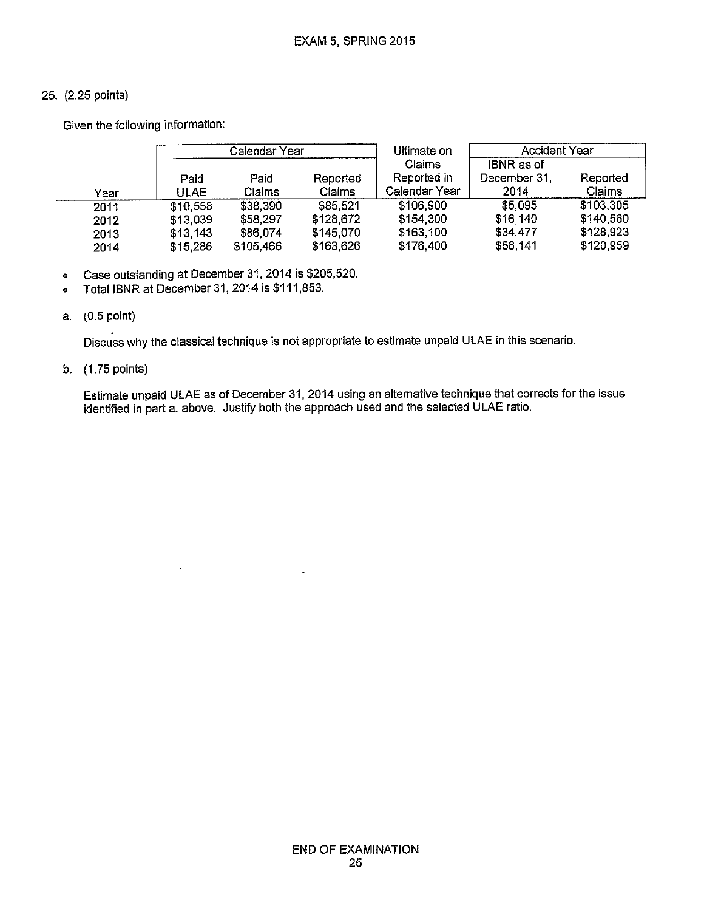25. (2.25 points)

Given the following information:

| | Calendar Year | | | Ultimate on | Accident Year | |
|---|---|---|---|---|---|---|
| Year | Paid ULAE | Paid Claims | Reported Claims | Claims Reported in Calendar Year | IBNR as of December 31, 2014 | Reported Claims |
| 2011 | \$10,558 | \$38,390 | \$85,521 | \$106,900 | \$5,095 | \$103,305 |
| 2012 | \$13,039 | \$58,297 | \$128,672 | \$154,300 | \$16,140 | \$140,560 |
| 2013 | \$13,143 | \$86,074 | \$145,070 | \$163,100 | \$34,477 | \$128,923 |
| 2014 | \$15,286 | \$105,466 | \$163,626 | \$176,400 | \$56,141 | \$120,959 |

- Case outstanding at December 31, 2014 is \$205,520.
- Total IBNR at December 31, 2014 is \$111,853.

a. (0.5 point)

Discuss why the classical technique is not appropriate to estimate unpaid ULAE in this scenario.

b. (1.75 points)

Estimate unpaid ULAE as of December 31, 2014 using an alternative technique that corrects for the issue identified in part a. above. Justify both the approach used and the selected ULAE ratio.

END OF EXAMINATION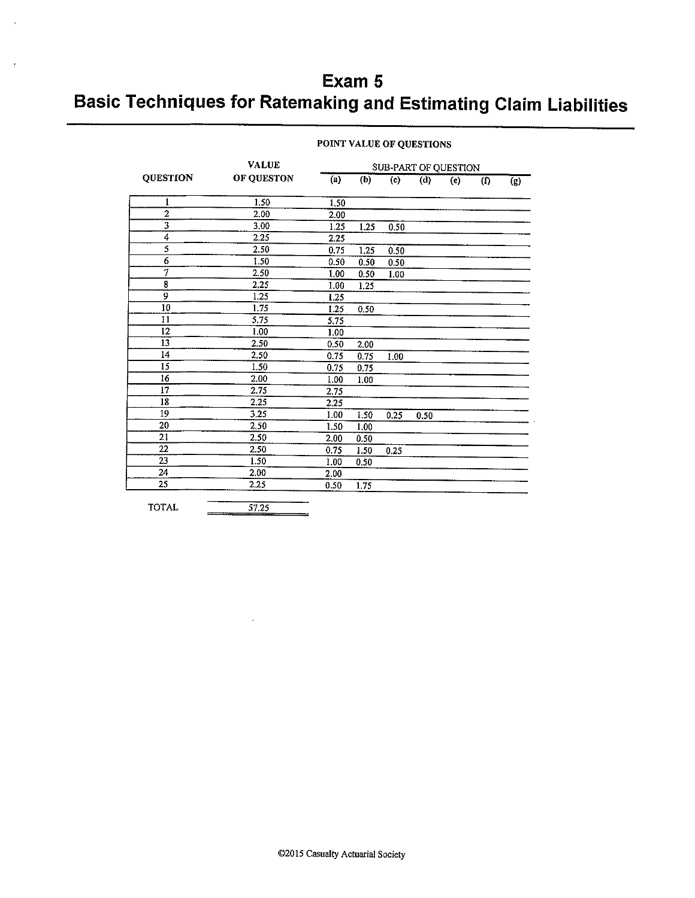# Exam 5
# Basic Techniques for Ratemaking and Estimating Claim Liabilities

**POINT VALUE OF QUESTIONS**

| QUESTION | VALUE OF QUESTON | SUB-PART OF QUESTION (a) | (b) | (c) | (d) | (e) | (f) | (g) |
|---|---|---|---|---|---|---|---|---|
| 1 | 1.50 | 1.50 | | | | | | |
| 2 | 2.00 | 2.00 | | | | | | |
| 3 | 3.00 | 1.25 | 1.25 | 0.50 | | | | |
| 4 | 2.25 | 2.25 | | | | | | |
| 5 | 2.50 | 0.75 | 1.25 | 0.50 | | | | |
| 6 | 1.50 | 0.50 | 0.50 | 0.50 | | | | |
| 7 | 2.50 | 1.00 | 0.50 | 1.00 | | | | |
| 8 | 2.25 | 1.00 | 1.25 | | | | | |
| 9 | 1.25 | 1.25 | | | | | | |
| 10 | 1.75 | 1.25 | 0.50 | | | | | |
| 11 | 5.75 | 5.75 | | | | | | |
| 12 | 1.00 | 1.00 | | | | | | |
| 13 | 2.50 | 0.50 | 2.00 | | | | | |
| 14 | 2.50 | 0.75 | 0.75 | 1.00 | | | | |
| 15 | 1.50 | 0.75 | 0.75 | | | | | |
| 16 | 2.00 | 1.00 | 1.00 | | | | | |
| 17 | 2.75 | 2.75 | | | | | | |
| 18 | 2.25 | 2.25 | | | | | | |
| 19 | 3.25 | 1.00 | 1.50 | 0.25 | 0.50 | | | |
| 20 | 2.50 | 1.50 | 1.00 | | | | | |
| 21 | 2.50 | 2.00 | 0.50 | | | | | |
| 22 | 2.50 | 0.75 | 1.50 | 0.25 | | | | |
| 23 | 1.50 | 1.00 | 0.50 | | | | | |
| 24 | 2.00 | 2.00 | | | | | | |
| 25 | 2.25 | 0.50 | 1.75 | | | | | |
| TOTAL | 57.25 | | | | | | | |

©2015 Casualty Actuarial Society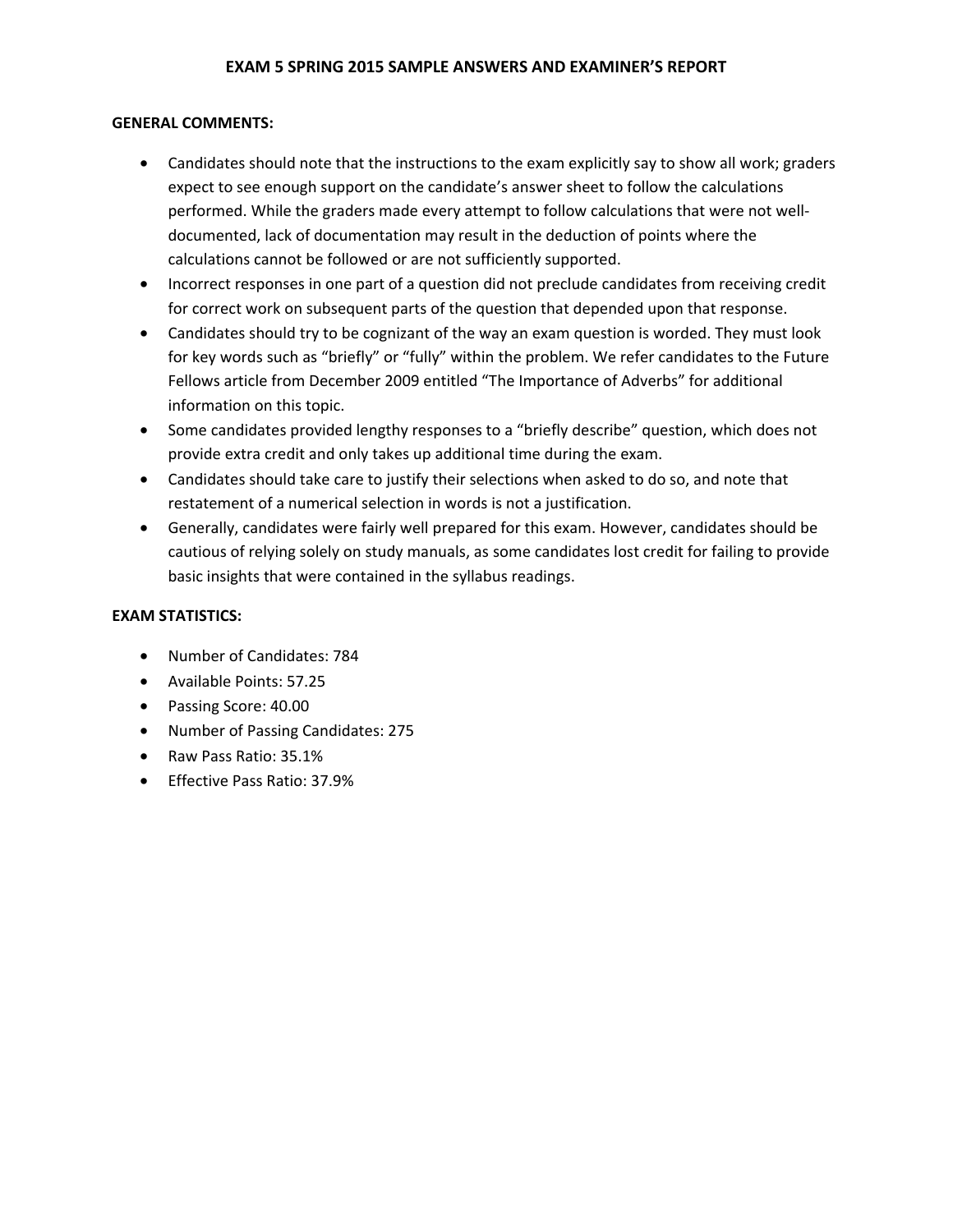# EXAM 5 SPRING 2015 SAMPLE ANSWERS AND EXAMINER'S REPORT

**GENERAL COMMENTS:**

- Candidates should note that the instructions to the exam explicitly say to show all work; graders expect to see enough support on the candidate's answer sheet to follow the calculations performed. While the graders made every attempt to follow calculations that were not well-documented, lack of documentation may result in the deduction of points where the calculations cannot be followed or are not sufficiently supported.
- Incorrect responses in one part of a question did not preclude candidates from receiving credit for correct work on subsequent parts of the question that depended upon that response.
- Candidates should try to be cognizant of the way an exam question is worded. They must look for key words such as "briefly" or "fully" within the problem. We refer candidates to the Future Fellows article from December 2009 entitled "The Importance of Adverbs" for additional information on this topic.
- Some candidates provided lengthy responses to a "briefly describe" question, which does not provide extra credit and only takes up additional time during the exam.
- Candidates should take care to justify their selections when asked to do so, and note that restatement of a numerical selection in words is not a justification.
- Generally, candidates were fairly well prepared for this exam. However, candidates should be cautious of relying solely on study manuals, as some candidates lost credit for failing to provide basic insights that were contained in the syllabus readings.

**EXAM STATISTICS:**

- Number of Candidates: 784
- Available Points: 57.25
- Passing Score: 40.00
- Number of Passing Candidates: 275
- Raw Pass Ratio: 35.1%
- Effective Pass Ratio: 37.9%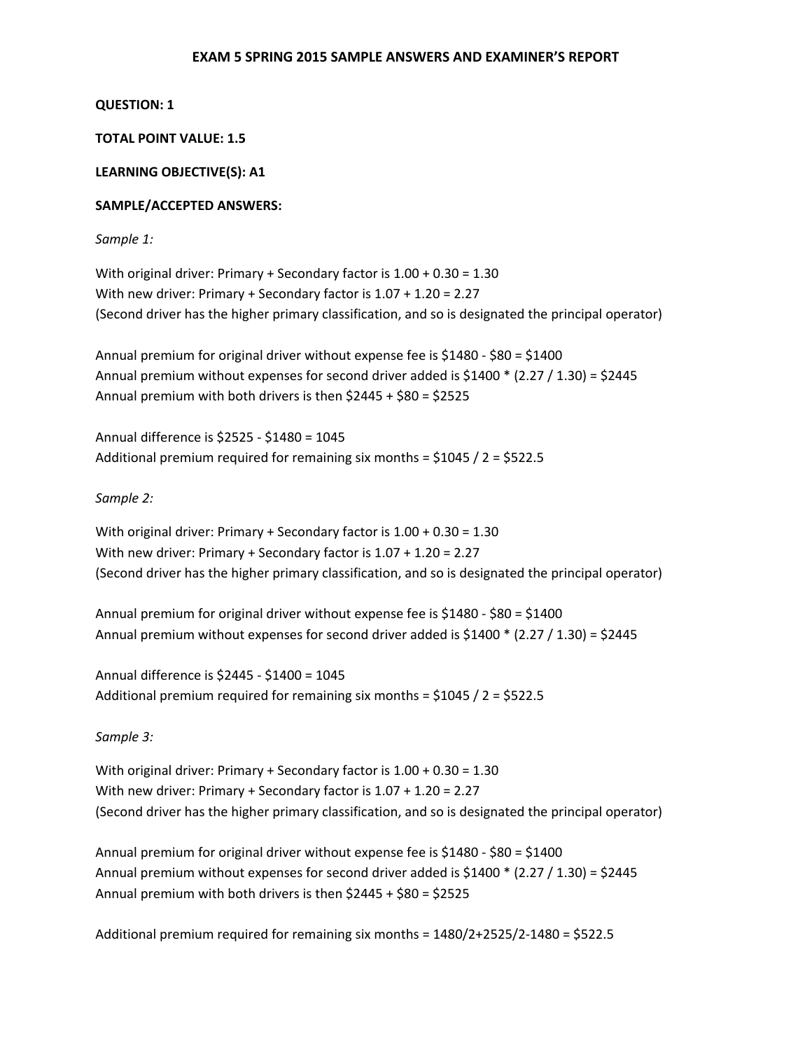# EXAM 5 SPRING 2015 SAMPLE ANSWERS AND EXAMINER'S REPORT

**QUESTION: 1**

**TOTAL POINT VALUE: 1.5**

**LEARNING OBJECTIVE(S): A1**

**SAMPLE/ACCEPTED ANSWERS:**

*Sample 1:*

With original driver: Primary + Secondary factor is 1.00 + 0.30 = 1.30
With new driver: Primary + Secondary factor is 1.07 + 1.20 = 2.27
(Second driver has the higher primary classification, and so is designated the principal operator)

Annual premium for original driver without expense fee is $1480 - $80 = $1400
Annual premium without expenses for second driver added is $1400 * (2.27 / 1.30) = $2445
Annual premium with both drivers is then $2445 + $80 = $2525

Annual difference is $2525 - $1480 = 1045
Additional premium required for remaining six months = $1045 / 2 = $522.5

*Sample 2:*

With original driver: Primary + Secondary factor is 1.00 + 0.30 = 1.30
With new driver: Primary + Secondary factor is 1.07 + 1.20 = 2.27
(Second driver has the higher primary classification, and so is designated the principal operator)

Annual premium for original driver without expense fee is $1480 - $80 = $1400
Annual premium without expenses for second driver added is $1400 * (2.27 / 1.30) = $2445

Annual difference is $2445 - $1400 = 1045
Additional premium required for remaining six months = $1045 / 2 = $522.5

*Sample 3:*

With original driver: Primary + Secondary factor is 1.00 + 0.30 = 1.30
With new driver: Primary + Secondary factor is 1.07 + 1.20 = 2.27
(Second driver has the higher primary classification, and so is designated the principal operator)

Annual premium for original driver without expense fee is $1480 - $80 = $1400
Annual premium without expenses for second driver added is $1400 * (2.27 / 1.30) = $2445
Annual premium with both drivers is then $2445 + $80 = $2525

Additional premium required for remaining six months = 1480/2+2525/2-1480 = $522.5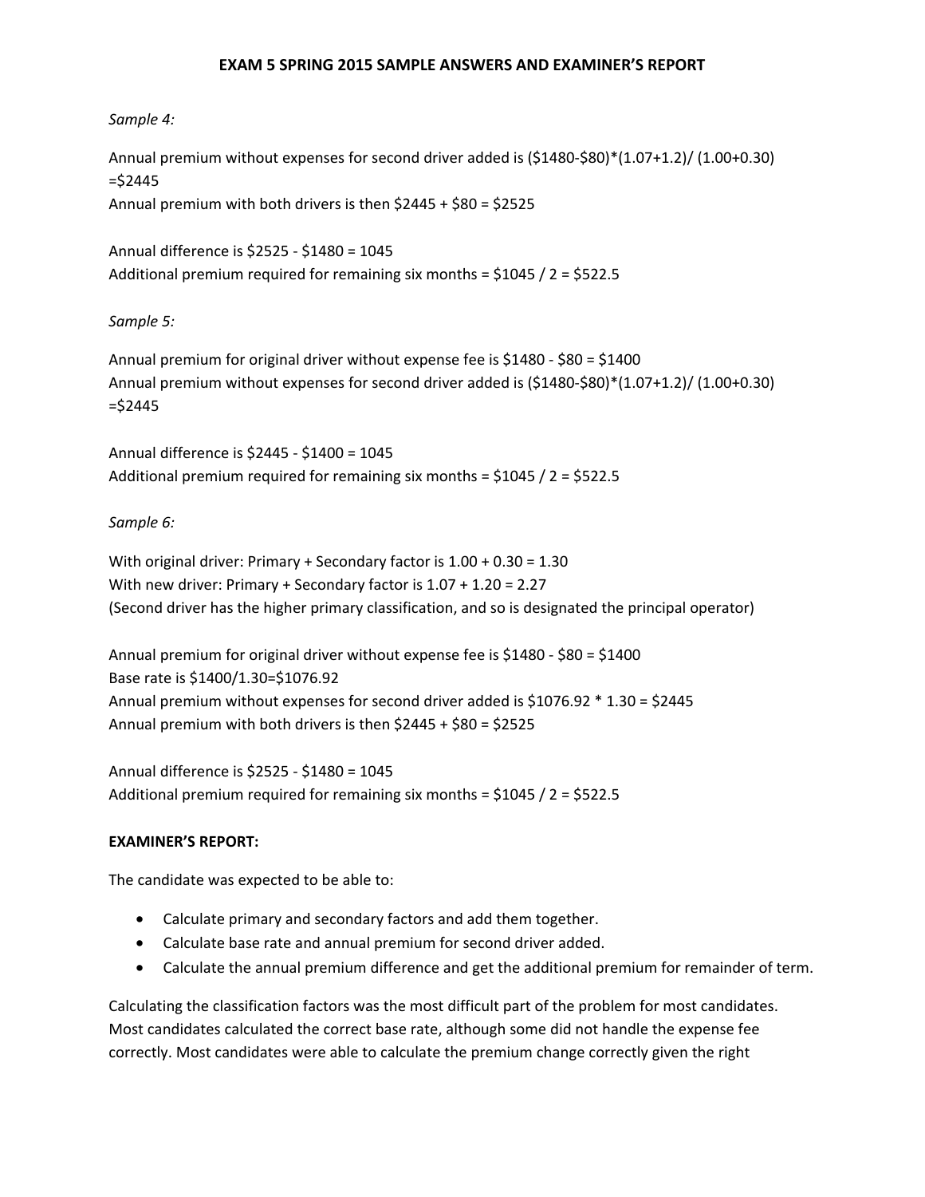Sample 4:

Annual premium without expenses for second driver added is ($1480-$80)*(1.07+1.2)/ (1.00+0.30) =$2445

Annual premium with both drivers is then $2445 + $80 = $2525

Annual difference is $2525 - $1480 = 1045

Additional premium required for remaining six months = $1045 / 2 = $522.5

Sample 5:

Annual premium for original driver without expense fee is $1480 - $80 = $1400

Annual premium without expenses for second driver added is ($1480-$80)*(1.07+1.2)/ (1.00+0.30) =$2445

Annual difference is $2445 - $1400 = 1045

Additional premium required for remaining six months = $1045 / 2 = $522.5

Sample 6:

With original driver: Primary + Secondary factor is 1.00 + 0.30 = 1.30

With new driver: Primary + Secondary factor is 1.07 + 1.20 = 2.27

(Second driver has the higher primary classification, and so is designated the principal operator)

Annual premium for original driver without expense fee is $1480 - $80 = $1400

Base rate is $1400/1.30=$1076.92

Annual premium without expenses for second driver added is $1076.92 * 1.30 = $2445

Annual premium with both drivers is then $2445 + $80 = $2525

Annual difference is $2525 - $1480 = 1045

Additional premium required for remaining six months = $1045 / 2 = $522.5

**EXAMINER'S REPORT:**

The candidate was expected to be able to:

- Calculate primary and secondary factors and add them together.
- Calculate base rate and annual premium for second driver added.
- Calculate the annual premium difference and get the additional premium for remainder of term.

Calculating the classification factors was the most difficult part of the problem for most candidates. Most candidates calculated the correct base rate, although some did not handle the expense fee correctly. Most candidates were able to calculate the premium change correctly given the right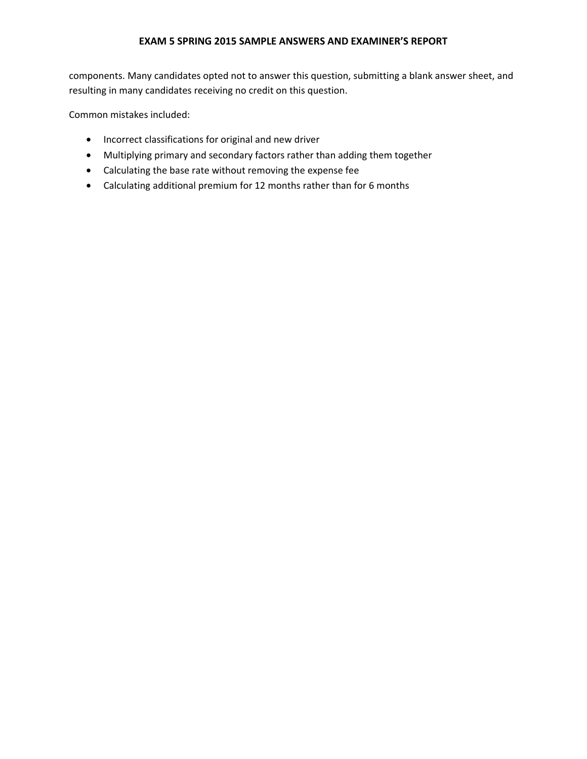components. Many candidates opted not to answer this question, submitting a blank answer sheet, and resulting in many candidates receiving no credit on this question.

Common mistakes included:

- Incorrect classifications for original and new driver
- Multiplying primary and secondary factors rather than adding them together
- Calculating the base rate without removing the expense fee
- Calculating additional premium for 12 months rather than for 6 months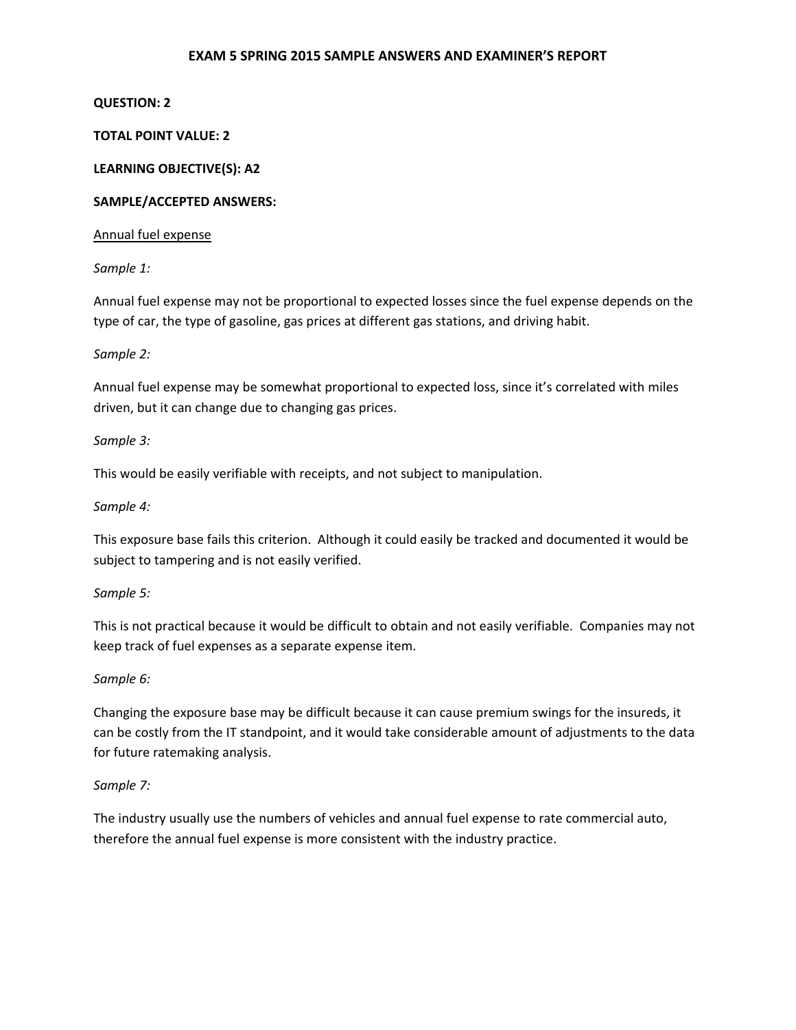**EXAM 5 SPRING 2015 SAMPLE ANSWERS AND EXAMINER'S REPORT**

**QUESTION: 2**

**TOTAL POINT VALUE: 2**

**LEARNING OBJECTIVE(S): A2**

**SAMPLE/ACCEPTED ANSWERS:**

<u>Annual fuel expense</u>

*Sample 1:*

Annual fuel expense may not be proportional to expected losses since the fuel expense depends on the type of car, the type of gasoline, gas prices at different gas stations, and driving habit.

*Sample 2:*

Annual fuel expense may be somewhat proportional to expected loss, since it's correlated with miles driven, but it can change due to changing gas prices.

*Sample 3:*

This would be easily verifiable with receipts, and not subject to manipulation.

*Sample 4:*

This exposure base fails this criterion. Although it could easily be tracked and documented it would be subject to tampering and is not easily verified.

*Sample 5:*

This is not practical because it would be difficult to obtain and not easily verifiable. Companies may not keep track of fuel expenses as a separate expense item.

*Sample 6:*

Changing the exposure base may be difficult because it can cause premium swings for the insureds, it can be costly from the IT standpoint, and it would take considerable amount of adjustments to the data for future ratemaking analysis.

*Sample 7:*

The industry usually use the numbers of vehicles and annual fuel expense to rate commercial auto, therefore the annual fuel expense is more consistent with the industry practice.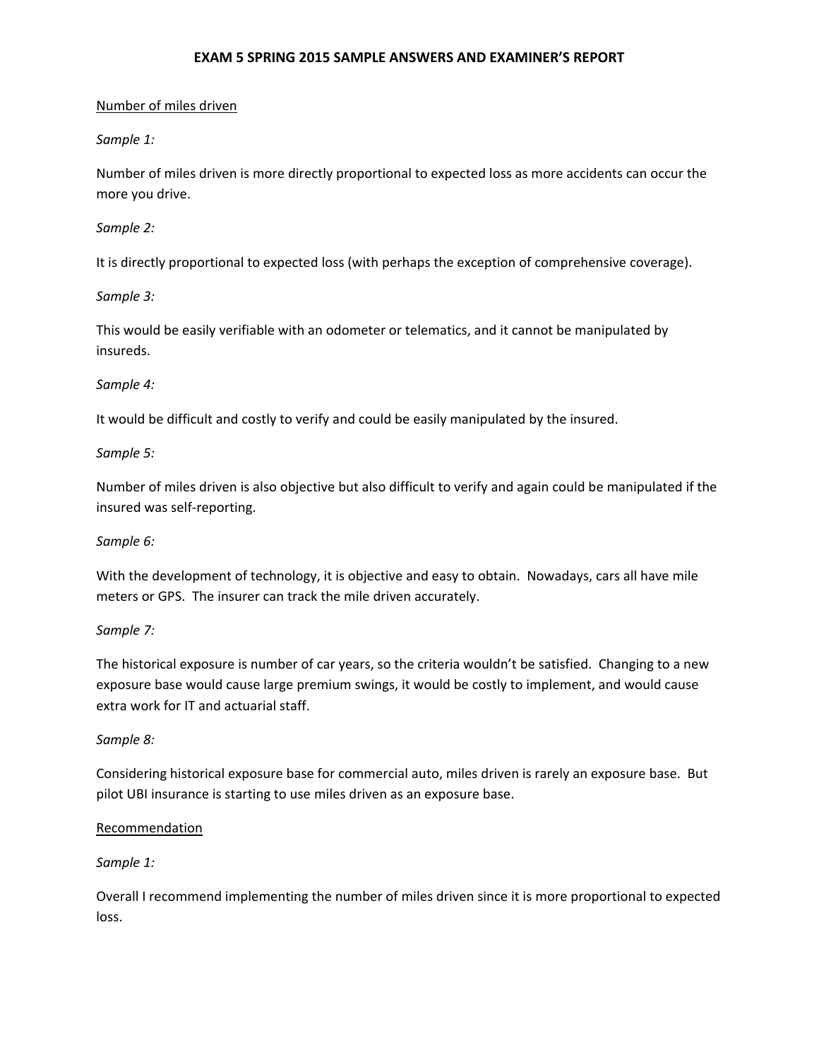Number of miles driven

*Sample 1:*

Number of miles driven is more directly proportional to expected loss as more accidents can occur the more you drive.

*Sample 2:*

It is directly proportional to expected loss (with perhaps the exception of comprehensive coverage).

*Sample 3:*

This would be easily verifiable with an odometer or telematics, and it cannot be manipulated by insureds.

*Sample 4:*

It would be difficult and costly to verify and could be easily manipulated by the insured.

*Sample 5:*

Number of miles driven is also objective but also difficult to verify and again could be manipulated if the insured was self-reporting.

*Sample 6:*

With the development of technology, it is objective and easy to obtain. Nowadays, cars all have mile meters or GPS. The insurer can track the mile driven accurately.

*Sample 7:*

The historical exposure is number of car years, so the criteria wouldn't be satisfied. Changing to a new exposure base would cause large premium swings, it would be costly to implement, and would cause extra work for IT and actuarial staff.

*Sample 8:*

Considering historical exposure base for commercial auto, miles driven is rarely an exposure base. But pilot UBI insurance is starting to use miles driven as an exposure base.

Recommendation

*Sample 1:*

Overall I recommend implementing the number of miles driven since it is more proportional to expected loss.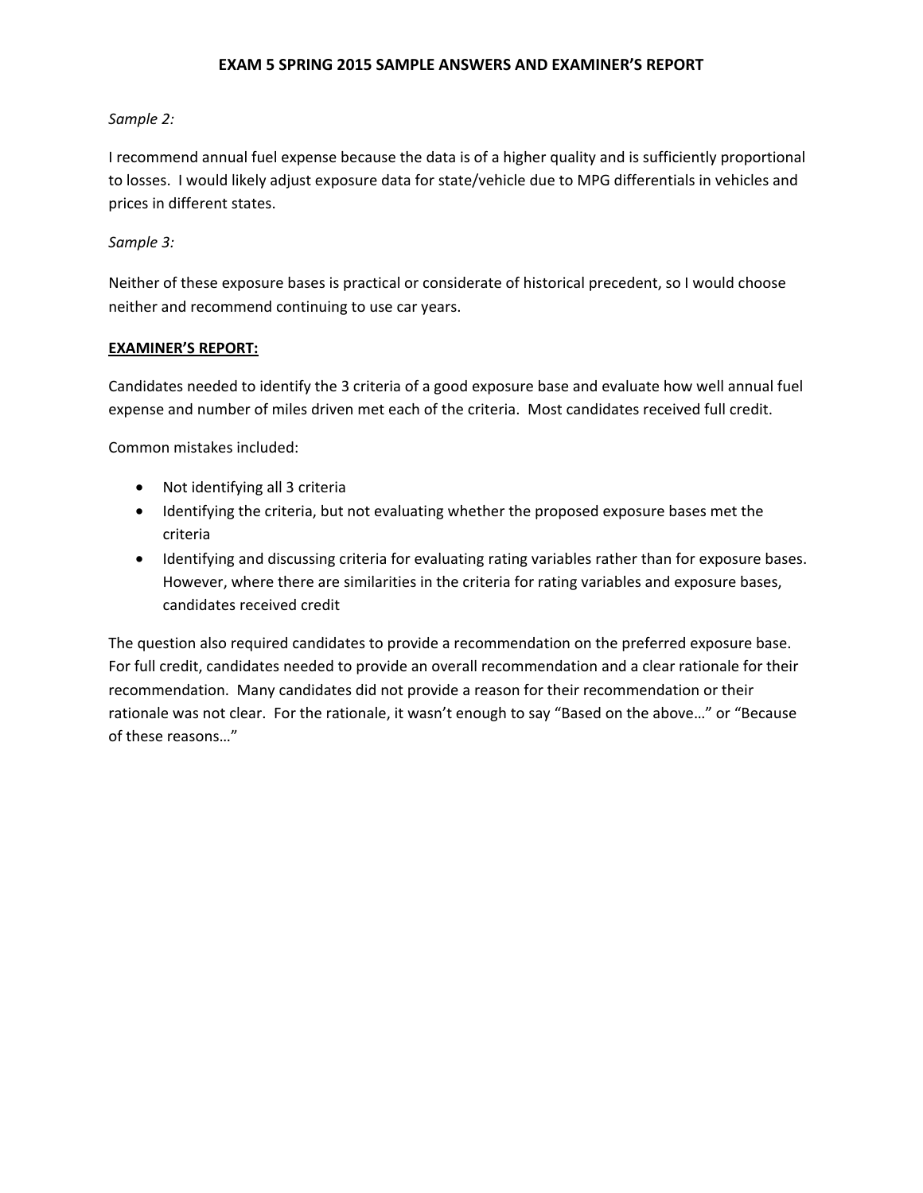*Sample 2:*

I recommend annual fuel expense because the data is of a higher quality and is sufficiently proportional to losses. I would likely adjust exposure data for state/vehicle due to MPG differentials in vehicles and prices in different states.

*Sample 3:*

Neither of these exposure bases is practical or considerate of historical precedent, so I would choose neither and recommend continuing to use car years.

**EXAMINER'S REPORT:**

Candidates needed to identify the 3 criteria of a good exposure base and evaluate how well annual fuel expense and number of miles driven met each of the criteria. Most candidates received full credit.

Common mistakes included:

- Not identifying all 3 criteria
- Identifying the criteria, but not evaluating whether the proposed exposure bases met the criteria
- Identifying and discussing criteria for evaluating rating variables rather than for exposure bases. However, where there are similarities in the criteria for rating variables and exposure bases, candidates received credit

The question also required candidates to provide a recommendation on the preferred exposure base. For full credit, candidates needed to provide an overall recommendation and a clear rationale for their recommendation. Many candidates did not provide a reason for their recommendation or their rationale was not clear. For the rationale, it wasn't enough to say "Based on the above…" or "Because of these reasons…"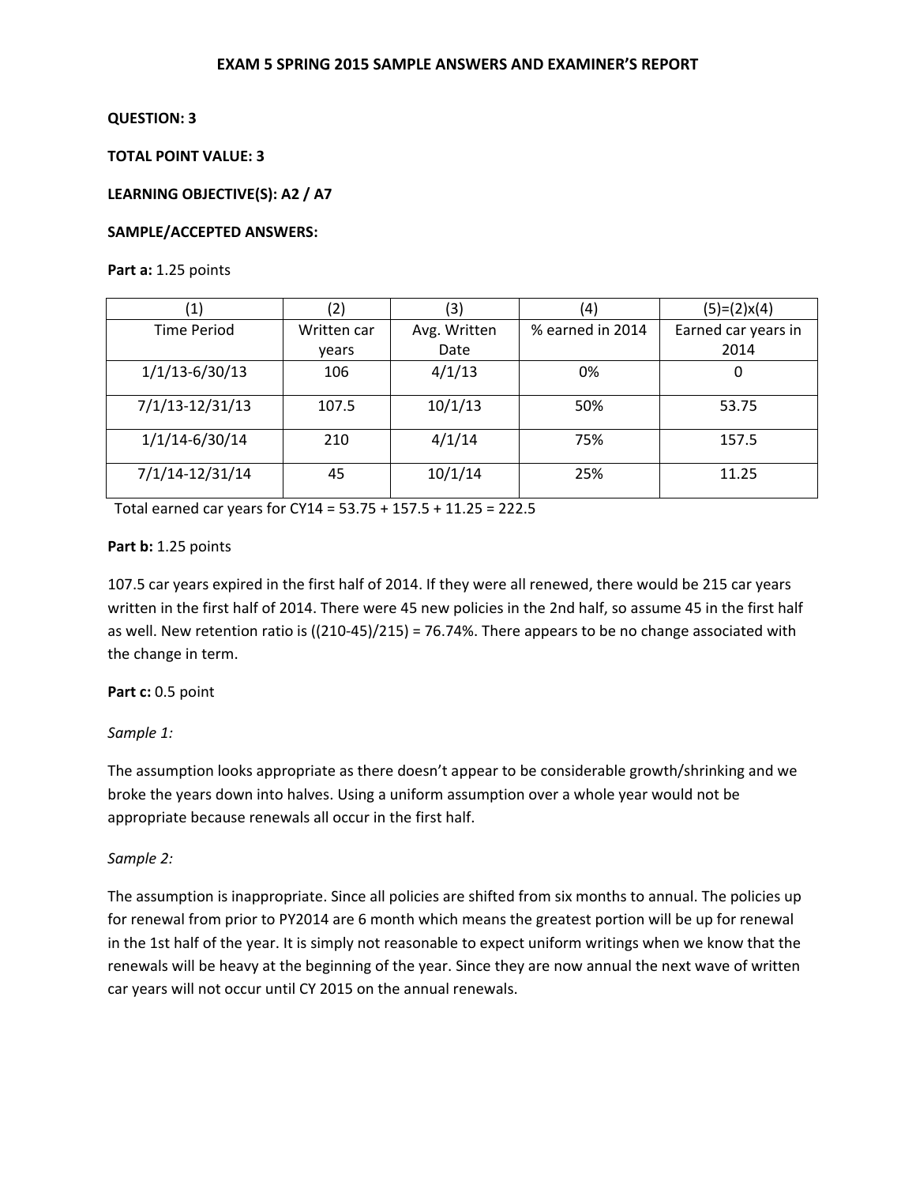**EXAM 5 SPRING 2015 SAMPLE ANSWERS AND EXAMINER'S REPORT**

**QUESTION: 3**

**TOTAL POINT VALUE: 3**

**LEARNING OBJECTIVE(S): A2 / A7**

**SAMPLE/ACCEPTED ANSWERS:**

**Part a:** 1.25 points

| (1) | (2) | (3) | (4) | (5)=(2)x(4) |
|---|---|---|---|---|
| Time Period | Written car years | Avg. Written Date | % earned in 2014 | Earned car years in 2014 |
| 1/1/13-6/30/13 | 106 | 4/1/13 | 0% | 0 |
| 7/1/13-12/31/13 | 107.5 | 10/1/13 | 50% | 53.75 |
| 1/1/14-6/30/14 | 210 | 4/1/14 | 75% | 157.5 |
| 7/1/14-12/31/14 | 45 | 10/1/14 | 25% | 11.25 |

Total earned car years for CY14 = 53.75 + 157.5 + 11.25 = 222.5

**Part b:** 1.25 points

107.5 car years expired in the first half of 2014. If they were all renewed, there would be 215 car years written in the first half of 2014. There were 45 new policies in the 2nd half, so assume 45 in the first half as well. New retention ratio is ((210-45)/215) = 76.74%. There appears to be no change associated with the change in term.

**Part c:** 0.5 point

*Sample 1:*

The assumption looks appropriate as there doesn't appear to be considerable growth/shrinking and we broke the years down into halves. Using a uniform assumption over a whole year would not be appropriate because renewals all occur in the first half.

*Sample 2:*

The assumption is inappropriate. Since all policies are shifted from six months to annual. The policies up for renewal from prior to PY2014 are 6 month which means the greatest portion will be up for renewal in the 1st half of the year. It is simply not reasonable to expect uniform writings when we know that the renewals will be heavy at the beginning of the year. Since they are now annual the next wave of written car years will not occur until CY 2015 on the annual renewals.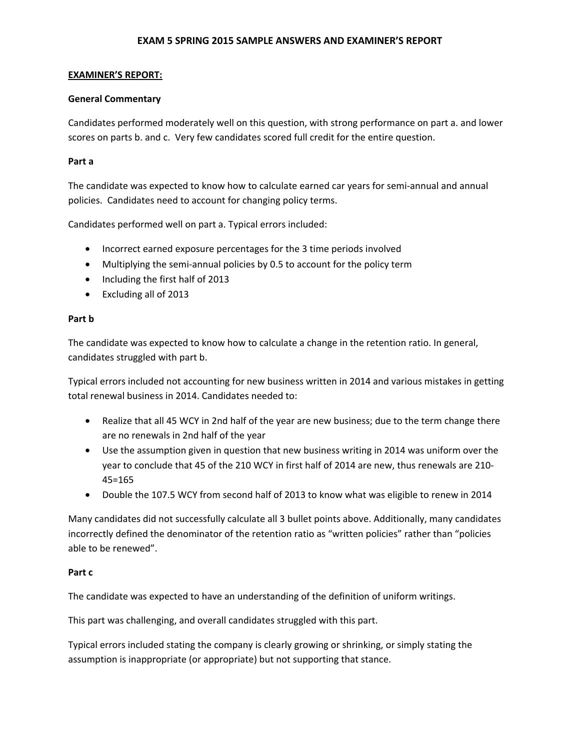# EXAM 5 SPRING 2015 SAMPLE ANSWERS AND EXAMINER'S REPORT

**EXAMINER'S REPORT:**

**General Commentary**

Candidates performed moderately well on this question, with strong performance on part a. and lower scores on parts b. and c. Very few candidates scored full credit for the entire question.

**Part a**

The candidate was expected to know how to calculate earned car years for semi-annual and annual policies. Candidates need to account for changing policy terms.

Candidates performed well on part a. Typical errors included:

- Incorrect earned exposure percentages for the 3 time periods involved
- Multiplying the semi-annual policies by 0.5 to account for the policy term
- Including the first half of 2013
- Excluding all of 2013

**Part b**

The candidate was expected to know how to calculate a change in the retention ratio. In general, candidates struggled with part b.

Typical errors included not accounting for new business written in 2014 and various mistakes in getting total renewal business in 2014. Candidates needed to:

- Realize that all 45 WCY in 2nd half of the year are new business; due to the term change there are no renewals in 2nd half of the year
- Use the assumption given in question that new business writing in 2014 was uniform over the year to conclude that 45 of the 210 WCY in first half of 2014 are new, thus renewals are 210-45=165
- Double the 107.5 WCY from second half of 2013 to know what was eligible to renew in 2014

Many candidates did not successfully calculate all 3 bullet points above. Additionally, many candidates incorrectly defined the denominator of the retention ratio as "written policies" rather than "policies able to be renewed".

**Part c**

The candidate was expected to have an understanding of the definition of uniform writings.

This part was challenging, and overall candidates struggled with this part.

Typical errors included stating the company is clearly growing or shrinking, or simply stating the assumption is inappropriate (or appropriate) but not supporting that stance.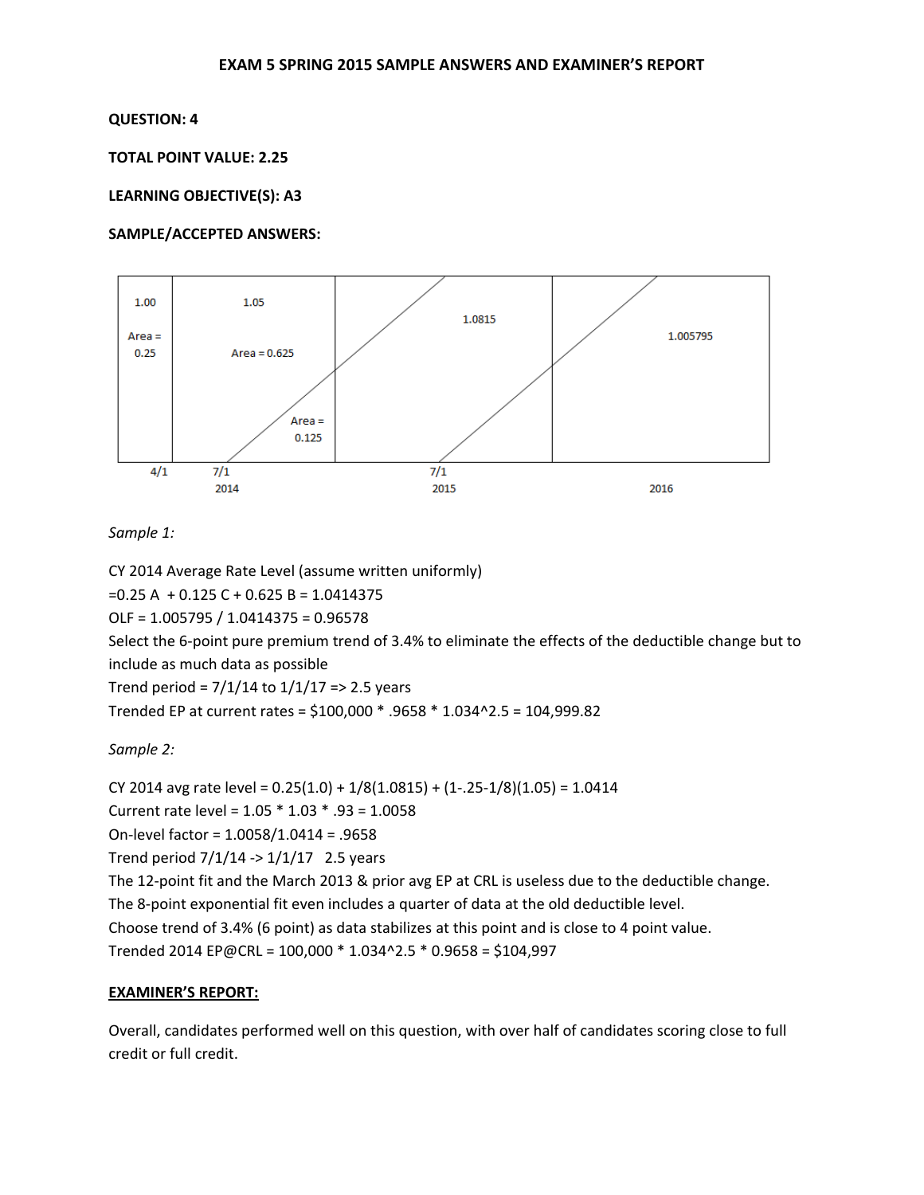# EXAM 5 SPRING 2015 SAMPLE ANSWERS AND EXAMINER'S REPORT

**QUESTION: 4**

**TOTAL POINT VALUE: 2.25**

**LEARNING OBJECTIVE(S): A3**

**SAMPLE/ACCEPTED ANSWERS:**

| 1.00<br>Area = 0.25 | 1.05<br>Area = 0.625<br>Area = 0.125 | 1.0815 | 1.005795 |
|---|---|---|---|
| 4/1 | 7/1 2014 | 7/1 2015 | 2016 |

*Sample 1:*

CY 2014 Average Rate Level (assume written uniformly)

=0.25 A + 0.125 C + 0.625 B = 1.0414375

OLF = 1.005795 / 1.0414375 = 0.96578

Select the 6-point pure premium trend of 3.4% to eliminate the effects of the deductible change but to include as much data as possible

Trend period = 7/1/14 to 1/1/17 => 2.5 years

Trended EP at current rates = $100,000 * .9658 * 1.034^2.5 = 104,999.82

*Sample 2:*

CY 2014 avg rate level = 0.25(1.0) + 1/8(1.0815) + (1-.25-1/8)(1.05) = 1.0414

Current rate level = 1.05 * 1.03 * .93 = 1.0058

On-level factor = 1.0058/1.0414 = .9658

Trend period 7/1/14 -> 1/1/17 2.5 years

The 12-point fit and the March 2013 & prior avg EP at CRL is useless due to the deductible change.

The 8-point exponential fit even includes a quarter of data at the old deductible level.

Choose trend of 3.4% (6 point) as data stabilizes at this point and is close to 4 point value.

Trended 2014 EP@CRL = 100,000 * 1.034^2.5 * 0.9658 = $104,997

**EXAMINER'S REPORT:**

Overall, candidates performed well on this question, with over half of candidates scoring close to full credit or full credit.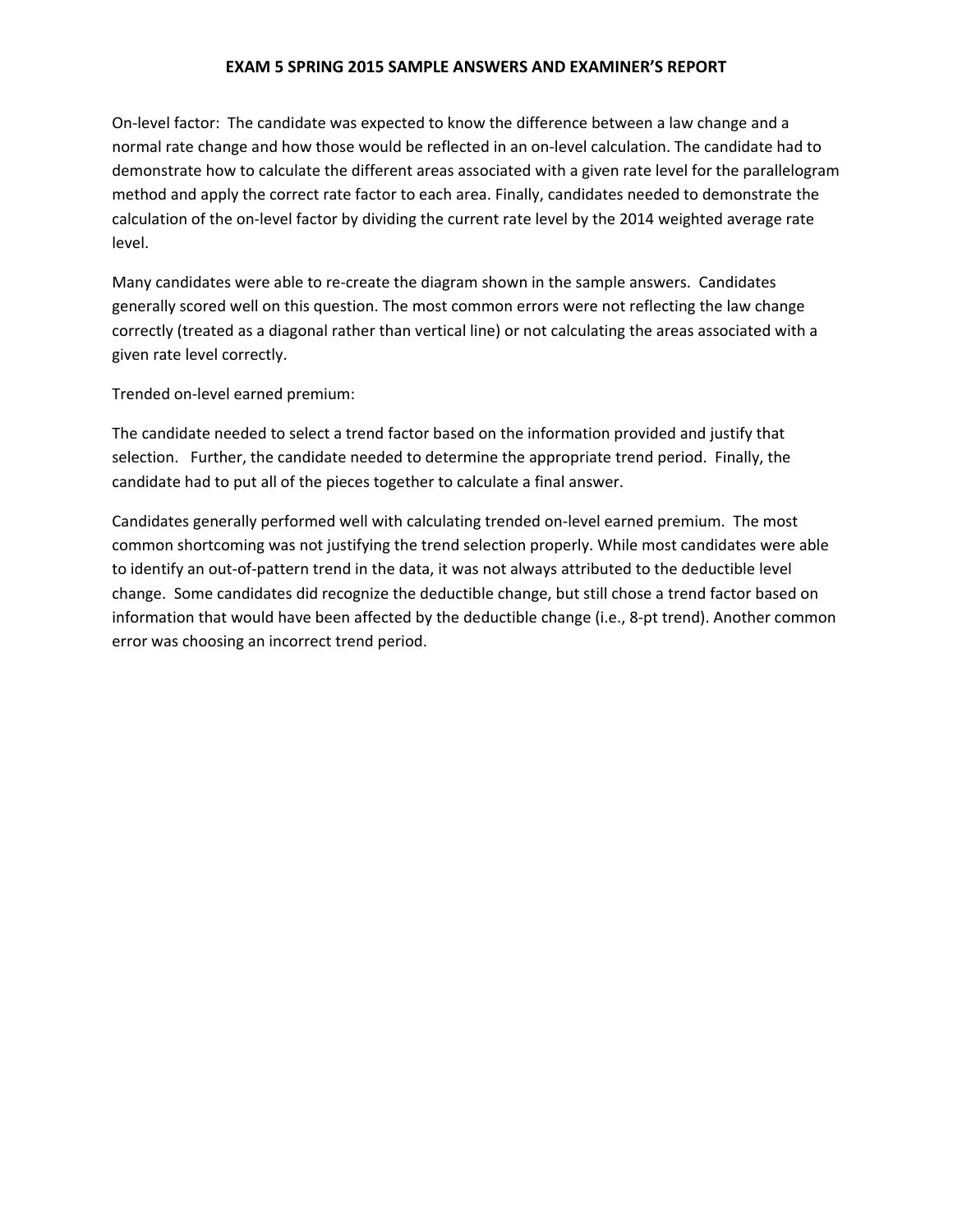On-level factor: The candidate was expected to know the difference between a law change and a normal rate change and how those would be reflected in an on-level calculation. The candidate had to demonstrate how to calculate the different areas associated with a given rate level for the parallelogram method and apply the correct rate factor to each area. Finally, candidates needed to demonstrate the calculation of the on-level factor by dividing the current rate level by the 2014 weighted average rate level.

Many candidates were able to re-create the diagram shown in the sample answers. Candidates generally scored well on this question. The most common errors were not reflecting the law change correctly (treated as a diagonal rather than vertical line) or not calculating the areas associated with a given rate level correctly.

Trended on-level earned premium:

The candidate needed to select a trend factor based on the information provided and justify that selection. Further, the candidate needed to determine the appropriate trend period. Finally, the candidate had to put all of the pieces together to calculate a final answer.

Candidates generally performed well with calculating trended on-level earned premium. The most common shortcoming was not justifying the trend selection properly. While most candidates were able to identify an out-of-pattern trend in the data, it was not always attributed to the deductible level change. Some candidates did recognize the deductible change, but still chose a trend factor based on information that would have been affected by the deductible change (i.e., 8-pt trend). Another common error was choosing an incorrect trend period.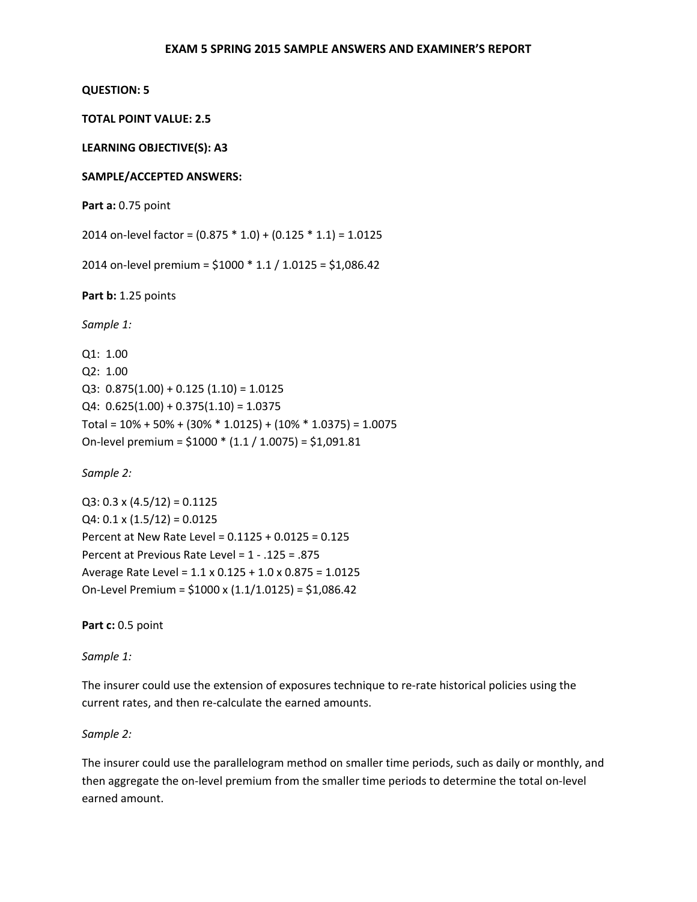**EXAM 5 SPRING 2015 SAMPLE ANSWERS AND EXAMINER'S REPORT**

**QUESTION: 5**

**TOTAL POINT VALUE: 2.5**

**LEARNING OBJECTIVE(S): A3**

**SAMPLE/ACCEPTED ANSWERS:**

**Part a:** 0.75 point

2014 on-level factor = (0.875 * 1.0) + (0.125 * 1.1) = 1.0125

2014 on-level premium = $1000 * 1.1 / 1.0125 = $1,086.42

**Part b:** 1.25 points

*Sample 1:*

Q1: 1.00
Q2: 1.00
Q3: 0.875(1.00) + 0.125 (1.10) = 1.0125
Q4: 0.625(1.00) + 0.375(1.10) = 1.0375
Total = 10% + 50% + (30% * 1.0125) + (10% * 1.0375) = 1.0075
On-level premium = $1000 * (1.1 / 1.0075) = $1,091.81

*Sample 2:*

Q3: 0.3 x (4.5/12) = 0.1125
Q4: 0.1 x (1.5/12) = 0.0125
Percent at New Rate Level = 0.1125 + 0.0125 = 0.125
Percent at Previous Rate Level = 1 - .125 = .875
Average Rate Level = 1.1 x 0.125 + 1.0 x 0.875 = 1.0125
On-Level Premium = $1000 x (1.1/1.0125) = $1,086.42

**Part c:** 0.5 point

*Sample 1:*

The insurer could use the extension of exposures technique to re-rate historical policies using the current rates, and then re-calculate the earned amounts.

*Sample 2:*

The insurer could use the parallelogram method on smaller time periods, such as daily or monthly, and then aggregate the on-level premium from the smaller time periods to determine the total on-level earned amount.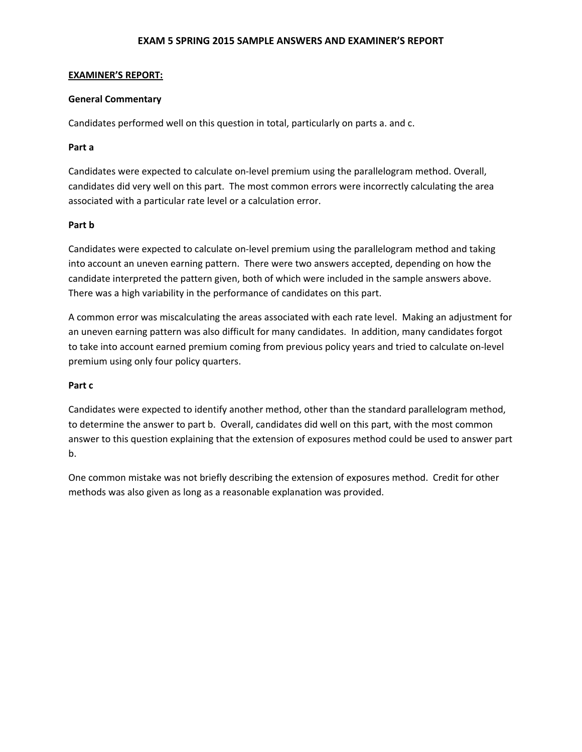# EXAM 5 SPRING 2015 SAMPLE ANSWERS AND EXAMINER'S REPORT

## EXAMINER'S REPORT:

### General Commentary

Candidates performed well on this question in total, particularly on parts a. and c.

### Part a

Candidates were expected to calculate on-level premium using the parallelogram method. Overall, candidates did very well on this part. The most common errors were incorrectly calculating the area associated with a particular rate level or a calculation error.

### Part b

Candidates were expected to calculate on-level premium using the parallelogram method and taking into account an uneven earning pattern. There were two answers accepted, depending on how the candidate interpreted the pattern given, both of which were included in the sample answers above. There was a high variability in the performance of candidates on this part.

A common error was miscalculating the areas associated with each rate level. Making an adjustment for an uneven earning pattern was also difficult for many candidates. In addition, many candidates forgot to take into account earned premium coming from previous policy years and tried to calculate on-level premium using only four policy quarters.

### Part c

Candidates were expected to identify another method, other than the standard parallelogram method, to determine the answer to part b. Overall, candidates did well on this part, with the most common answer to this question explaining that the extension of exposures method could be used to answer part b.

One common mistake was not briefly describing the extension of exposures method. Credit for other methods was also given as long as a reasonable explanation was provided.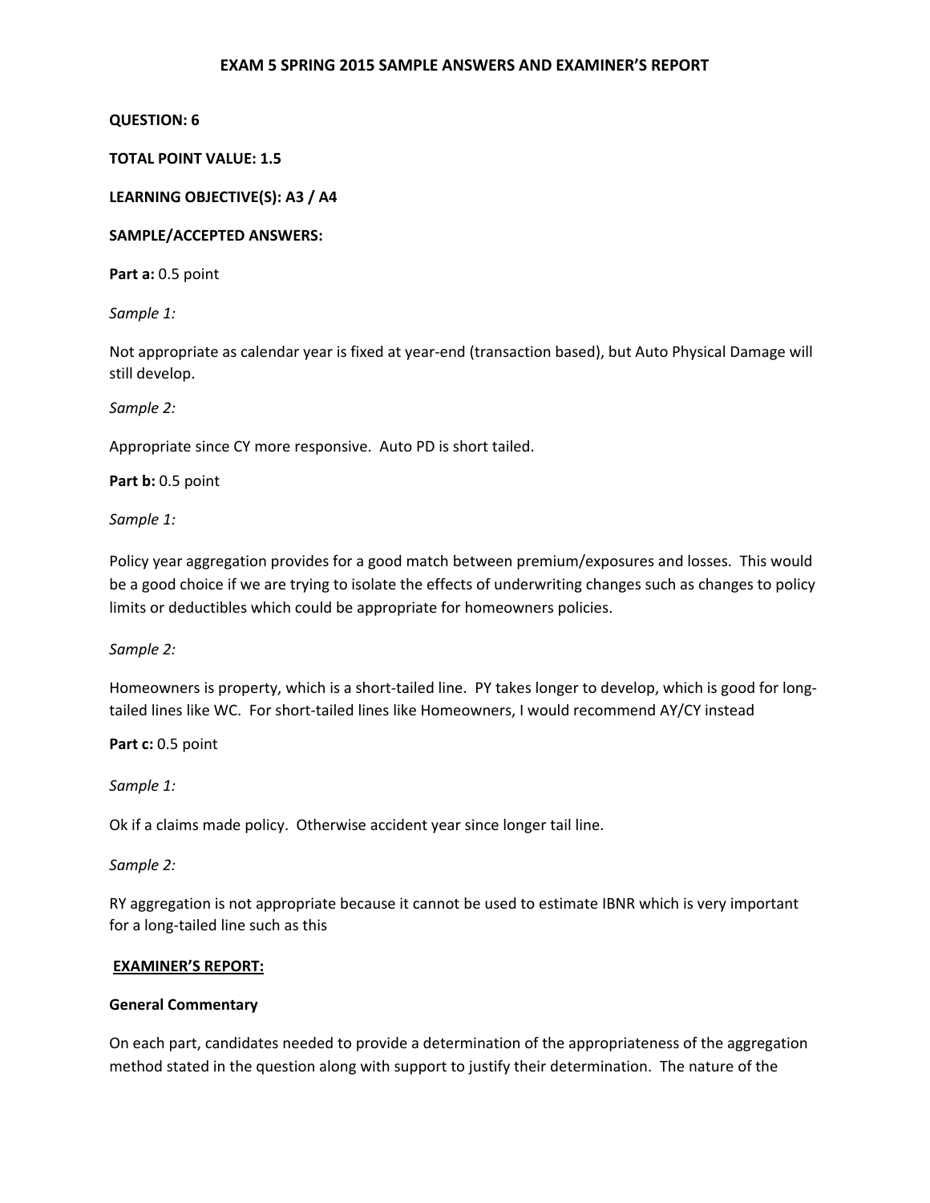# EXAM 5 SPRING 2015 SAMPLE ANSWERS AND EXAMINER'S REPORT

**QUESTION: 6**

**TOTAL POINT VALUE: 1.5**

**LEARNING OBJECTIVE(S): A3 / A4**

**SAMPLE/ACCEPTED ANSWERS:**

**Part a:** 0.5 point

*Sample 1:*

Not appropriate as calendar year is fixed at year-end (transaction based), but Auto Physical Damage will still develop.

*Sample 2:*

Appropriate since CY more responsive. Auto PD is short tailed.

**Part b:** 0.5 point

*Sample 1:*

Policy year aggregation provides for a good match between premium/exposures and losses. This would be a good choice if we are trying to isolate the effects of underwriting changes such as changes to policy limits or deductibles which could be appropriate for homeowners policies.

*Sample 2:*

Homeowners is property, which is a short-tailed line. PY takes longer to develop, which is good for long-tailed lines like WC. For short-tailed lines like Homeowners, I would recommend AY/CY instead

**Part c:** 0.5 point

*Sample 1:*

Ok if a claims made policy. Otherwise accident year since longer tail line.

*Sample 2:*

RY aggregation is not appropriate because it cannot be used to estimate IBNR which is very important for a long-tailed line such as this

**EXAMINER'S REPORT:**

**General Commentary**

On each part, candidates needed to provide a determination of the appropriateness of the aggregation method stated in the question along with support to justify their determination. The nature of the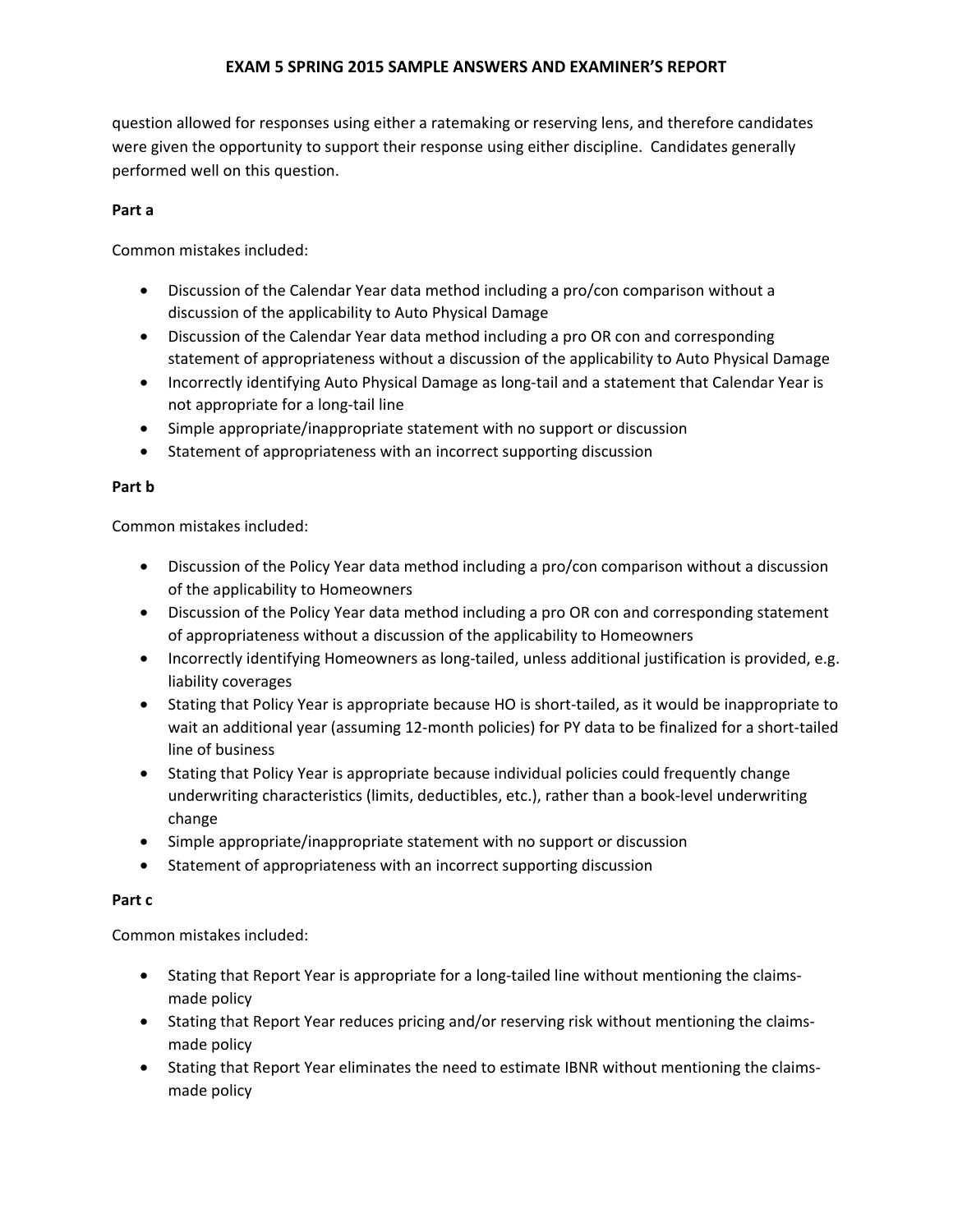question allowed for responses using either a ratemaking or reserving lens, and therefore candidates were given the opportunity to support their response using either discipline. Candidates generally performed well on this question.

**Part a**

Common mistakes included:

- Discussion of the Calendar Year data method including a pro/con comparison without a discussion of the applicability to Auto Physical Damage
- Discussion of the Calendar Year data method including a pro OR con and corresponding statement of appropriateness without a discussion of the applicability to Auto Physical Damage
- Incorrectly identifying Auto Physical Damage as long-tail and a statement that Calendar Year is not appropriate for a long-tail line
- Simple appropriate/inappropriate statement with no support or discussion
- Statement of appropriateness with an incorrect supporting discussion

**Part b**

Common mistakes included:

- Discussion of the Policy Year data method including a pro/con comparison without a discussion of the applicability to Homeowners
- Discussion of the Policy Year data method including a pro OR con and corresponding statement of appropriateness without a discussion of the applicability to Homeowners
- Incorrectly identifying Homeowners as long-tailed, unless additional justification is provided, e.g. liability coverages
- Stating that Policy Year is appropriate because HO is short-tailed, as it would be inappropriate to wait an additional year (assuming 12-month policies) for PY data to be finalized for a short-tailed line of business
- Stating that Policy Year is appropriate because individual policies could frequently change underwriting characteristics (limits, deductibles, etc.), rather than a book-level underwriting change
- Simple appropriate/inappropriate statement with no support or discussion
- Statement of appropriateness with an incorrect supporting discussion

**Part c**

Common mistakes included:

- Stating that Report Year is appropriate for a long-tailed line without mentioning the claims-made policy
- Stating that Report Year reduces pricing and/or reserving risk without mentioning the claims-made policy
- Stating that Report Year eliminates the need to estimate IBNR without mentioning the claims-made policy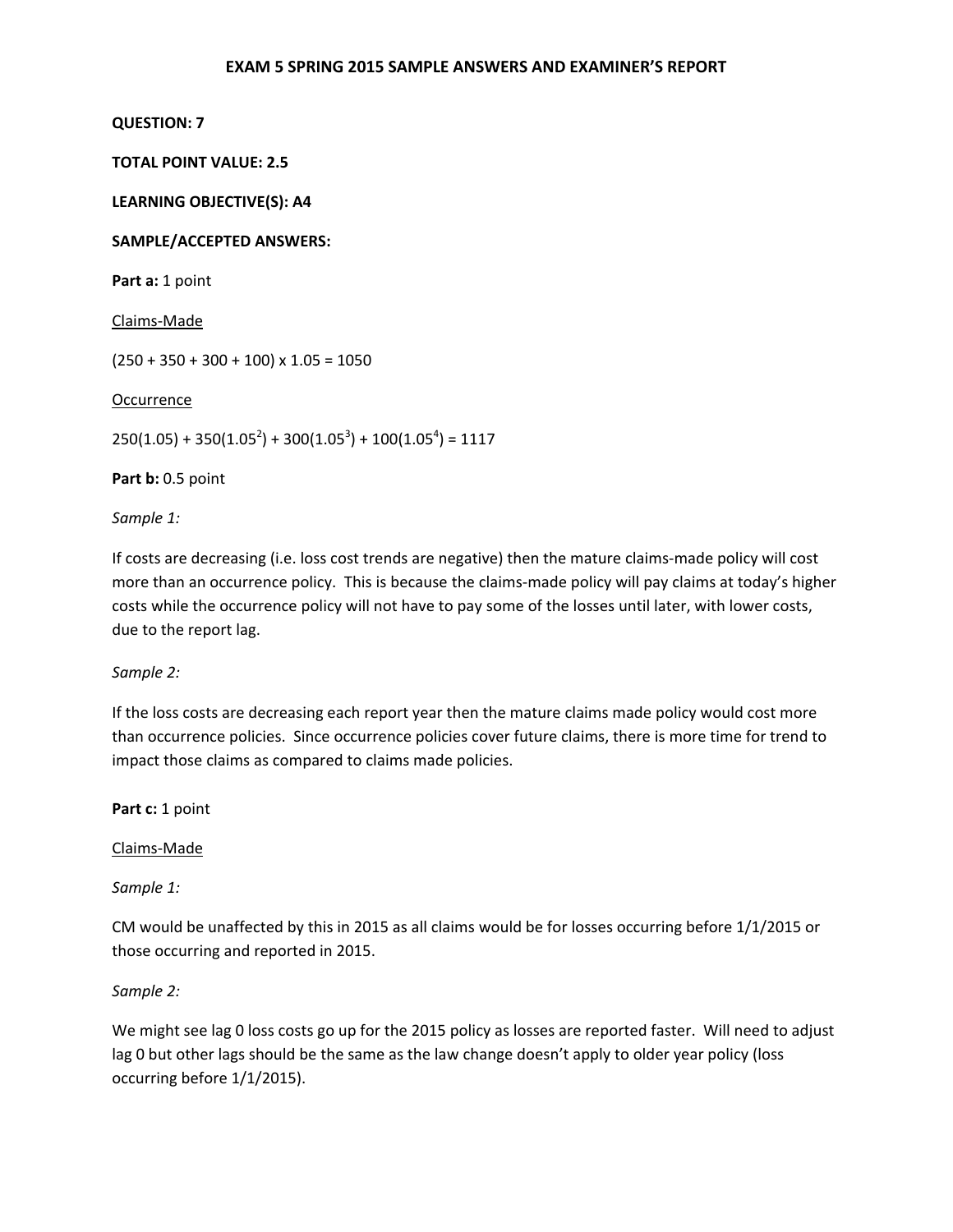# EXAM 5 SPRING 2015 SAMPLE ANSWERS AND EXAMINER'S REPORT

**QUESTION: 7**

**TOTAL POINT VALUE: 2.5**

**LEARNING OBJECTIVE(S): A4**

**SAMPLE/ACCEPTED ANSWERS:**

**Part a:** 1 point

Claims-Made

$(250 + 350 + 300 + 100) \times 1.05 = 1050$

Occurrence

$250(1.05) + 350(1.05^2) + 300(1.05^3) + 100(1.05^4) = 1117$

**Part b:** 0.5 point

*Sample 1:*

If costs are decreasing (i.e. loss cost trends are negative) then the mature claims-made policy will cost more than an occurrence policy. This is because the claims-made policy will pay claims at today's higher costs while the occurrence policy will not have to pay some of the losses until later, with lower costs, due to the report lag.

*Sample 2:*

If the loss costs are decreasing each report year then the mature claims made policy would cost more than occurrence policies. Since occurrence policies cover future claims, there is more time for trend to impact those claims as compared to claims made policies.

**Part c:** 1 point

Claims-Made

*Sample 1:*

CM would be unaffected by this in 2015 as all claims would be for losses occurring before 1/1/2015 or those occurring and reported in 2015.

*Sample 2:*

We might see lag 0 loss costs go up for the 2015 policy as losses are reported faster. Will need to adjust lag 0 but other lags should be the same as the law change doesn't apply to older year policy (loss occurring before 1/1/2015).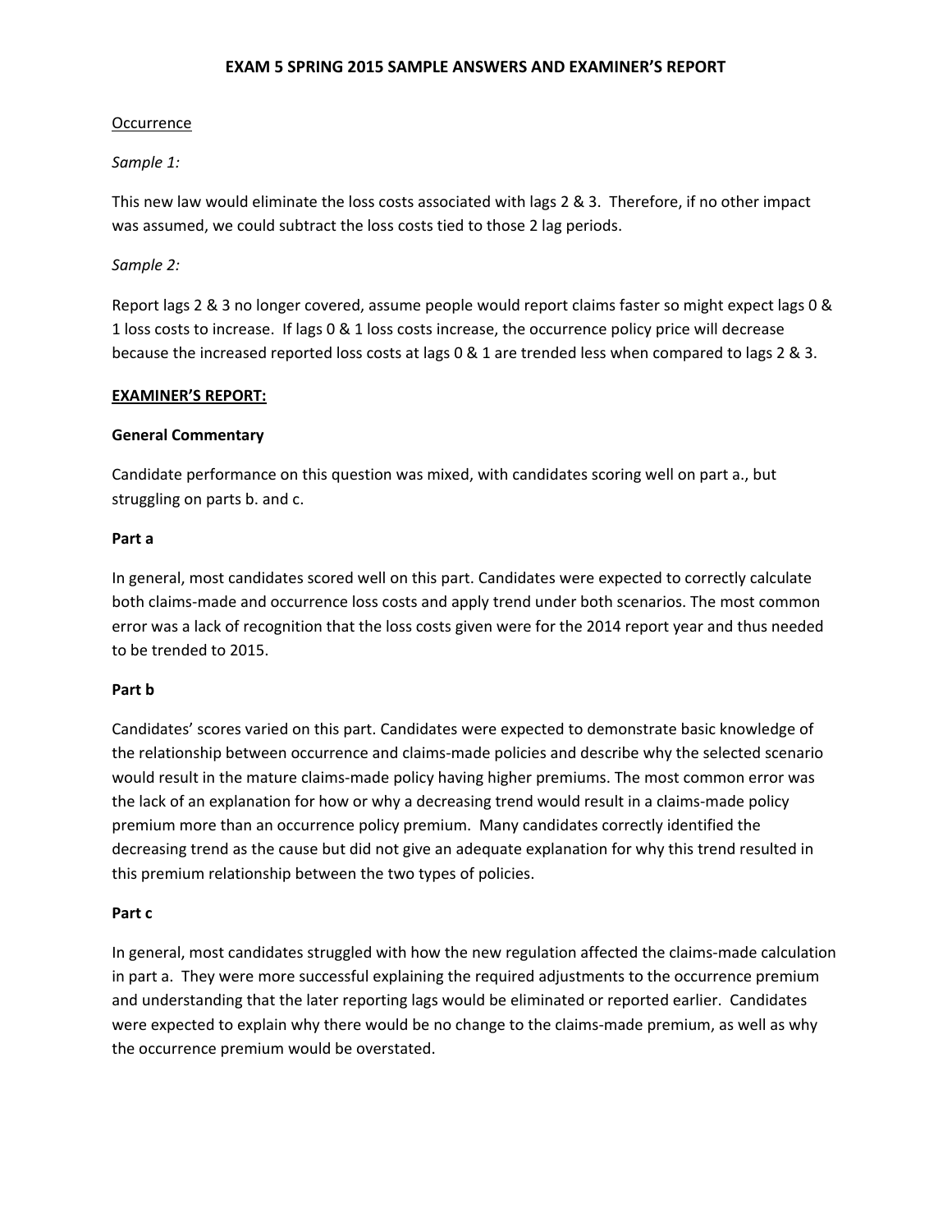Occurrence

*Sample 1:*

This new law would eliminate the loss costs associated with lags 2 & 3. Therefore, if no other impact was assumed, we could subtract the loss costs tied to those 2 lag periods.

*Sample 2:*

Report lags 2 & 3 no longer covered, assume people would report claims faster so might expect lags 0 & 1 loss costs to increase. If lags 0 & 1 loss costs increase, the occurrence policy price will decrease because the increased reported loss costs at lags 0 & 1 are trended less when compared to lags 2 & 3.

**EXAMINER'S REPORT:**

**General Commentary**

Candidate performance on this question was mixed, with candidates scoring well on part a., but struggling on parts b. and c.

**Part a**

In general, most candidates scored well on this part. Candidates were expected to correctly calculate both claims-made and occurrence loss costs and apply trend under both scenarios. The most common error was a lack of recognition that the loss costs given were for the 2014 report year and thus needed to be trended to 2015.

**Part b**

Candidates' scores varied on this part. Candidates were expected to demonstrate basic knowledge of the relationship between occurrence and claims-made policies and describe why the selected scenario would result in the mature claims-made policy having higher premiums. The most common error was the lack of an explanation for how or why a decreasing trend would result in a claims-made policy premium more than an occurrence policy premium. Many candidates correctly identified the decreasing trend as the cause but did not give an adequate explanation for why this trend resulted in this premium relationship between the two types of policies.

**Part c**

In general, most candidates struggled with how the new regulation affected the claims-made calculation in part a. They were more successful explaining the required adjustments to the occurrence premium and understanding that the later reporting lags would be eliminated or reported earlier. Candidates were expected to explain why there would be no change to the claims-made premium, as well as why the occurrence premium would be overstated.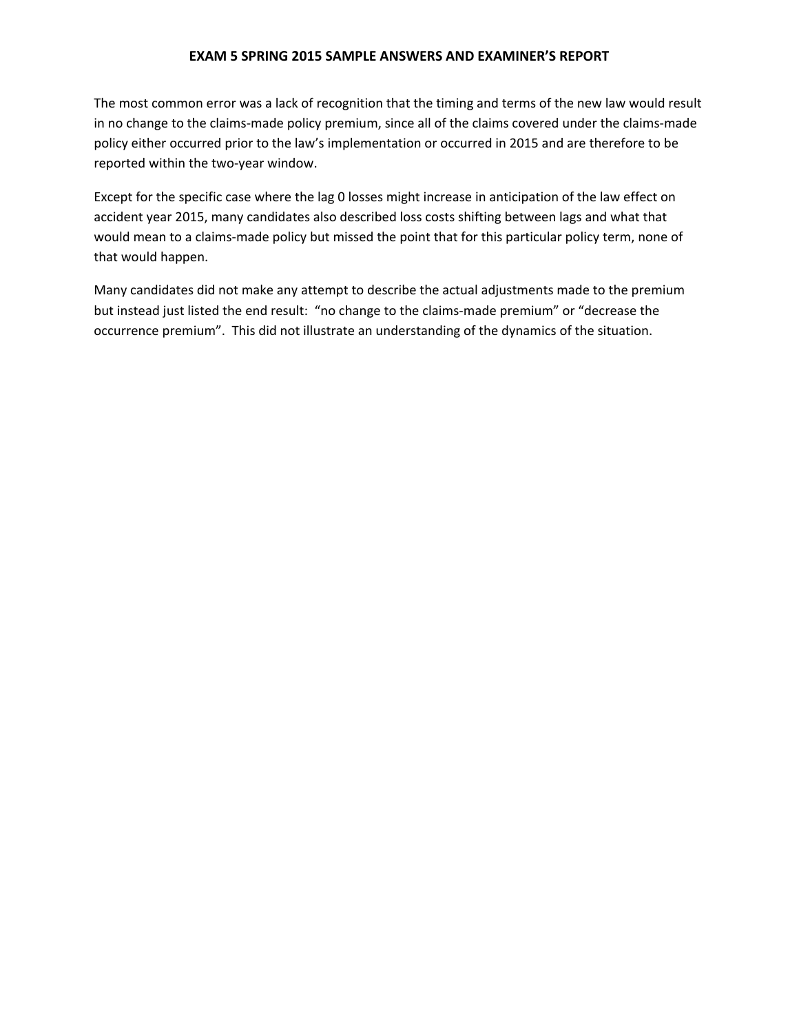The most common error was a lack of recognition that the timing and terms of the new law would result in no change to the claims-made policy premium, since all of the claims covered under the claims-made policy either occurred prior to the law's implementation or occurred in 2015 and are therefore to be reported within the two-year window.

Except for the specific case where the lag 0 losses might increase in anticipation of the law effect on accident year 2015, many candidates also described loss costs shifting between lags and what that would mean to a claims-made policy but missed the point that for this particular policy term, none of that would happen.

Many candidates did not make any attempt to describe the actual adjustments made to the premium but instead just listed the end result: "no change to the claims-made premium" or "decrease the occurrence premium". This did not illustrate an understanding of the dynamics of the situation.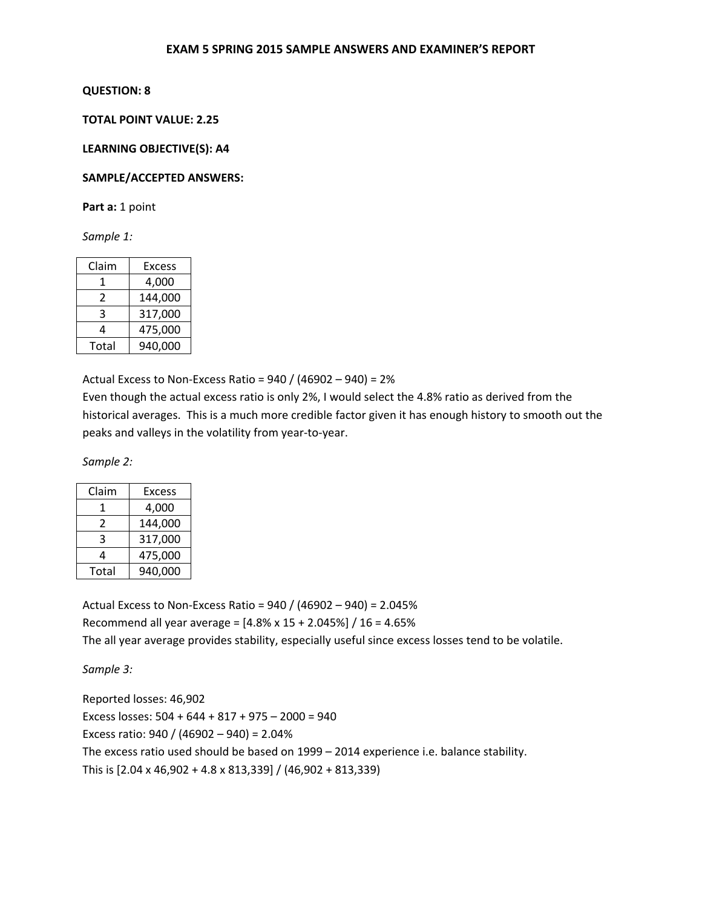# EXAM 5 SPRING 2015 SAMPLE ANSWERS AND EXAMINER'S REPORT

**QUESTION: 8**

**TOTAL POINT VALUE: 2.25**

**LEARNING OBJECTIVE(S): A4**

**SAMPLE/ACCEPTED ANSWERS:**

**Part a:** 1 point

*Sample 1:*

| Claim | Excess |
|---|---|
| 1 | 4,000 |
| 2 | 144,000 |
| 3 | 317,000 |
| 4 | 475,000 |
| Total | 940,000 |

Actual Excess to Non-Excess Ratio = 940 / (46902 – 940) = 2%
Even though the actual excess ratio is only 2%, I would select the 4.8% ratio as derived from the historical averages. This is a much more credible factor given it has enough history to smooth out the peaks and valleys in the volatility from year-to-year.

*Sample 2:*

| Claim | Excess |
|---|---|
| 1 | 4,000 |
| 2 | 144,000 |
| 3 | 317,000 |
| 4 | 475,000 |
| Total | 940,000 |

Actual Excess to Non-Excess Ratio = 940 / (46902 – 940) = 2.045%
Recommend all year average = [4.8% x 15 + 2.045%] / 16 = 4.65%
The all year average provides stability, especially useful since excess losses tend to be volatile.

*Sample 3:*

Reported losses: 46,902
Excess losses: 504 + 644 + 817 + 975 – 2000 = 940
Excess ratio: 940 / (46902 – 940) = 2.04%
The excess ratio used should be based on 1999 – 2014 experience i.e. balance stability.
This is [2.04 x 46,902 + 4.8 x 813,339] / (46,902 + 813,339)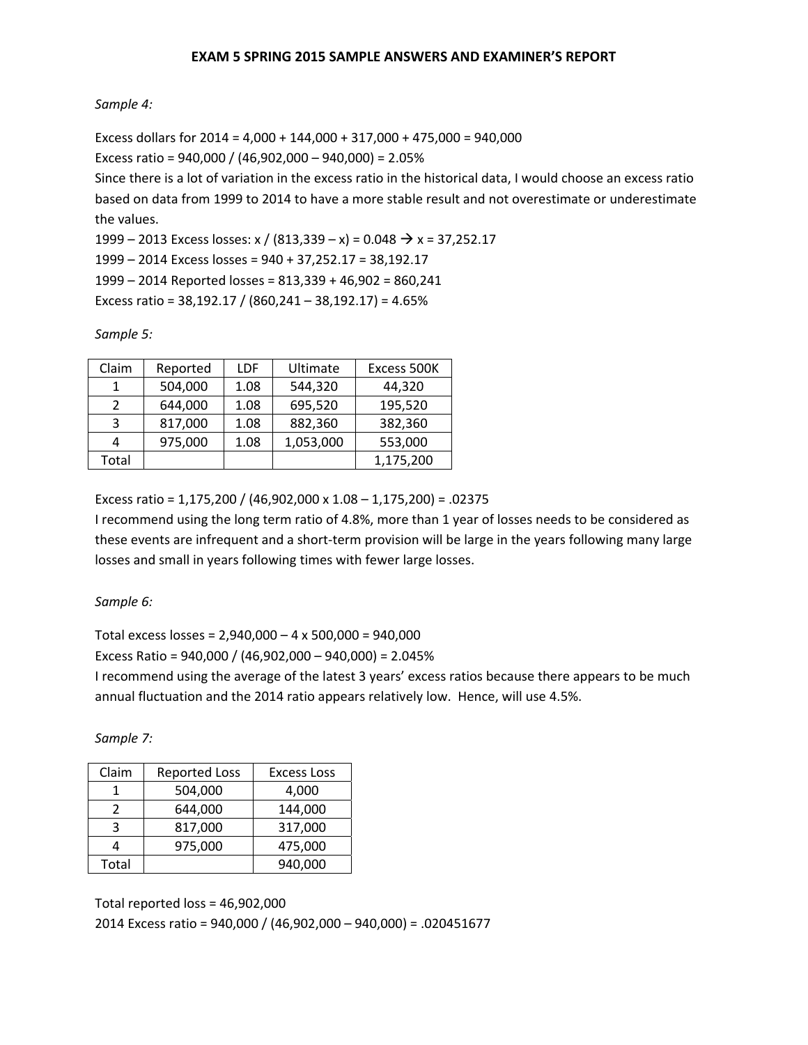EXAM 5 SPRING 2015 SAMPLE ANSWERS AND EXAMINER'S REPORT

*Sample 4:*

Excess dollars for 2014 = 4,000 + 144,000 + 317,000 + 475,000 = 940,000

Excess ratio = 940,000 / (46,902,000 – 940,000) = 2.05%

Since there is a lot of variation in the excess ratio in the historical data, I would choose an excess ratio based on data from 1999 to 2014 to have a more stable result and not overestimate or underestimate the values.

1999 – 2013 Excess losses: x / (813,339 – x) = 0.048 → x = 37,252.17

1999 – 2014 Excess losses = 940 + 37,252.17 = 38,192.17

1999 – 2014 Reported losses = 813,339 + 46,902 = 860,241

Excess ratio = 38,192.17 / (860,241 – 38,192.17) = 4.65%

*Sample 5:*

| Claim | Reported | LDF | Ultimate | Excess 500K |
|---|---|---|---|---|
| 1 | 504,000 | 1.08 | 544,320 | 44,320 |
| 2 | 644,000 | 1.08 | 695,520 | 195,520 |
| 3 | 817,000 | 1.08 | 882,360 | 382,360 |
| 4 | 975,000 | 1.08 | 1,053,000 | 553,000 |
| Total | | | | 1,175,200 |

Excess ratio = 1,175,200 / (46,902,000 x 1.08 – 1,175,200) = .02375

I recommend using the long term ratio of 4.8%, more than 1 year of losses needs to be considered as these events are infrequent and a short-term provision will be large in the years following many large losses and small in years following times with fewer large losses.

*Sample 6:*

Total excess losses = 2,940,000 – 4 x 500,000 = 940,000

Excess Ratio = 940,000 / (46,902,000 – 940,000) = 2.045%

I recommend using the average of the latest 3 years' excess ratios because there appears to be much annual fluctuation and the 2014 ratio appears relatively low. Hence, will use 4.5%.

*Sample 7:*

| Claim | Reported Loss | Excess Loss |
|---|---|---|
| 1 | 504,000 | 4,000 |
| 2 | 644,000 | 144,000 |
| 3 | 817,000 | 317,000 |
| 4 | 975,000 | 475,000 |
| Total | | 940,000 |

Total reported loss = 46,902,000

2014 Excess ratio = 940,000 / (46,902,000 – 940,000) = .020451677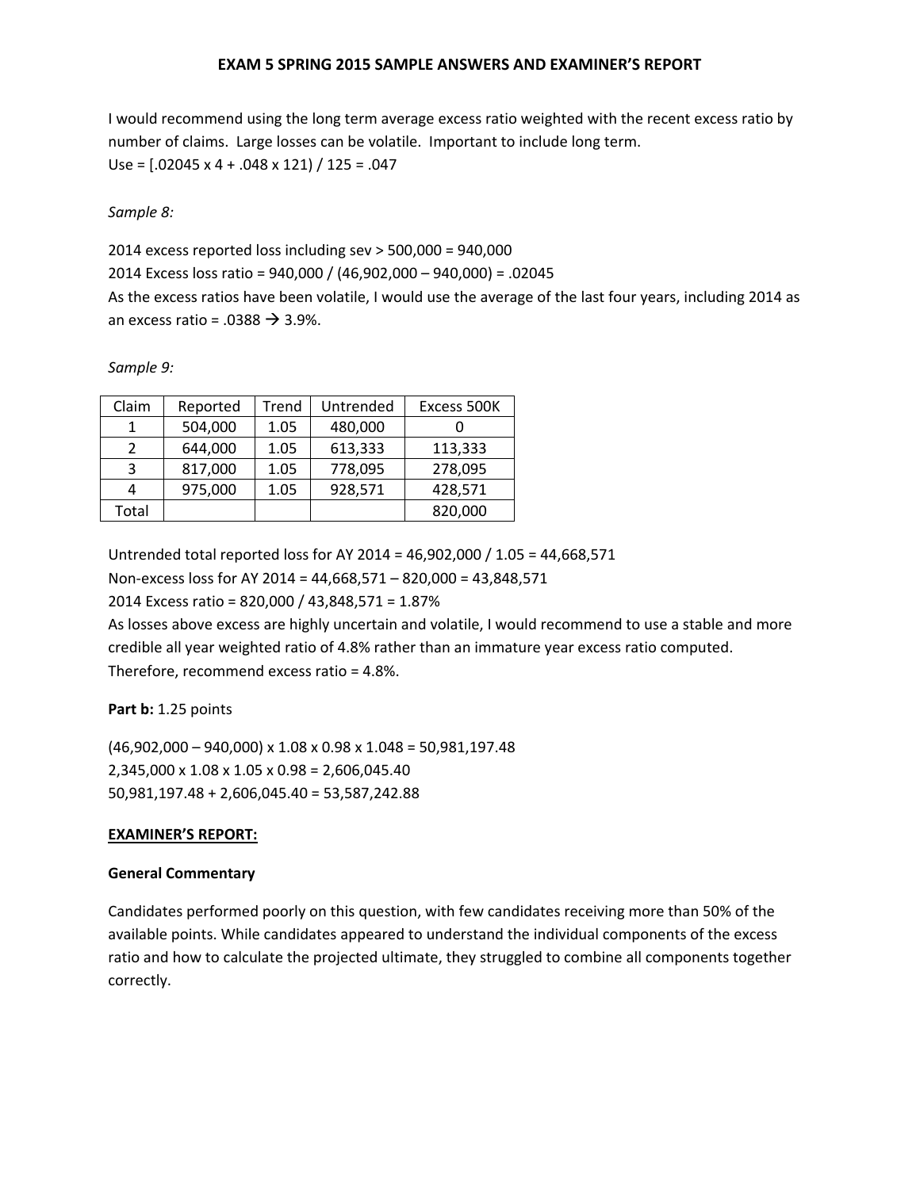I would recommend using the long term average excess ratio weighted with the recent excess ratio by number of claims. Large losses can be volatile. Important to include long term.
Use = [.02045 x 4 + .048 x 121) / 125 = .047

*Sample 8:*

2014 excess reported loss including sev > 500,000 = 940,000
2014 Excess loss ratio = 940,000 / (46,902,000 – 940,000) = .02045
As the excess ratios have been volatile, I would use the average of the last four years, including 2014 as an excess ratio = .0388 → 3.9%.

*Sample 9:*

| Claim | Reported | Trend | Untrended | Excess 500K |
|---|---|---|---|---|
| 1 | 504,000 | 1.05 | 480,000 | 0 |
| 2 | 644,000 | 1.05 | 613,333 | 113,333 |
| 3 | 817,000 | 1.05 | 778,095 | 278,095 |
| 4 | 975,000 | 1.05 | 928,571 | 428,571 |
| Total | | | | 820,000 |

Untrended total reported loss for AY 2014 = 46,902,000 / 1.05 = 44,668,571
Non-excess loss for AY 2014 = 44,668,571 – 820,000 = 43,848,571
2014 Excess ratio = 820,000 / 43,848,571 = 1.87%
As losses above excess are highly uncertain and volatile, I would recommend to use a stable and more credible all year weighted ratio of 4.8% rather than an immature year excess ratio computed. Therefore, recommend excess ratio = 4.8%.

**Part b:** 1.25 points

(46,902,000 – 940,000) x 1.08 x 0.98 x 1.048 = 50,981,197.48
2,345,000 x 1.08 x 1.05 x 0.98 = 2,606,045.40
50,981,197.48 + 2,606,045.40 = 53,587,242.88

**EXAMINER'S REPORT:**

**General Commentary**

Candidates performed poorly on this question, with few candidates receiving more than 50% of the available points. While candidates appeared to understand the individual components of the excess ratio and how to calculate the projected ultimate, they struggled to combine all components together correctly.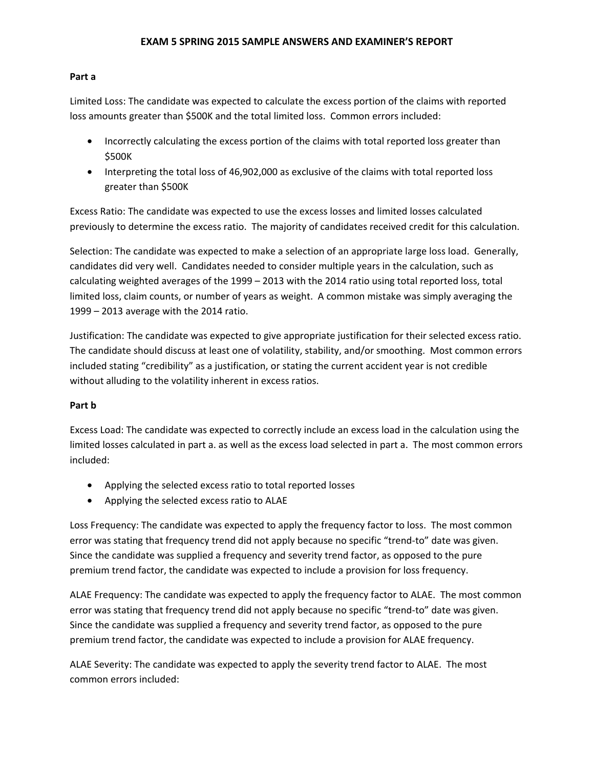**Part a**

Limited Loss: The candidate was expected to calculate the excess portion of the claims with reported loss amounts greater than $500K and the total limited loss. Common errors included:

- Incorrectly calculating the excess portion of the claims with total reported loss greater than $500K
- Interpreting the total loss of 46,902,000 as exclusive of the claims with total reported loss greater than $500K

Excess Ratio: The candidate was expected to use the excess losses and limited losses calculated previously to determine the excess ratio. The majority of candidates received credit for this calculation.

Selection: The candidate was expected to make a selection of an appropriate large loss load. Generally, candidates did very well. Candidates needed to consider multiple years in the calculation, such as calculating weighted averages of the 1999 – 2013 with the 2014 ratio using total reported loss, total limited loss, claim counts, or number of years as weight. A common mistake was simply averaging the 1999 – 2013 average with the 2014 ratio.

Justification: The candidate was expected to give appropriate justification for their selected excess ratio. The candidate should discuss at least one of volatility, stability, and/or smoothing. Most common errors included stating "credibility" as a justification, or stating the current accident year is not credible without alluding to the volatility inherent in excess ratios.

**Part b**

Excess Load: The candidate was expected to correctly include an excess load in the calculation using the limited losses calculated in part a. as well as the excess load selected in part a. The most common errors included:

- Applying the selected excess ratio to total reported losses
- Applying the selected excess ratio to ALAE

Loss Frequency: The candidate was expected to apply the frequency factor to loss. The most common error was stating that frequency trend did not apply because no specific "trend-to" date was given. Since the candidate was supplied a frequency and severity trend factor, as opposed to the pure premium trend factor, the candidate was expected to include a provision for loss frequency.

ALAE Frequency: The candidate was expected to apply the frequency factor to ALAE. The most common error was stating that frequency trend did not apply because no specific "trend-to" date was given. Since the candidate was supplied a frequency and severity trend factor, as opposed to the pure premium trend factor, the candidate was expected to include a provision for ALAE frequency.

ALAE Severity: The candidate was expected to apply the severity trend factor to ALAE. The most common errors included: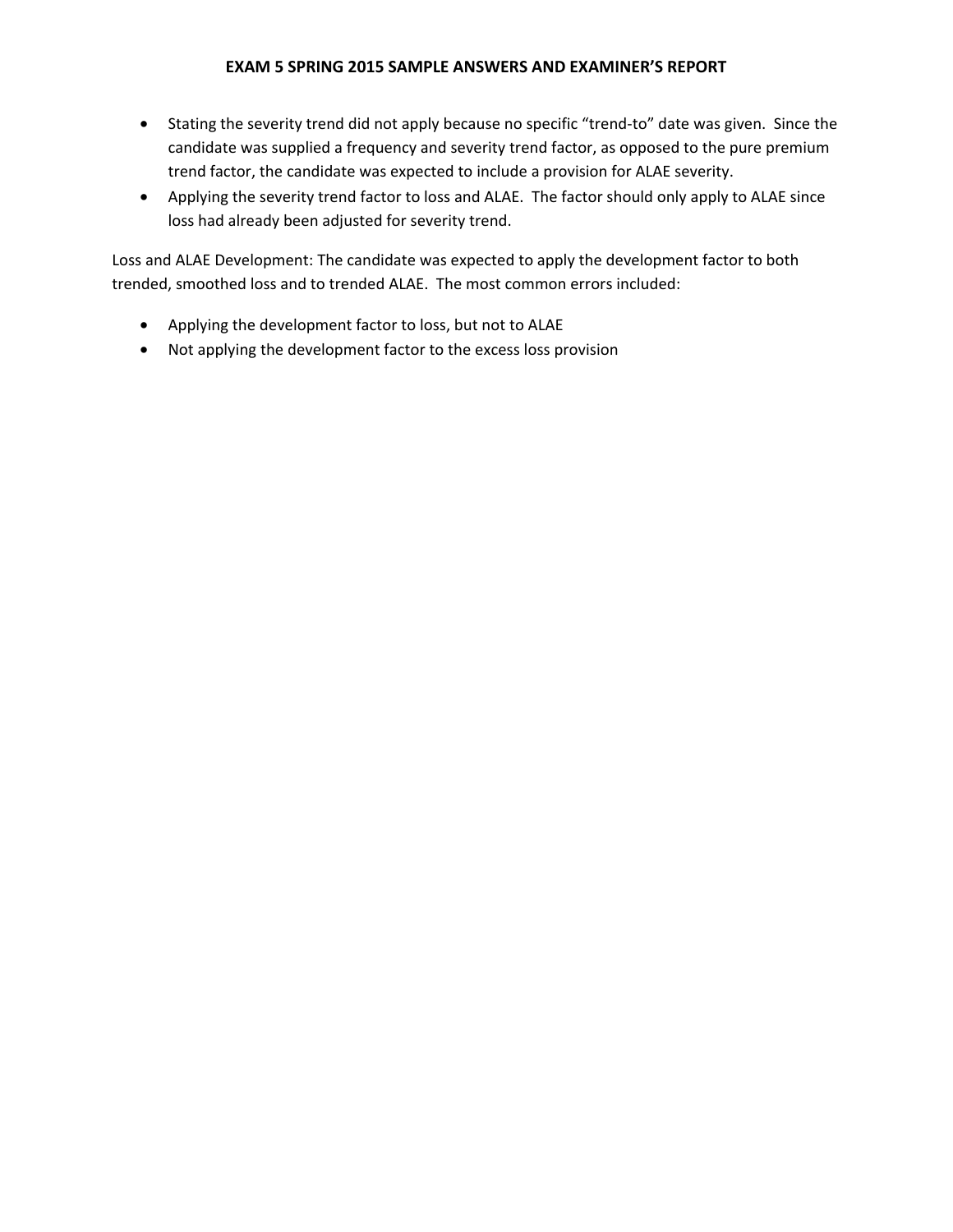- Stating the severity trend did not apply because no specific "trend-to" date was given. Since the candidate was supplied a frequency and severity trend factor, as opposed to the pure premium trend factor, the candidate was expected to include a provision for ALAE severity.
- Applying the severity trend factor to loss and ALAE. The factor should only apply to ALAE since loss had already been adjusted for severity trend.

Loss and ALAE Development: The candidate was expected to apply the development factor to both trended, smoothed loss and to trended ALAE. The most common errors included:

- Applying the development factor to loss, but not to ALAE
- Not applying the development factor to the excess loss provision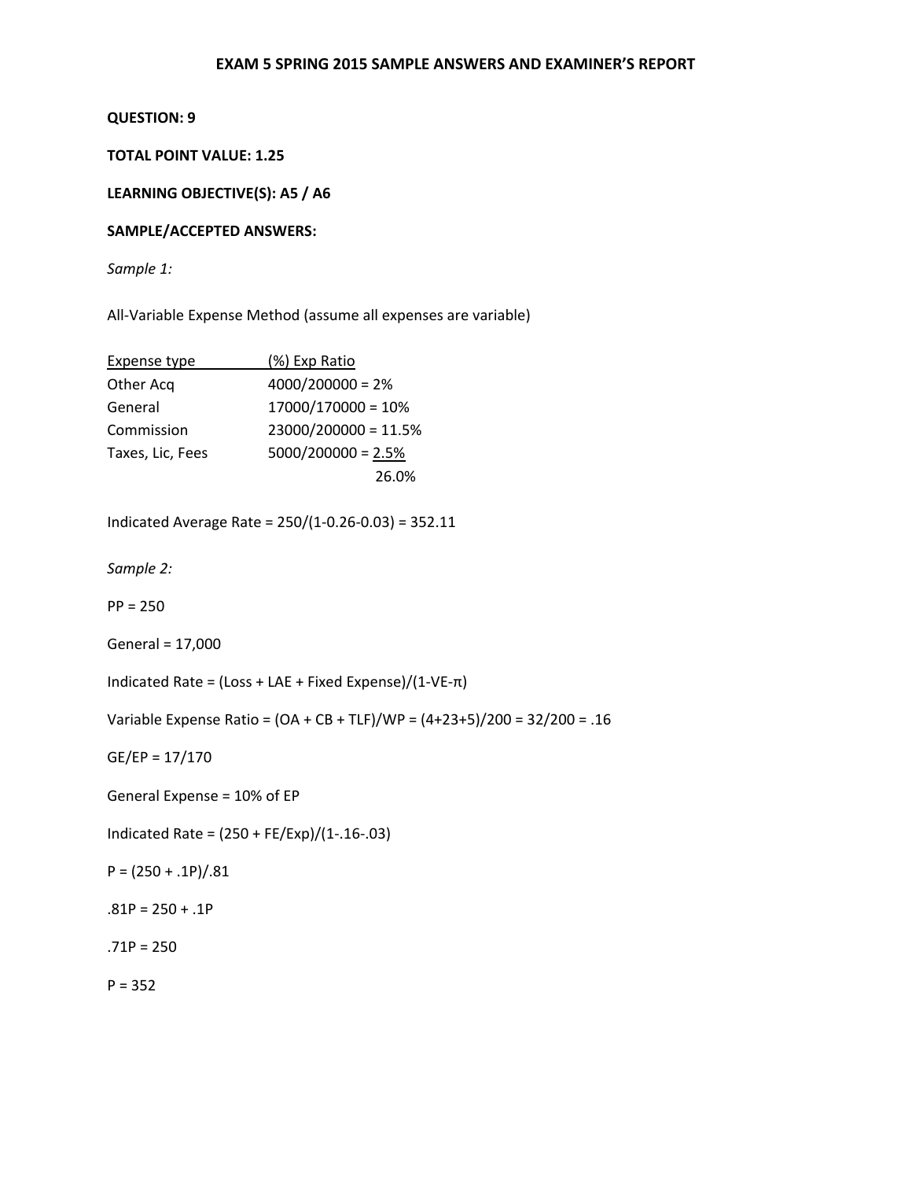**EXAM 5 SPRING 2015 SAMPLE ANSWERS AND EXAMINER'S REPORT**

**QUESTION: 9**

**TOTAL POINT VALUE: 1.25**

**LEARNING OBJECTIVE(S): A5 / A6**

**SAMPLE/ACCEPTED ANSWERS:**

*Sample 1:*

All-Variable Expense Method (assume all expenses are variable)

| Expense type | (%) Exp Ratio |
|---|---|
| Other Acq | 4000/200000 = 2% |
| General | 17000/170000 = 10% |
| Commission | 23000/200000 = 11.5% |
| Taxes, Lic, Fees | 5000/200000 = 2.5% |
| | 26.0% |

Indicated Average Rate = 250/(1-0.26-0.03) = 352.11

*Sample 2:*

PP = 250

General = 17,000

Indicated Rate = (Loss + LAE + Fixed Expense)/(1-VE-π)

Variable Expense Ratio = (OA + CB + TLF)/WP = (4+23+5)/200 = 32/200 = .16

GE/EP = 17/170

General Expense = 10% of EP

Indicated Rate = (250 + FE/Exp)/(1-.16-.03)

P = (250 + .1P)/.81

.81P = 250 + .1P

.71P = 250

P = 352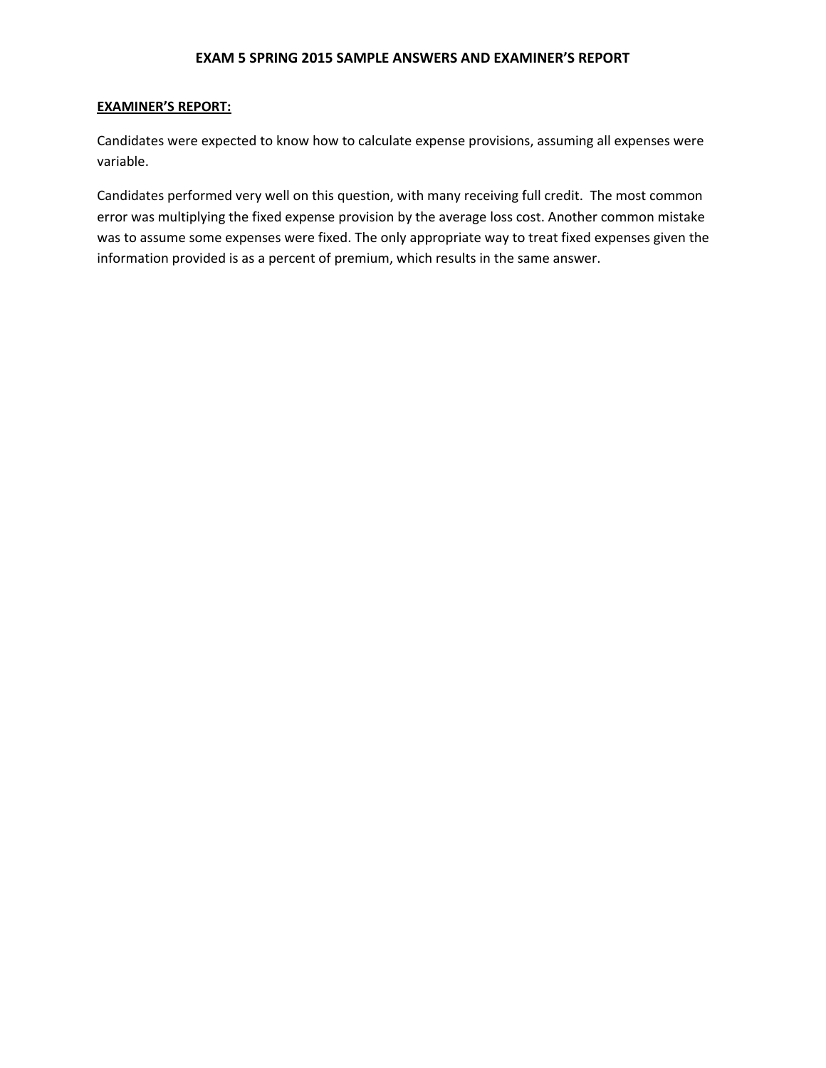**EXAMINER'S REPORT:**

Candidates were expected to know how to calculate expense provisions, assuming all expenses were variable.

Candidates performed very well on this question, with many receiving full credit. The most common error was multiplying the fixed expense provision by the average loss cost. Another common mistake was to assume some expenses were fixed. The only appropriate way to treat fixed expenses given the information provided is as a percent of premium, which results in the same answer.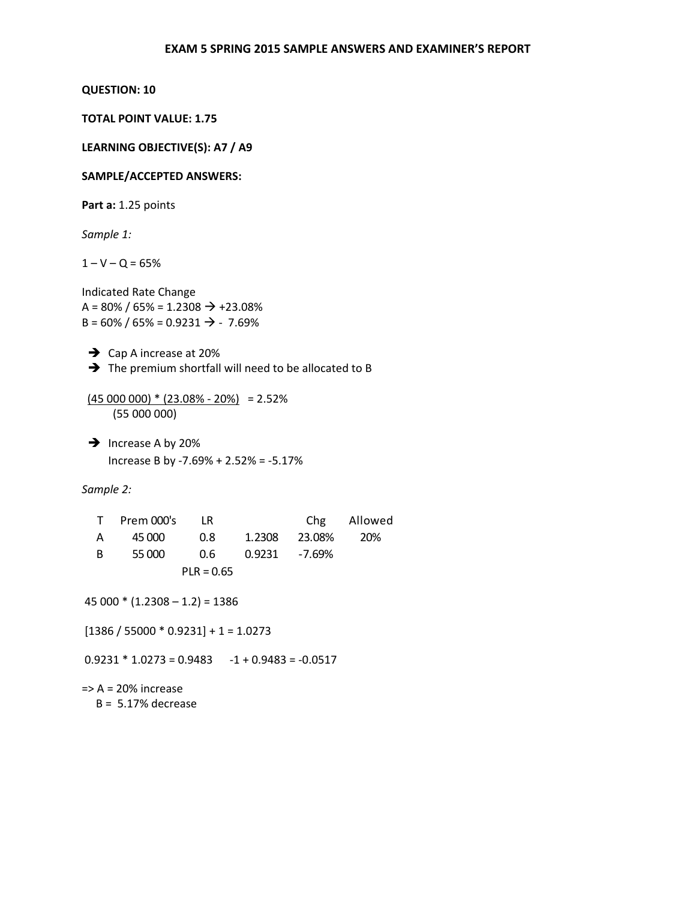# EXAM 5 SPRING 2015 SAMPLE ANSWERS AND EXAMINER'S REPORT

**QUESTION: 10**

**TOTAL POINT VALUE: 1.75**

**LEARNING OBJECTIVE(S): A7 / A9**

**SAMPLE/ACCEPTED ANSWERS:**

**Part a:** 1.25 points

*Sample 1:*

1 – V – Q = 65%

Indicated Rate Change
A = 80% / 65% = 1.2308 → +23.08%
B = 60% / 65% = 0.9231 → - 7.69%

- → Cap A increase at 20%
- → The premium shortfall will need to be allocated to B

$$\frac{(45\ 000\ 000) * (23.08\% - 20\%)}{(55\ 000\ 000)} = 2.52\%$$

- → Increase A by 20%
  Increase B by -7.69% + 2.52% = -5.17%

*Sample 2:*

| T | Prem 000's | LR | | Chg | Allowed |
|---|---|---|---|---|---|
| A | 45 000 | 0.8 | 1.2308 | 23.08% | 20% |
| B | 55 000 | 0.6 | 0.9231 | -7.69% | |
| | | PLR = 0.65 | | | |

45 000 * (1.2308 – 1.2) = 1386

[1386 / 55000 * 0.9231] + 1 = 1.0273

0.9231 * 1.0273 = 0.9483     -1 + 0.9483 = -0.0517

=> A = 20% increase
   B = 5.17% decrease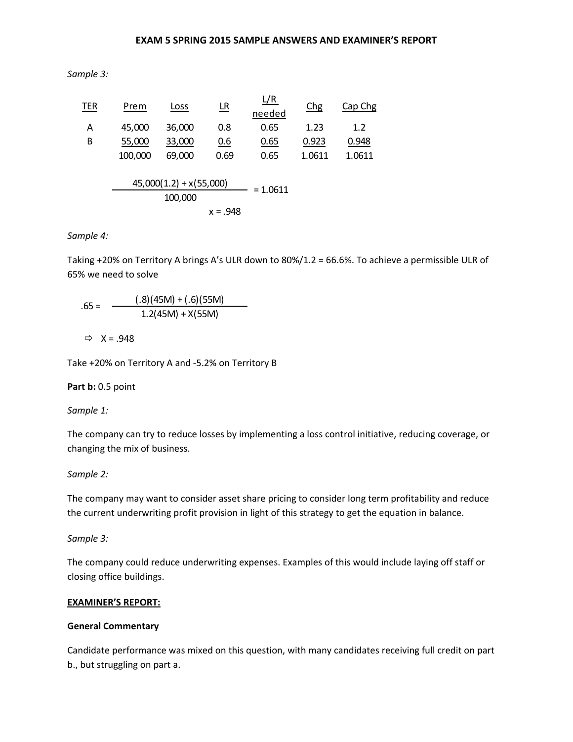*Sample 3:*

| TER | Prem | Loss | LR | L/R needed | Chg | Cap Chg |
|---|---|---|---|---|---|---|
| A | 45,000 | 36,000 | 0.8 | 0.65 | 1.23 | 1.2 |
| B | 55,000 | 33,000 | 0.6 | 0.65 | 0.923 | 0.948 |
| | 100,000 | 69,000 | 0.69 | 0.65 | 1.0611 | 1.0611 |

$$\frac{45{,}000(1.2) + x(55{,}000)}{100{,}000} = 1.0611$$

$$x = .948$$

*Sample 4:*

Taking +20% on Territory A brings A's ULR down to 80%/1.2 = 66.6%. To achieve a permissible ULR of 65% we need to solve

$$.65 = \frac{(.8)(45M) + (.6)(55M)}{1.2(45M) + X(55M)}$$

$\Rightarrow$ X = .948

Take +20% on Territory A and -5.2% on Territory B

**Part b:** 0.5 point

*Sample 1:*

The company can try to reduce losses by implementing a loss control initiative, reducing coverage, or changing the mix of business.

*Sample 2:*

The company may want to consider asset share pricing to consider long term profitability and reduce the current underwriting profit provision in light of this strategy to get the equation in balance.

*Sample 3:*

The company could reduce underwriting expenses. Examples of this would include laying off staff or closing office buildings.

**EXAMINER'S REPORT:**

**General Commentary**

Candidate performance was mixed on this question, with many candidates receiving full credit on part b., but struggling on part a.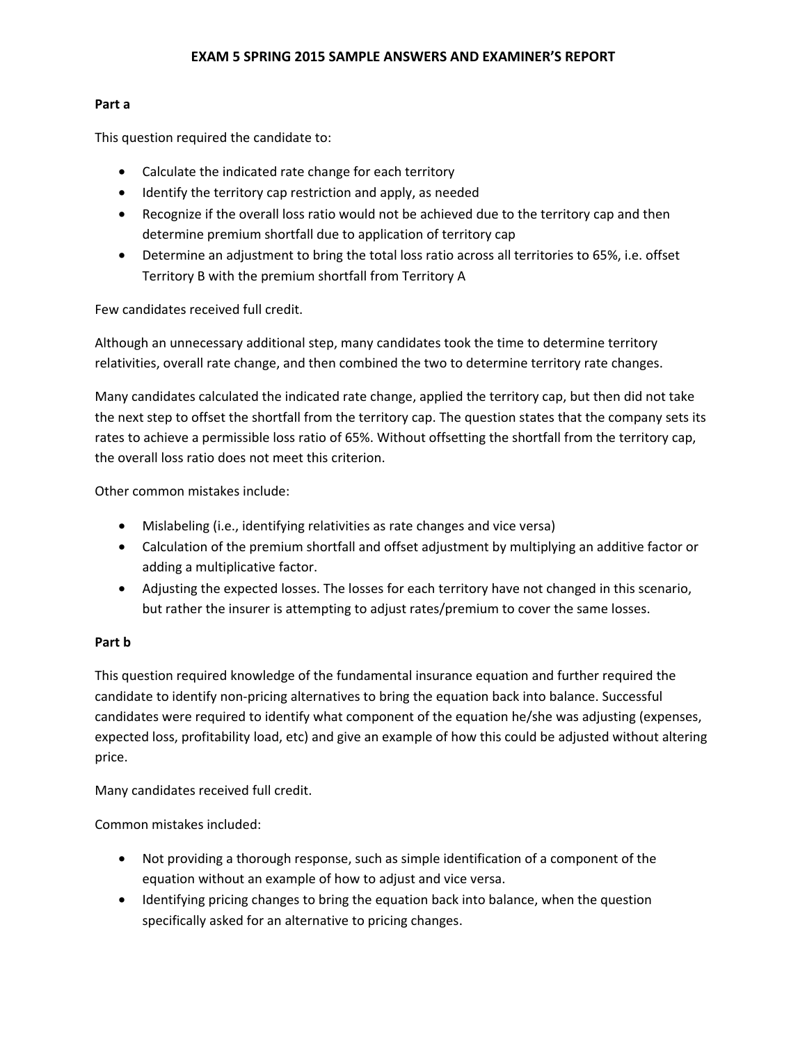# EXAM 5 SPRING 2015 SAMPLE ANSWERS AND EXAMINER'S REPORT

**Part a**

This question required the candidate to:

- Calculate the indicated rate change for each territory
- Identify the territory cap restriction and apply, as needed
- Recognize if the overall loss ratio would not be achieved due to the territory cap and then determine premium shortfall due to application of territory cap
- Determine an adjustment to bring the total loss ratio across all territories to 65%, i.e. offset Territory B with the premium shortfall from Territory A

Few candidates received full credit.

Although an unnecessary additional step, many candidates took the time to determine territory relativities, overall rate change, and then combined the two to determine territory rate changes.

Many candidates calculated the indicated rate change, applied the territory cap, but then did not take the next step to offset the shortfall from the territory cap. The question states that the company sets its rates to achieve a permissible loss ratio of 65%. Without offsetting the shortfall from the territory cap, the overall loss ratio does not meet this criterion.

Other common mistakes include:

- Mislabeling (i.e., identifying relativities as rate changes and vice versa)
- Calculation of the premium shortfall and offset adjustment by multiplying an additive factor or adding a multiplicative factor.
- Adjusting the expected losses. The losses for each territory have not changed in this scenario, but rather the insurer is attempting to adjust rates/premium to cover the same losses.

**Part b**

This question required knowledge of the fundamental insurance equation and further required the candidate to identify non-pricing alternatives to bring the equation back into balance. Successful candidates were required to identify what component of the equation he/she was adjusting (expenses, expected loss, profitability load, etc) and give an example of how this could be adjusted without altering price.

Many candidates received full credit.

Common mistakes included:

- Not providing a thorough response, such as simple identification of a component of the equation without an example of how to adjust and vice versa.
- Identifying pricing changes to bring the equation back into balance, when the question specifically asked for an alternative to pricing changes.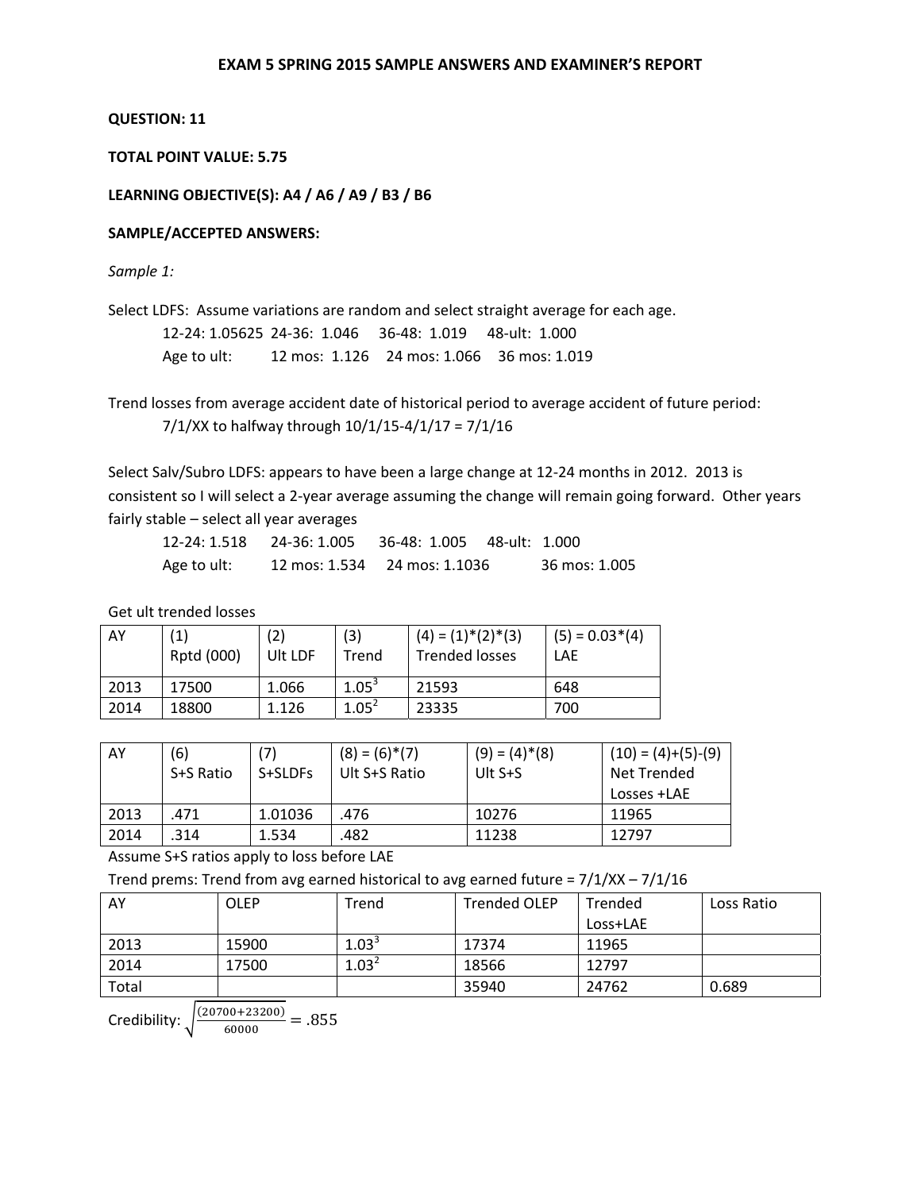# EXAM 5 SPRING 2015 SAMPLE ANSWERS AND EXAMINER'S REPORT

**QUESTION: 11**

**TOTAL POINT VALUE: 5.75**

**LEARNING OBJECTIVE(S): A4 / A6 / A9 / B3 / B6**

**SAMPLE/ACCEPTED ANSWERS:**

*Sample 1:*

Select LDFS: Assume variations are random and select straight average for each age.

12-24: 1.05625  24-36: 1.046  36-48: 1.019  48-ult: 1.000

Age to ult:  12 mos: 1.126  24 mos: 1.066  36 mos: 1.019

Trend losses from average accident date of historical period to average accident of future period:

7/1/XX to halfway through 10/1/15-4/1/17 = 7/1/16

Select Salv/Subro LDFS: appears to have been a large change at 12-24 months in 2012. 2013 is consistent so I will select a 2-year average assuming the change will remain going forward. Other years fairly stable – select all year averages

12-24: 1.518  24-36: 1.005  36-48: 1.005  48-ult: 1.000

Age to ult:  12 mos: 1.534  24 mos: 1.1036  36 mos: 1.005

Get ult trended losses

| AY | (1) Rptd (000) | (2) Ult LDF | (3) Trend | (4) = (1)*(2)*(3) Trended losses | (5) = 0.03*(4) LAE |
|---|---|---|---|---|---|
| 2013 | 17500 | 1.066 | $1.05^3$ | 21593 | 648 |
| 2014 | 18800 | 1.126 | $1.05^2$ | 23335 | 700 |

| AY | (6) S+S Ratio | (7) S+SLDFs | (8) = (6)*(7) Ult S+S Ratio | (9) = (4)*(8) Ult S+S | (10) = (4)+(5)-(9) Net Trended Losses +LAE |
|---|---|---|---|---|---|
| 2013 | .471 | 1.01036 | .476 | 10276 | 11965 |
| 2014 | .314 | 1.534 | .482 | 11238 | 12797 |

Assume S+S ratios apply to loss before LAE

Trend prems: Trend from avg earned historical to avg earned future = 7/1/XX – 7/1/16

| AY | OLEP | Trend | Trended OLEP | Trended Loss+LAE | Loss Ratio |
|---|---|---|---|---|---|
| 2013 | 15900 | $1.03^3$ | 17374 | 11965 | |
| 2014 | 17500 | $1.03^2$ | 18566 | 12797 | |
| Total | | | 35940 | 24762 | 0.689 |

Credibility: $\sqrt{\frac{(20700+23200)}{60000}} = .855$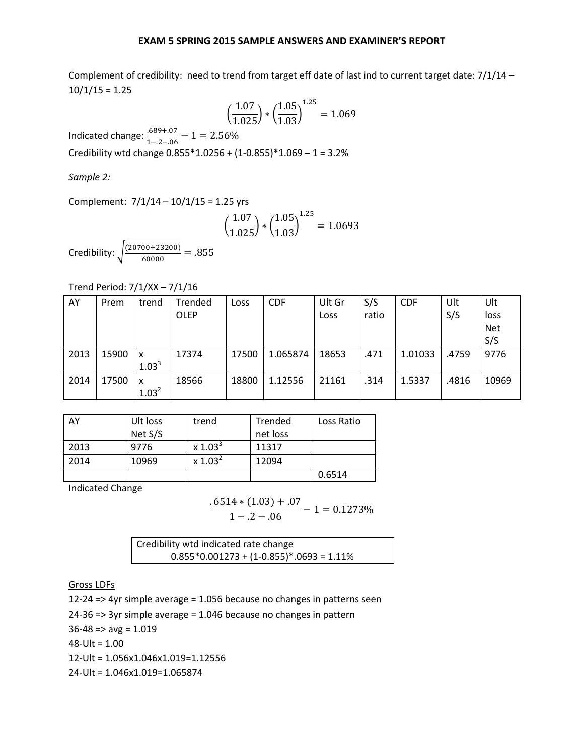Complement of credibility: need to trend from target eff date of last ind to current target date: 7/1/14 – 10/1/15 = 1.25

$$\left(\frac{1.07}{1.025}\right) * \left(\frac{1.05}{1.03}\right)^{1.25} = 1.069$$

Indicated change: $\frac{.689+.07}{1-.2-.06} - 1 = 2.56\%$

Credibility wtd change 0.855*1.0256 + (1-0.855)*1.069 – 1 = 3.2%

*Sample 2:*

Complement: 7/1/14 – 10/1/15 = 1.25 yrs

$$\left(\frac{1.07}{1.025}\right) * \left(\frac{1.05}{1.03}\right)^{1.25} = 1.0693$$

Credibility: $\sqrt{\frac{(20700+23200)}{60000}} = .855$

Trend Period: 7/1/XX – 7/1/16

| AY | Prem | trend | Trended OLEP | Loss | CDF | Ult Gr Loss | S/S ratio | CDF | Ult S/S | Ult loss Net S/S |
|---|---|---|---|---|---|---|---|---|---|---|
| 2013 | 15900 | x $1.03^3$ | 17374 | 17500 | 1.065874 | 18653 | .471 | 1.01033 | .4759 | 9776 |
| 2014 | 17500 | x $1.03^2$ | 18566 | 18800 | 1.12556 | 21161 | .314 | 1.5337 | .4816 | 10969 |

| AY | Ult loss Net S/S | trend | Trended net loss | Loss Ratio |
|---|---|---|---|---|
| 2013 | 9776 | x $1.03^3$ | 11317 | |
| 2014 | 10969 | x $1.03^2$ | 12094 | |
| | | | | 0.6514 |

Indicated Change

$$\frac{.6514 * (1.03) + .07}{1 - .2 - .06} - 1 = 0.1273\%$$

Credibility wtd indicated rate change
0.855*0.001273 + (1-0.855)*.0693 = 1.11%

Gross LDFs

12-24 => 4yr simple average = 1.056 because no changes in patterns seen

24-36 => 3yr simple average = 1.046 because no changes in pattern

36-48 => avg = 1.019

48-Ult = 1.00

12-Ult = 1.056x1.046x1.019=1.12556

24-Ult = 1.046x1.019=1.065874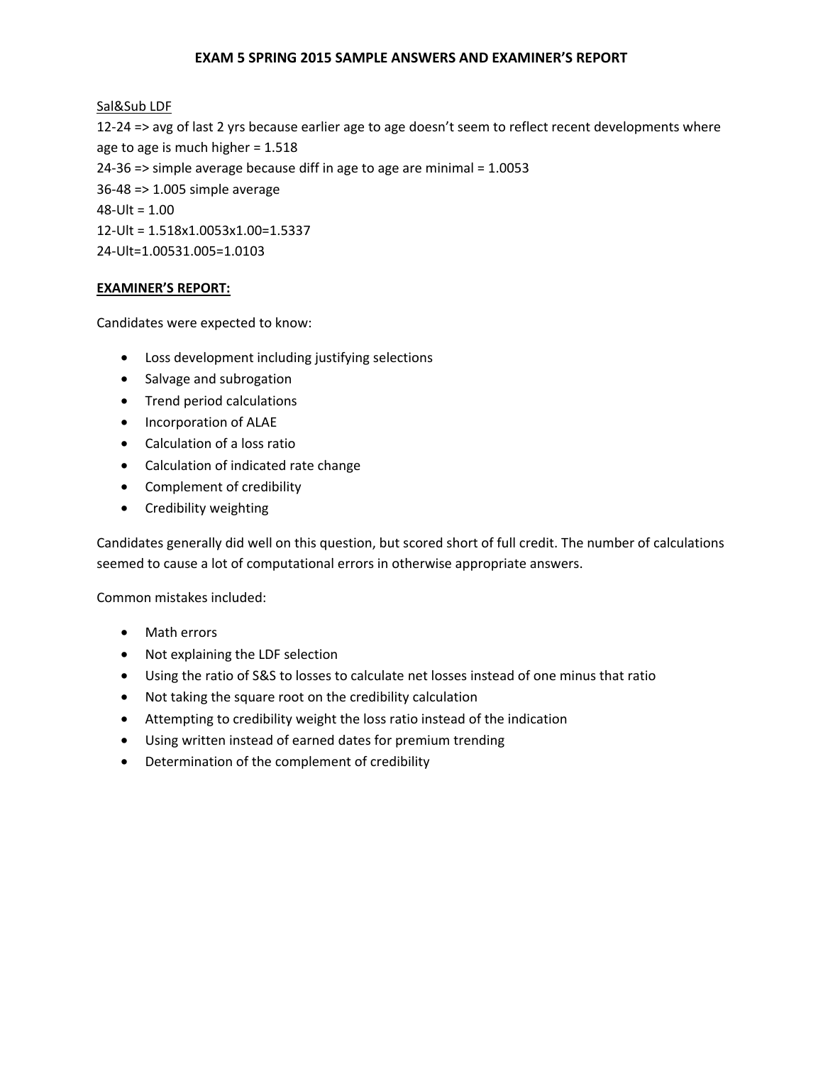**EXAM 5 SPRING 2015 SAMPLE ANSWERS AND EXAMINER'S REPORT**

Sal&Sub LDF

12-24 => avg of last 2 yrs because earlier age to age doesn't seem to reflect recent developments where age to age is much higher = 1.518

24-36 => simple average because diff in age to age are minimal = 1.0053

36-48 => 1.005 simple average

48-Ult = 1.00

12-Ult = 1.518x1.0053x1.00=1.5337

24-Ult=1.00531.005=1.0103

**EXAMINER'S REPORT:**

Candidates were expected to know:

- Loss development including justifying selections
- Salvage and subrogation
- Trend period calculations
- Incorporation of ALAE
- Calculation of a loss ratio
- Calculation of indicated rate change
- Complement of credibility
- Credibility weighting

Candidates generally did well on this question, but scored short of full credit. The number of calculations seemed to cause a lot of computational errors in otherwise appropriate answers.

Common mistakes included:

- Math errors
- Not explaining the LDF selection
- Using the ratio of S&S to losses to calculate net losses instead of one minus that ratio
- Not taking the square root on the credibility calculation
- Attempting to credibility weight the loss ratio instead of the indication
- Using written instead of earned dates for premium trending
- Determination of the complement of credibility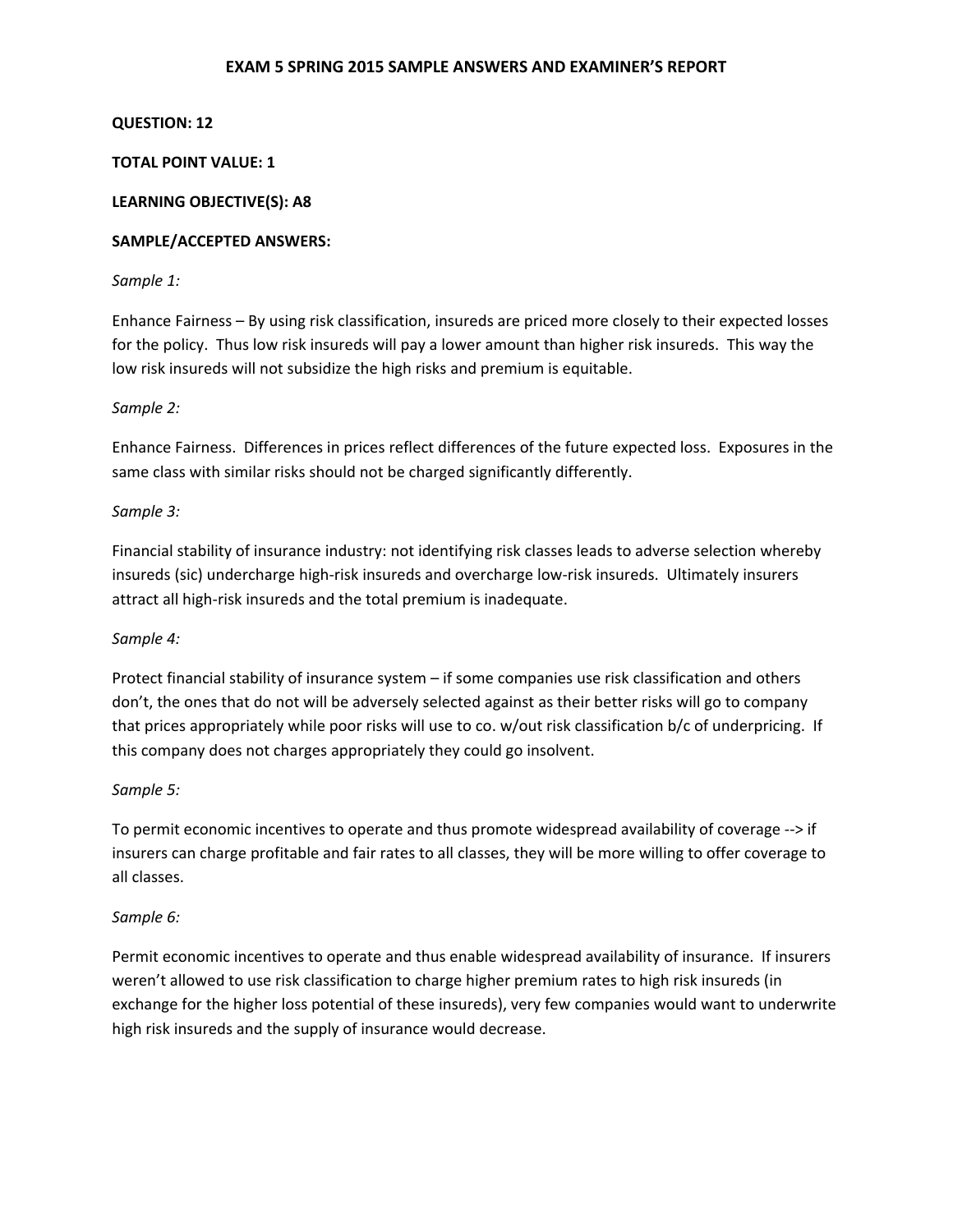**EXAM 5 SPRING 2015 SAMPLE ANSWERS AND EXAMINER'S REPORT**

**QUESTION: 12**

**TOTAL POINT VALUE: 1**

**LEARNING OBJECTIVE(S): A8**

**SAMPLE/ACCEPTED ANSWERS:**

*Sample 1:*

Enhance Fairness – By using risk classification, insureds are priced more closely to their expected losses for the policy. Thus low risk insureds will pay a lower amount than higher risk insureds. This way the low risk insureds will not subsidize the high risks and premium is equitable.

*Sample 2:*

Enhance Fairness. Differences in prices reflect differences of the future expected loss. Exposures in the same class with similar risks should not be charged significantly differently.

*Sample 3:*

Financial stability of insurance industry: not identifying risk classes leads to adverse selection whereby insureds (sic) undercharge high-risk insureds and overcharge low-risk insureds. Ultimately insurers attract all high-risk insureds and the total premium is inadequate.

*Sample 4:*

Protect financial stability of insurance system – if some companies use risk classification and others don't, the ones that do not will be adversely selected against as their better risks will go to company that prices appropriately while poor risks will use to co. w/out risk classification b/c of underpricing. If this company does not charges appropriately they could go insolvent.

*Sample 5:*

To permit economic incentives to operate and thus promote widespread availability of coverage --> if insurers can charge profitable and fair rates to all classes, they will be more willing to offer coverage to all classes.

*Sample 6:*

Permit economic incentives to operate and thus enable widespread availability of insurance. If insurers weren't allowed to use risk classification to charge higher premium rates to high risk insureds (in exchange for the higher loss potential of these insureds), very few companies would want to underwrite high risk insureds and the supply of insurance would decrease.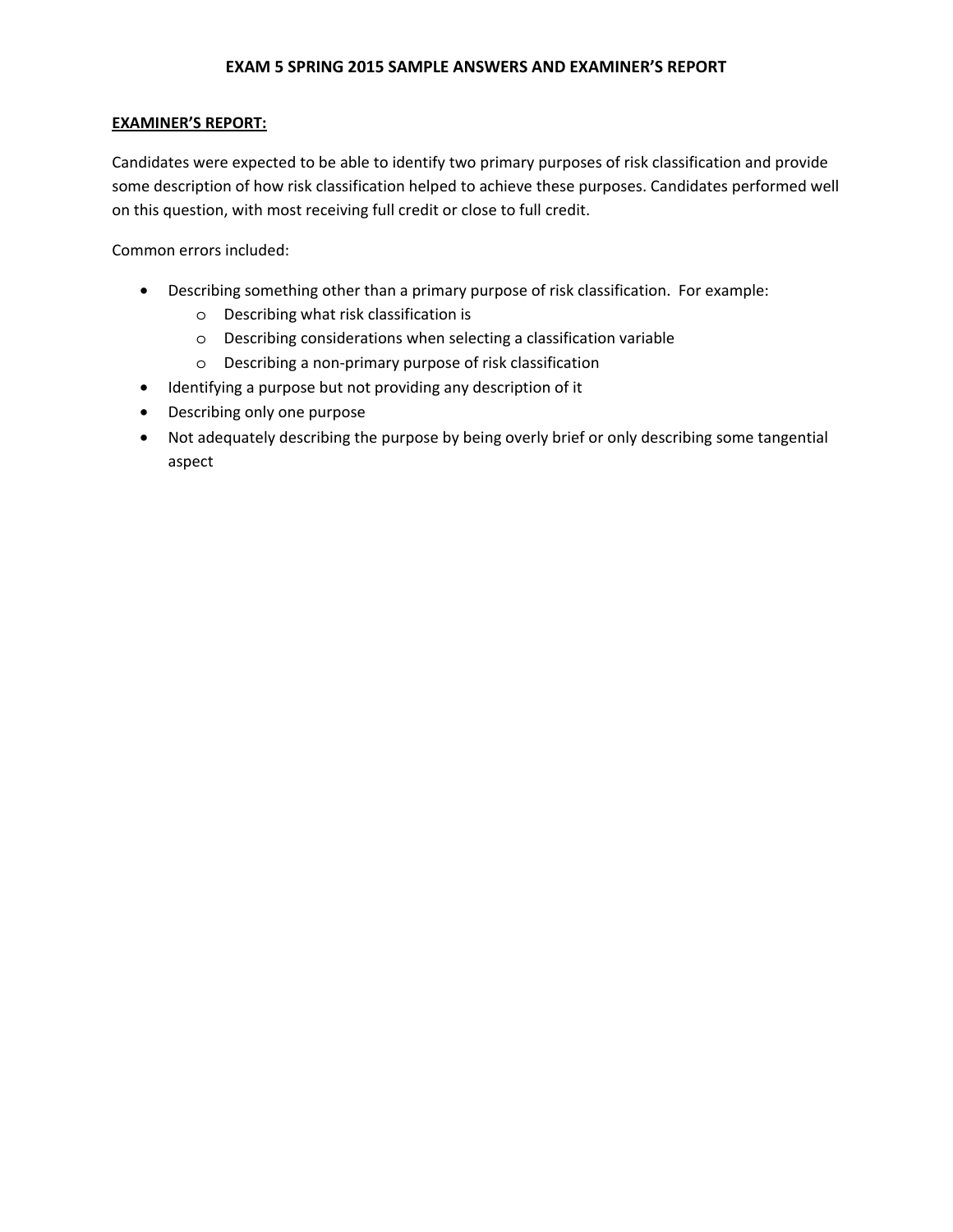# EXAM 5 SPRING 2015 SAMPLE ANSWERS AND EXAMINER'S REPORT

**EXAMINER'S REPORT:**

Candidates were expected to be able to identify two primary purposes of risk classification and provide some description of how risk classification helped to achieve these purposes. Candidates performed well on this question, with most receiving full credit or close to full credit.

Common errors included:

- Describing something other than a primary purpose of risk classification. For example:
  - Describing what risk classification is
  - Describing considerations when selecting a classification variable
  - Describing a non-primary purpose of risk classification
- Identifying a purpose but not providing any description of it
- Describing only one purpose
- Not adequately describing the purpose by being overly brief or only describing some tangential aspect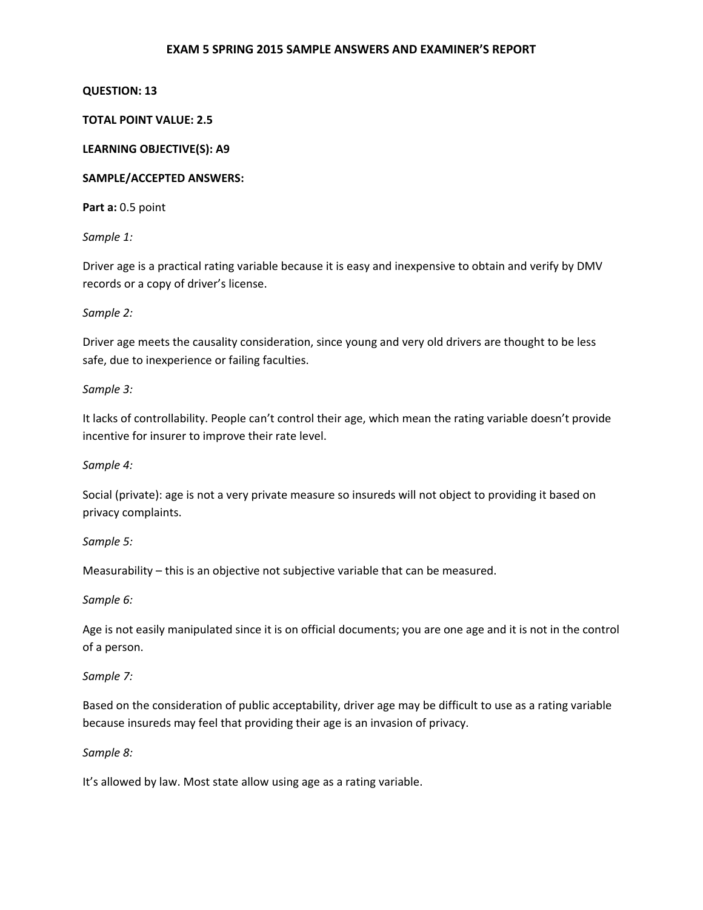**EXAM 5 SPRING 2015 SAMPLE ANSWERS AND EXAMINER'S REPORT**

**QUESTION: 13**

**TOTAL POINT VALUE: 2.5**

**LEARNING OBJECTIVE(S): A9**

**SAMPLE/ACCEPTED ANSWERS:**

**Part a:** 0.5 point

*Sample 1:*

Driver age is a practical rating variable because it is easy and inexpensive to obtain and verify by DMV records or a copy of driver's license.

*Sample 2:*

Driver age meets the causality consideration, since young and very old drivers are thought to be less safe, due to inexperience or failing faculties.

*Sample 3:*

It lacks of controllability. People can't control their age, which mean the rating variable doesn't provide incentive for insurer to improve their rate level.

*Sample 4:*

Social (private): age is not a very private measure so insureds will not object to providing it based on privacy complaints.

*Sample 5:*

Measurability – this is an objective not subjective variable that can be measured.

*Sample 6:*

Age is not easily manipulated since it is on official documents; you are one age and it is not in the control of a person.

*Sample 7:*

Based on the consideration of public acceptability, driver age may be difficult to use as a rating variable because insureds may feel that providing their age is an invasion of privacy.

*Sample 8:*

It's allowed by law. Most state allow using age as a rating variable.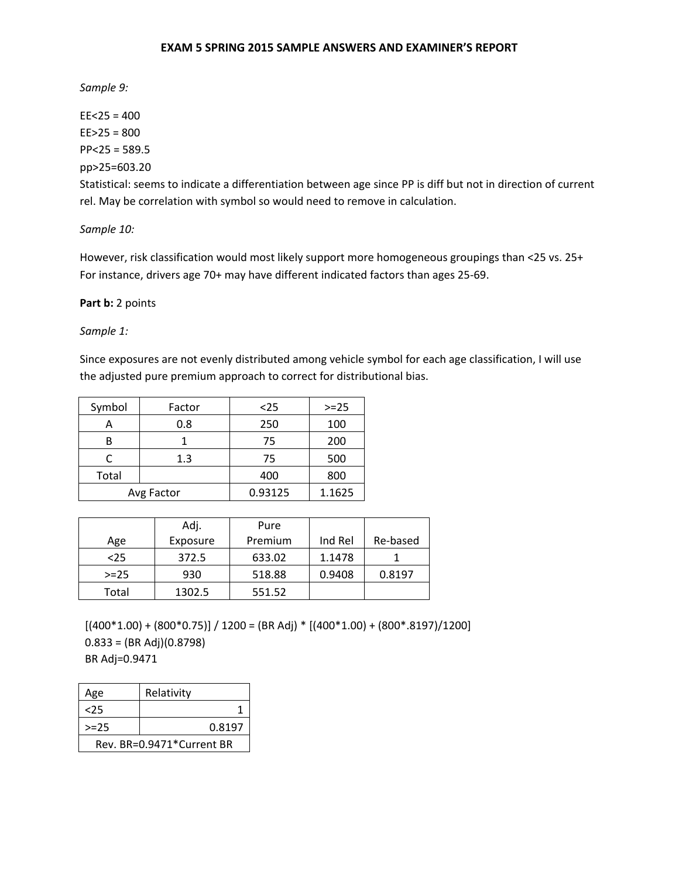**EXAM 5 SPRING 2015 SAMPLE ANSWERS AND EXAMINER'S REPORT**

*Sample 9:*

EE<25 = 400

EE>25 = 800

PP<25 = 589.5

pp>25=603.20

Statistical: seems to indicate a differentiation between age since PP is diff but not in direction of current rel. May be correlation with symbol so would need to remove in calculation.

*Sample 10:*

However, risk classification would most likely support more homogeneous groupings than <25 vs. 25+ For instance, drivers age 70+ may have different indicated factors than ages 25-69.

**Part b:** 2 points

*Sample 1:*

Since exposures are not evenly distributed among vehicle symbol for each age classification, I will use the adjusted pure premium approach to correct for distributional bias.

| Symbol | Factor | <25 | >=25 |
|---|---|---|---|
| A | 0.8 | 250 | 100 |
| B | 1 | 75 | 200 |
| C | 1.3 | 75 | 500 |
| Total | | 400 | 800 |
| Avg Factor | | 0.93125 | 1.1625 |

| Age | Adj. Exposure | Pure Premium | Ind Rel | Re-based |
|---|---|---|---|---|
| <25 | 372.5 | 633.02 | 1.1478 | 1 |
| >=25 | 930 | 518.88 | 0.9408 | 0.8197 |
| Total | 1302.5 | 551.52 | | |

[(400*1.00) + (800*0.75)] / 1200 = (BR Adj) * [(400*1.00) + (800*.8197)/1200]

0.833 = (BR Adj)(0.8798)

BR Adj=0.9471

| Age | Relativity |
|---|---|
| <25 | 1 |
| >=25 | 0.8197 |
| Rev. BR=0.9471*Current BR | |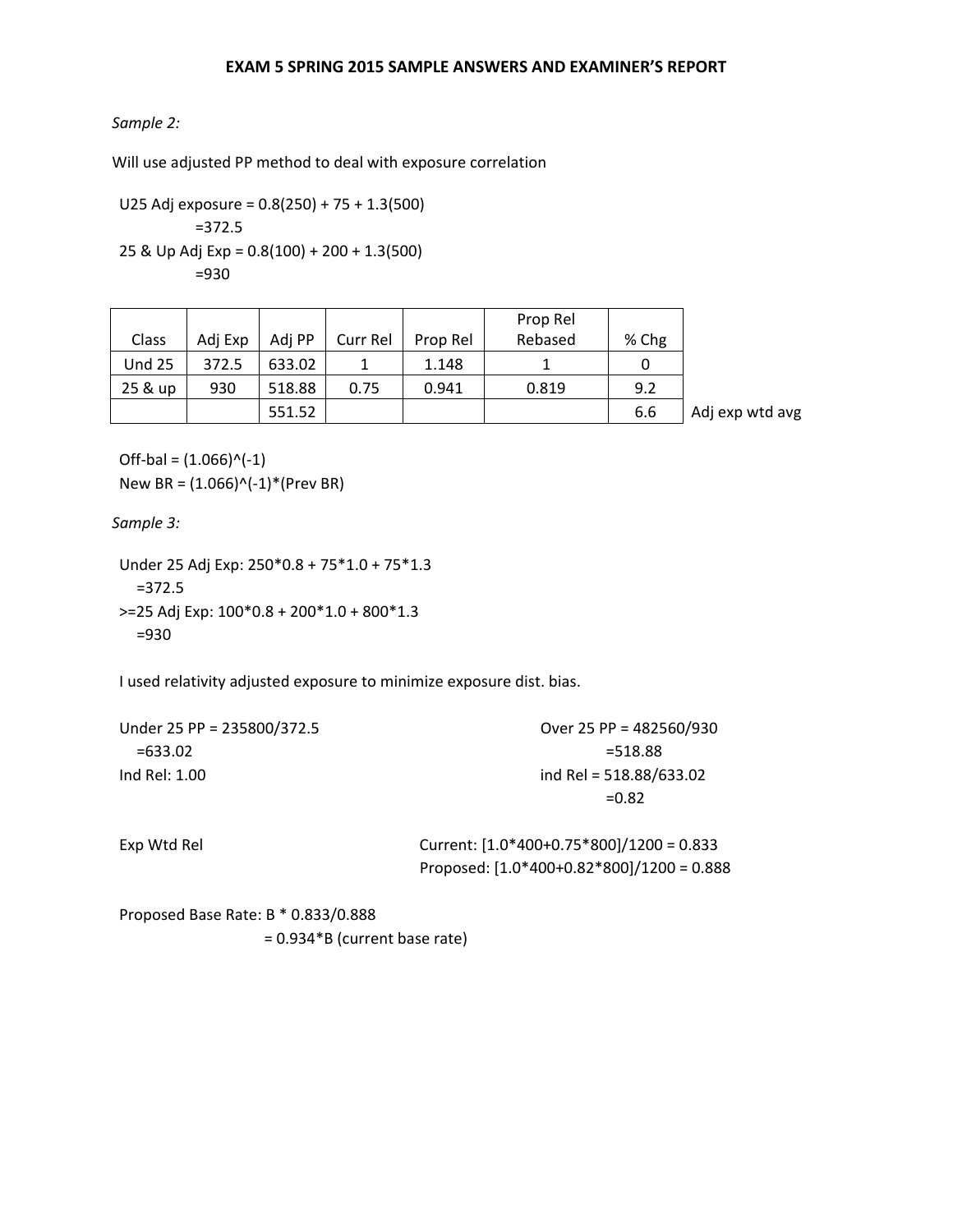## EXAM 5 SPRING 2015 SAMPLE ANSWERS AND EXAMINER'S REPORT

*Sample 2:*

Will use adjusted PP method to deal with exposure correlation

U25 Adj exposure = 0.8(250) + 75 + 1.3(500)
=372.5

25 & Up Adj Exp = 0.8(100) + 200 + 1.3(500)
=930

| Class | Adj Exp | Adj PP | Curr Rel | Prop Rel | Prop Rel Rebased | % Chg | |
|---|---|---|---|---|---|---|---|
| Und 25 | 372.5 | 633.02 | 1 | 1.148 | 1 | 0 | |
| 25 & up | 930 | 518.88 | 0.75 | 0.941 | 0.819 | 9.2 | |
| | | 551.52 | | | | 6.6 | Adj exp wtd avg |

Off-bal = (1.066)^(-1)
New BR = (1.066)^(-1)*(Prev BR)

*Sample 3:*

Under 25 Adj Exp: 250*0.8 + 75*1.0 + 75*1.3
=372.5

>=25 Adj Exp: 100*0.8 + 200*1.0 + 800*1.3
=930

I used relativity adjusted exposure to minimize exposure dist. bias.

Under 25 PP = 235800/372.5
=633.02

Ind Rel: 1.00

Over 25 PP = 482560/930
=518.88

ind Rel = 518.88/633.02
=0.82

Exp Wtd Rel

Current: [1.0*400+0.75*800]/1200 = 0.833
Proposed: [1.0*400+0.82*800]/1200 = 0.888

Proposed Base Rate: B * 0.833/0.888
= 0.934*B (current base rate)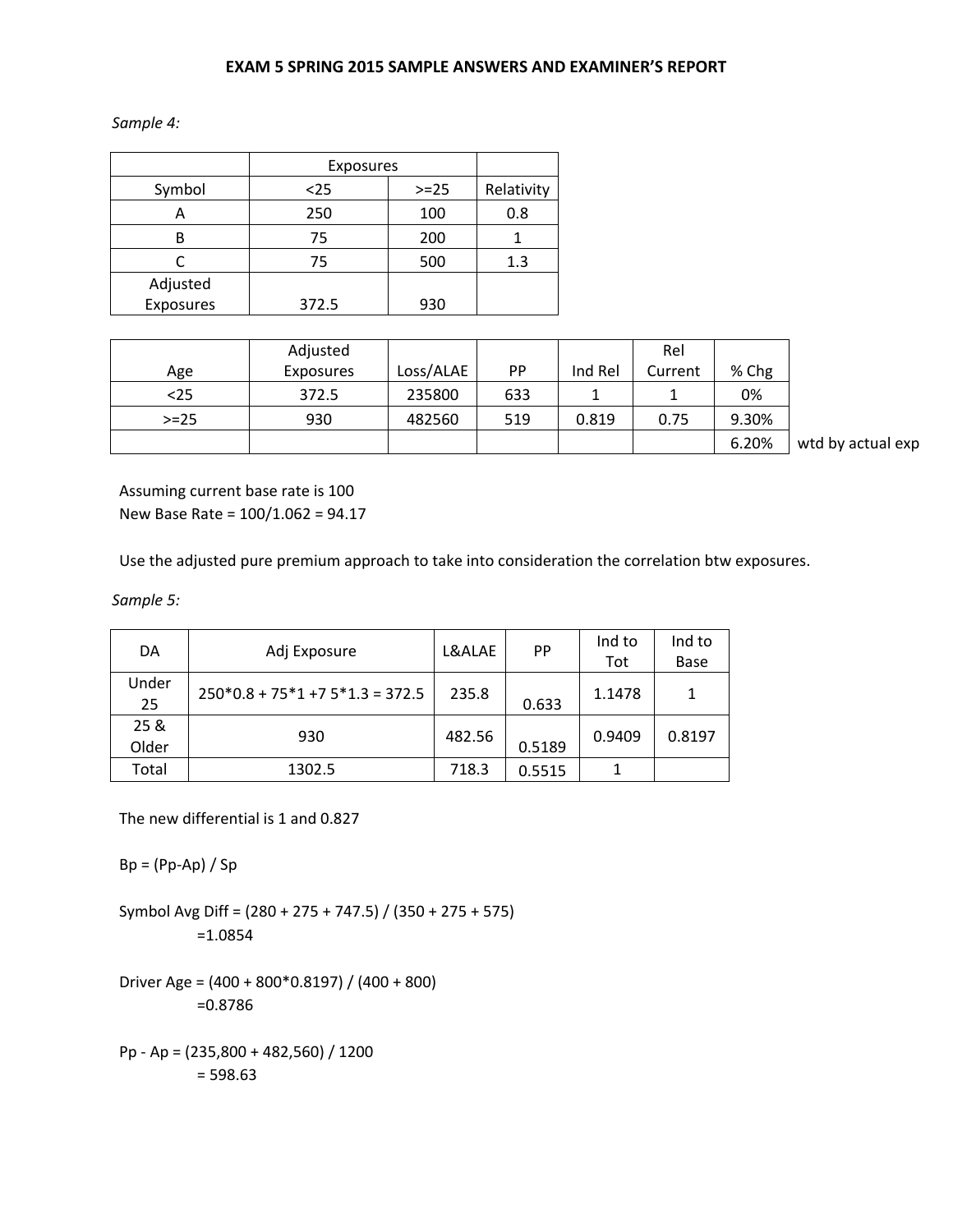**EXAM 5 SPRING 2015 SAMPLE ANSWERS AND EXAMINER'S REPORT**

*Sample 4:*

| | Exposures | | |
|---|---|---|---|
| Symbol | <25 | >=25 | Relativity |
| A | 250 | 100 | 0.8 |
| B | 75 | 200 | 1 |
| C | 75 | 500 | 1.3 |
| Adjusted Exposures | 372.5 | 930 | |

| Age | Adjusted Exposures | Loss/ALAE | PP | Ind Rel | Rel Current | % Chg | |
|---|---|---|---|---|---|---|---|
| <25 | 372.5 | 235800 | 633 | 1 | 1 | 0% | |
| >=25 | 930 | 482560 | 519 | 0.819 | 0.75 | 9.30% | |
| | | | | | | 6.20% | wtd by actual exp |

Assuming current base rate is 100
New Base Rate = 100/1.062 = 94.17

Use the adjusted pure premium approach to take into consideration the correlation btw exposures.

*Sample 5:*

| DA | Adj Exposure | L&ALAE | PP | Ind to Tot | Ind to Base |
|---|---|---|---|---|---|
| Under 25 | 250\*0.8 + 75\*1 +7 5\*1.3 = 372.5 | 235.8 | 0.633 | 1.1478 | 1 |
| 25 & Older | 930 | 482.56 | 0.5189 | 0.9409 | 0.8197 |
| Total | 1302.5 | 718.3 | 0.5515 | 1 | |

The new differential is 1 and 0.827

Bp = (Pp-Ap) / Sp

Symbol Avg Diff = (280 + 275 + 747.5) / (350 + 275 + 575)
=1.0854

Driver Age = (400 + 800\*0.8197) / (400 + 800)
=0.8786

Pp - Ap = (235,800 + 482,560) / 1200
= 598.63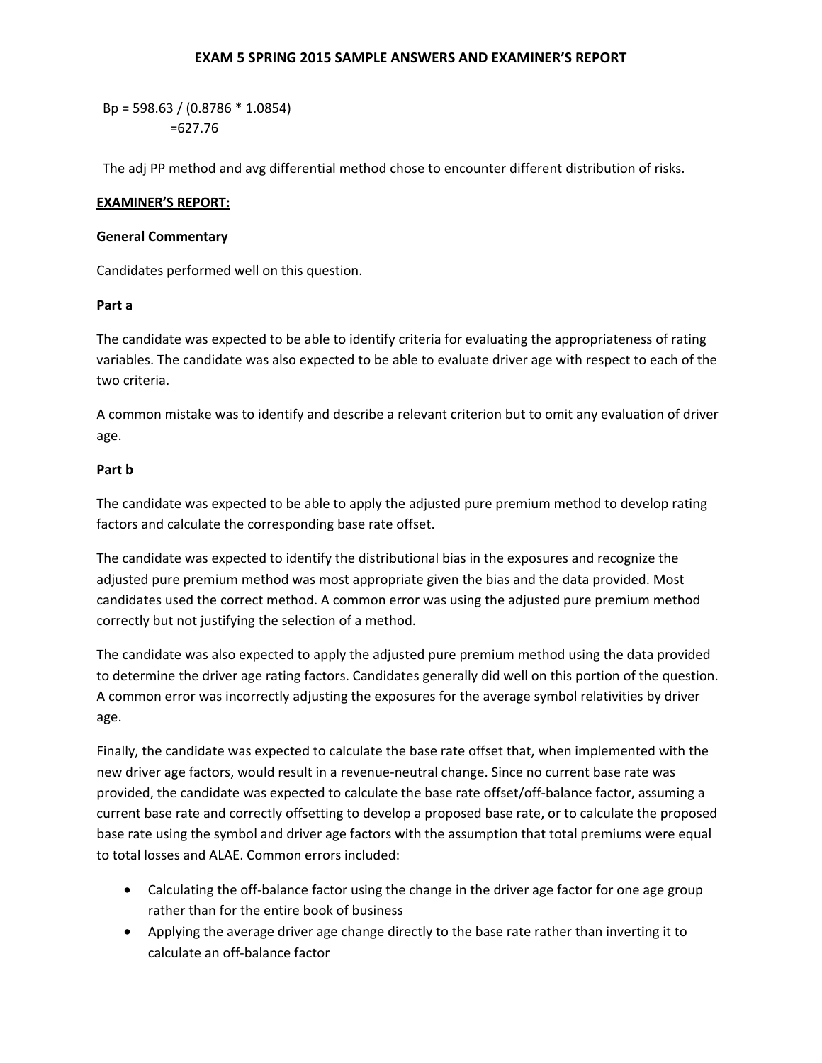Bp = 598.63 / (0.8786 * 1.0854)
=627.76

The adj PP method and avg differential method chose to encounter different distribution of risks.

**EXAMINER'S REPORT:**

**General Commentary**

Candidates performed well on this question.

**Part a**

The candidate was expected to be able to identify criteria for evaluating the appropriateness of rating variables. The candidate was also expected to be able to evaluate driver age with respect to each of the two criteria.

A common mistake was to identify and describe a relevant criterion but to omit any evaluation of driver age.

**Part b**

The candidate was expected to be able to apply the adjusted pure premium method to develop rating factors and calculate the corresponding base rate offset.

The candidate was expected to identify the distributional bias in the exposures and recognize the adjusted pure premium method was most appropriate given the bias and the data provided. Most candidates used the correct method. A common error was using the adjusted pure premium method correctly but not justifying the selection of a method.

The candidate was also expected to apply the adjusted pure premium method using the data provided to determine the driver age rating factors. Candidates generally did well on this portion of the question. A common error was incorrectly adjusting the exposures for the average symbol relativities by driver age.

Finally, the candidate was expected to calculate the base rate offset that, when implemented with the new driver age factors, would result in a revenue-neutral change. Since no current base rate was provided, the candidate was expected to calculate the base rate offset/off-balance factor, assuming a current base rate and correctly offsetting to develop a proposed base rate, or to calculate the proposed base rate using the symbol and driver age factors with the assumption that total premiums were equal to total losses and ALAE. Common errors included:

- Calculating the off-balance factor using the change in the driver age factor for one age group rather than for the entire book of business
- Applying the average driver age change directly to the base rate rather than inverting it to calculate an off-balance factor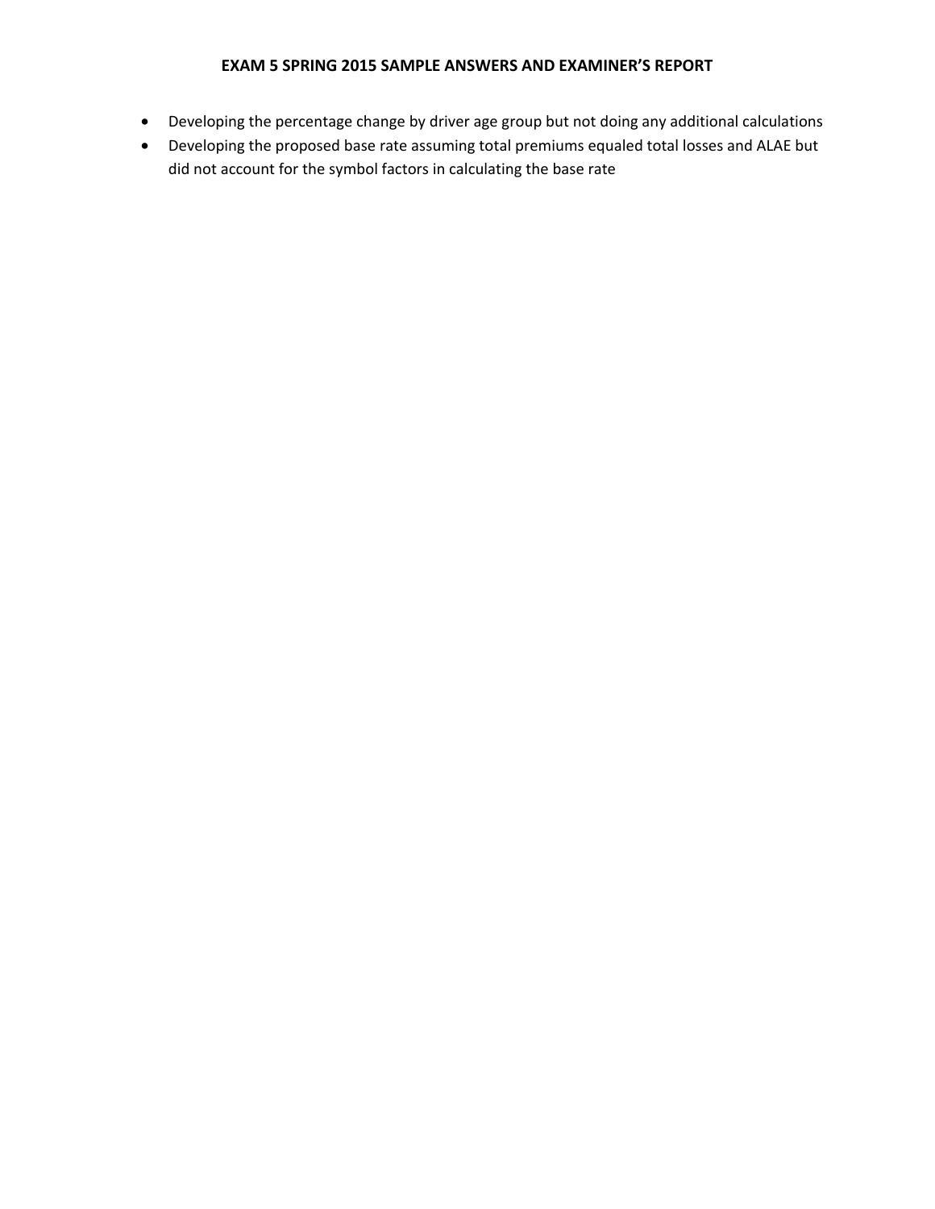- Developing the percentage change by driver age group but not doing any additional calculations
- Developing the proposed base rate assuming total premiums equaled total losses and ALAE but did not account for the symbol factors in calculating the base rate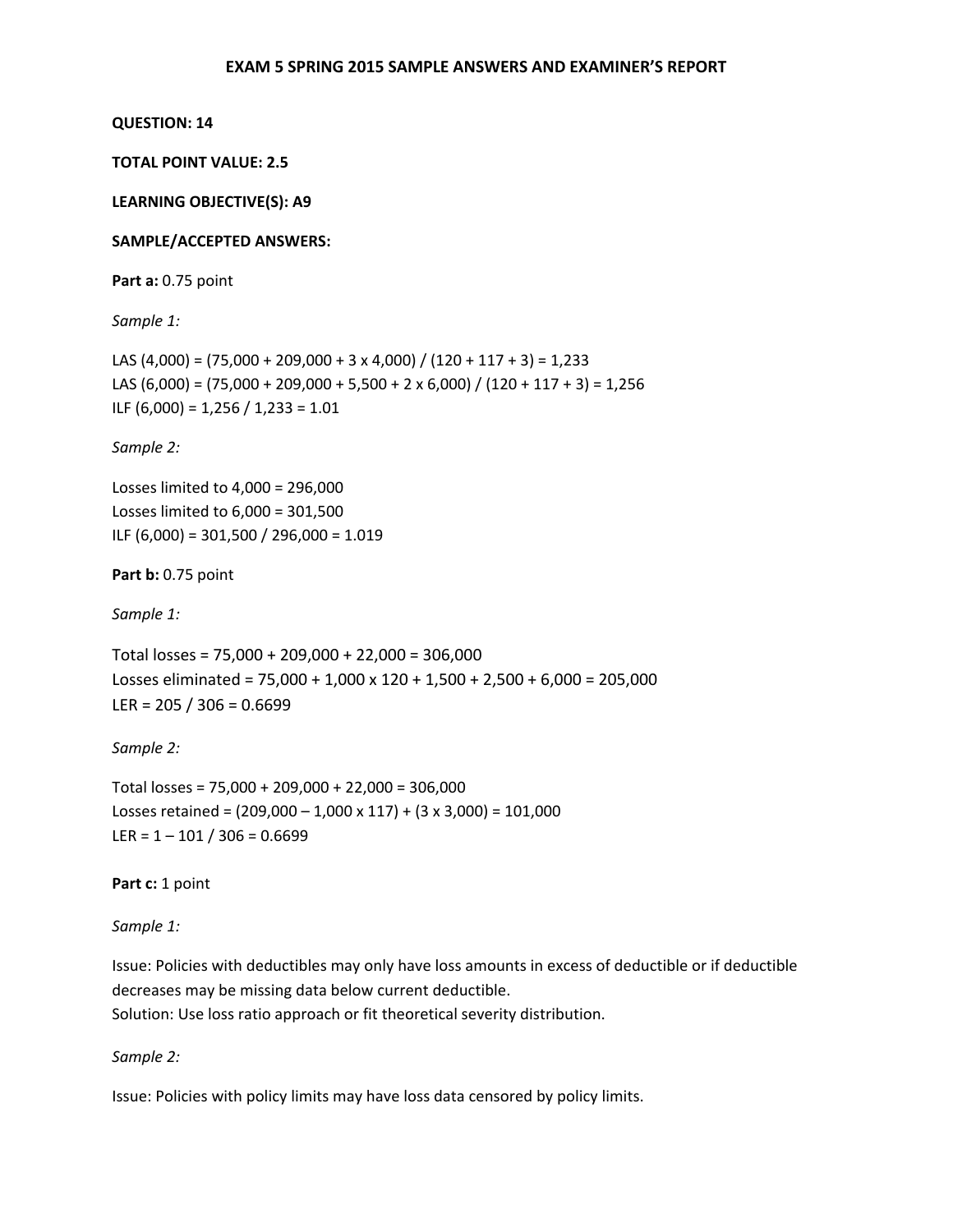**EXAM 5 SPRING 2015 SAMPLE ANSWERS AND EXAMINER'S REPORT**

**QUESTION: 14**

**TOTAL POINT VALUE: 2.5**

**LEARNING OBJECTIVE(S): A9**

**SAMPLE/ACCEPTED ANSWERS:**

**Part a:** 0.75 point

*Sample 1:*

LAS (4,000) = (75,000 + 209,000 + 3 x 4,000) / (120 + 117 + 3) = 1,233
LAS (6,000) = (75,000 + 209,000 + 5,500 + 2 x 6,000) / (120 + 117 + 3) = 1,256
ILF (6,000) = 1,256 / 1,233 = 1.01

*Sample 2:*

Losses limited to 4,000 = 296,000
Losses limited to 6,000 = 301,500
ILF (6,000) = 301,500 / 296,000 = 1.019

**Part b:** 0.75 point

*Sample 1:*

Total losses = 75,000 + 209,000 + 22,000 = 306,000
Losses eliminated = 75,000 + 1,000 x 120 + 1,500 + 2,500 + 6,000 = 205,000
LER = 205 / 306 = 0.6699

*Sample 2:*

Total losses = 75,000 + 209,000 + 22,000 = 306,000
Losses retained = (209,000 – 1,000 x 117) + (3 x 3,000) = 101,000
LER = 1 – 101 / 306 = 0.6699

**Part c:** 1 point

*Sample 1:*

Issue: Policies with deductibles may only have loss amounts in excess of deductible or if deductible decreases may be missing data below current deductible.
Solution: Use loss ratio approach or fit theoretical severity distribution.

*Sample 2:*

Issue: Policies with policy limits may have loss data censored by policy limits.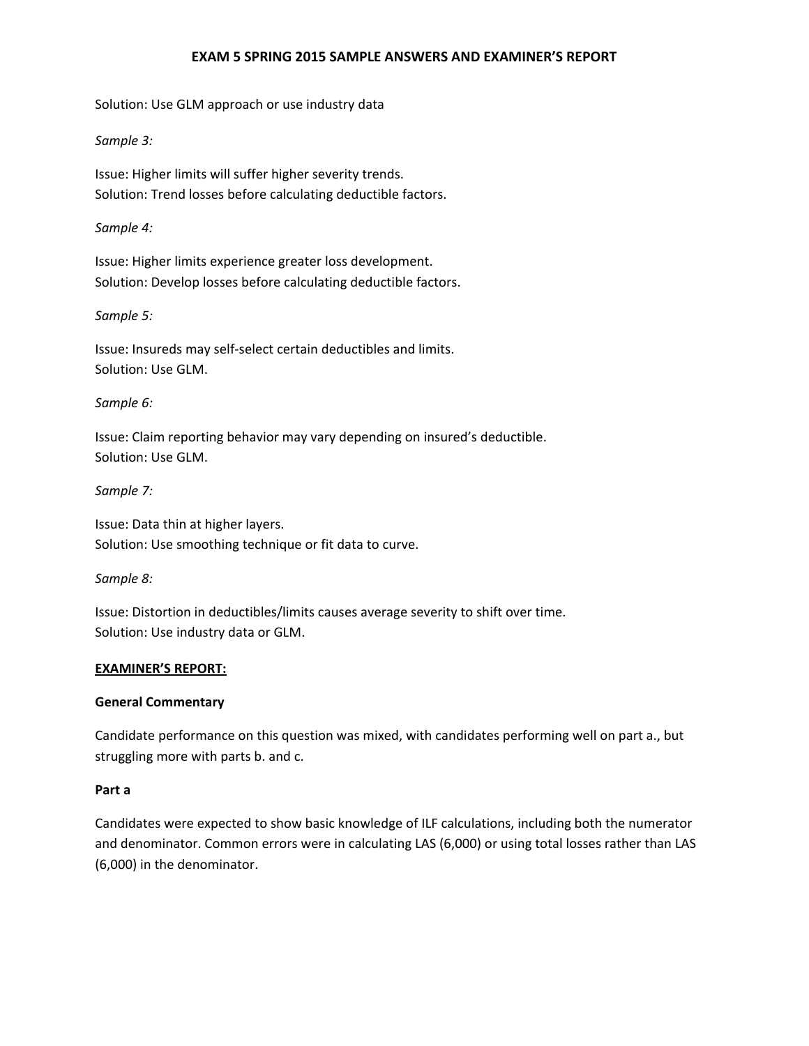Solution: Use GLM approach or use industry data

*Sample 3:*

Issue: Higher limits will suffer higher severity trends.
Solution: Trend losses before calculating deductible factors.

*Sample 4:*

Issue: Higher limits experience greater loss development.
Solution: Develop losses before calculating deductible factors.

*Sample 5:*

Issue: Insureds may self-select certain deductibles and limits.
Solution: Use GLM.

*Sample 6:*

Issue: Claim reporting behavior may vary depending on insured's deductible.
Solution: Use GLM.

*Sample 7:*

Issue: Data thin at higher layers.
Solution: Use smoothing technique or fit data to curve.

*Sample 8:*

Issue: Distortion in deductibles/limits causes average severity to shift over time.
Solution: Use industry data or GLM.

## EXAMINER'S REPORT:

### General Commentary

Candidate performance on this question was mixed, with candidates performing well on part a., but struggling more with parts b. and c.

### Part a

Candidates were expected to show basic knowledge of ILF calculations, including both the numerator and denominator. Common errors were in calculating LAS (6,000) or using total losses rather than LAS (6,000) in the denominator.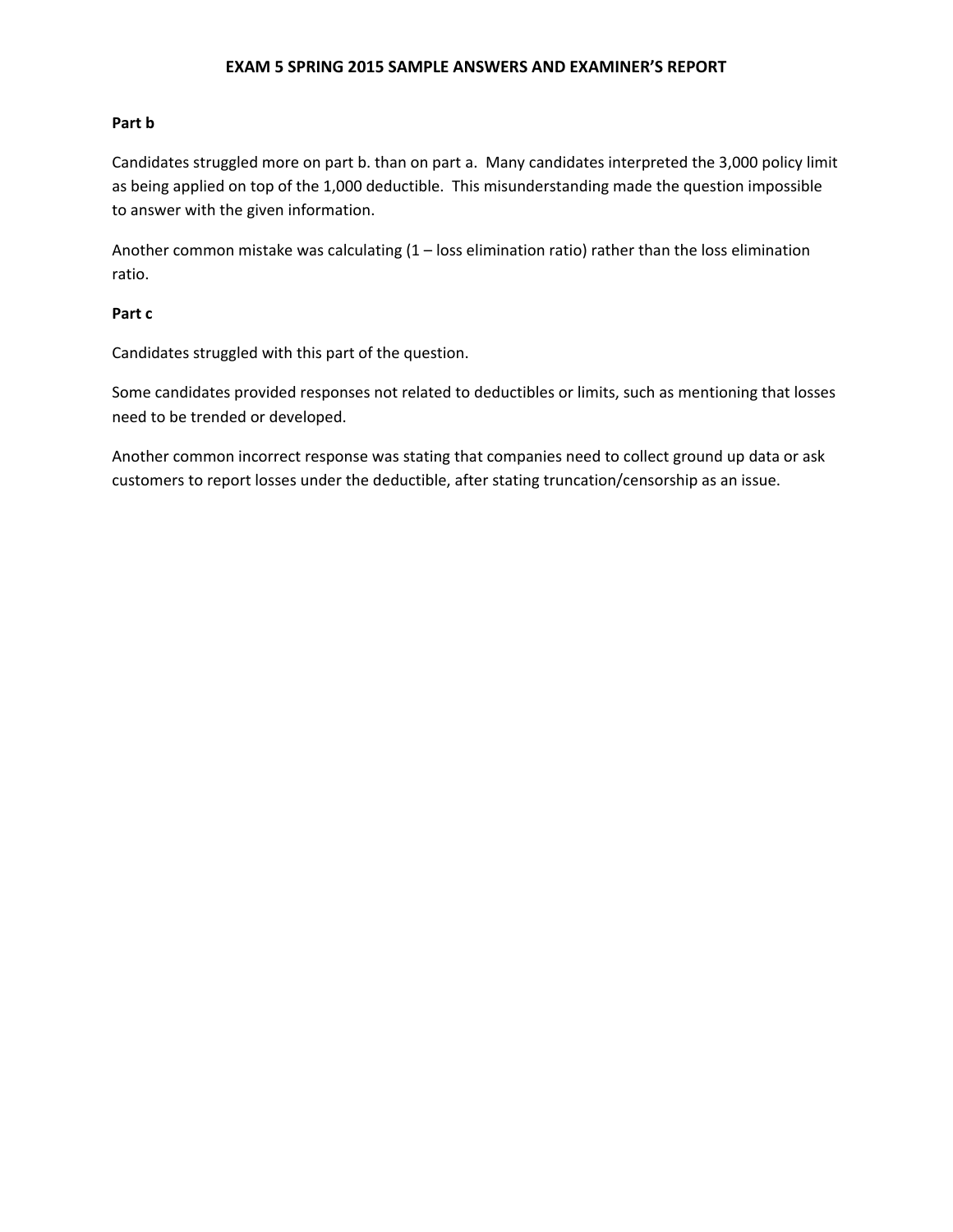**Part b**

Candidates struggled more on part b. than on part a. Many candidates interpreted the 3,000 policy limit as being applied on top of the 1,000 deductible. This misunderstanding made the question impossible to answer with the given information.

Another common mistake was calculating (1 – loss elimination ratio) rather than the loss elimination ratio.

**Part c**

Candidates struggled with this part of the question.

Some candidates provided responses not related to deductibles or limits, such as mentioning that losses need to be trended or developed.

Another common incorrect response was stating that companies need to collect ground up data or ask customers to report losses under the deductible, after stating truncation/censorship as an issue.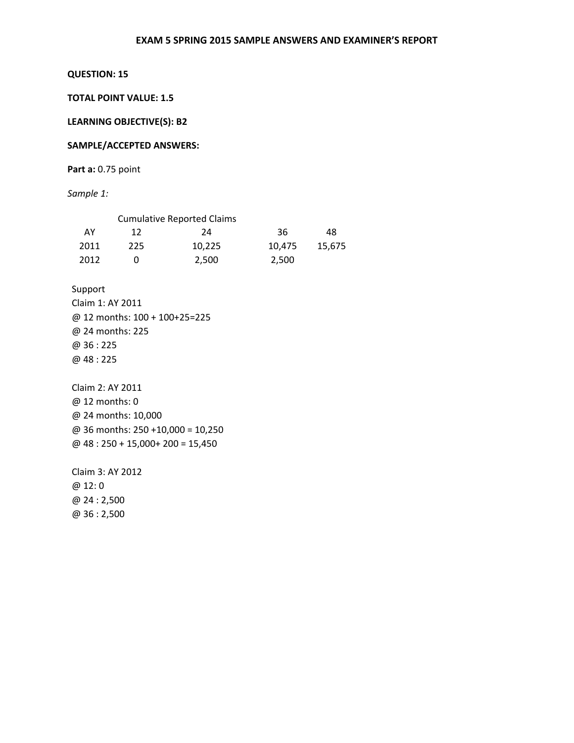**EXAM 5 SPRING 2015 SAMPLE ANSWERS AND EXAMINER'S REPORT**

**QUESTION: 15**

**TOTAL POINT VALUE: 1.5**

**LEARNING OBJECTIVE(S): B2**

**SAMPLE/ACCEPTED ANSWERS:**

**Part a:** 0.75 point

*Sample 1:*

| | Cumulative Reported Claims | | | |
|---|---|---|---|---|
| AY | 12 | 24 | 36 | 48 |
| 2011 | 225 | 10,225 | 10,475 | 15,675 |
| 2012 | 0 | 2,500 | 2,500 | |

Support

Claim 1: AY 2011
@ 12 months: 100 + 100+25=225
@ 24 months: 225
@ 36 : 225
@ 48 : 225

Claim 2: AY 2011
@ 12 months: 0
@ 24 months: 10,000
@ 36 months: 250 +10,000 = 10,250
@ 48 : 250 + 15,000+ 200 = 15,450

Claim 3: AY 2012
@ 12: 0
@ 24 : 2,500
@ 36 : 2,500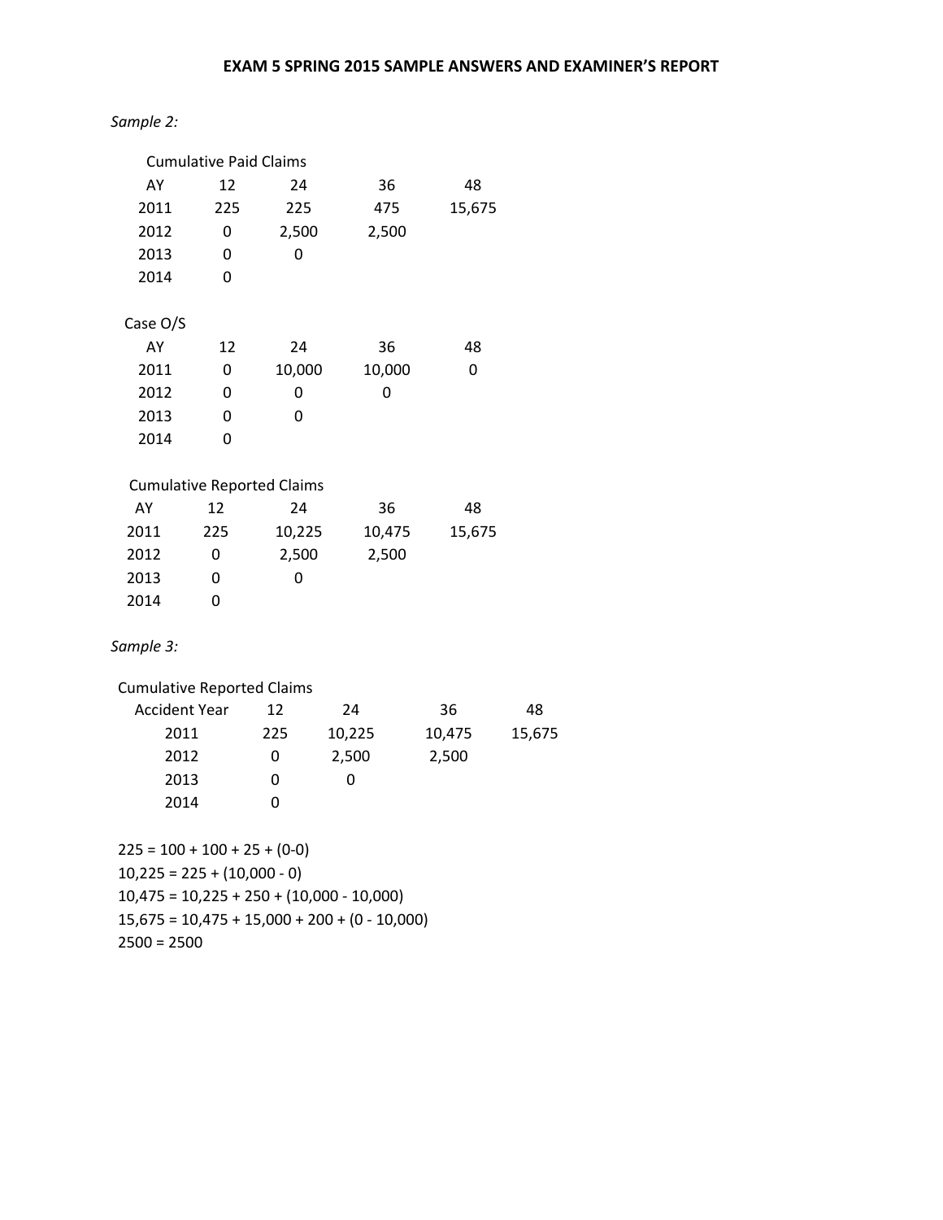## EXAM 5 SPRING 2015 SAMPLE ANSWERS AND EXAMINER'S REPORT

*Sample 2:*

Cumulative Paid Claims

| AY | 12 | 24 | 36 | 48 |
|---|---|---|---|---|
| 2011 | 225 | 225 | 475 | 15,675 |
| 2012 | 0 | 2,500 | 2,500 | |
| 2013 | 0 | 0 | | |
| 2014 | 0 | | | |

Case O/S

| AY | 12 | 24 | 36 | 48 |
|---|---|---|---|---|
| 2011 | 0 | 10,000 | 10,000 | 0 |
| 2012 | 0 | 0 | 0 | |
| 2013 | 0 | 0 | | |
| 2014 | 0 | | | |

Cumulative Reported Claims

| AY | 12 | 24 | 36 | 48 |
|---|---|---|---|---|
| 2011 | 225 | 10,225 | 10,475 | 15,675 |
| 2012 | 0 | 2,500 | 2,500 | |
| 2013 | 0 | 0 | | |
| 2014 | 0 | | | |

*Sample 3:*

Cumulative Reported Claims

| Accident Year | 12 | 24 | 36 | 48 |
|---|---|---|---|---|
| 2011 | 225 | 10,225 | 10,475 | 15,675 |
| 2012 | 0 | 2,500 | 2,500 | |
| 2013 | 0 | 0 | | |
| 2014 | 0 | | | |

225 = 100 + 100 + 25 + (0-0)
10,225 = 225 + (10,000 - 0)
10,475 = 10,225 + 250 + (10,000 - 10,000)
15,675 = 10,475 + 15,000 + 200 + (0 - 10,000)
2500 = 2500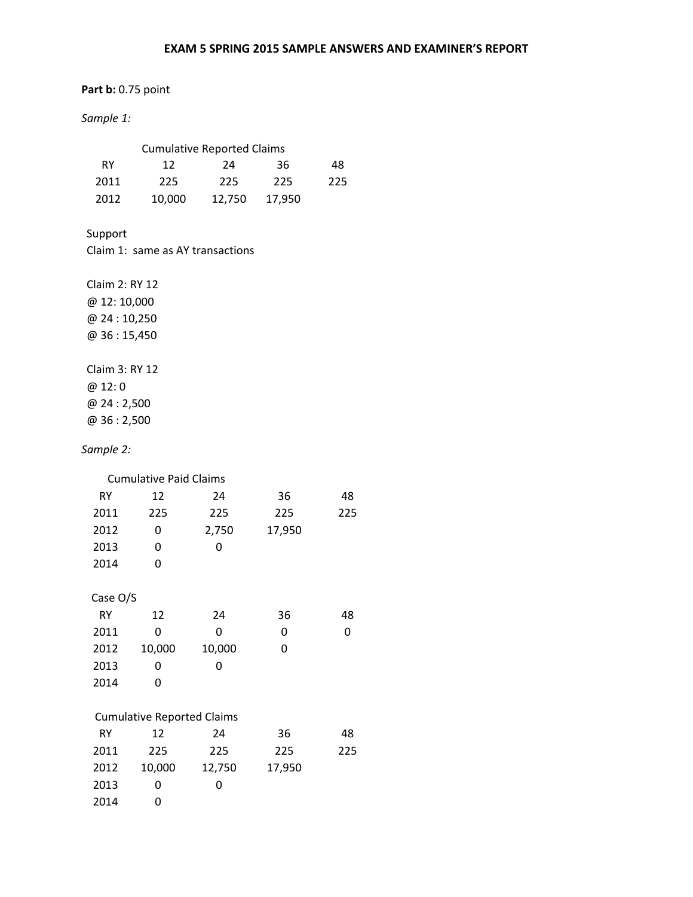**EXAM 5 SPRING 2015 SAMPLE ANSWERS AND EXAMINER'S REPORT**

**Part b:** 0.75 point

*Sample 1:*

| | Cumulative Reported Claims | | | |
|---|---|---|---|---|
| RY | 12 | 24 | 36 | 48 |
| 2011 | 225 | 225 | 225 | 225 |
| 2012 | 10,000 | 12,750 | 17,950 | |

Support
Claim 1: same as AY transactions

Claim 2: RY 12
@ 12: 10,000
@ 24 : 10,250
@ 36 : 15,450

Claim 3: RY 12
@ 12: 0
@ 24 : 2,500
@ 36 : 2,500

*Sample 2:*

| | Cumulative Paid Claims | | | |
|---|---|---|---|---|
| RY | 12 | 24 | 36 | 48 |
| 2011 | 225 | 225 | 225 | 225 |
| 2012 | 0 | 2,750 | 17,950 | |
| 2013 | 0 | 0 | | |
| 2014 | 0 | | | |

| Case O/S | | | | |
|---|---|---|---|---|
| RY | 12 | 24 | 36 | 48 |
| 2011 | 0 | 0 | 0 | 0 |
| 2012 | 10,000 | 10,000 | 0 | |
| 2013 | 0 | 0 | | |
| 2014 | 0 | | | |

| | Cumulative Reported Claims | | | |
|---|---|---|---|---|
| RY | 12 | 24 | 36 | 48 |
| 2011 | 225 | 225 | 225 | 225 |
| 2012 | 10,000 | 12,750 | 17,950 | |
| 2013 | 0 | 0 | | |
| 2014 | 0 | | | |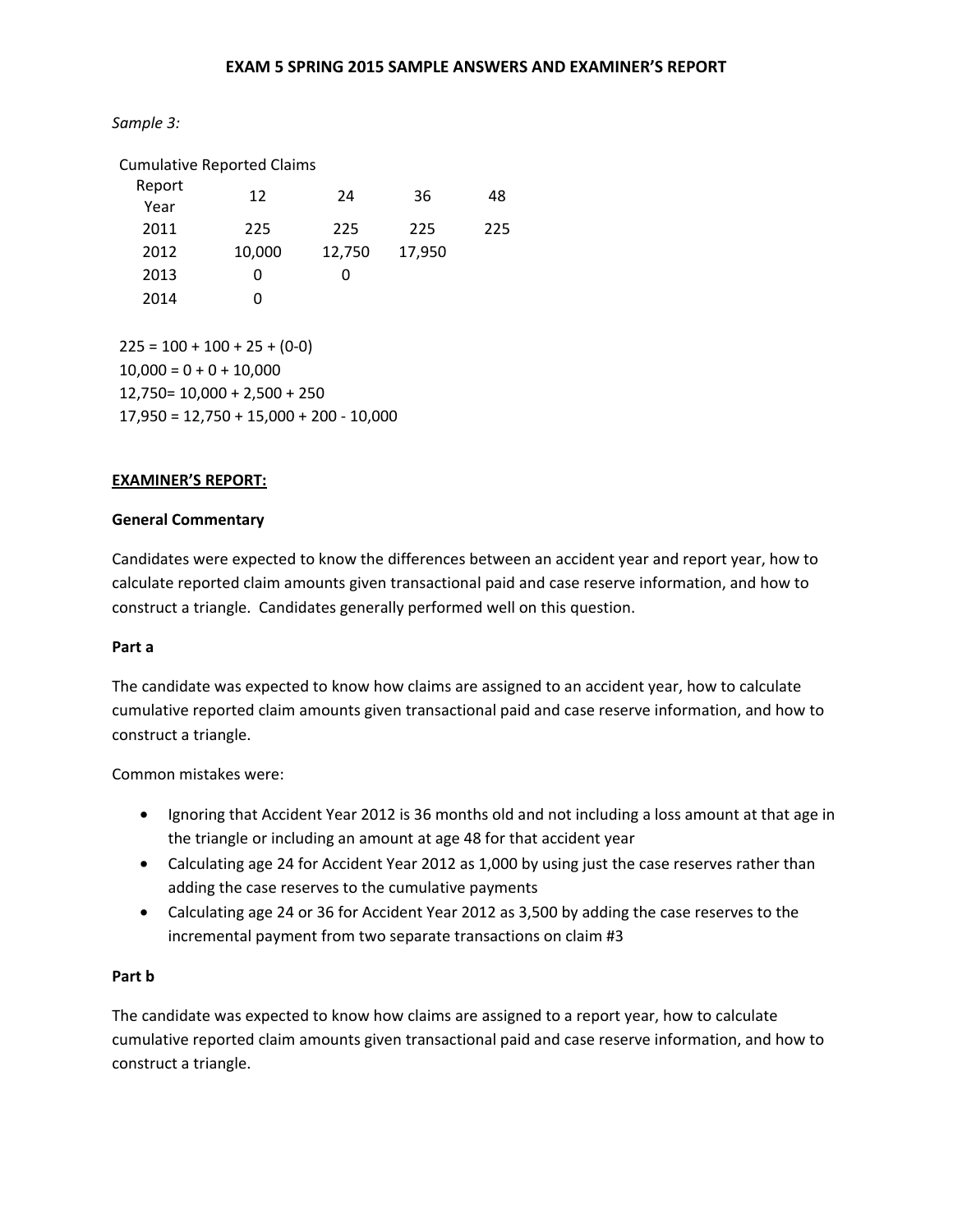*Sample 3:*

Cumulative Reported Claims

| Report Year | 12 | 24 | 36 | 48 |
|---|---|---|---|---|
| 2011 | 225 | 225 | 225 | 225 |
| 2012 | 10,000 | 12,750 | 17,950 | |
| 2013 | 0 | 0 | | |
| 2014 | 0 | | | |

225 = 100 + 100 + 25 + (0-0)
10,000 = 0 + 0 + 10,000
12,750= 10,000 + 2,500 + 250
17,950 = 12,750 + 15,000 + 200 - 10,000

**EXAMINER'S REPORT:**

**General Commentary**

Candidates were expected to know the differences between an accident year and report year, how to calculate reported claim amounts given transactional paid and case reserve information, and how to construct a triangle. Candidates generally performed well on this question.

**Part a**

The candidate was expected to know how claims are assigned to an accident year, how to calculate cumulative reported claim amounts given transactional paid and case reserve information, and how to construct a triangle.

Common mistakes were:

- Ignoring that Accident Year 2012 is 36 months old and not including a loss amount at that age in the triangle or including an amount at age 48 for that accident year
- Calculating age 24 for Accident Year 2012 as 1,000 by using just the case reserves rather than adding the case reserves to the cumulative payments
- Calculating age 24 or 36 for Accident Year 2012 as 3,500 by adding the case reserves to the incremental payment from two separate transactions on claim #3

**Part b**

The candidate was expected to know how claims are assigned to a report year, how to calculate cumulative reported claim amounts given transactional paid and case reserve information, and how to construct a triangle.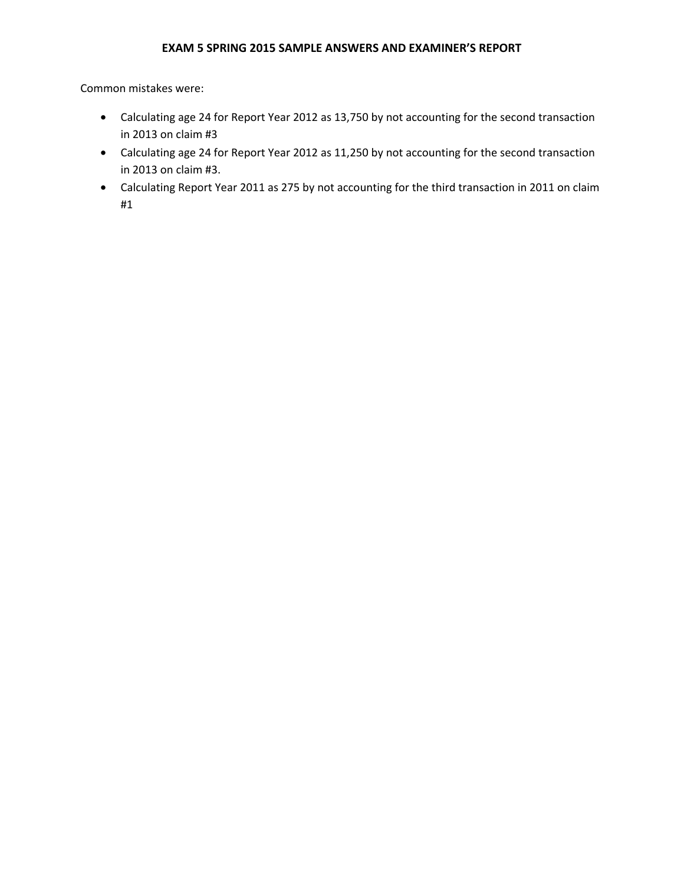Common mistakes were:

- Calculating age 24 for Report Year 2012 as 13,750 by not accounting for the second transaction in 2013 on claim #3
- Calculating age 24 for Report Year 2012 as 11,250 by not accounting for the second transaction in 2013 on claim #3.
- Calculating Report Year 2011 as 275 by not accounting for the third transaction in 2011 on claim #1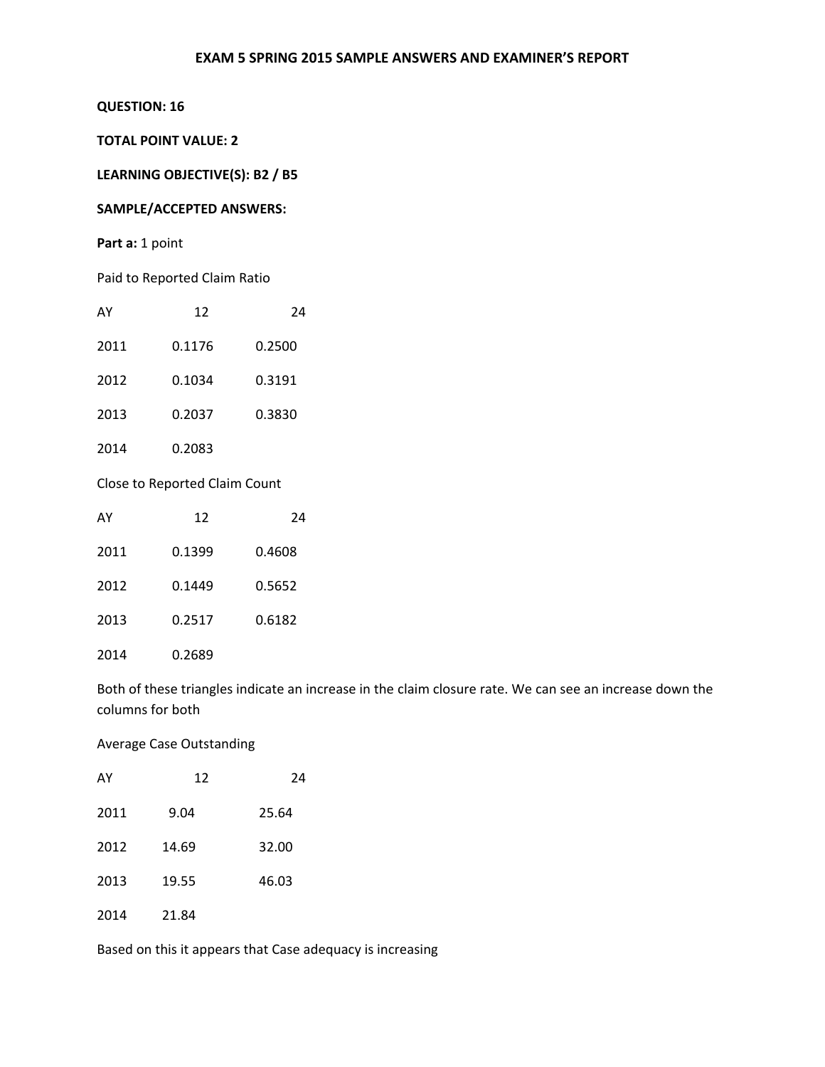**EXAM 5 SPRING 2015 SAMPLE ANSWERS AND EXAMINER'S REPORT**

**QUESTION: 16**

**TOTAL POINT VALUE: 2**

**LEARNING OBJECTIVE(S): B2 / B5**

**SAMPLE/ACCEPTED ANSWERS:**

**Part a:** 1 point

Paid to Reported Claim Ratio

| AY | 12 | 24 |
|---|---|---|
| 2011 | 0.1176 | 0.2500 |
| 2012 | 0.1034 | 0.3191 |
| 2013 | 0.2037 | 0.3830 |
| 2014 | 0.2083 | |

Close to Reported Claim Count

| AY | 12 | 24 |
|---|---|---|
| 2011 | 0.1399 | 0.4608 |
| 2012 | 0.1449 | 0.5652 |
| 2013 | 0.2517 | 0.6182 |
| 2014 | 0.2689 | |

Both of these triangles indicate an increase in the claim closure rate. We can see an increase down the columns for both

Average Case Outstanding

| AY | 12 | 24 |
|---|---|---|
| 2011 | 9.04 | 25.64 |
| 2012 | 14.69 | 32.00 |
| 2013 | 19.55 | 46.03 |
| 2014 | 21.84 | |

Based on this it appears that Case adequacy is increasing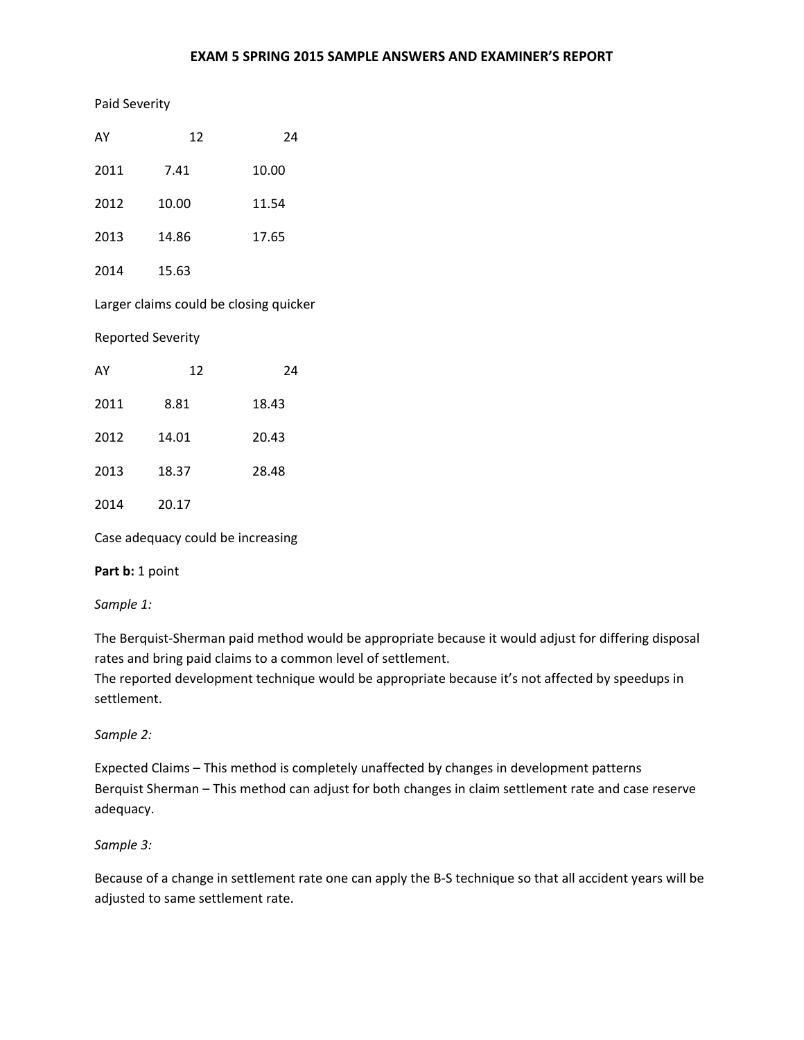Paid Severity

| AY | 12 | 24 |
|---|---|---|
| 2011 | 7.41 | 10.00 |
| 2012 | 10.00 | 11.54 |
| 2013 | 14.86 | 17.65 |
| 2014 | 15.63 | |

Larger claims could be closing quicker

Reported Severity

| AY | 12 | 24 |
|---|---|---|
| 2011 | 8.81 | 18.43 |
| 2012 | 14.01 | 20.43 |
| 2013 | 18.37 | 28.48 |
| 2014 | 20.17 | |

Case adequacy could be increasing

**Part b:** 1 point

*Sample 1:*

The Berquist-Sherman paid method would be appropriate because it would adjust for differing disposal rates and bring paid claims to a common level of settlement.
The reported development technique would be appropriate because it's not affected by speedups in settlement.

*Sample 2:*

Expected Claims – This method is completely unaffected by changes in development patterns
Berquist Sherman – This method can adjust for both changes in claim settlement rate and case reserve adequacy.

*Sample 3:*

Because of a change in settlement rate one can apply the B-S technique so that all accident years will be adjusted to same settlement rate.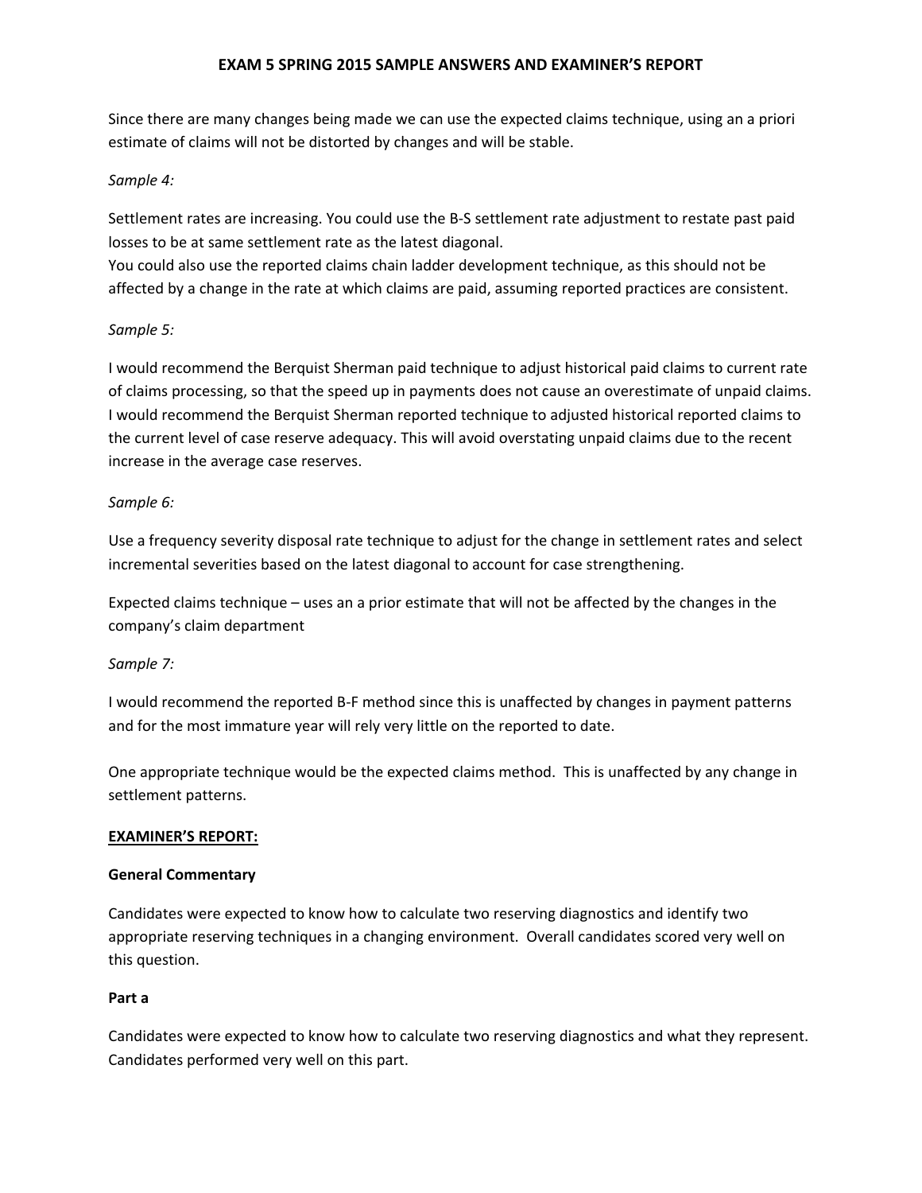Since there are many changes being made we can use the expected claims technique, using an a priori estimate of claims will not be distorted by changes and will be stable.

*Sample 4:*

Settlement rates are increasing. You could use the B-S settlement rate adjustment to restate past paid losses to be at same settlement rate as the latest diagonal.
You could also use the reported claims chain ladder development technique, as this should not be affected by a change in the rate at which claims are paid, assuming reported practices are consistent.

*Sample 5:*

I would recommend the Berquist Sherman paid technique to adjust historical paid claims to current rate of claims processing, so that the speed up in payments does not cause an overestimate of unpaid claims. I would recommend the Berquist Sherman reported technique to adjusted historical reported claims to the current level of case reserve adequacy. This will avoid overstating unpaid claims due to the recent increase in the average case reserves.

*Sample 6:*

Use a frequency severity disposal rate technique to adjust for the change in settlement rates and select incremental severities based on the latest diagonal to account for case strengthening.

Expected claims technique – uses an a prior estimate that will not be affected by the changes in the company's claim department

*Sample 7:*

I would recommend the reported B-F method since this is unaffected by changes in payment patterns and for the most immature year will rely very little on the reported to date.

One appropriate technique would be the expected claims method. This is unaffected by any change in settlement patterns.

**EXAMINER'S REPORT:**

**General Commentary**

Candidates were expected to know how to calculate two reserving diagnostics and identify two appropriate reserving techniques in a changing environment. Overall candidates scored very well on this question.

**Part a**

Candidates were expected to know how to calculate two reserving diagnostics and what they represent. Candidates performed very well on this part.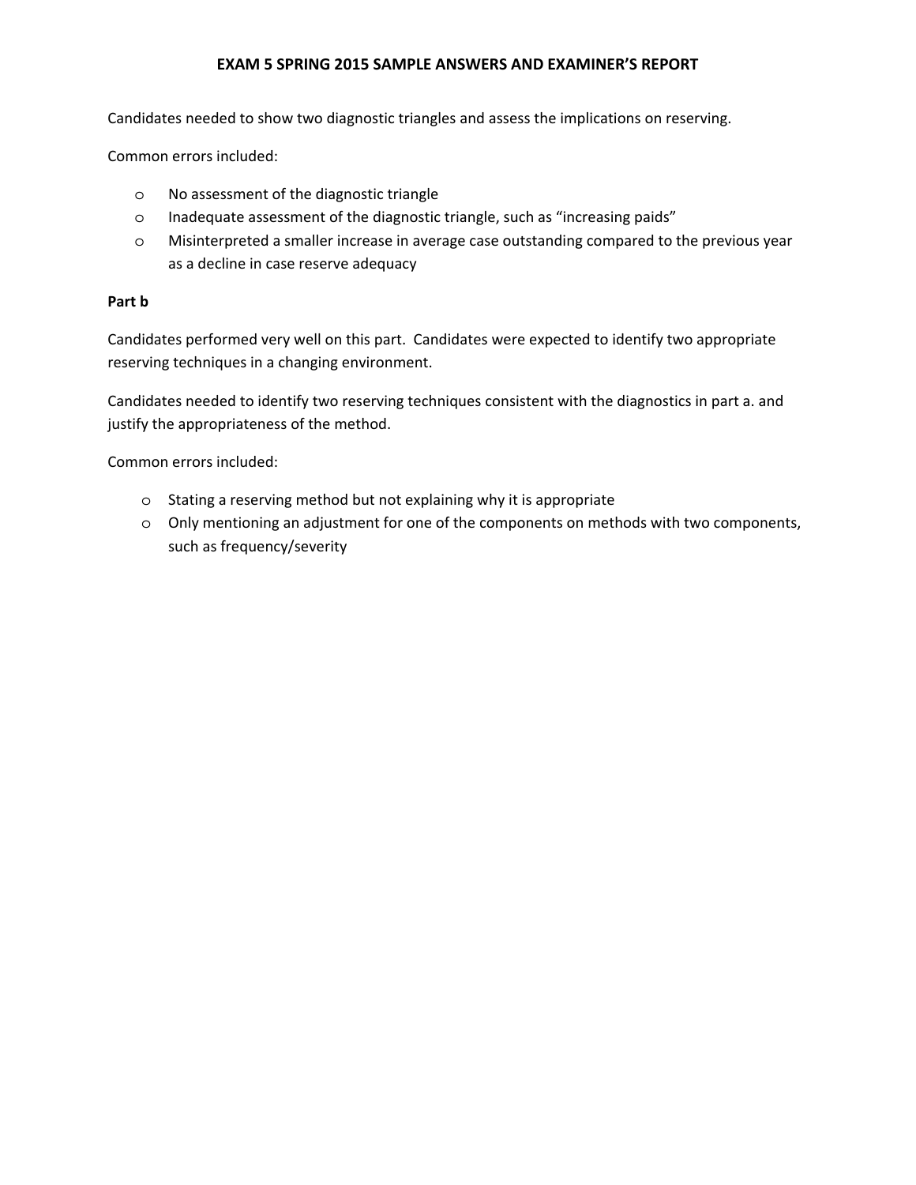Candidates needed to show two diagnostic triangles and assess the implications on reserving.

Common errors included:

- No assessment of the diagnostic triangle
- Inadequate assessment of the diagnostic triangle, such as "increasing paids"
- Misinterpreted a smaller increase in average case outstanding compared to the previous year as a decline in case reserve adequacy

**Part b**

Candidates performed very well on this part. Candidates were expected to identify two appropriate reserving techniques in a changing environment.

Candidates needed to identify two reserving techniques consistent with the diagnostics in part a. and justify the appropriateness of the method.

Common errors included:

- Stating a reserving method but not explaining why it is appropriate
- Only mentioning an adjustment for one of the components on methods with two components, such as frequency/severity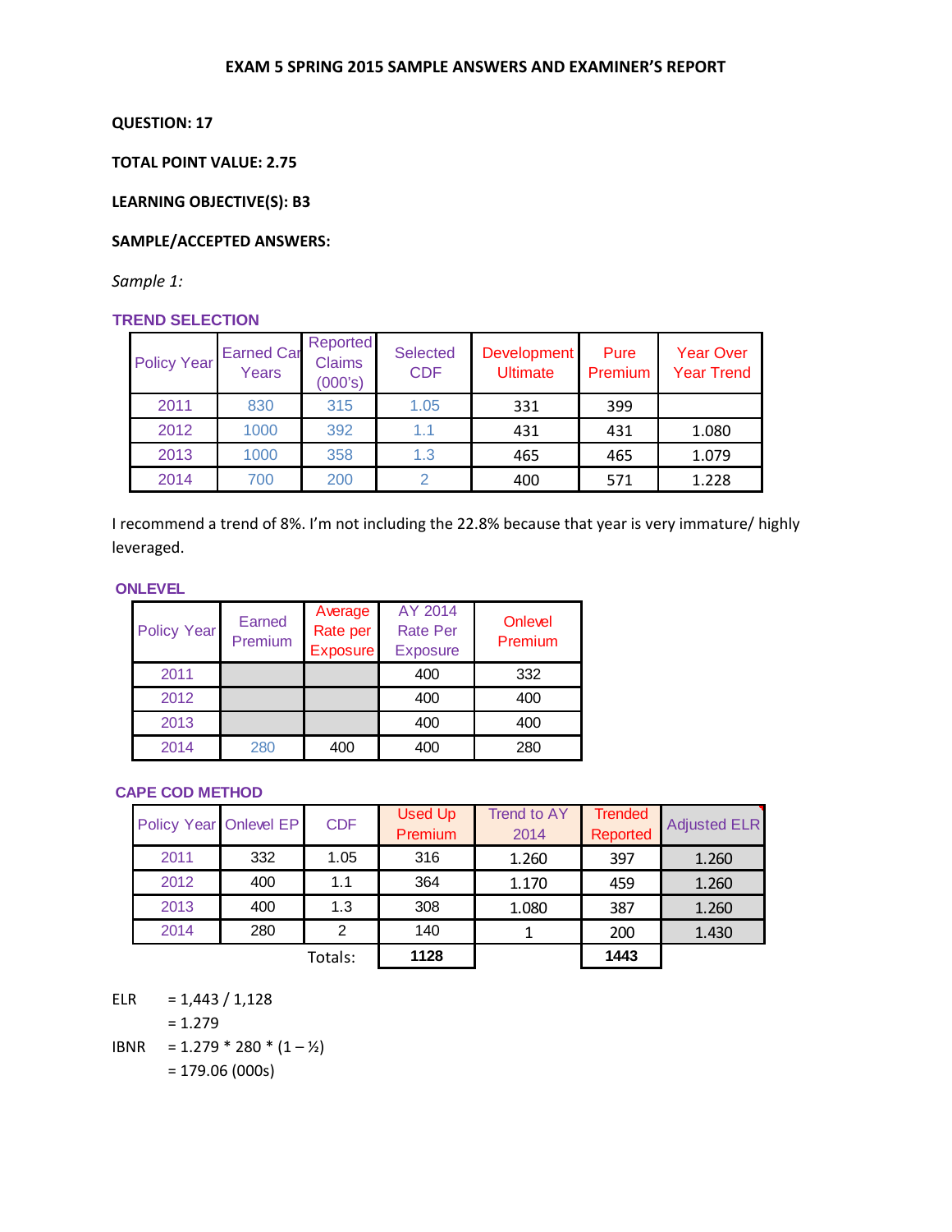**EXAM 5 SPRING 2015 SAMPLE ANSWERS AND EXAMINER'S REPORT**

**QUESTION: 17**

**TOTAL POINT VALUE: 2.75**

**LEARNING OBJECTIVE(S): B3**

**SAMPLE/ACCEPTED ANSWERS:**

*Sample 1:*

**TREND SELECTION**

| Policy Year | Earned Car Years | Reported Claims (000's) | Selected CDF | Development Ultimate | Pure Premium | Year Over Year Trend |
|---|---|---|---|---|---|---|
| 2011 | 830 | 315 | 1.05 | 331 | 399 | |
| 2012 | 1000 | 392 | 1.1 | 431 | 431 | 1.080 |
| 2013 | 1000 | 358 | 1.3 | 465 | 465 | 1.079 |
| 2014 | 700 | 200 | 2 | 400 | 571 | 1.228 |

I recommend a trend of 8%. I'm not including the 22.8% because that year is very immature/ highly leveraged.

**ONLEVEL**

| Policy Year | Earned Premium | Average Rate per Exposure | AY 2014 Rate Per Exposure | Onlevel Premium |
|---|---|---|---|---|
| 2011 | | | 400 | 332 |
| 2012 | | | 400 | 400 |
| 2013 | | | 400 | 400 |
| 2014 | 280 | 400 | 400 | 280 |

**CAPE COD METHOD**

| Policy Year | Onlevel EP | CDF | Used Up Premium | Trend to AY 2014 | Trended Reported | Adjusted ELR |
|---|---|---|---|---|---|---|
| 2011 | 332 | 1.05 | 316 | 1.260 | 397 | 1.260 |
| 2012 | 400 | 1.1 | 364 | 1.170 | 459 | 1.260 |
| 2013 | 400 | 1.3 | 308 | 1.080 | 387 | 1.260 |
| 2014 | 280 | 2 | 140 | 1 | 200 | 1.430 |
| | | Totals: | **1128** | | **1443** | |

ELR = 1,443 / 1,128
= 1.279

IBNR = 1.279 * 280 * (1 – ½)
= 179.06 (000s)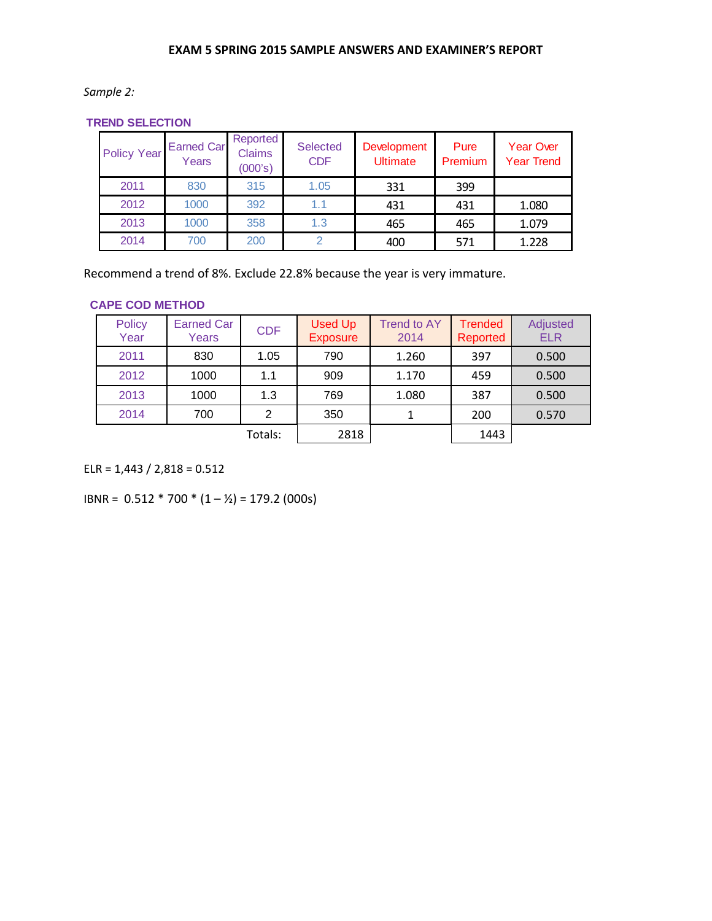**EXAM 5 SPRING 2015 SAMPLE ANSWERS AND EXAMINER'S REPORT**

*Sample 2:*

**TREND SELECTION**

| Policy Year | Earned Car Years | Reported Claims (000's) | Selected CDF | Development Ultimate | Pure Premium | Year Over Year Trend |
|---|---|---|---|---|---|---|
| 2011 | 830 | 315 | 1.05 | 331 | 399 | |
| 2012 | 1000 | 392 | 1.1 | 431 | 431 | 1.080 |
| 2013 | 1000 | 358 | 1.3 | 465 | 465 | 1.079 |
| 2014 | 700 | 200 | 2 | 400 | 571 | 1.228 |

Recommend a trend of 8%. Exclude 22.8% because the year is very immature.

**CAPE COD METHOD**

| Policy Year | Earned Car Years | CDF | Used Up Exposure | Trend to AY 2014 | Trended Reported | Adjusted ELR |
|---|---|---|---|---|---|---|
| 2011 | 830 | 1.05 | 790 | 1.260 | 397 | 0.500 |
| 2012 | 1000 | 1.1 | 909 | 1.170 | 459 | 0.500 |
| 2013 | 1000 | 1.3 | 769 | 1.080 | 387 | 0.500 |
| 2014 | 700 | 2 | 350 | 1 | 200 | 0.570 |
| | | Totals: | 2818 | | 1443 | |

ELR = 1,443 / 2,818 = 0.512

IBNR = 0.512 * 700 * (1 – ½) = 179.2 (000s)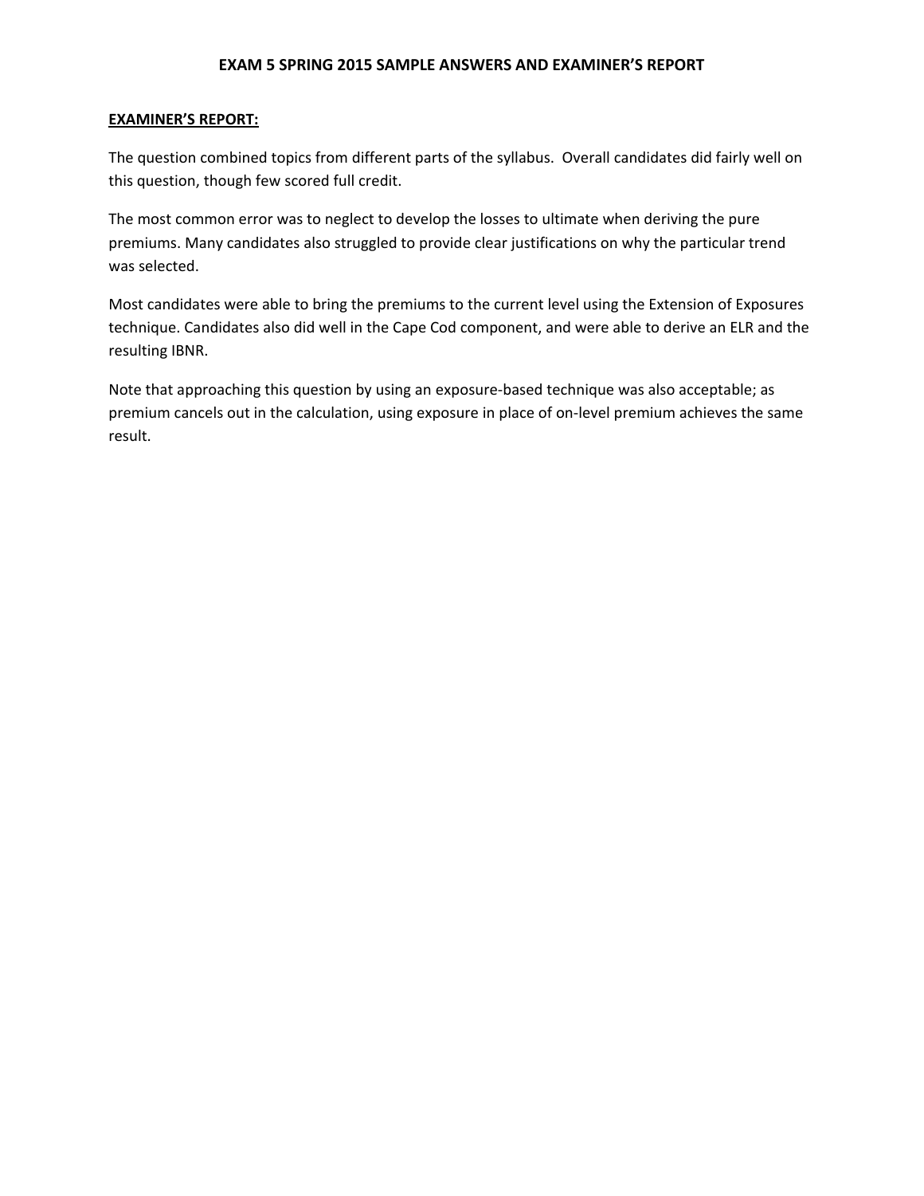**EXAM 5 SPRING 2015 SAMPLE ANSWERS AND EXAMINER'S REPORT**

**EXAMINER'S REPORT:**

The question combined topics from different parts of the syllabus. Overall candidates did fairly well on this question, though few scored full credit.

The most common error was to neglect to develop the losses to ultimate when deriving the pure premiums. Many candidates also struggled to provide clear justifications on why the particular trend was selected.

Most candidates were able to bring the premiums to the current level using the Extension of Exposures technique. Candidates also did well in the Cape Cod component, and were able to derive an ELR and the resulting IBNR.

Note that approaching this question by using an exposure-based technique was also acceptable; as premium cancels out in the calculation, using exposure in place of on-level premium achieves the same result.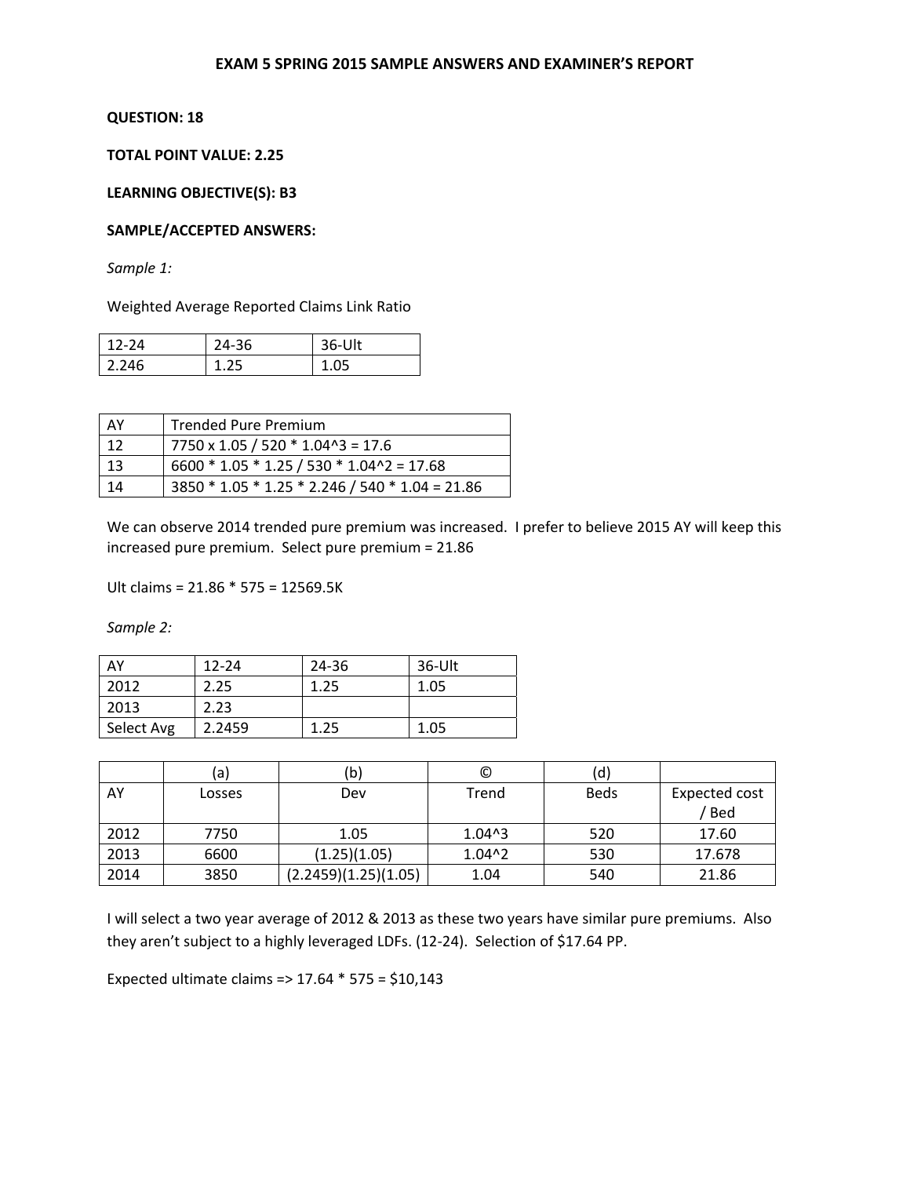**EXAM 5 SPRING 2015 SAMPLE ANSWERS AND EXAMINER'S REPORT**

**QUESTION: 18**

**TOTAL POINT VALUE: 2.25**

**LEARNING OBJECTIVE(S): B3**

**SAMPLE/ACCEPTED ANSWERS:**

*Sample 1:*

Weighted Average Reported Claims Link Ratio

| 12-24 | 24-36 | 36-Ult |
|---|---|---|
| 2.246 | 1.25 | 1.05 |

| AY | Trended Pure Premium |
|---|---|
| 12 | 7750 x 1.05 / 520 * 1.04^3 = 17.6 |
| 13 | 6600 * 1.05 * 1.25 / 530 * 1.04^2 = 17.68 |
| 14 | 3850 * 1.05 * 1.25 * 2.246 / 540 * 1.04 = 21.86 |

We can observe 2014 trended pure premium was increased. I prefer to believe 2015 AY will keep this increased pure premium. Select pure premium = 21.86

Ult claims = 21.86 * 575 = 12569.5K

*Sample 2:*

| AY | 12-24 | 24-36 | 36-Ult |
|---|---|---|---|
| 2012 | 2.25 | 1.25 | 1.05 |
| 2013 | 2.23 | | |
| Select Avg | 2.2459 | 1.25 | 1.05 |

| | (a) | (b) | © | (d) | |
|---|---|---|---|---|---|
| AY | Losses | Dev | Trend | Beds | Expected cost / Bed |
| 2012 | 7750 | 1.05 | 1.04^3 | 520 | 17.60 |
| 2013 | 6600 | (1.25)(1.05) | 1.04^2 | 530 | 17.678 |
| 2014 | 3850 | (2.2459)(1.25)(1.05) | 1.04 | 540 | 21.86 |

I will select a two year average of 2012 & 2013 as these two years have similar pure premiums. Also they aren't subject to a highly leveraged LDFs. (12-24). Selection of $17.64 PP.

Expected ultimate claims => 17.64 * 575 = $10,143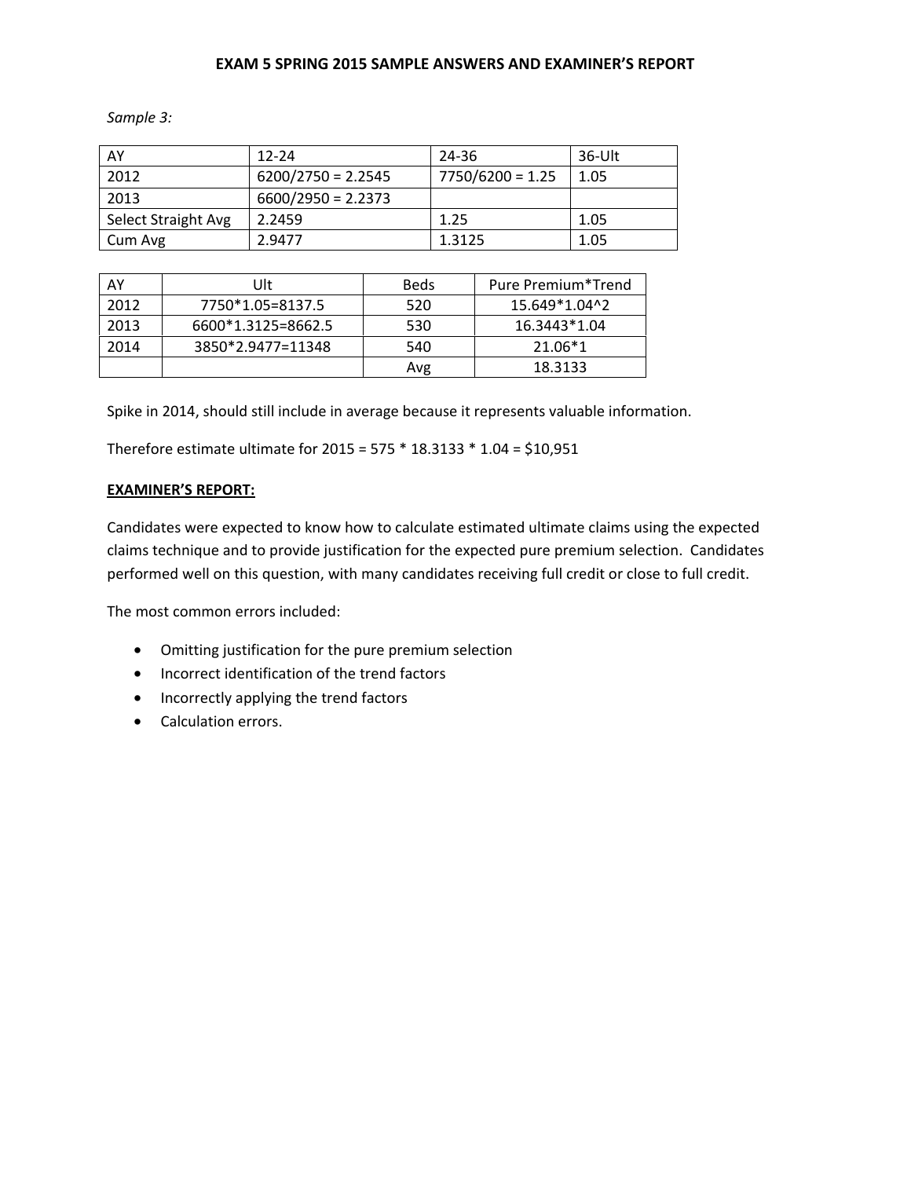**EXAM 5 SPRING 2015 SAMPLE ANSWERS AND EXAMINER'S REPORT**

*Sample 3:*

| AY | 12-24 | 24-36 | 36-Ult |
|---|---|---|---|
| 2012 | 6200/2750 = 2.2545 | 7750/6200 = 1.25 | 1.05 |
| 2013 | 6600/2950 = 2.2373 | | |
| Select Straight Avg | 2.2459 | 1.25 | 1.05 |
| Cum Avg | 2.9477 | 1.3125 | 1.05 |

| AY | Ult | Beds | Pure Premium*Trend |
|---|---|---|---|
| 2012 | 7750*1.05=8137.5 | 520 | 15.649*1.04^2 |
| 2013 | 6600*1.3125=8662.5 | 530 | 16.3443*1.04 |
| 2014 | 3850*2.9477=11348 | 540 | 21.06*1 |
| | | Avg | 18.3133 |

Spike in 2014, should still include in average because it represents valuable information.

Therefore estimate ultimate for 2015 = 575 * 18.3133 * 1.04 = $10,951

**EXAMINER'S REPORT:**

Candidates were expected to know how to calculate estimated ultimate claims using the expected claims technique and to provide justification for the expected pure premium selection. Candidates performed well on this question, with many candidates receiving full credit or close to full credit.

The most common errors included:

- Omitting justification for the pure premium selection
- Incorrect identification of the trend factors
- Incorrectly applying the trend factors
- Calculation errors.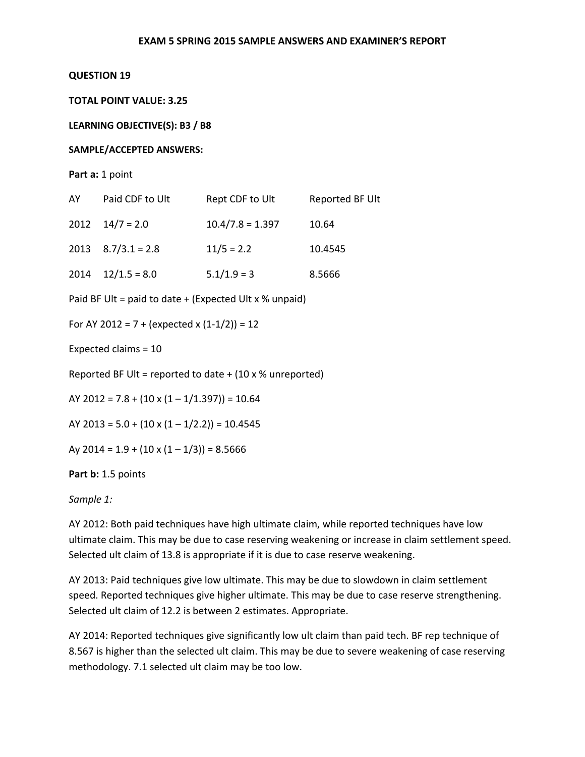**EXAM 5 SPRING 2015 SAMPLE ANSWERS AND EXAMINER'S REPORT**

**QUESTION 19**

**TOTAL POINT VALUE: 3.25**

**LEARNING OBJECTIVE(S): B3 / B8**

**SAMPLE/ACCEPTED ANSWERS:**

**Part a:** 1 point

| AY | Paid CDF to Ult | Rept CDF to Ult | Reported BF Ult |
|---|---|---|---|
| 2012 | 14/7 = 2.0 | 10.4/7.8 = 1.397 | 10.64 |
| 2013 | 8.7/3.1 = 2.8 | 11/5 = 2.2 | 10.4545 |
| 2014 | 12/1.5 = 8.0 | 5.1/1.9 = 3 | 8.5666 |

Paid BF Ult = paid to date + (Expected Ult x % unpaid)

For AY 2012 = 7 + (expected x (1-1/2)) = 12

Expected claims = 10

Reported BF Ult = reported to date + (10 x % unreported)

AY 2012 = 7.8 + (10 x (1 – 1/1.397)) = 10.64

AY 2013 = 5.0 + (10 x (1 – 1/2.2)) = 10.4545

Ay 2014 = 1.9 + (10 x (1 – 1/3)) = 8.5666

**Part b:** 1.5 points

*Sample 1:*

AY 2012: Both paid techniques have high ultimate claim, while reported techniques have low ultimate claim. This may be due to case reserving weakening or increase in claim settlement speed. Selected ult claim of 13.8 is appropriate if it is due to case reserve weakening.

AY 2013: Paid techniques give low ultimate. This may be due to slowdown in claim settlement speed. Reported techniques give higher ultimate. This may be due to case reserve strengthening. Selected ult claim of 12.2 is between 2 estimates. Appropriate.

AY 2014: Reported techniques give significantly low ult claim than paid tech. BF rep technique of 8.567 is higher than the selected ult claim. This may be due to severe weakening of case reserving methodology. 7.1 selected ult claim may be too low.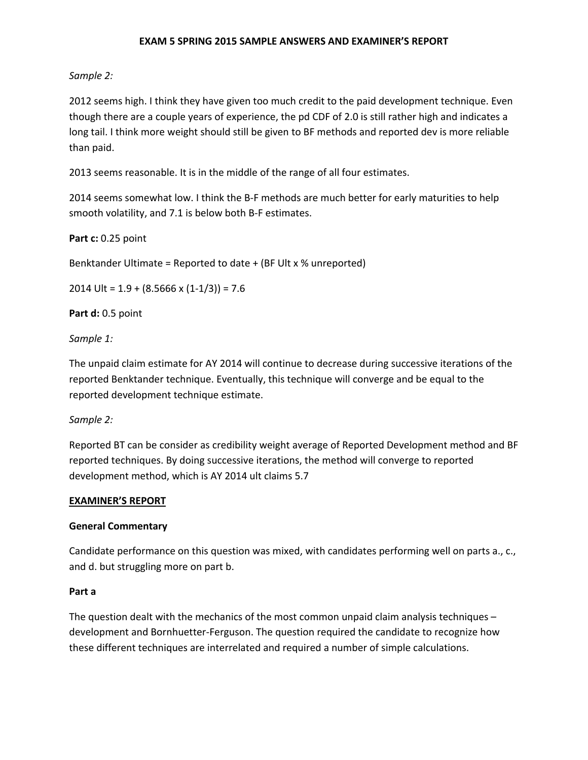*Sample 2:*

2012 seems high. I think they have given too much credit to the paid development technique. Even though there are a couple years of experience, the pd CDF of 2.0 is still rather high and indicates a long tail. I think more weight should still be given to BF methods and reported dev is more reliable than paid.

2013 seems reasonable. It is in the middle of the range of all four estimates.

2014 seems somewhat low. I think the B-F methods are much better for early maturities to help smooth volatility, and 7.1 is below both B-F estimates.

**Part c:** 0.25 point

Benktander Ultimate = Reported to date + (BF Ult x % unreported)

2014 Ult = 1.9 + (8.5666 x (1-1/3)) = 7.6

**Part d:** 0.5 point

*Sample 1:*

The unpaid claim estimate for AY 2014 will continue to decrease during successive iterations of the reported Benktander technique. Eventually, this technique will converge and be equal to the reported development technique estimate.

*Sample 2:*

Reported BT can be consider as credibility weight average of Reported Development method and BF reported techniques. By doing successive iterations, the method will converge to reported development method, which is AY 2014 ult claims 5.7

## EXAMINER'S REPORT

**General Commentary**

Candidate performance on this question was mixed, with candidates performing well on parts a., c., and d. but struggling more on part b.

**Part a**

The question dealt with the mechanics of the most common unpaid claim analysis techniques – development and Bornhuetter-Ferguson. The question required the candidate to recognize how these different techniques are interrelated and required a number of simple calculations.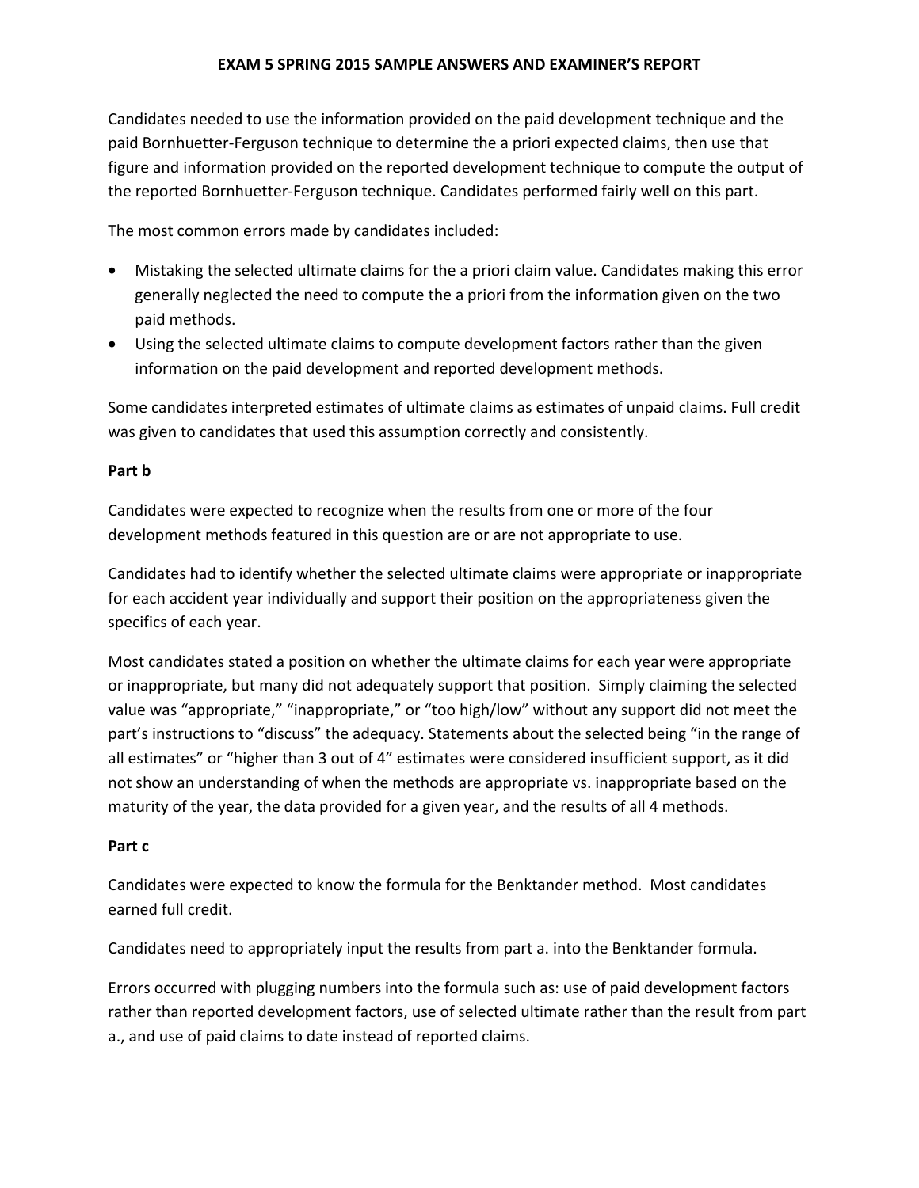Candidates needed to use the information provided on the paid development technique and the paid Bornhuetter-Ferguson technique to determine the a priori expected claims, then use that figure and information provided on the reported development technique to compute the output of the reported Bornhuetter-Ferguson technique. Candidates performed fairly well on this part.

The most common errors made by candidates included:

- Mistaking the selected ultimate claims for the a priori claim value. Candidates making this error generally neglected the need to compute the a priori from the information given on the two paid methods.
- Using the selected ultimate claims to compute development factors rather than the given information on the paid development and reported development methods.

Some candidates interpreted estimates of ultimate claims as estimates of unpaid claims. Full credit was given to candidates that used this assumption correctly and consistently.

**Part b**

Candidates were expected to recognize when the results from one or more of the four development methods featured in this question are or are not appropriate to use.

Candidates had to identify whether the selected ultimate claims were appropriate or inappropriate for each accident year individually and support their position on the appropriateness given the specifics of each year.

Most candidates stated a position on whether the ultimate claims for each year were appropriate or inappropriate, but many did not adequately support that position. Simply claiming the selected value was "appropriate," "inappropriate," or "too high/low" without any support did not meet the part's instructions to "discuss" the adequacy. Statements about the selected being "in the range of all estimates" or "higher than 3 out of 4" estimates were considered insufficient support, as it did not show an understanding of when the methods are appropriate vs. inappropriate based on the maturity of the year, the data provided for a given year, and the results of all 4 methods.

**Part c**

Candidates were expected to know the formula for the Benktander method. Most candidates earned full credit.

Candidates need to appropriately input the results from part a. into the Benktander formula.

Errors occurred with plugging numbers into the formula such as: use of paid development factors rather than reported development factors, use of selected ultimate rather than the result from part a., and use of paid claims to date instead of reported claims.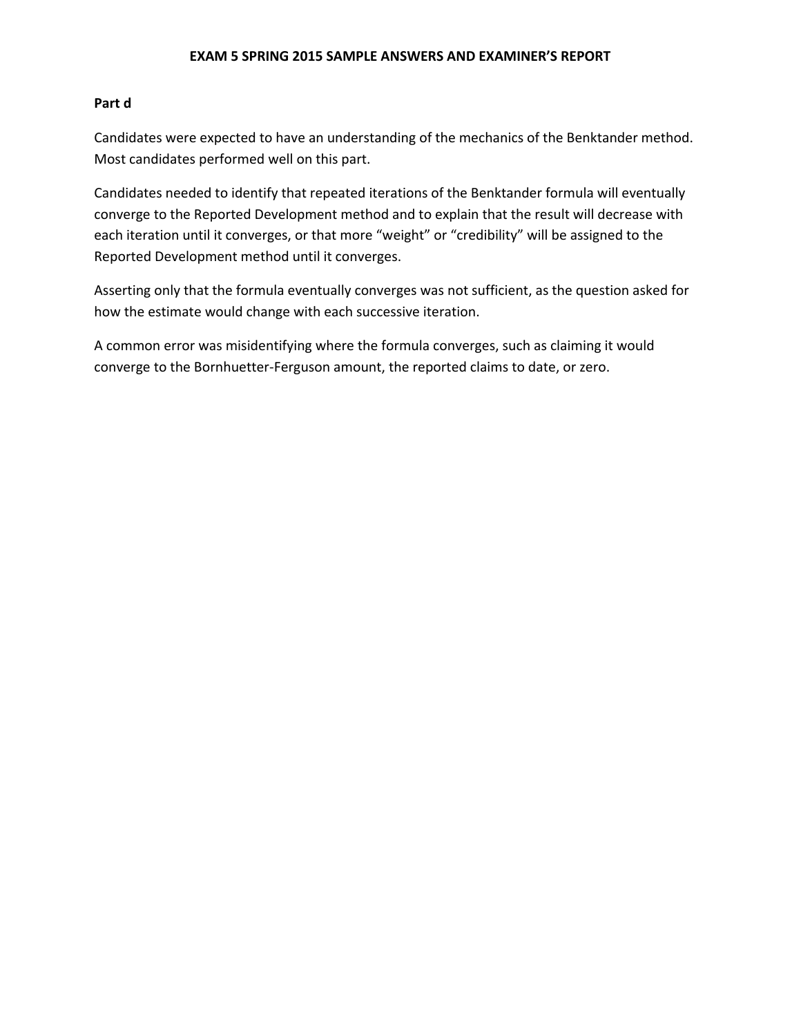**Part d**

Candidates were expected to have an understanding of the mechanics of the Benktander method. Most candidates performed well on this part.

Candidates needed to identify that repeated iterations of the Benktander formula will eventually converge to the Reported Development method and to explain that the result will decrease with each iteration until it converges, or that more "weight" or "credibility" will be assigned to the Reported Development method until it converges.

Asserting only that the formula eventually converges was not sufficient, as the question asked for how the estimate would change with each successive iteration.

A common error was misidentifying where the formula converges, such as claiming it would converge to the Bornhuetter-Ferguson amount, the reported claims to date, or zero.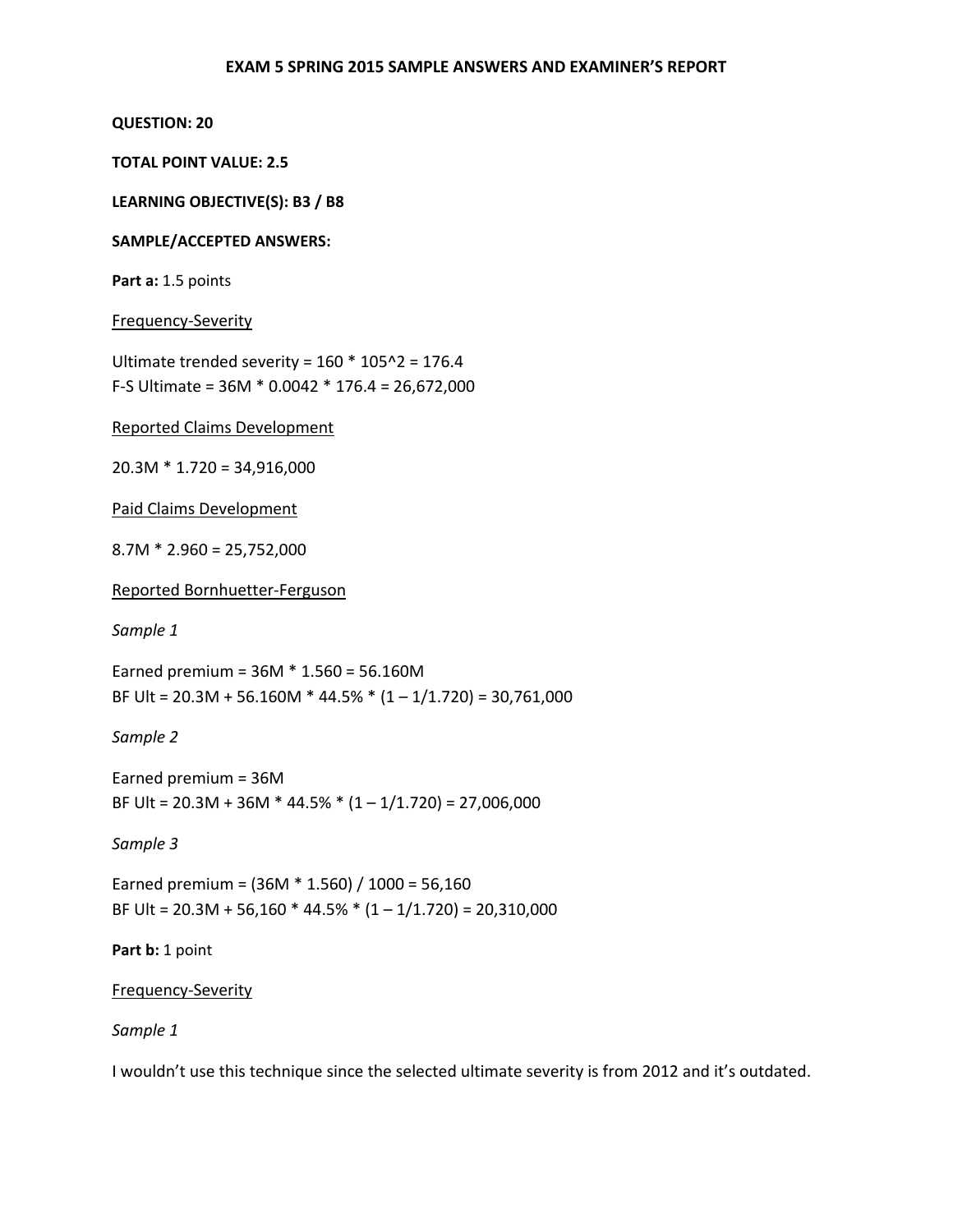**EXAM 5 SPRING 2015 SAMPLE ANSWERS AND EXAMINER'S REPORT**

**QUESTION: 20**

**TOTAL POINT VALUE: 2.5**

**LEARNING OBJECTIVE(S): B3 / B8**

**SAMPLE/ACCEPTED ANSWERS:**

**Part a:** 1.5 points

<u>Frequency-Severity</u>

Ultimate trended severity = 160 * 105^2 = 176.4
F-S Ultimate = 36M * 0.0042 * 176.4 = 26,672,000

<u>Reported Claims Development</u>

20.3M * 1.720 = 34,916,000

<u>Paid Claims Development</u>

8.7M * 2.960 = 25,752,000

<u>Reported Bornhuetter-Ferguson</u>

*Sample 1*

Earned premium = 36M * 1.560 = 56.160M
BF Ult = 20.3M + 56.160M * 44.5% * (1 – 1/1.720) = 30,761,000

*Sample 2*

Earned premium = 36M
BF Ult = 20.3M + 36M * 44.5% * (1 – 1/1.720) = 27,006,000

*Sample 3*

Earned premium = (36M * 1.560) / 1000 = 56,160
BF Ult = 20.3M + 56,160 * 44.5% * (1 – 1/1.720) = 20,310,000

**Part b:** 1 point

<u>Frequency-Severity</u>

*Sample 1*

I wouldn't use this technique since the selected ultimate severity is from 2012 and it's outdated.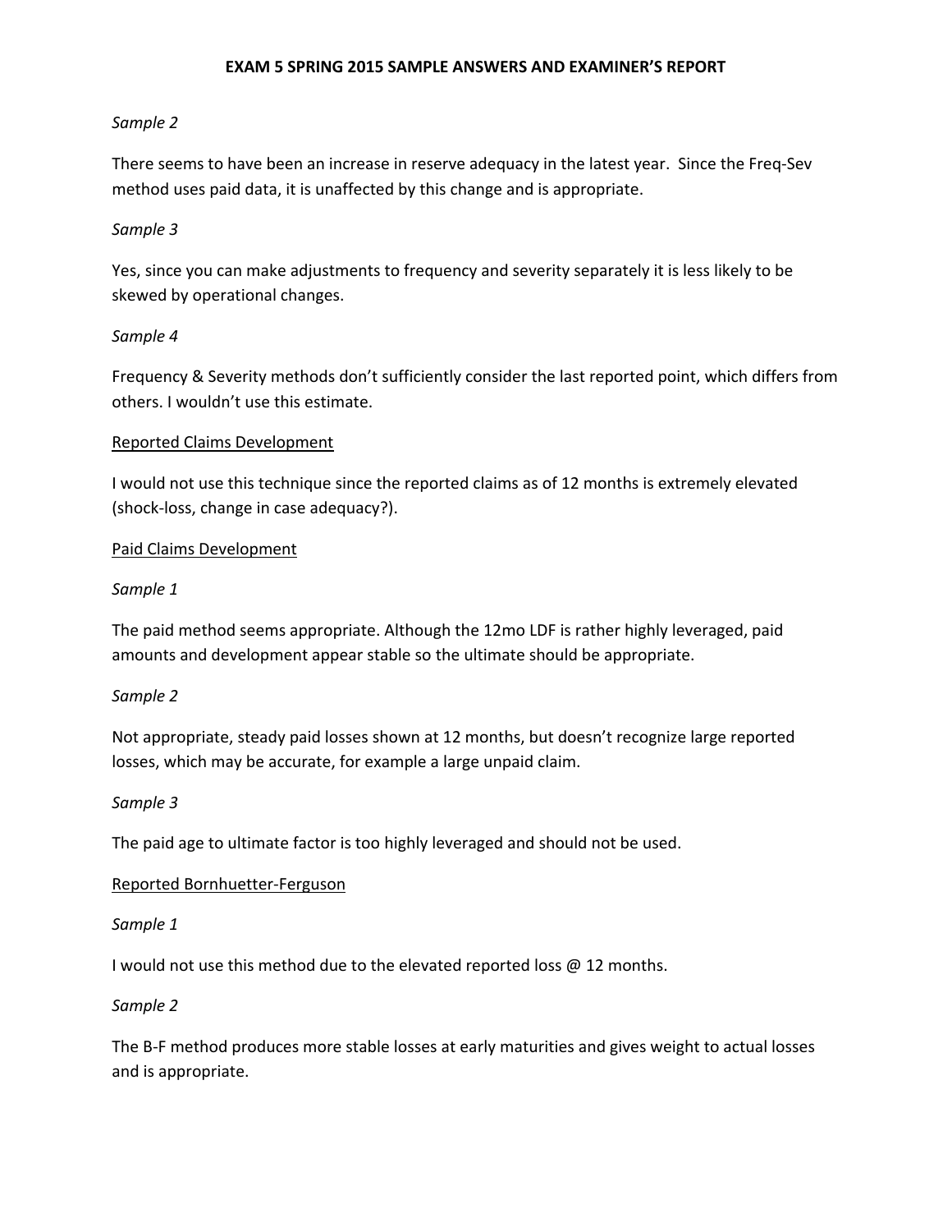*Sample 2*

There seems to have been an increase in reserve adequacy in the latest year. Since the Freq-Sev method uses paid data, it is unaffected by this change and is appropriate.

*Sample 3*

Yes, since you can make adjustments to frequency and severity separately it is less likely to be skewed by operational changes.

*Sample 4*

Frequency & Severity methods don't sufficiently consider the last reported point, which differs from others. I wouldn't use this estimate.

<u>Reported Claims Development</u>

I would not use this technique since the reported claims as of 12 months is extremely elevated (shock-loss, change in case adequacy?).

<u>Paid Claims Development</u>

*Sample 1*

The paid method seems appropriate. Although the 12mo LDF is rather highly leveraged, paid amounts and development appear stable so the ultimate should be appropriate.

*Sample 2*

Not appropriate, steady paid losses shown at 12 months, but doesn't recognize large reported losses, which may be accurate, for example a large unpaid claim.

*Sample 3*

The paid age to ultimate factor is too highly leveraged and should not be used.

<u>Reported Bornhuetter-Ferguson</u>

*Sample 1*

I would not use this method due to the elevated reported loss @ 12 months.

*Sample 2*

The B-F method produces more stable losses at early maturities and gives weight to actual losses and is appropriate.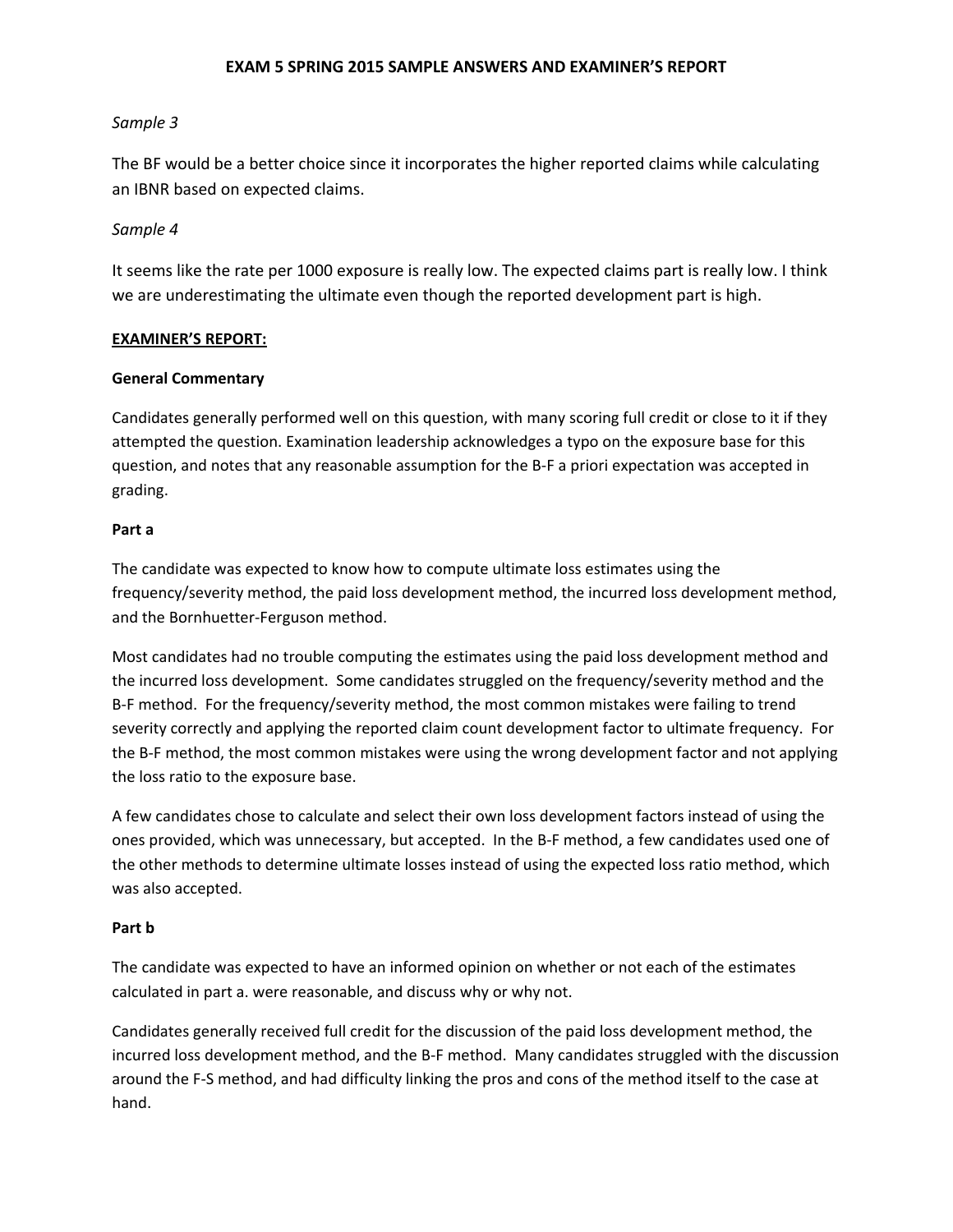*Sample 3*

The BF would be a better choice since it incorporates the higher reported claims while calculating an IBNR based on expected claims.

*Sample 4*

It seems like the rate per 1000 exposure is really low. The expected claims part is really low. I think we are underestimating the ultimate even though the reported development part is high.

**EXAMINER'S REPORT:**

**General Commentary**

Candidates generally performed well on this question, with many scoring full credit or close to it if they attempted the question. Examination leadership acknowledges a typo on the exposure base for this question, and notes that any reasonable assumption for the B-F a priori expectation was accepted in grading.

**Part a**

The candidate was expected to know how to compute ultimate loss estimates using the frequency/severity method, the paid loss development method, the incurred loss development method, and the Bornhuetter-Ferguson method.

Most candidates had no trouble computing the estimates using the paid loss development method and the incurred loss development. Some candidates struggled on the frequency/severity method and the B-F method. For the frequency/severity method, the most common mistakes were failing to trend severity correctly and applying the reported claim count development factor to ultimate frequency. For the B-F method, the most common mistakes were using the wrong development factor and not applying the loss ratio to the exposure base.

A few candidates chose to calculate and select their own loss development factors instead of using the ones provided, which was unnecessary, but accepted. In the B-F method, a few candidates used one of the other methods to determine ultimate losses instead of using the expected loss ratio method, which was also accepted.

**Part b**

The candidate was expected to have an informed opinion on whether or not each of the estimates calculated in part a. were reasonable, and discuss why or why not.

Candidates generally received full credit for the discussion of the paid loss development method, the incurred loss development method, and the B-F method. Many candidates struggled with the discussion around the F-S method, and had difficulty linking the pros and cons of the method itself to the case at hand.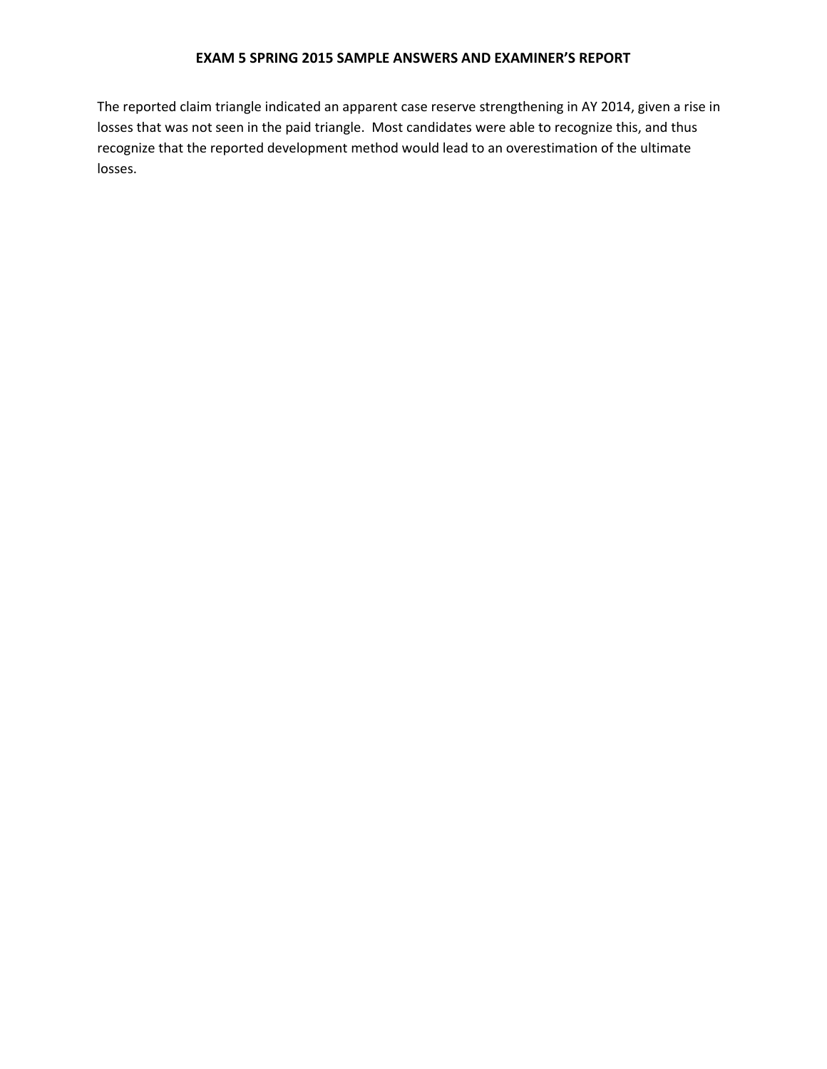The reported claim triangle indicated an apparent case reserve strengthening in AY 2014, given a rise in losses that was not seen in the paid triangle. Most candidates were able to recognize this, and thus recognize that the reported development method would lead to an overestimation of the ultimate losses.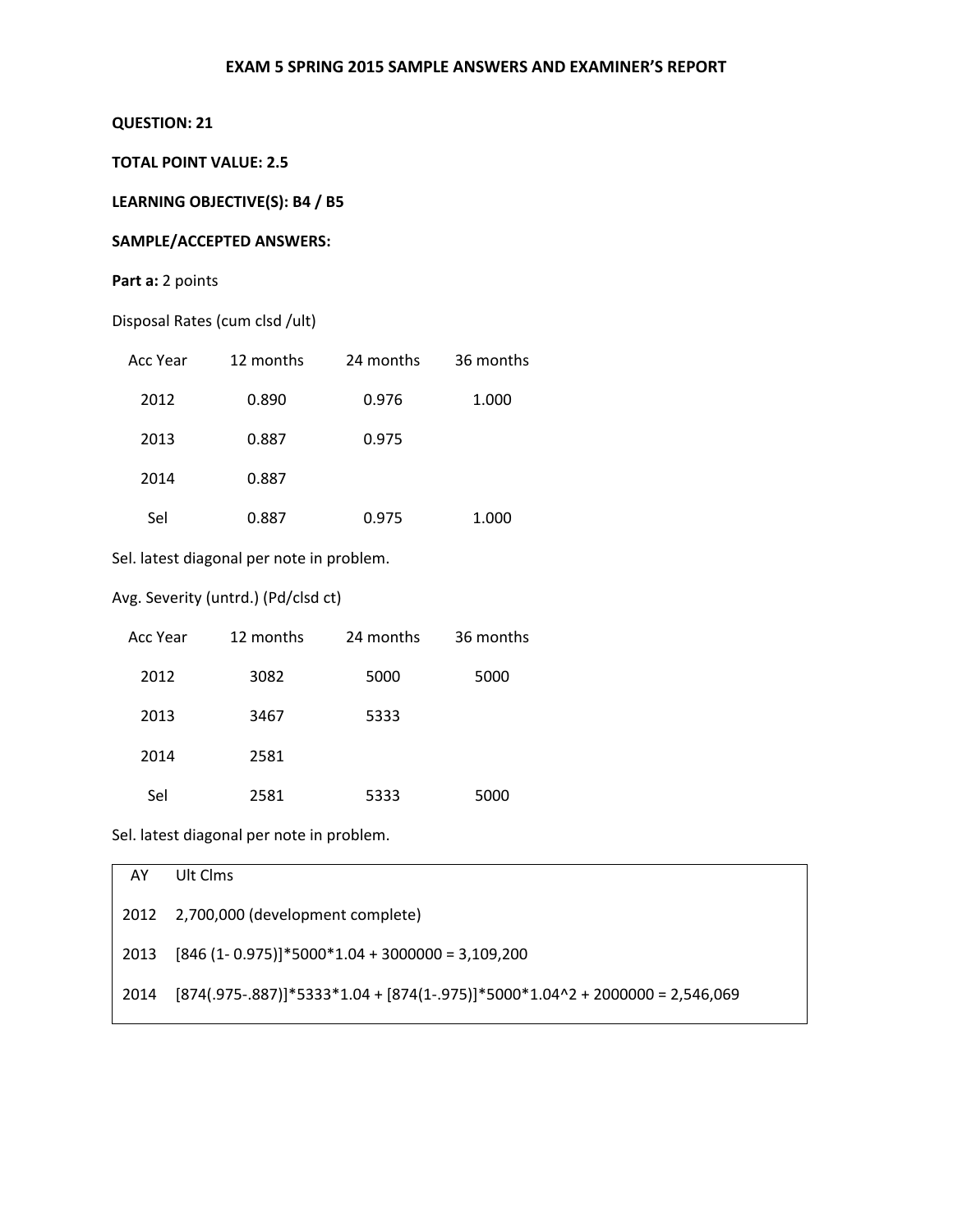**EXAM 5 SPRING 2015 SAMPLE ANSWERS AND EXAMINER'S REPORT**

**QUESTION: 21**

**TOTAL POINT VALUE: 2.5**

**LEARNING OBJECTIVE(S): B4 / B5**

**SAMPLE/ACCEPTED ANSWERS:**

**Part a:** 2 points

Disposal Rates (cum clsd /ult)

| Acc Year | 12 months | 24 months | 36 months |
|---|---|---|---|
| 2012 | 0.890 | 0.976 | 1.000 |
| 2013 | 0.887 | 0.975 | |
| 2014 | 0.887 | | |
| Sel | 0.887 | 0.975 | 1.000 |

Sel. latest diagonal per note in problem.

Avg. Severity (untrd.) (Pd/clsd ct)

| Acc Year | 12 months | 24 months | 36 months |
|---|---|---|---|
| 2012 | 3082 | 5000 | 5000 |
| 2013 | 3467 | 5333 | |
| 2014 | 2581 | | |
| Sel | 2581 | 5333 | 5000 |

Sel. latest diagonal per note in problem.

| AY | Ult Clms |
|---|---|
| 2012 | 2,700,000 (development complete) |
| 2013 | [846 (1- 0.975)]*5000*1.04 + 3000000 = 3,109,200 |
| 2014 | [874(.975-.887)]*5333*1.04 + [874(1-.975)]*5000*1.04^2 + 2000000 = 2,546,069 |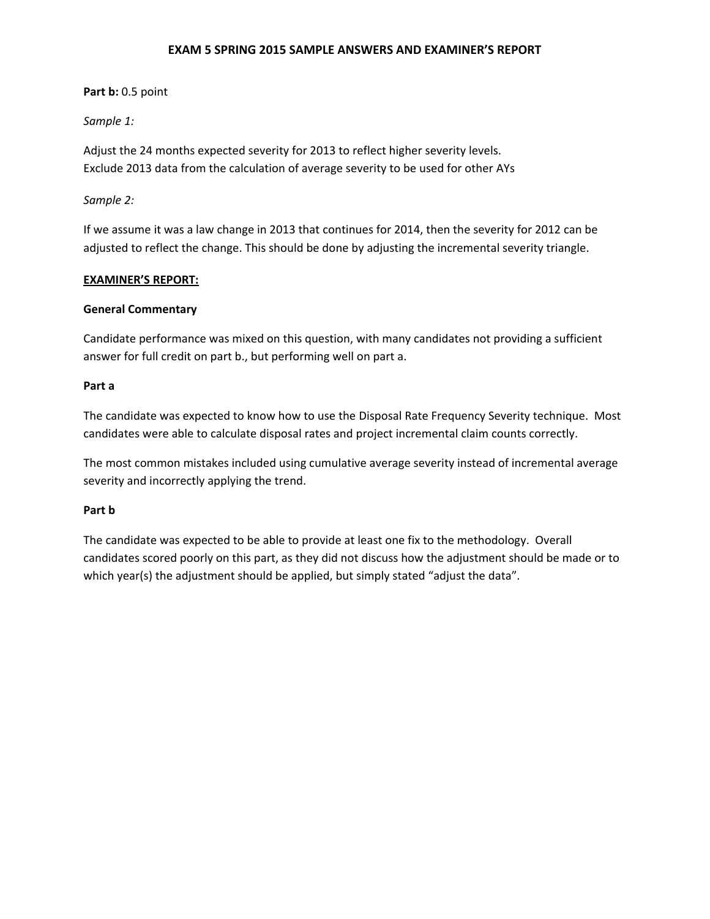**Part b:** 0.5 point

*Sample 1:*

Adjust the 24 months expected severity for 2013 to reflect higher severity levels.
Exclude 2013 data from the calculation of average severity to be used for other AYs

*Sample 2:*

If we assume it was a law change in 2013 that continues for 2014, then the severity for 2012 can be adjusted to reflect the change. This should be done by adjusting the incremental severity triangle.

**EXAMINER'S REPORT:**

**General Commentary**

Candidate performance was mixed on this question, with many candidates not providing a sufficient answer for full credit on part b., but performing well on part a.

**Part a**

The candidate was expected to know how to use the Disposal Rate Frequency Severity technique. Most candidates were able to calculate disposal rates and project incremental claim counts correctly.

The most common mistakes included using cumulative average severity instead of incremental average severity and incorrectly applying the trend.

**Part b**

The candidate was expected to be able to provide at least one fix to the methodology. Overall candidates scored poorly on this part, as they did not discuss how the adjustment should be made or to which year(s) the adjustment should be applied, but simply stated "adjust the data".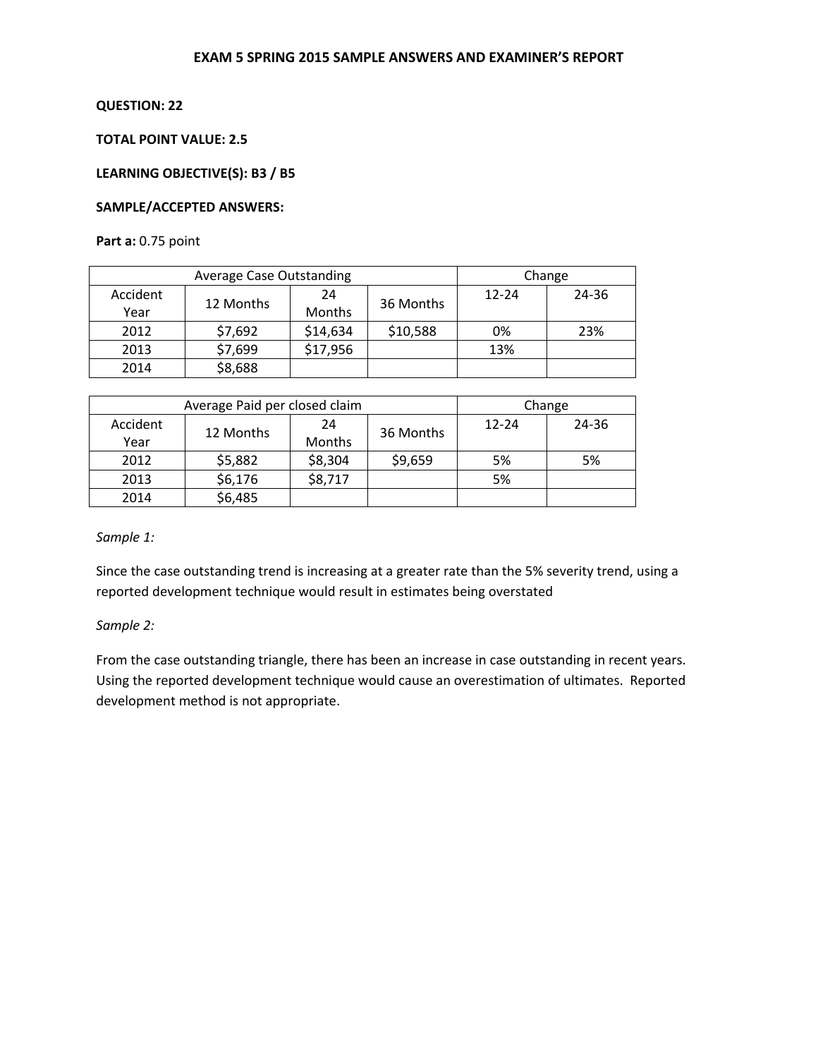**EXAM 5 SPRING 2015 SAMPLE ANSWERS AND EXAMINER'S REPORT**

**QUESTION: 22**

**TOTAL POINT VALUE: 2.5**

**LEARNING OBJECTIVE(S): B3 / B5**

**SAMPLE/ACCEPTED ANSWERS:**

**Part a:** 0.75 point

| Average Case Outstanding | | | | Change | |
|---|---|---|---|---|---|
| Accident Year | 12 Months | 24 Months | 36 Months | 12-24 | 24-36 |
| 2012 | $7,692 | $14,634 | $10,588 | 0% | 23% |
| 2013 | $7,699 | $17,956 | | 13% | |
| 2014 | $8,688 | | | | |

| Average Paid per closed claim | | | | Change | |
|---|---|---|---|---|---|
| Accident Year | 12 Months | 24 Months | 36 Months | 12-24 | 24-36 |
| 2012 | $5,882 | $8,304 | $9,659 | 5% | 5% |
| 2013 | $6,176 | $8,717 | | 5% | |
| 2014 | $6,485 | | | | |

*Sample 1:*

Since the case outstanding trend is increasing at a greater rate than the 5% severity trend, using a reported development technique would result in estimates being overstated

*Sample 2:*

From the case outstanding triangle, there has been an increase in case outstanding in recent years. Using the reported development technique would cause an overestimation of ultimates. Reported development method is not appropriate.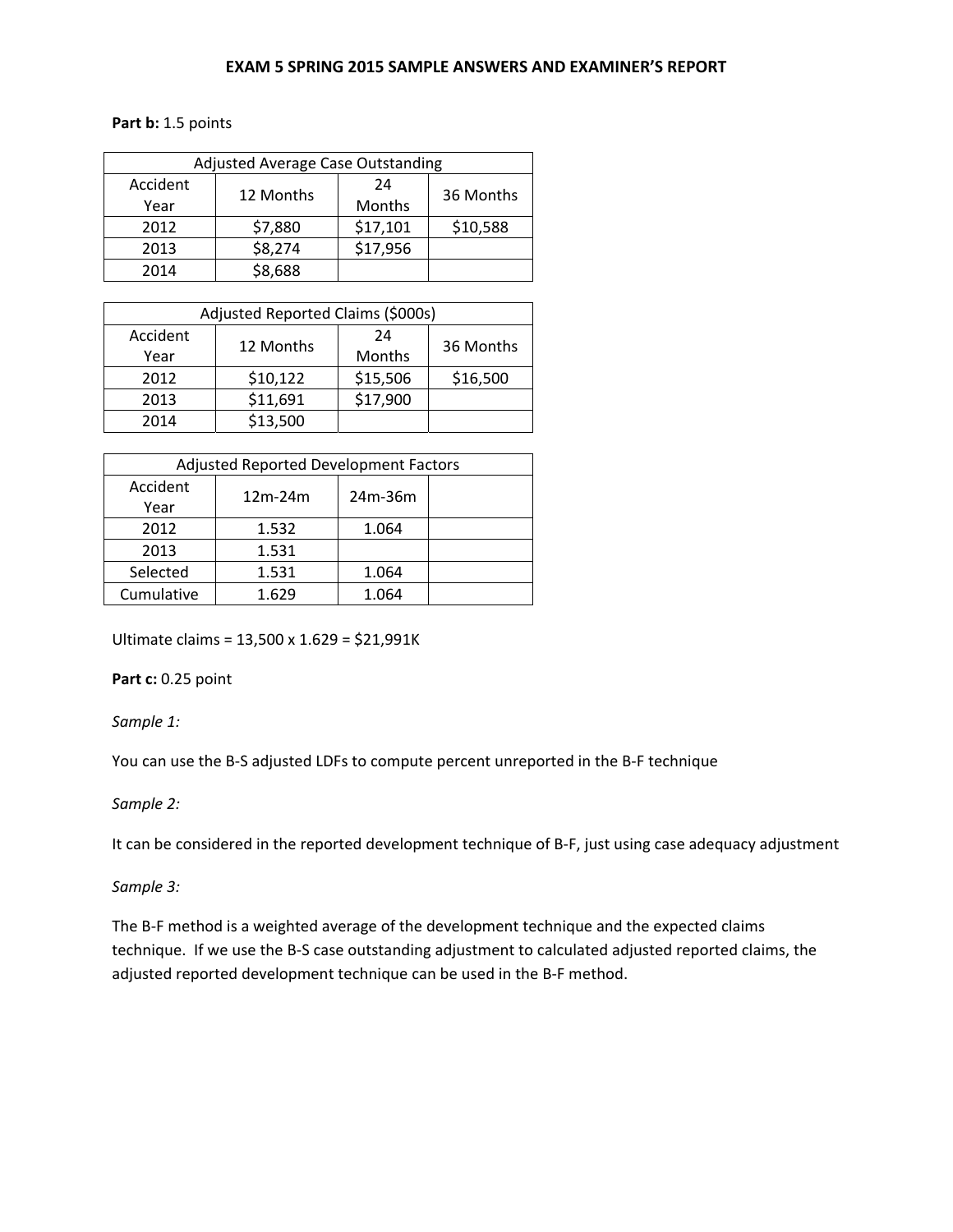**Part b:** 1.5 points

| Adjusted Average Case Outstanding | | | |
|---|---|---|---|
| Accident Year | 12 Months | 24 Months | 36 Months |
| 2012 | $7,880 | $17,101 | $10,588 |
| 2013 | $8,274 | $17,956 | |
| 2014 | $8,688 | | |

| Adjusted Reported Claims ($000s) | | | |
|---|---|---|---|
| Accident Year | 12 Months | 24 Months | 36 Months |
| 2012 | $10,122 | $15,506 | $16,500 |
| 2013 | $11,691 | $17,900 | |
| 2014 | $13,500 | | |

| Adjusted Reported Development Factors | | | |
|---|---|---|---|
| Accident Year | 12m-24m | 24m-36m | |
| 2012 | 1.532 | 1.064 | |
| 2013 | 1.531 | | |
| Selected | 1.531 | 1.064 | |
| Cumulative | 1.629 | 1.064 | |

Ultimate claims = 13,500 x 1.629 = $21,991K

**Part c:** 0.25 point

*Sample 1:*

You can use the B-S adjusted LDFs to compute percent unreported in the B-F technique

*Sample 2:*

It can be considered in the reported development technique of B-F, just using case adequacy adjustment

*Sample 3:*

The B-F method is a weighted average of the development technique and the expected claims technique. If we use the B-S case outstanding adjustment to calculated adjusted reported claims, the adjusted reported development technique can be used in the B-F method.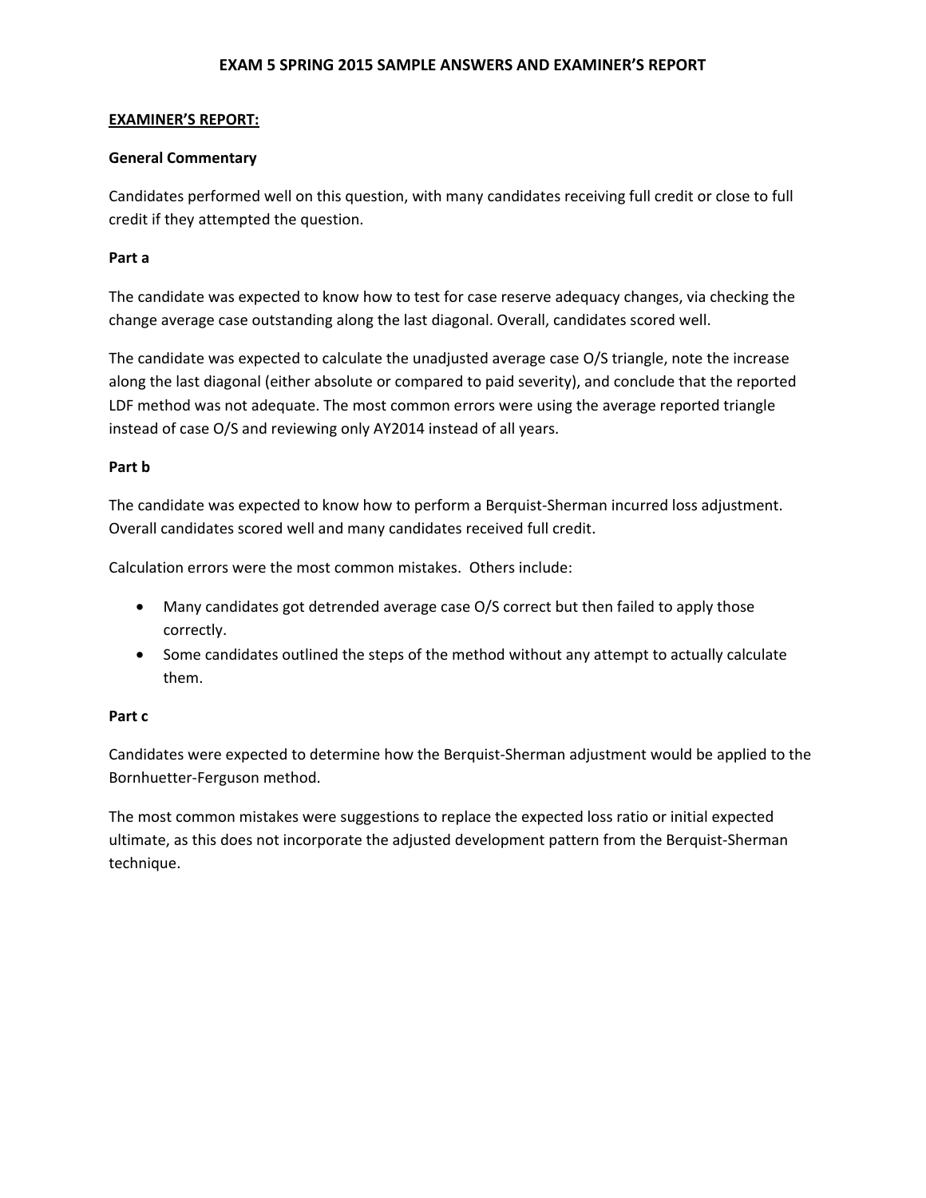**EXAM 5 SPRING 2015 SAMPLE ANSWERS AND EXAMINER'S REPORT**

**EXAMINER'S REPORT:**

**General Commentary**

Candidates performed well on this question, with many candidates receiving full credit or close to full credit if they attempted the question.

**Part a**

The candidate was expected to know how to test for case reserve adequacy changes, via checking the change average case outstanding along the last diagonal. Overall, candidates scored well.

The candidate was expected to calculate the unadjusted average case O/S triangle, note the increase along the last diagonal (either absolute or compared to paid severity), and conclude that the reported LDF method was not adequate. The most common errors were using the average reported triangle instead of case O/S and reviewing only AY2014 instead of all years.

**Part b**

The candidate was expected to know how to perform a Berquist-Sherman incurred loss adjustment. Overall candidates scored well and many candidates received full credit.

Calculation errors were the most common mistakes. Others include:

- Many candidates got detrended average case O/S correct but then failed to apply those correctly.
- Some candidates outlined the steps of the method without any attempt to actually calculate them.

**Part c**

Candidates were expected to determine how the Berquist-Sherman adjustment would be applied to the Bornhuetter-Ferguson method.

The most common mistakes were suggestions to replace the expected loss ratio or initial expected ultimate, as this does not incorporate the adjusted development pattern from the Berquist-Sherman technique.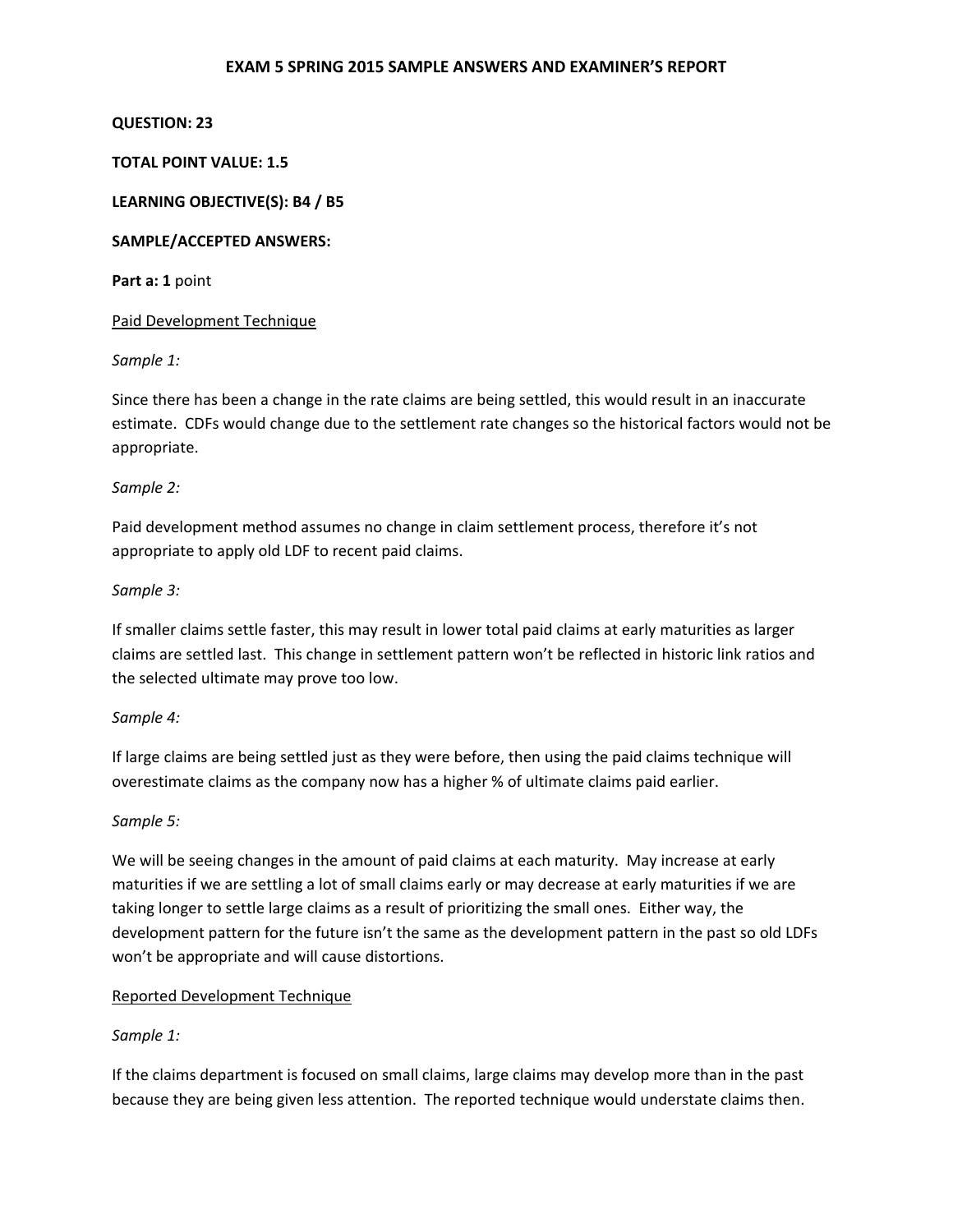**EXAM 5 SPRING 2015 SAMPLE ANSWERS AND EXAMINER'S REPORT**

**QUESTION: 23**

**TOTAL POINT VALUE: 1.5**

**LEARNING OBJECTIVE(S): B4 / B5**

**SAMPLE/ACCEPTED ANSWERS:**

**Part a: 1** point

Paid Development Technique

*Sample 1:*

Since there has been a change in the rate claims are being settled, this would result in an inaccurate estimate. CDFs would change due to the settlement rate changes so the historical factors would not be appropriate.

*Sample 2:*

Paid development method assumes no change in claim settlement process, therefore it's not appropriate to apply old LDF to recent paid claims.

*Sample 3:*

If smaller claims settle faster, this may result in lower total paid claims at early maturities as larger claims are settled last. This change in settlement pattern won't be reflected in historic link ratios and the selected ultimate may prove too low.

*Sample 4:*

If large claims are being settled just as they were before, then using the paid claims technique will overestimate claims as the company now has a higher % of ultimate claims paid earlier.

*Sample 5:*

We will be seeing changes in the amount of paid claims at each maturity. May increase at early maturities if we are settling a lot of small claims early or may decrease at early maturities if we are taking longer to settle large claims as a result of prioritizing the small ones. Either way, the development pattern for the future isn't the same as the development pattern in the past so old LDFs won't be appropriate and will cause distortions.

Reported Development Technique

*Sample 1:*

If the claims department is focused on small claims, large claims may develop more than in the past because they are being given less attention. The reported technique would understate claims then.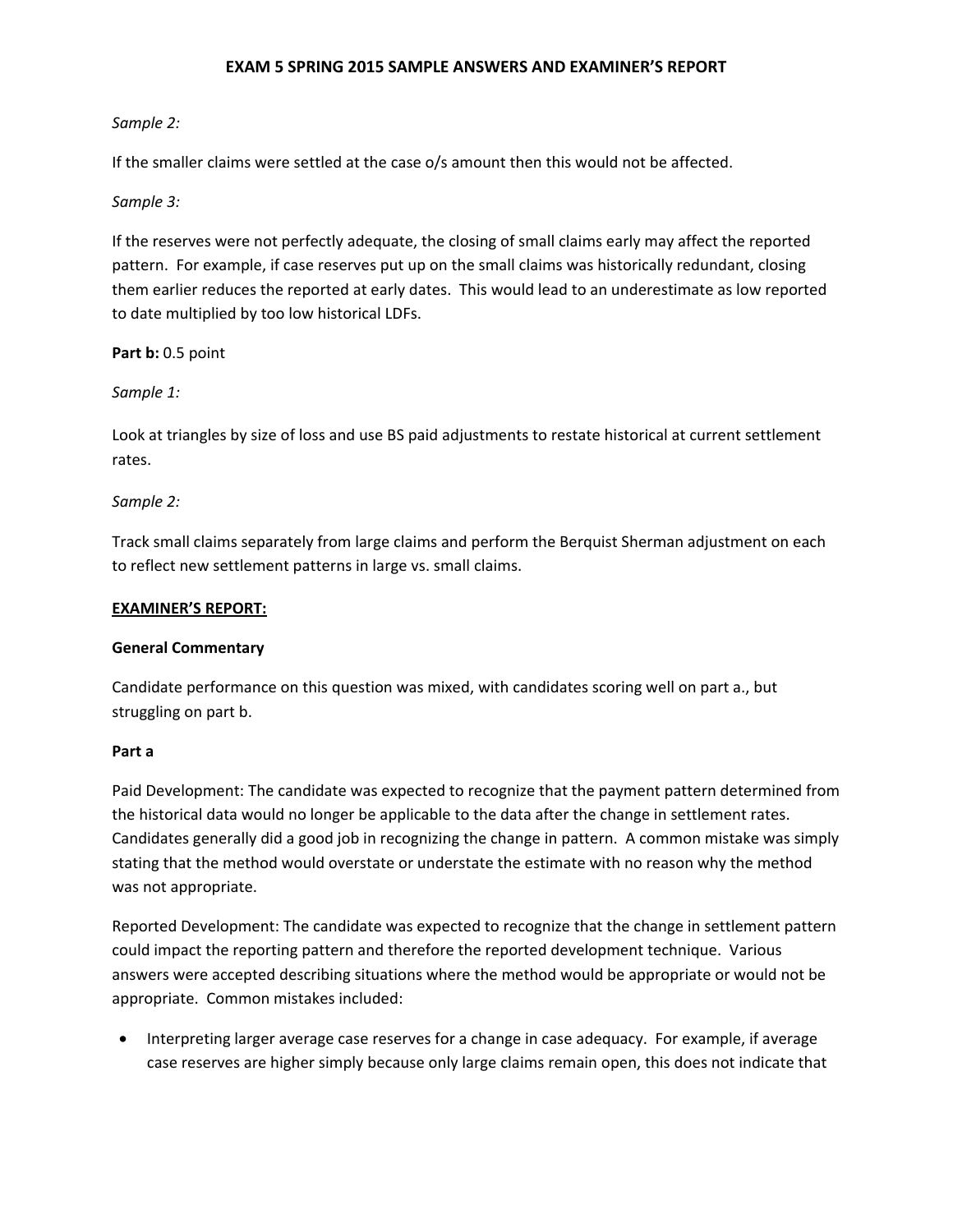*Sample 2:*

If the smaller claims were settled at the case o/s amount then this would not be affected.

*Sample 3:*

If the reserves were not perfectly adequate, the closing of small claims early may affect the reported pattern. For example, if case reserves put up on the small claims was historically redundant, closing them earlier reduces the reported at early dates. This would lead to an underestimate as low reported to date multiplied by too low historical LDFs.

**Part b:** 0.5 point

*Sample 1:*

Look at triangles by size of loss and use BS paid adjustments to restate historical at current settlement rates.

*Sample 2:*

Track small claims separately from large claims and perform the Berquist Sherman adjustment on each to reflect new settlement patterns in large vs. small claims.

**EXAMINER'S REPORT:**

**General Commentary**

Candidate performance on this question was mixed, with candidates scoring well on part a., but struggling on part b.

**Part a**

Paid Development: The candidate was expected to recognize that the payment pattern determined from the historical data would no longer be applicable to the data after the change in settlement rates. Candidates generally did a good job in recognizing the change in pattern. A common mistake was simply stating that the method would overstate or understate the estimate with no reason why the method was not appropriate.

Reported Development: The candidate was expected to recognize that the change in settlement pattern could impact the reporting pattern and therefore the reported development technique. Various answers were accepted describing situations where the method would be appropriate or would not be appropriate. Common mistakes included:

- Interpreting larger average case reserves for a change in case adequacy. For example, if average case reserves are higher simply because only large claims remain open, this does not indicate that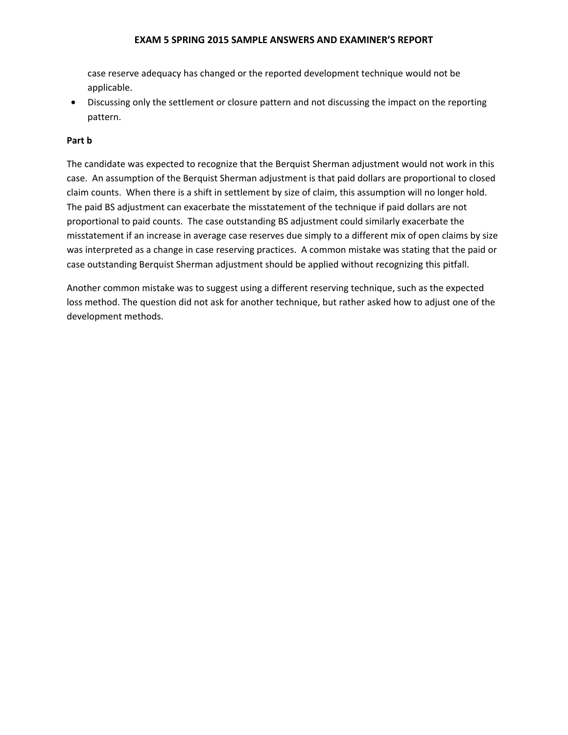case reserve adequacy has changed or the reported development technique would not be applicable.

- Discussing only the settlement or closure pattern and not discussing the impact on the reporting pattern.

**Part b**

The candidate was expected to recognize that the Berquist Sherman adjustment would not work in this case. An assumption of the Berquist Sherman adjustment is that paid dollars are proportional to closed claim counts. When there is a shift in settlement by size of claim, this assumption will no longer hold. The paid BS adjustment can exacerbate the misstatement of the technique if paid dollars are not proportional to paid counts. The case outstanding BS adjustment could similarly exacerbate the misstatement if an increase in average case reserves due simply to a different mix of open claims by size was interpreted as a change in case reserving practices. A common mistake was stating that the paid or case outstanding Berquist Sherman adjustment should be applied without recognizing this pitfall.

Another common mistake was to suggest using a different reserving technique, such as the expected loss method. The question did not ask for another technique, but rather asked how to adjust one of the development methods.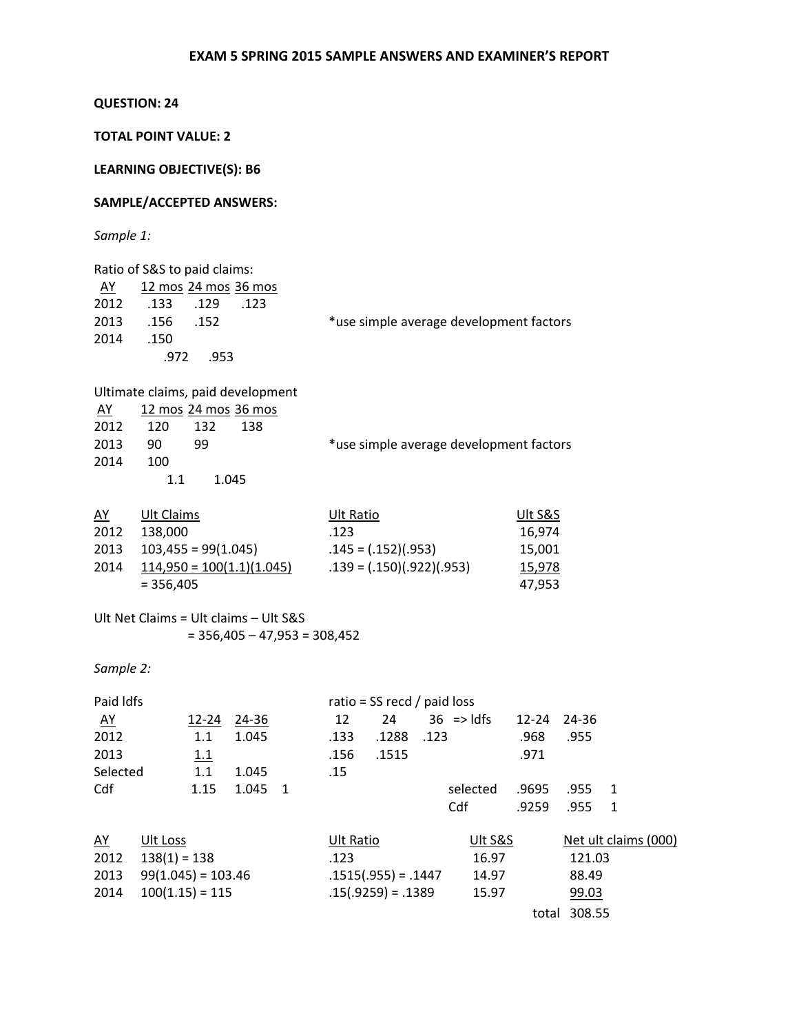# EXAM 5 SPRING 2015 SAMPLE ANSWERS AND EXAMINER'S REPORT

**QUESTION: 24**

**TOTAL POINT VALUE: 2**

**LEARNING OBJECTIVE(S): B6**

**SAMPLE/ACCEPTED ANSWERS:**

*Sample 1:*

Ratio of S&S to paid claims:

| AY | 12 mos | 24 mos | 36 mos |
|---|---|---|---|
| 2012 | .133 | .129 | .123 |
| 2013 | .156 | .152 | |
| 2014 | .150 | | |
| | .972 | .953 | |

*use simple average development factors

Ultimate claims, paid development

| AY | 12 mos | 24 mos | 36 mos |
|---|---|---|---|
| 2012 | 120 | 132 | 138 |
| 2013 | 90 | 99 | |
| 2014 | 100 | | |
| | 1.1 | 1.045 | |

*use simple average development factors

| AY | Ult Claims | Ult Ratio | Ult S&S |
|---|---|---|---|
| 2012 | 138,000 | .123 | 16,974 |
| 2013 | 103,455 = 99(1.045) | .145 = (.152)(.953) | 15,001 |
| 2014 | 114,950 = 100(1.1)(1.045) | .139 = (.150)(.922)(.953) | 15,978 |
| | = 356,405 | | 47,953 |

Ult Net Claims = Ult claims – Ult S&S
= 356,405 – 47,953 = 308,452

*Sample 2:*

Paid ldfs

| AY | 12-24 | 24-36 | |
|---|---|---|---|
| 2012 | 1.1 | 1.045 | |
| 2013 | 1.1 | | |
| Selected | 1.1 | 1.045 | |
| Cdf | 1.15 | 1.045 | 1 |

ratio = SS recd / paid loss

| | 12 | 24 | 36 | => ldfs | 12-24 | 24-36 | |
|---|---|---|---|---|---|---|---|
| 2012 | .133 | .1288 | .123 | | .968 | .955 | |
| 2013 | .156 | .1515 | | | .971 | | |
| | .15 | | | | | | |
| | | | | selected | .9695 | .955 | 1 |
| | | | | Cdf | .9259 | .955 | 1 |

| AY | Ult Loss | Ult Ratio | Ult S&S | Net ult claims (000) |
|---|---|---|---|---|
| 2012 | 138(1) = 138 | .123 | 16.97 | 121.03 |
| 2013 | 99(1.045) = 103.46 | .1515(.955) = .1447 | 14.97 | 88.49 |
| 2014 | 100(1.15) = 115 | .15(.9259) = .1389 | 15.97 | 99.03 |
| | | | total | 308.55 |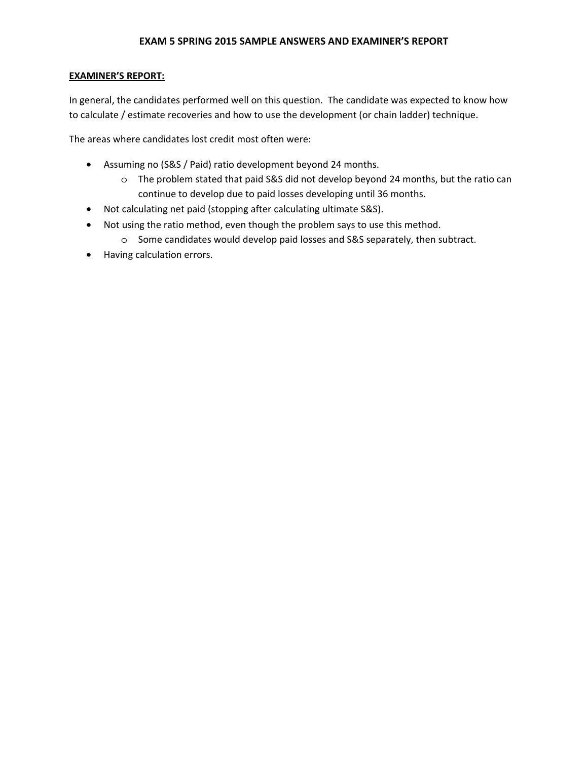**EXAM 5 SPRING 2015 SAMPLE ANSWERS AND EXAMINER'S REPORT**

**EXAMINER'S REPORT:**

In general, the candidates performed well on this question. The candidate was expected to know how to calculate / estimate recoveries and how to use the development (or chain ladder) technique.

The areas where candidates lost credit most often were:

- Assuming no (S&S / Paid) ratio development beyond 24 months.
  - The problem stated that paid S&S did not develop beyond 24 months, but the ratio can continue to develop due to paid losses developing until 36 months.
- Not calculating net paid (stopping after calculating ultimate S&S).
- Not using the ratio method, even though the problem says to use this method.
  - Some candidates would develop paid losses and S&S separately, then subtract.
- Having calculation errors.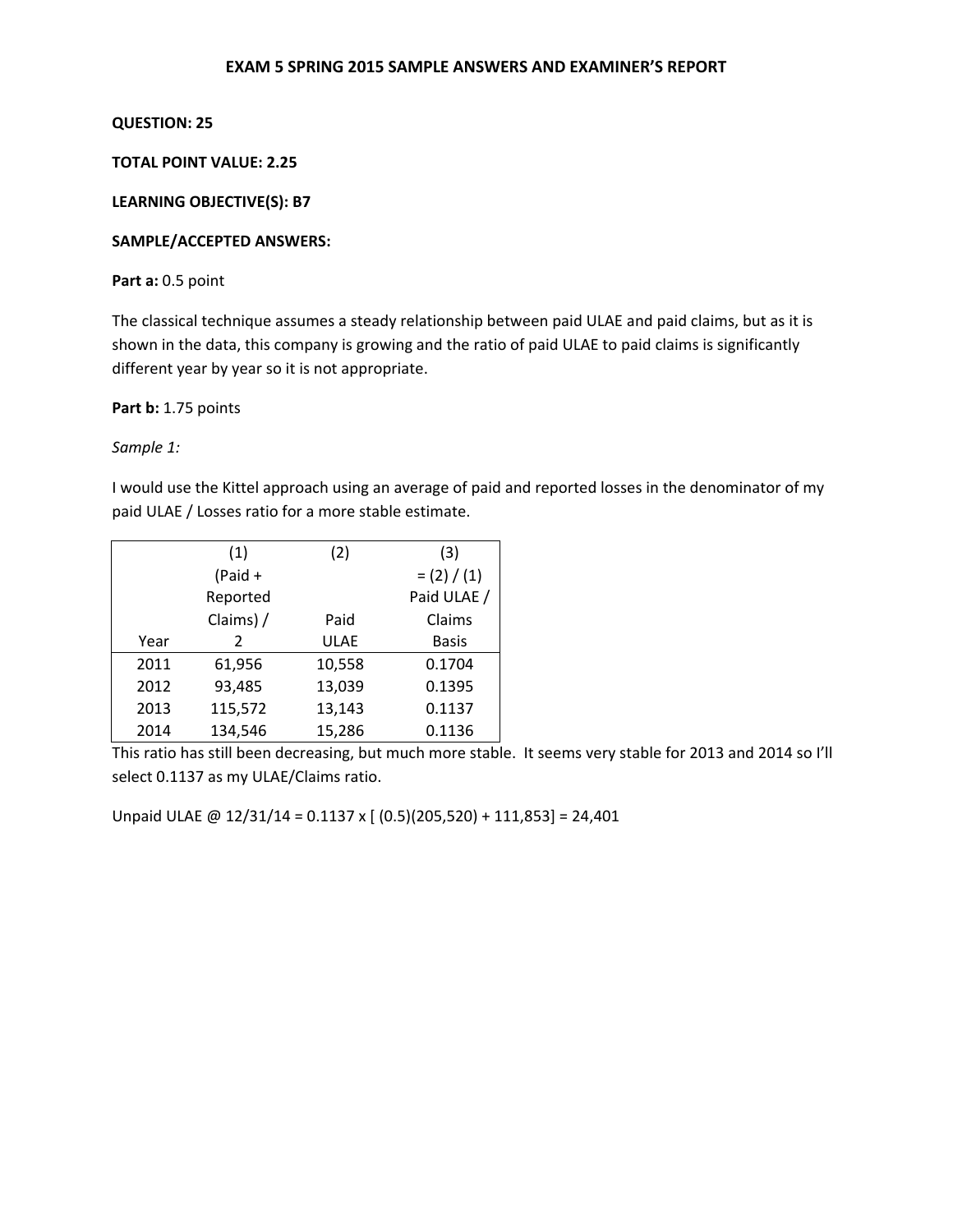# EXAM 5 SPRING 2015 SAMPLE ANSWERS AND EXAMINER'S REPORT

**QUESTION: 25**

**TOTAL POINT VALUE: 2.25**

**LEARNING OBJECTIVE(S): B7**

**SAMPLE/ACCEPTED ANSWERS:**

**Part a:** 0.5 point

The classical technique assumes a steady relationship between paid ULAE and paid claims, but as it is shown in the data, this company is growing and the ratio of paid ULAE to paid claims is significantly different year by year so it is not appropriate.

**Part b:** 1.75 points

*Sample 1:*

I would use the Kittel approach using an average of paid and reported losses in the denominator of my paid ULAE / Losses ratio for a more stable estimate.

| Year | (1) (Paid + Reported Claims) / 2 | (2) Paid ULAE | (3) = (2) / (1) Paid ULAE / Claims Basis |
|---|---|---|---|
| 2011 | 61,956 | 10,558 | 0.1704 |
| 2012 | 93,485 | 13,039 | 0.1395 |
| 2013 | 115,572 | 13,143 | 0.1137 |
| 2014 | 134,546 | 15,286 | 0.1136 |

This ratio has still been decreasing, but much more stable. It seems very stable for 2013 and 2014 so I'll select 0.1137 as my ULAE/Claims ratio.

Unpaid ULAE @ 12/31/14 = 0.1137 x [ (0.5)(205,520) + 111,853] = 24,401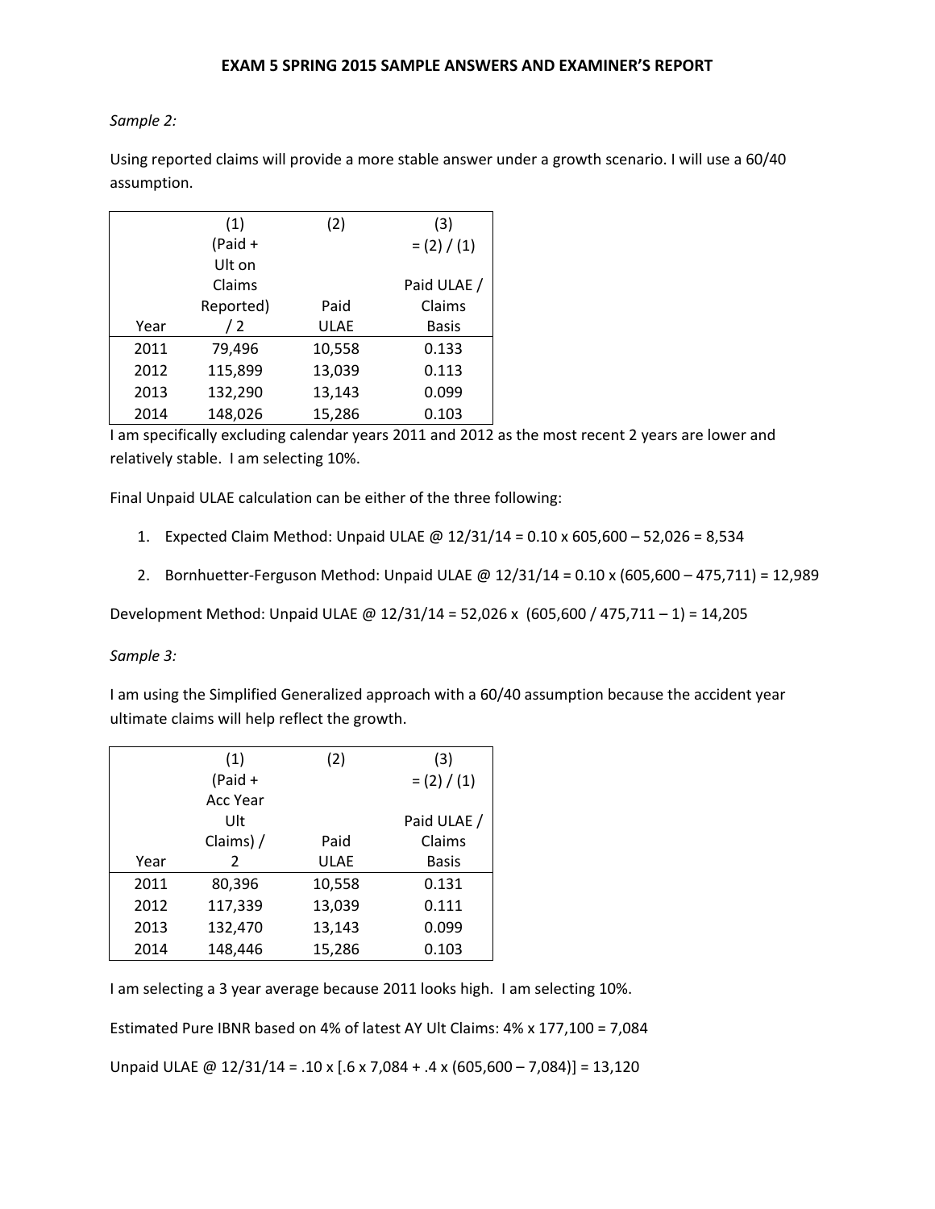*Sample 2:*

Using reported claims will provide a more stable answer under a growth scenario. I will use a 60/40 assumption.

| Year | (1) (Paid + Ult on Claims Reported) / 2 | (2) Paid ULAE | (3) = (2) / (1) Paid ULAE / Claims Basis |
|---|---|---|---|
| 2011 | 79,496 | 10,558 | 0.133 |
| 2012 | 115,899 | 13,039 | 0.113 |
| 2013 | 132,290 | 13,143 | 0.099 |
| 2014 | 148,026 | 15,286 | 0.103 |

I am specifically excluding calendar years 2011 and 2012 as the most recent 2 years are lower and relatively stable. I am selecting 10%.

Final Unpaid ULAE calculation can be either of the three following:

1. Expected Claim Method: Unpaid ULAE @ 12/31/14 = 0.10 x 605,600 – 52,026 = 8,534
2. Bornhuetter-Ferguson Method: Unpaid ULAE @ 12/31/14 = 0.10 x (605,600 – 475,711) = 12,989

Development Method: Unpaid ULAE @ 12/31/14 = 52,026 x (605,600 / 475,711 – 1) = 14,205

*Sample 3:*

I am using the Simplified Generalized approach with a 60/40 assumption because the accident year ultimate claims will help reflect the growth.

| Year | (1) (Paid + Acc Year Ult Claims) / 2 | (2) Paid ULAE | (3) = (2) / (1) Paid ULAE / Claims Basis |
|---|---|---|---|
| 2011 | 80,396 | 10,558 | 0.131 |
| 2012 | 117,339 | 13,039 | 0.111 |
| 2013 | 132,470 | 13,143 | 0.099 |
| 2014 | 148,446 | 15,286 | 0.103 |

I am selecting a 3 year average because 2011 looks high. I am selecting 10%.

Estimated Pure IBNR based on 4% of latest AY Ult Claims: 4% x 177,100 = 7,084

Unpaid ULAE @ 12/31/14 = .10 x [.6 x 7,084 + .4 x (605,600 – 7,084)] = 13,120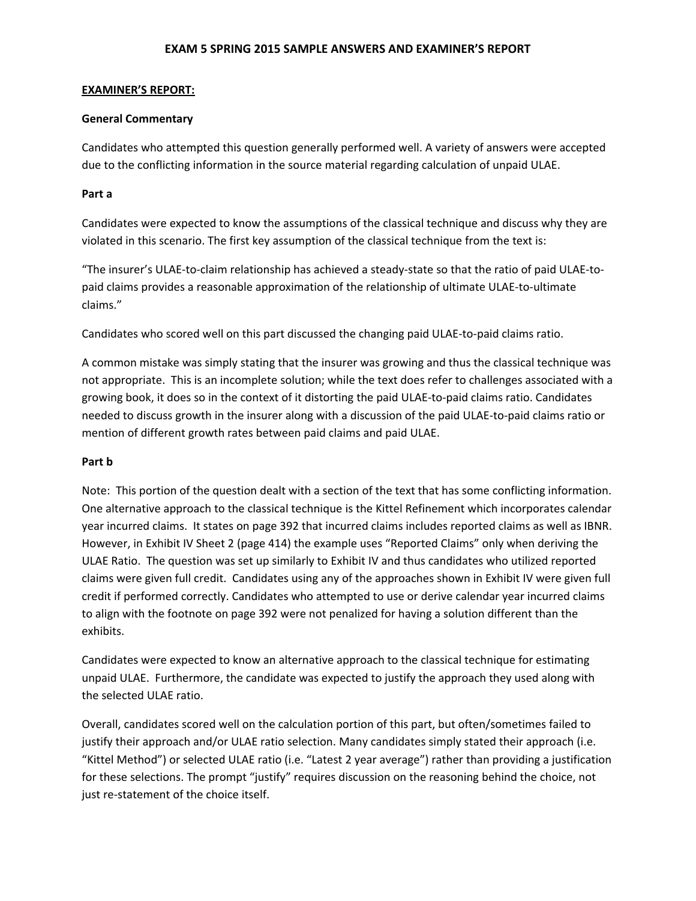**EXAM 5 SPRING 2015 SAMPLE ANSWERS AND EXAMINER'S REPORT**

**EXAMINER'S REPORT:**

**General Commentary**

Candidates who attempted this question generally performed well. A variety of answers were accepted due to the conflicting information in the source material regarding calculation of unpaid ULAE.

**Part a**

Candidates were expected to know the assumptions of the classical technique and discuss why they are violated in this scenario. The first key assumption of the classical technique from the text is:

"The insurer's ULAE-to-claim relationship has achieved a steady-state so that the ratio of paid ULAE-to-paid claims provides a reasonable approximation of the relationship of ultimate ULAE-to-ultimate claims."

Candidates who scored well on this part discussed the changing paid ULAE-to-paid claims ratio.

A common mistake was simply stating that the insurer was growing and thus the classical technique was not appropriate. This is an incomplete solution; while the text does refer to challenges associated with a growing book, it does so in the context of it distorting the paid ULAE-to-paid claims ratio. Candidates needed to discuss growth in the insurer along with a discussion of the paid ULAE-to-paid claims ratio or mention of different growth rates between paid claims and paid ULAE.

**Part b**

Note: This portion of the question dealt with a section of the text that has some conflicting information. One alternative approach to the classical technique is the Kittel Refinement which incorporates calendar year incurred claims. It states on page 392 that incurred claims includes reported claims as well as IBNR. However, in Exhibit IV Sheet 2 (page 414) the example uses "Reported Claims" only when deriving the ULAE Ratio. The question was set up similarly to Exhibit IV and thus candidates who utilized reported claims were given full credit. Candidates using any of the approaches shown in Exhibit IV were given full credit if performed correctly. Candidates who attempted to use or derive calendar year incurred claims to align with the footnote on page 392 were not penalized for having a solution different than the exhibits.

Candidates were expected to know an alternative approach to the classical technique for estimating unpaid ULAE. Furthermore, the candidate was expected to justify the approach they used along with the selected ULAE ratio.

Overall, candidates scored well on the calculation portion of this part, but often/sometimes failed to justify their approach and/or ULAE ratio selection. Many candidates simply stated their approach (i.e. "Kittel Method") or selected ULAE ratio (i.e. "Latest 2 year average") rather than providing a justification for these selections. The prompt "justify" requires discussion on the reasoning behind the choice, not just re-statement of the choice itself.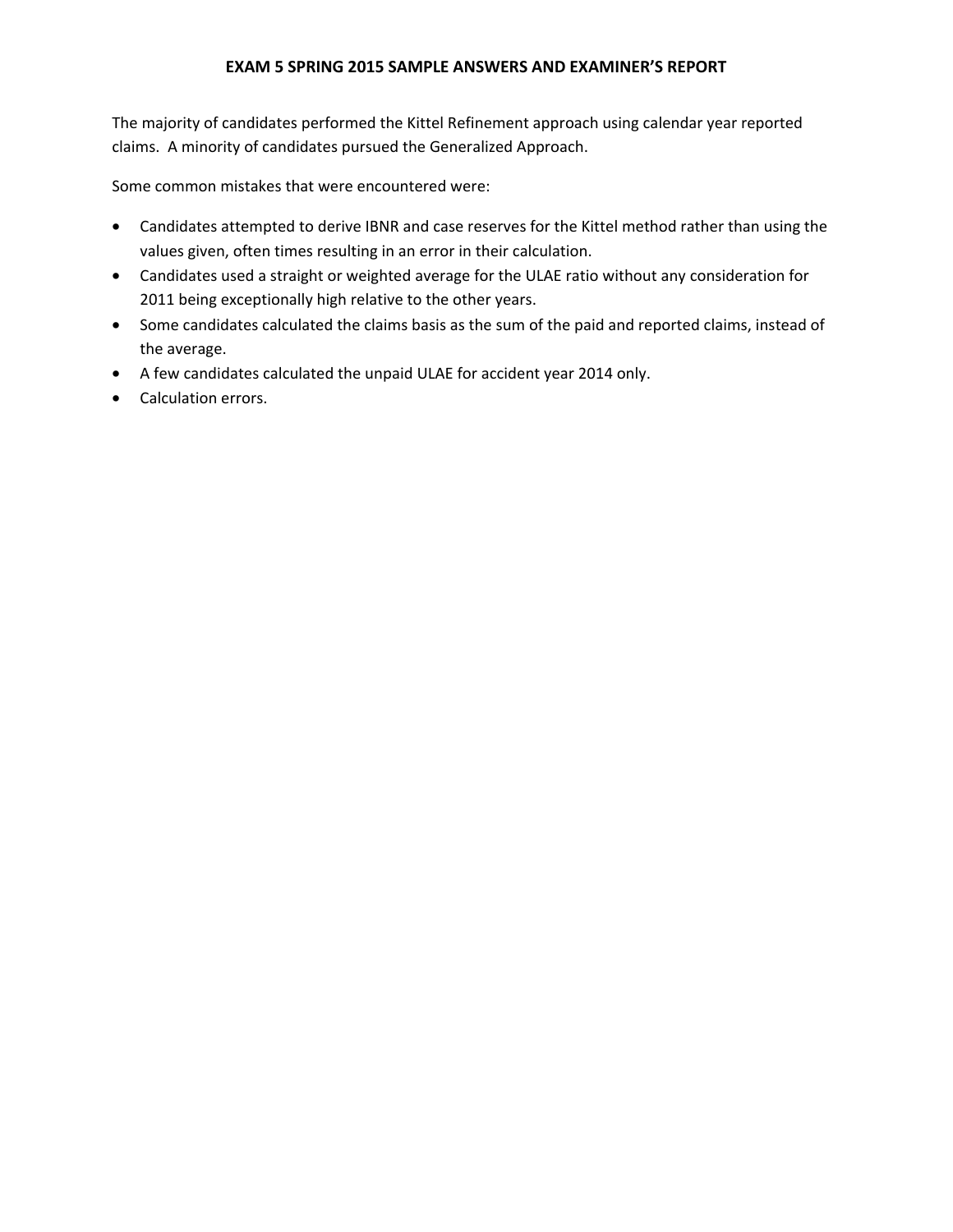The majority of candidates performed the Kittel Refinement approach using calendar year reported claims. A minority of candidates pursued the Generalized Approach.

Some common mistakes that were encountered were:

- Candidates attempted to derive IBNR and case reserves for the Kittel method rather than using the values given, often times resulting in an error in their calculation.
- Candidates used a straight or weighted average for the ULAE ratio without any consideration for 2011 being exceptionally high relative to the other years.
- Some candidates calculated the claims basis as the sum of the paid and reported claims, instead of the average.
- A few candidates calculated the unpaid ULAE for accident year 2014 only.
- Calculation errors.